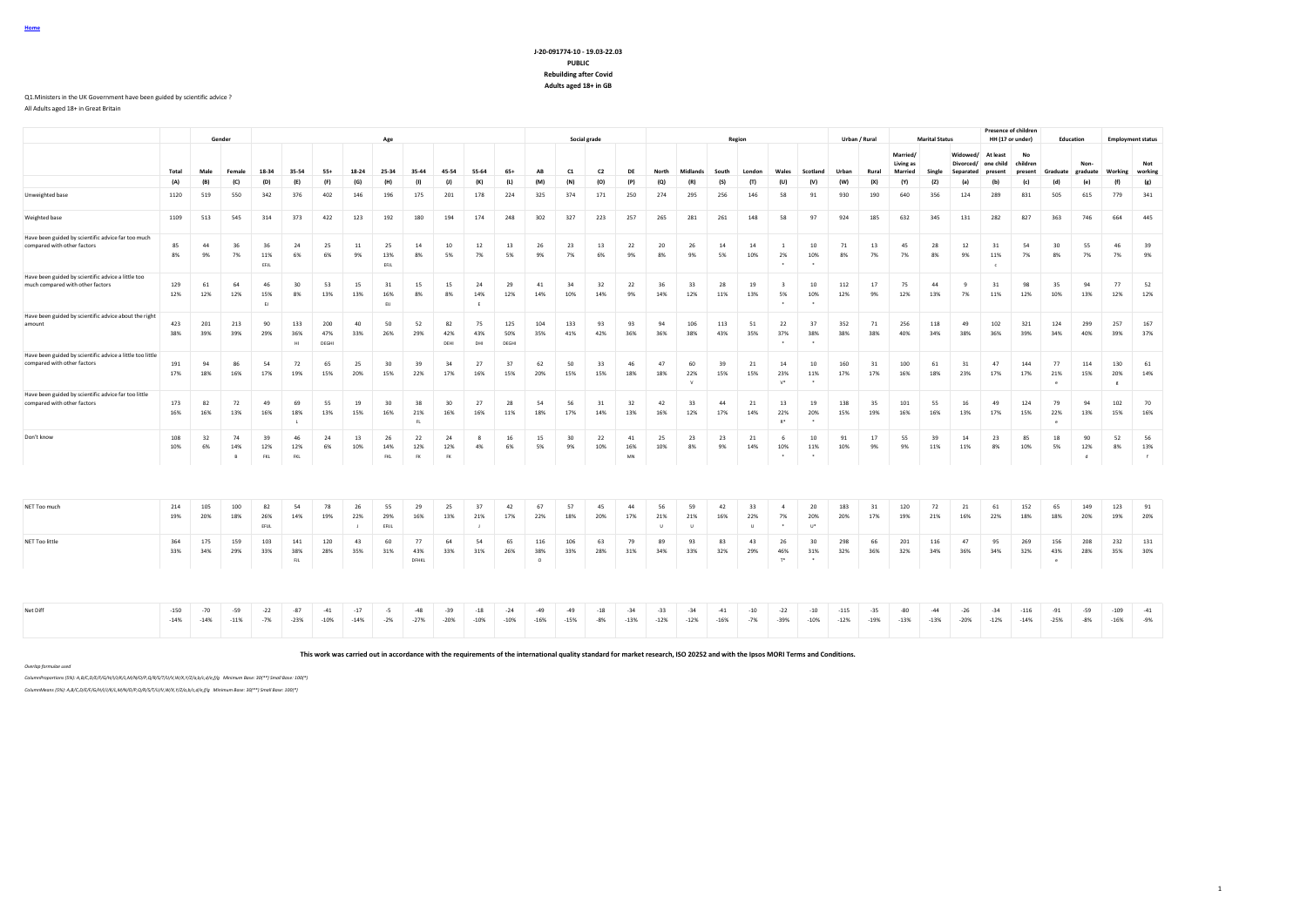Home

**J-20-091774-10 - 19.03-22.03**
**PUBLIC**
**Rebuilding after Covid**
**Adults aged 18+ in GB**

Q1.Ministers in the UK Government have been guided by scientific advice ?

All Adults aged 18+ in Great Britain

| | | Gender | | Age | | | | | | | | | Social grade | | | | Region | | | | | | Urban / Rural | | Marital Status | | | Presence of children HH (17 or under) | | Education | | Employment status | |
|---|---|---|---|---|---|---|---|---|---|---|---|---|---|---|---|---|---|---|---|---|---|---|---|---|---|---|---|---|---|---|---|---|---|
| | Total | Male | Female | 18-34 | 35-54 | 55+ | 18-24 | 25-34 | 35-44 | 45-54 | 55-64 | 65+ | AB | C1 | C2 | DE | North | Midlands | South | London | Wales | Scotland | Urban | Rural | Married/ Living as Married | Single | Widowed/ Divorced/ Separated | At least one child present | No children present | Graduate | Non-graduate | Working | Not working |
| | (A) | (B) | (C) | (D) | (E) | (F) | (G) | (H) | (I) | (J) | (K) | (L) | (M) | (N) | (O) | (P) | (Q) | (R) | (S) | (T) | (U) | (V) | (W) | (X) | (Y) | (Z) | (a) | (b) | (c) | (d) | (e) | (f) | (g) |
| Unweighted base | 1120 | 519 | 550 | 342 | 376 | 402 | 146 | 196 | 175 | 201 | 178 | 224 | 325 | 374 | 171 | 250 | 274 | 295 | 256 | 146 | 58 | 91 | 930 | 190 | 640 | 356 | 124 | 289 | 831 | 505 | 615 | 779 | 341 |
| Weighted base | 1109 | 513 | 545 | 314 | 373 | 422 | 123 | 192 | 180 | 194 | 174 | 248 | 302 | 327 | 223 | 257 | 265 | 281 | 261 | 148 | 58 | 97 | 924 | 185 | 632 | 345 | 131 | 282 | 827 | 363 | 746 | 664 | 445 |
| Have been guided by scientific advice far too much compared with other factors | 85 | 44 | 36 | 36 | 24 | 25 | 11 | 25 | 14 | 10 | 12 | 13 | 26 | 23 | 13 | 22 | 20 | 26 | 14 | 14 | 1 | 10 | 71 | 13 | 45 | 28 | 12 | 31 | 54 | 30 | 55 | 46 | 39 |
| | 8% | 9% | 7% | 11% | 6% | 6% | 9% | 13% | 8% | 5% | 7% | 5% | 9% | 7% | 6% | 9% | 8% | 9% | 5% | 10% | 2% | 10% | 8% | 7% | 7% | 8% | 9% | 11% | 7% | 8% | 7% | 7% | 9% |
| | | | | EFJL | | | | EFJL | | | | | | | | | | | | | * | * | | | | | | c | | | | | |
| Have been guided by scientific advice a little too much compared with other factors | 129 | 61 | 64 | 46 | 30 | 53 | 15 | 31 | 15 | 15 | 24 | 29 | 41 | 34 | 32 | 22 | 36 | 33 | 28 | 19 | 3 | 10 | 112 | 17 | 75 | 44 | 9 | 31 | 98 | 35 | 94 | 77 | 52 |
| | 12% | 12% | 12% | 15% | 8% | 13% | 13% | 16% | 8% | 8% | 14% | 12% | 14% | 10% | 14% | 9% | 14% | 12% | 11% | 13% | 5% | 10% | 12% | 9% | 12% | 13% | 7% | 11% | 12% | 10% | 13% | 12% | 12% |
| | | | | EIJ | | | | EIJ | | | E | | | | | | | | | | * | * | | | | | | | | | | | |
| Have been guided by scientific advice about the right amount | 423 | 201 | 213 | 90 | 133 | 200 | 40 | 50 | 52 | 82 | 75 | 125 | 104 | 133 | 93 | 93 | 94 | 106 | 113 | 51 | 22 | 37 | 352 | 71 | 256 | 118 | 49 | 102 | 321 | 124 | 299 | 257 | 167 |
| | 38% | 39% | 39% | 29% | 36% | 47% | 33% | 26% | 29% | 42% | 43% | 50% | 35% | 41% | 42% | 36% | 36% | 38% | 43% | 35% | 37% | 38% | 38% | 38% | 40% | 34% | 38% | 36% | 39% | 34% | 40% | 39% | 37% |
| | | | | | HI | DEGHI | | | | DEHI | DHI | DEGHI | | | | | | | | | * | * | | | | | | | | | | | |
| Have been guided by scientific advice a little too little compared with other factors | 191 | 94 | 86 | 54 | 72 | 65 | 25 | 30 | 39 | 34 | 27 | 37 | 62 | 50 | 33 | 46 | 47 | 60 | 39 | 21 | 14 | 10 | 160 | 31 | 100 | 61 | 31 | 47 | 144 | 77 | 114 | 130 | 61 |
| | 17% | 18% | 16% | 17% | 19% | 15% | 20% | 15% | 22% | 17% | 16% | 15% | 20% | 15% | 15% | 18% | 18% | 22% | 15% | 15% | 23% | 11% | 17% | 17% | 16% | 18% | 23% | 17% | 17% | 21% | 15% | 20% | 14% |
| | | | | | | | | | | | | | | | | | | V | | | V* | * | | | | | | | | e | | g | |
| Have been guided by scientific advice far too little compared with other factors | 173 | 82 | 72 | 49 | 69 | 55 | 19 | 30 | 38 | 30 | 27 | 28 | 54 | 56 | 31 | 32 | 42 | 33 | 44 | 21 | 13 | 19 | 138 | 35 | 101 | 55 | 16 | 49 | 124 | 79 | 94 | 102 | 70 |
| | 16% | 16% | 13% | 16% | 18% | 13% | 15% | 16% | 21% | 16% | 16% | 11% | 18% | 17% | 14% | 13% | 16% | 12% | 17% | 14% | 22% | 20% | 15% | 19% | 16% | 16% | 13% | 17% | 15% | 22% | 13% | 15% | 16% |
| | | | | | L | | | | FL | | | | | | | | | | | | R* | * | | | | | | | | e | | | |
| Don't know | 108 | 32 | 74 | 39 | 46 | 24 | 13 | 26 | 22 | 24 | 8 | 16 | 15 | 30 | 22 | 41 | 25 | 23 | 23 | 21 | 6 | 10 | 91 | 17 | 55 | 39 | 14 | 23 | 85 | 18 | 90 | 52 | 56 |
| | 10% | 6% | 14% | 12% | 12% | 6% | 10% | 14% | 12% | 12% | 4% | 6% | 5% | 9% | 10% | 16% | 10% | 8% | 9% | 14% | 10% | 11% | 10% | 9% | 9% | 11% | 11% | 8% | 10% | 5% | 12% | 8% | 13% |
| | | | B | FKL | FKL | | | FKL | FK | FK | | | | | | MN | | | | | * | * | | | | | | | | | d | | f |
| NET Too much | 214 | 105 | 100 | 82 | 54 | 78 | 26 | 55 | 29 | 25 | 37 | 42 | 67 | 57 | 45 | 44 | 56 | 59 | 42 | 33 | 4 | 20 | 183 | 31 | 120 | 72 | 21 | 61 | 152 | 65 | 149 | 123 | 91 |
| | 19% | 20% | 18% | 26% | 14% | 19% | 22% | 29% | 16% | 13% | 21% | 17% | 22% | 18% | 20% | 17% | 21% | 21% | 16% | 22% | 7% | 20% | 20% | 17% | 19% | 21% | 16% | 22% | 18% | 18% | 20% | 19% | 20% |
| | | | | EFIJL | | | J | EFIJL | | | J | | | | | | U | U | | U | * | U* | | | | | | | | | | | |
| NET Too little | 364 | 175 | 159 | 103 | 141 | 120 | 43 | 60 | 77 | 64 | 54 | 65 | 116 | 106 | 63 | 79 | 89 | 93 | 83 | 43 | 26 | 30 | 298 | 66 | 201 | 116 | 47 | 95 | 269 | 156 | 208 | 232 | 131 |
| | 33% | 34% | 29% | 33% | 38% | 28% | 35% | 31% | 43% | 33% | 31% | 26% | 38% | 33% | 28% | 31% | 34% | 33% | 32% | 29% | 46% | 31% | 32% | 36% | 32% | 34% | 36% | 34% | 32% | 43% | 28% | 35% | 30% |
| | | | | | FJL | | | | DFHKL | | | | O | | | | | | | | T* | * | | | | | | | | e | | | |
| Net Diff | -150 | -70 | -59 | -22 | -87 | -41 | -17 | -5 | -48 | -39 | -18 | -24 | -49 | -49 | -18 | -34 | -33 | -34 | -41 | -10 | -22 | -10 | -115 | -35 | -80 | -44 | -26 | -34 | -116 | -91 | -59 | -109 | -41 |
| | -14% | -14% | -11% | -7% | -23% | -10% | -14% | -2% | -27% | -20% | -10% | -10% | -16% | -15% | -8% | -13% | -12% | -12% | -16% | -7% | -39% | -10% | -12% | -19% | -13% | -13% | -20% | -12% | -14% | -25% | -8% | -16% | -9% |

**This work was carried out in accordance with the requirements of the international quality standard for market research, ISO 20252 and with the Ipsos MORI Terms and Conditions.**

*Overlap formulae used*

*ColumnProportions (5%): A,B/C,D/E/F/G/H/I/J/K/L,M/N/O/P,Q/R/S/T/U/V,W/X,Y/Z/a,b/c,d/e,f/g Minimum Base: 30(**) Small Base: 100(*)*

*ColumnMeans (5%): A,B/C,D/E/F/G/H/I/J/K/L,M/N/O/P,Q/R/S/T/U/V,W/X,Y/Z/a,b/c,d/e,f/g Minimum Base: 30(**) Small Base: 100(*)*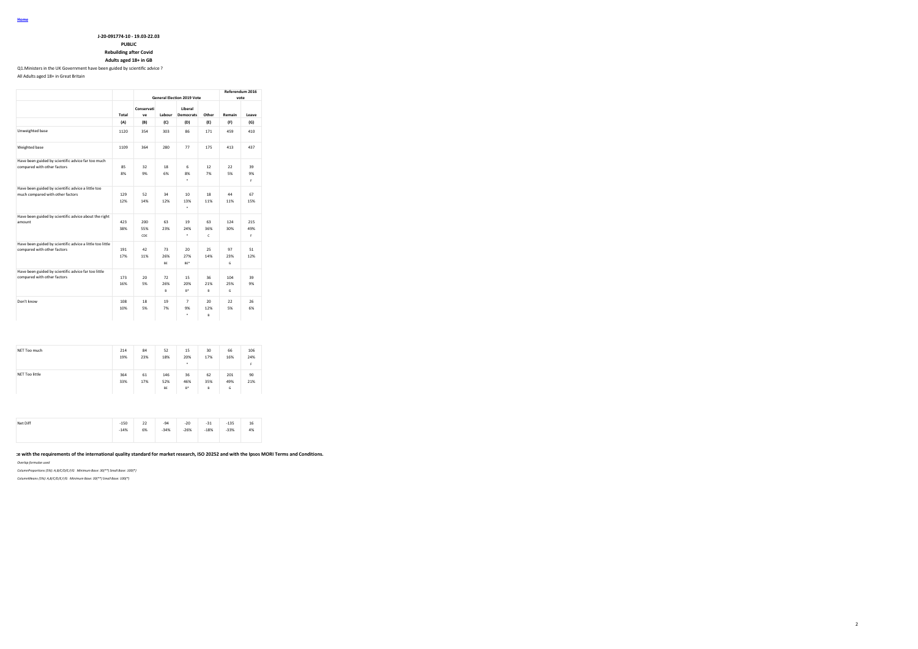Home

**J-20-091774-10 - 19.03-22.03**

**PUBLIC**

**Rebuilding after Covid**

**Adults aged 18+ in GB**

Q1.Ministers in the UK Government have been guided by scientific advice ?

All Adults aged 18+ in Great Britain

| | | General Election 2019 Vote | | | | | Referendum 2016 vote | |
|---|---|---|---|---|---|---|---|---|
| | Total | Conservative | Labour | Liberal Democrats | Other | Remain | Leave |
| | (A) | (B) | (C) | (D) | (E) | (F) | (G) |
| Unweighted base | 1120 | 354 | 303 | 86 | 171 | 459 | 410 |
| Weighted base | 1109 | 364 | 280 | 77 | 175 | 413 | 437 |
| Have been guided by scientific advice far too much compared with other factors | 85<br>8% | 32<br>9% | 18<br>6% | 6<br>8%<br>* | 12<br>7% | 22<br>5% | 39<br>9%<br>F |
| Have been guided by scientific advice a little too much compared with other factors | 129<br>12% | 52<br>14% | 34<br>12% | 10<br>13%<br>* | 18<br>11% | 44<br>11% | 67<br>15% |
| Have been guided by scientific advice about the right amount | 423<br>38% | 200<br>55%<br>CDE | 63<br>23% | 19<br>24%<br>* | 63<br>36%<br>C | 124<br>30% | 215<br>49%<br>F |
| Have been guided by scientific advice a little too little compared with other factors | 191<br>17% | 42<br>11% | 73<br>26%<br>BE | 20<br>27%<br>BE* | 25<br>14% | 97<br>23%<br>G | 51<br>12% |
| Have been guided by scientific advice far too little compared with other factors | 173<br>16% | 20<br>5% | 72<br>26%<br>B | 15<br>20%<br>B* | 36<br>21%<br>B | 104<br>25%<br>G | 39<br>9% |
| Don't know | 108<br>10% | 18<br>5% | 19<br>7% | 7<br>9%<br>* | 20<br>12%<br>B | 22<br>5% | 26<br>6% |
| NET Too much | 214<br>19% | 84<br>23% | 52<br>18% | 15<br>20%<br>* | 30<br>17% | 66<br>16% | 106<br>24%<br>F |
| NET Too little | 364<br>33% | 61<br>17% | 146<br>52%<br>BE | 36<br>46%<br>B* | 62<br>35%<br>B | 201<br>49%<br>G | 90<br>21% |
| Net Diff | -150<br>-14% | 22<br>6% | -94<br>-34% | -20<br>-26% | -31<br>-18% | -135<br>-33% | 16<br>4% |

**...ce with the requirements of the international quality standard for market research, ISO 20252 and with the Ipsos MORI Terms and Conditions.**

*Overlap formulae used*

*ColumnProportions (5%): A,B/C/D/E,F/G Minimum Base: 30(**) Small Base: 100(*)*

*ColumnMeans (5%): A,B/C/D/E,F/G Minimum Base: 30(**) Small Base: 100(*)*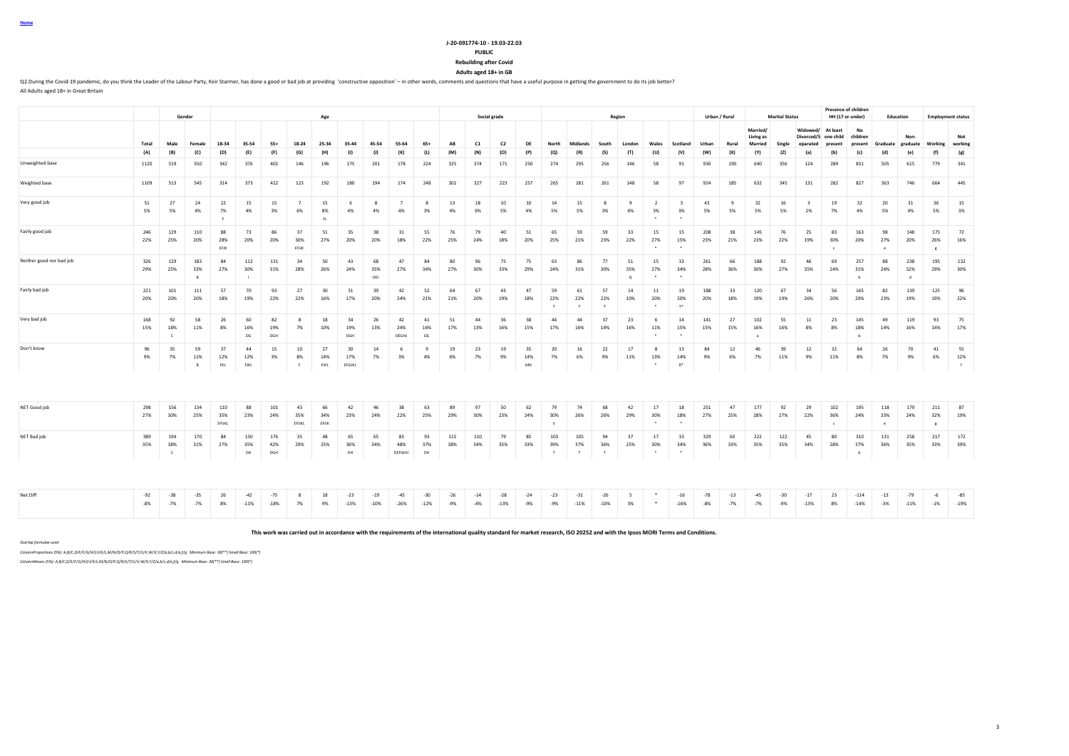Home

**J-20-091774-10 - 19.03-22.03**

**PUBLIC**

**Rebuilding after Covid**

**Adults aged 18+ in GB**

Q2.During the Covid-19 pandemic, do you think the Leader of the Labour Party, Keir Starmer, has done a good or bad job at providing 'constructive opposition' – in other words, comments and questions that have a useful purpose in getting the government to do its job better?

All Adults aged 18+ in Great Britain

| | | Gender | | Age | | | | | | | | | Social grade | | | | Region | | | | | | Urban / Rural | | Marital Status | | | Presence of children HH (17 or under) | | Education | | Employment status | |
|---|---|---|---|---|---|---|---|---|---|---|---|---|---|---|---|---|---|---|---|---|---|---|---|---|---|---|---|---|---|---|---|---|---|
| | Total | Male | Female | 18-34 | 35-54 | 55+ | 18-24 | 25-34 | 35-44 | 45-54 | 55-64 | 65+ | AB | C1 | C2 | DE | North | Midlands | South | London | Wales | Scotland | Urban | Rural | Married/ Living as Married | Single | Widowed/ Divorced/S eparated | At least one child present | No children present | Graduate | Non-graduate | Working | Not working |
| | (A) | (B) | (C) | (D) | (E) | (F) | (G) | (H) | (I) | (J) | (K) | (L) | (M) | (N) | (O) | (P) | (Q) | (R) | (S) | (T) | (U) | (V) | (W) | (X) | (Y) | (Z) | (a) | (b) | (c) | (d) | (e) | (f) | (g) |
| Unweighted base | 1120 | 519 | 550 | 342 | 376 | 402 | 146 | 196 | 175 | 201 | 178 | 224 | 325 | 374 | 171 | 250 | 274 | 295 | 256 | 146 | 58 | 91 | 930 | 190 | 640 | 356 | 124 | 289 | 831 | 505 | 615 | 779 | 341 |
| Weighted base | 1109 | 513 | 545 | 314 | 373 | 422 | 123 | 192 | 180 | 194 | 174 | 248 | 302 | 327 | 223 | 257 | 265 | 281 | 261 | 148 | 58 | 97 | 924 | 185 | 632 | 345 | 131 | 282 | 827 | 363 | 746 | 664 | 445 |
| Very good job | 51<br>5% | 27<br>5% | 24<br>4% | 22<br>7%<br>F | 15<br>4% | 15<br>3% | 7<br>6% | 15<br>8%<br>FL | 6<br>4% | 8<br>4% | 7<br>4% | 8<br>3% | 13<br>4% | 18<br>6% | 10<br>5% | 10<br>4% | 14<br>5% | 15<br>5% | 8<br>3% | 9<br>6% | 2<br>3%<br>* | 3<br>3%<br>* | 43<br>5% | 9<br>5% | 32<br>5% | 16<br>5% | 3<br>2% | 19<br>7% | 32<br>4% | 20<br>5% | 31<br>4% | 36<br>5% | 15<br>3% |
| Fairly good job | 246<br>22% | 129<br>25% | 110<br>20% | 88<br>28%<br>EFJK | 73<br>20% | 86<br>20% | 37<br>30%<br>EFJK | 51<br>27% | 35<br>20% | 38<br>20% | 31<br>18% | 55<br>22% | 76<br>25% | 79<br>24% | 40<br>18% | 51<br>20% | 65<br>25% | 59<br>21% | 59<br>23% | 33<br>22% | 15<br>27%<br>* | 15<br>15%<br>* | 208<br>23% | 38<br>21% | 145<br>23% | 76<br>22% | 25<br>19% | 83<br>30%<br>c | 163<br>20% | 98<br>27%<br>e | 148<br>20% | 175<br>26%<br>g | 72<br>16% |
| Neither good nor bad job | 326<br>29% | 129<br>25% | 183<br>33%<br>B | 84<br>27% | 112<br>30%<br>I | 131<br>31% | 34<br>28% | 50<br>26% | 43<br>24% | 68<br>35%<br>DEI | 47<br>27% | 84<br>34% | 80<br>27% | 96<br>30% | 75<br>33% | 75<br>29% | 63<br>24% | 86<br>31% | 77<br>30% | 51<br>35%<br>Q | 15<br>27%<br>* | 33<br>34%<br>* | 261<br>28% | 66<br>36% | 188<br>30% | 92<br>27% | 46<br>35% | 69<br>24% | 257<br>31%<br>b | 88<br>24% | 238<br>32%<br>d | 195<br>29% | 132<br>30% |
| Fairly bad job | 221<br>20% | 101<br>20% | 111<br>20% | 57<br>18% | 70<br>19% | 93<br>22% | 27<br>22% | 30<br>16% | 31<br>17% | 39<br>20% | 42<br>24% | 52<br>21% | 64<br>21% | 67<br>20% | 43<br>19% | 47<br>18% | 59<br>22%<br>T | 61<br>22%<br>T | 57<br>22%<br>T | 14<br>10% | 11<br>20%<br>* | 19<br>20%<br>T* | 188<br>20% | 33<br>18% | 120<br>19% | 67<br>19% | 34<br>26% | 56<br>20% | 165<br>20% | 82<br>23% | 139<br>19% | 125<br>19% | 96<br>22% |
| Very bad job | 168<br>15% | 92<br>18%<br>C | 58<br>11% | 26<br>8% | 60<br>16%<br>DG | 82<br>19%<br>DGH | 8<br>7% | 18<br>10% | 34<br>19%<br>DGH | 26<br>13% | 42<br>24%<br>DEGHJ | 41<br>16%<br>DG | 51<br>17% | 44<br>13% | 36<br>16% | 38<br>15% | 44<br>17% | 44<br>16% | 37<br>14% | 23<br>16% | 6<br>11%<br>* | 14<br>15%<br>* | 141<br>15% | 27<br>15% | 102<br>16%<br>a | 55<br>16% | 11<br>8% | 23<br>8% | 145<br>18%<br>b | 49<br>14% | 119<br>16% | 93<br>14% | 75<br>17% |
| Don't know | 96<br>9% | 35<br>7% | 59<br>11%<br>B | 37<br>12%<br>FKL | 44<br>12%<br>FJKL | 15<br>3% | 10<br>8%<br>F | 27<br>14%<br>FJKL | 30<br>17%<br>EFGJKL | 14<br>7% | 6<br>3% | 9<br>4% | 19<br>6% | 23<br>7% | 19<br>9% | 35<br>14%<br>MN | 20<br>7% | 16<br>6% | 22<br>9% | 17<br>11% | 8<br>13%<br>* | 13<br>14%<br>R* | 84<br>9% | 12<br>6% | 46<br>7% | 39<br>11% | 12<br>9% | 32<br>11% | 64<br>8% | 26<br>7% | 70<br>9% | 41<br>6% | 55<br>12%<br>f |
| NET Good job | 298<br>27% | 156<br>30% | 134<br>25% | 110<br>35%<br>EFJKL | 88<br>23% | 101<br>24% | 43<br>35%<br>EFJKL | 66<br>34%<br>EFJK | 42<br>23% | 46<br>24% | 38<br>22% | 63<br>25% | 89<br>29% | 97<br>30% | 50<br>23% | 62<br>24% | 79<br>30%<br>V | 74<br>26% | 68<br>26% | 42<br>29% | 17<br>30%<br>* | 18<br>18%<br>* | 251<br>27% | 47<br>25% | 177<br>28% | 92<br>27% | 29<br>22% | 102<br>36%<br>c | 195<br>24% | 118<br>33%<br>e | 179<br>24% | 211<br>32%<br>g | 87<br>19% |
| NET Bad job | 389<br>35% | 194<br>38%<br>C | 170<br>31% | 84<br>27% | 130<br>35%<br>DH | 176<br>42%<br>DGH | 35<br>29% | 48<br>25% | 65<br>36%<br>DH | 65<br>34% | 83<br>48%<br>DEFGHIJ | 93<br>37%<br>DH | 115<br>38% | 110<br>34% | 79<br>35% | 85<br>33% | 103<br>39%<br>T | 105<br>37%<br>T | 94<br>36%<br>T | 37<br>25% | 17<br>30%<br>* | 33<br>34%<br>* | 329<br>36% | 60<br>33% | 222<br>35% | 122<br>35% | 45<br>34% | 80<br>28% | 310<br>37%<br>b | 131<br>36% | 258<br>35% | 217<br>33% | 172<br>39% |
| Net Diff | -92<br>-8% | -38<br>-7% | -35<br>-7% | 26<br>8% | -42<br>-11% | -75<br>-18% | 8<br>7% | 18<br>9% | -23<br>-13% | -19<br>-10% | -45<br>-26% | -30<br>-12% | -26<br>-9% | -14<br>-4% | -28<br>-13% | -24<br>-9% | -23<br>-9% | -31<br>-11% | -26<br>-10% | 5<br>3% | *<br>* | -16<br>-16% | -78<br>-8% | -13<br>-7% | -45<br>-7% | -30<br>-9% | -17<br>-13% | 23<br>8% | -114<br>-14% | -13<br>-3% | -79<br>-11% | -6<br>-1% | -85<br>-19% |

**This work was carried out in accordance with the requirements of the international quality standard for market research, ISO 20252 and with the Ipsos MORI Terms and Conditions.**

*Overlap formulae used*

*ColumnProportions (5%): A,B/C,D/E/F/G/H/I/J/K/L,M/N/O/P,Q/R/S/T/U/V,W/X,Y/Z/a,b/c,d/e,f/g Minimum Base: 30(**) Small Base: 100(*)*

*ColumnMeans (5%): A,B/C,D/E/F/G/H/I/J/K/L,M/N/O/P,Q/R/S/T/U/V,W/X,Y/Z/a,b/c,d/e,f/g Minimum Base: 30(**) Small Base: 100(*)*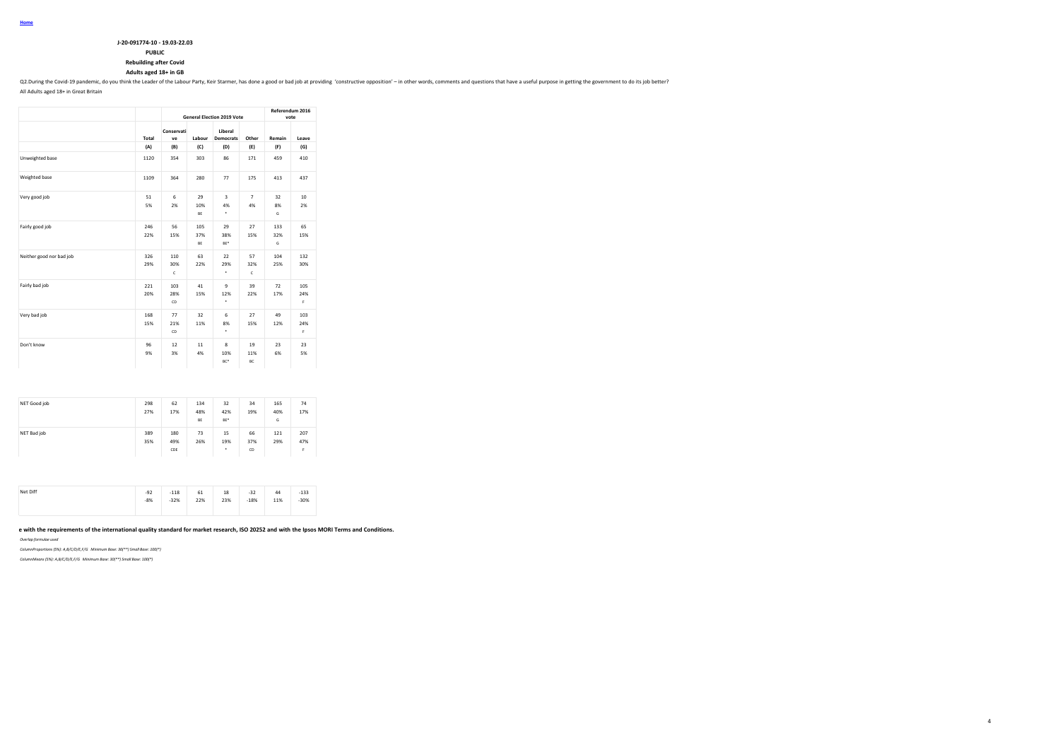Home

**J-20-091774-10 - 19.03-22.03**

**PUBLIC**

**Rebuilding after Covid**

**Adults aged 18+ in GB**

Q2.During the Covid-19 pandemic, do you think the Leader of the Labour Party, Keir Starmer, has done a good or bad job at providing 'constructive opposition' – in other words, comments and questions that have a useful purpose in getting the government to do its job better?

All Adults aged 18+ in Great Britain

| | | General Election 2019 Vote | | | | Referendum 2016 vote | |
|---|---|---|---|---|---|---|---|
| | Total | Conservative | Labour | Liberal Democrats | Other | Remain | Leave |
| | (A) | (B) | (C) | (D) | (E) | (F) | (G) |
| Unweighted base | 1120 | 354 | 303 | 86 | 171 | 459 | 410 |
| Weighted base | 1109 | 364 | 280 | 77 | 175 | 413 | 437 |
| Very good job | 51<br>5% | 6<br>2% | 29<br>10%<br>BE | 3<br>4%<br>* | 7<br>4% | 32<br>8%<br>G | 10<br>2% |
| Fairly good job | 246<br>22% | 56<br>15% | 105<br>37%<br>BE | 29<br>38%<br>BE* | 27<br>15% | 133<br>32%<br>G | 65<br>15% |
| Neither good nor bad job | 326<br>29% | 110<br>30%<br>C | 63<br>22% | 22<br>29%<br>* | 57<br>32%<br>C | 104<br>25% | 132<br>30% |
| Fairly bad job | 221<br>20% | 103<br>28%<br>CD | 41<br>15% | 9<br>12%<br>* | 39<br>22% | 72<br>17% | 105<br>24%<br>F |
| Very bad job | 168<br>15% | 77<br>21%<br>CD | 32<br>11% | 6<br>8%<br>* | 27<br>15% | 49<br>12% | 103<br>24%<br>F |
| Don't know | 96<br>9% | 12<br>3% | 11<br>4% | 8<br>10%<br>BC* | 19<br>11%<br>BC | 23<br>6% | 23<br>5% |
| NET Good job | 298<br>27% | 62<br>17% | 134<br>48%<br>BE | 32<br>42%<br>BE* | 34<br>19% | 165<br>40%<br>G | 74<br>17% |
| NET Bad job | 389<br>35% | 180<br>49%<br>CDE | 73<br>26% | 15<br>19%<br>* | 66<br>37%<br>CD | 121<br>29% | 207<br>47%<br>F |
| Net Diff | -92<br>-8% | -118<br>-32% | 61<br>22% | 18<br>23% | -32<br>-18% | 44<br>11% | -133<br>-30% |

**e with the requirements of the international quality standard for market research, ISO 20252 and with the Ipsos MORI Terms and Conditions.**

*Overlap formulae used*

*ColumnProportions (5%): A,B/C/D/E,F/G Minimum Base: 30(**) Small Base: 100(*)*

*ColumnMeans (5%): A,B/C/D/E,F/G Minimum Base: 30(**) Small Base: 100(*)*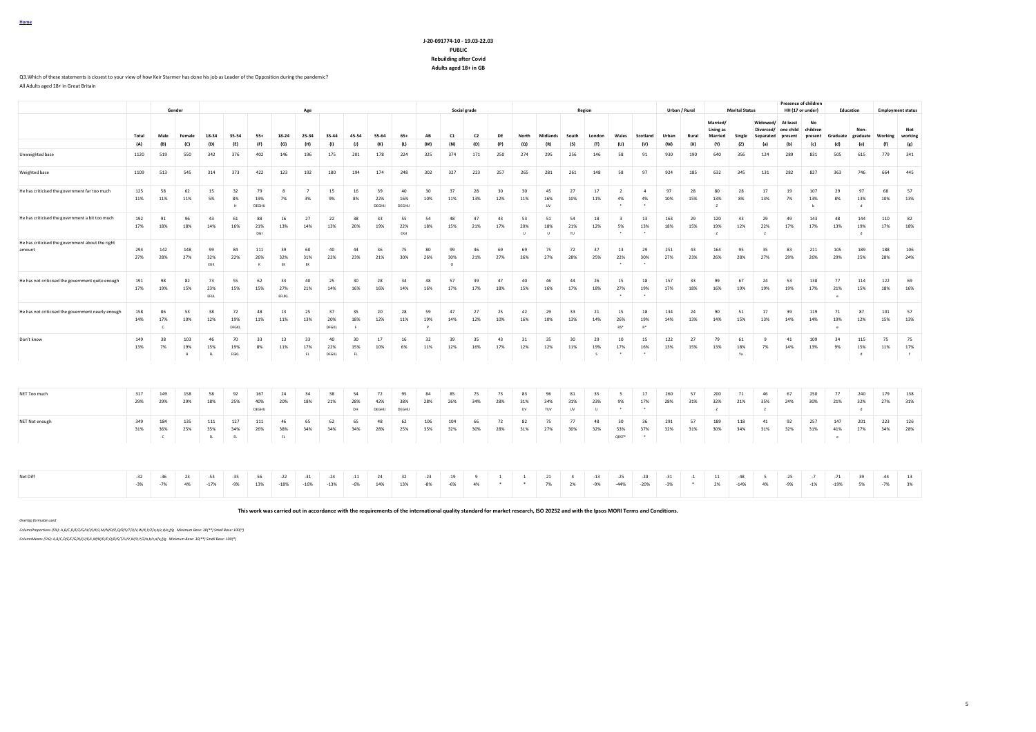Home

**J-20-091774-10 - 19.03-22.03**
**PUBLIC**
**Rebuilding after Covid**
**Adults aged 18+ in GB**

Q3.Which of these statements is closest to your view of how Keir Starmer has done his job as Leader of the Opposition during the pandemic?

All Adults aged 18+ in Great Britain

| | | Gender | | Age | | | | | | | | | | Social grade | | | | Region | | | | | | Urban / Rural | | Marital Status | | | Presence of children HH (17 or under) | | Education | | Employment status | |
|---|---|---|---|---|---|---|---|---|---|---|---|---|---|---|---|---|---|---|---|---|---|---|---|---|---|---|---|---|---|---|---|---|---|---|
| | Total | Male | Female | 18-34 | 35-54 | 55+ | 18-24 | 25-34 | 35-44 | 45-54 | 55-64 | 65+ | AB | C1 | C2 | DE | North | Midlands | South | London | Wales | Scotland | Urban | Rural | Married/ Living as Married | Single | Widowed/ Divorced/ Separated | At least one child present | No children present | Graduate | Non-graduate | Working | Not working |
| | (A) | (B) | (C) | (D) | (E) | (F) | (G) | (H) | (I) | (J) | (K) | (L) | (M) | (N) | (O) | (P) | (Q) | (R) | (S) | (T) | (U) | (V) | (W) | (X) | (Y) | (Z) | (a) | (b) | (c) | (d) | (e) | (f) | (g) |
| Unweighted base | 1120 | 519 | 550 | 342 | 376 | 402 | 146 | 196 | 175 | 201 | 178 | 224 | 325 | 374 | 171 | 250 | 274 | 295 | 256 | 146 | 58 | 91 | 930 | 190 | 640 | 356 | 124 | 289 | 831 | 505 | 615 | 779 | 341 |
| Weighted base | 1109 | 513 | 545 | 314 | 373 | 422 | 123 | 192 | 180 | 194 | 174 | 248 | 302 | 327 | 223 | 257 | 265 | 281 | 261 | 148 | 58 | 97 | 924 | 185 | 632 | 345 | 131 | 282 | 827 | 363 | 746 | 664 | 445 |
| He has criticised the government far too much | 125<br>11% | 58<br>11% | 62<br>11% | 15<br>5% | 32<br>8%<br>H | 79<br>19%<br>DEGHIJ | 8<br>7% | 7<br>3% | 15<br>9% | 16<br>8% | 39<br>22%<br>DEGHIJ | 40<br>16%<br>DEGHIJ | 30<br>10% | 37<br>11% | 28<br>13% | 30<br>12% | 30<br>11% | 45<br>16%<br>UV | 27<br>10% | 17<br>11% | 2<br>4%<br>* | 4<br>4%<br>* | 97<br>10% | 28<br>15% | 80<br>13%<br>Z | 28<br>8% | 17<br>13% | 19<br>7% | 107<br>13%<br>b | 29<br>8% | 97<br>13%<br>d | 68<br>10% | 57<br>13% |
| He has criticised the government a bit too much | 192<br>17% | 91<br>18% | 96<br>18% | 43<br>14% | 61<br>16% | 88<br>21%<br>DGI | 16<br>13% | 27<br>14% | 22<br>13% | 38<br>20% | 33<br>19% | 55<br>22%<br>DGI | 54<br>18% | 48<br>15% | 47<br>21% | 43<br>17% | 53<br>20%<br>U | 51<br>18%<br>U | 54<br>21%<br>TU | 18<br>12% | 3<br>5%<br>* | 13<br>13%<br>* | 163<br>18% | 29<br>15% | 120<br>19%<br>Z | 43<br>12% | 29<br>22%<br>Z | 49<br>17% | 143<br>17% | 48<br>13% | 144<br>19%<br>d | 110<br>17% | 82<br>18% |
| He has criticised the government about the right amount | 294<br>27% | 142<br>28% | 148<br>27% | 99<br>32%<br>EIJK | 84<br>22% | 111<br>26%<br>K | 39<br>32%<br>IK | 60<br>31%<br>IK | 40<br>22% | 44<br>23% | 36<br>21% | 75<br>30% | 80<br>26% | 99<br>30%<br>O | 46<br>21% | 69<br>27% | 69<br>26% | 75<br>27% | 72<br>28% | 37<br>25% | 13<br>22%<br>* | 29<br>30%<br>* | 251<br>27% | 43<br>23% | 164<br>26% | 95<br>28% | 35<br>27% | 83<br>29% | 211<br>26% | 105<br>29% | 189<br>25% | 188<br>28% | 106<br>24% |
| He has not criticised the government quite enough | 191<br>17% | 98<br>19% | 82<br>15% | 73<br>23%<br>EFIJKL | 55<br>15% | 62<br>15% | 33<br>27%<br>EFIJKL | 40<br>21% | 25<br>14% | 30<br>16% | 28<br>16% | 34<br>14% | 48<br>16% | 57<br>17% | 39<br>17% | 47<br>18% | 40<br>15% | 46<br>16% | 44<br>17% | 26<br>18% | 15<br>27%<br>* | 18<br>19%<br>* | 157<br>17% | 33<br>18% | 99<br>16% | 67<br>19% | 24<br>19% | 53<br>19% | 138<br>17% | 77<br>21%<br>e | 114<br>15% | 122<br>18% | 69<br>16% |
| He has not criticised the government nearly enough | 158<br>14% | 86<br>17%<br>C | 53<br>10% | 38<br>12% | 72<br>19%<br>DFGKL | 48<br>11% | 13<br>11% | 25<br>13% | 37<br>20%<br>DFGKL | 35<br>18%<br>F | 20<br>12% | 28<br>11% | 59<br>19%<br>P | 47<br>14% | 27<br>12% | 25<br>10% | 42<br>16% | 29<br>10% | 33<br>13% | 21<br>14% | 15<br>26%<br>RS* | 18<br>19%<br>R* | 134<br>14% | 24<br>13% | 90<br>14% | 51<br>15% | 17<br>13% | 39<br>14% | 119<br>14% | 71<br>19%<br>e | 87<br>12% | 101<br>15% | 57<br>13% |
| Don't know | 149<br>13% | 38<br>7% | 103<br>19%<br>B | 46<br>15%<br>FL | 70<br>19%<br>FGKL | 33<br>8% | 13<br>11% | 33<br>17%<br>FL | 40<br>22%<br>DFGKL | 30<br>15%<br>FL | 17<br>10% | 16<br>6% | 32<br>11% | 39<br>12% | 35<br>16% | 43<br>17% | 31<br>12% | 35<br>12% | 30<br>11% | 29<br>19%<br>S | 10<br>17%<br>* | 15<br>16%<br>* | 122<br>13% | 27<br>15% | 79<br>13% | 61<br>18%<br>Ya | 9<br>7% | 41<br>14% | 109<br>13% | 34<br>9% | 115<br>15%<br>d | 75<br>11% | 75<br>17%<br>f |
| NET Too much | 317<br>29% | 149<br>29% | 158<br>29% | 58<br>18% | 92<br>25% | 167<br>40%<br>DEGHIJ | 24<br>20% | 34<br>18% | 38<br>21% | 54<br>28%<br>DH | 72<br>42%<br>DEGHIJ | 95<br>38%<br>DEGHIJ | 84<br>28% | 85<br>26% | 75<br>34% | 73<br>28% | 83<br>31%<br>UV | 96<br>34%<br>TUV | 81<br>31%<br>UV | 35<br>23%<br>U | 5<br>9%<br>* | 17<br>17%<br>* | 260<br>28% | 57<br>31% | 200<br>32%<br>Z | 71<br>21% | 46<br>35%<br>Z | 67<br>24% | 250<br>30% | 77<br>21% | 240<br>32%<br>d | 179<br>27% | 138<br>31% |
| NET Not enough | 349<br>31% | 184<br>36%<br>C | 135<br>25% | 111<br>35%<br>FL | 127<br>34%<br>FL | 111<br>26% | 46<br>38%<br>FL | 65<br>34% | 62<br>34% | 65<br>34% | 48<br>28% | 62<br>25% | 106<br>35% | 104<br>32% | 66<br>30% | 72<br>28% | 82<br>31% | 75<br>27% | 77<br>30% | 48<br>32% | 30<br>53%<br>QRST* | 36<br>37%<br>* | 291<br>32% | 57<br>31% | 189<br>30% | 118<br>34% | 41<br>31% | 92<br>32% | 257<br>31% | 147<br>41%<br>e | 201<br>27% | 223<br>34% | 126<br>28% |
| Net Diff | -32<br>-3% | -36<br>-7% | 23<br>4% | -53<br>-17% | -35<br>-9% | 56<br>13% | -22<br>-18% | -31<br>-16% | -24<br>-13% | -11<br>-6% | 24<br>14% | 32<br>13% | -23<br>-8% | -19<br>-6% | 9<br>4% | 1<br>* | 1<br>* | 21<br>7% | 4<br>2% | -13<br>-9% | -25<br>-44% | -20<br>-20% | -31<br>-3% | -1<br>* | 11<br>2% | -48<br>-14% | 5<br>4% | -25<br>-9% | -7<br>-1% | -71<br>-19% | 39<br>5% | -44<br>-7% | 13<br>3% |

**This work was carried out in accordance with the requirements of the international quality standard for market research, ISO 20252 and with the Ipsos MORI Terms and Conditions.**

*Overlap formulae used*

*ColumnProportions (5%): A,B/C,D/E/F,G/H/I/J/K/L,M/N/O/P,Q/R/S/T/U/V,W/X,Y/Z/a,b/c,d/e,f/g Minimum Base: 30(**) Small Base: 100(*)*

*ColumnMeans (5%): A,B/C,D/E/F,G/H/I/J/K/L,M/N/O/P,Q/R/S/T/U/V,W/X,Y/Z/a,b/c,d/e,f/g Minimum Base: 30(**) Small Base: 100(*)*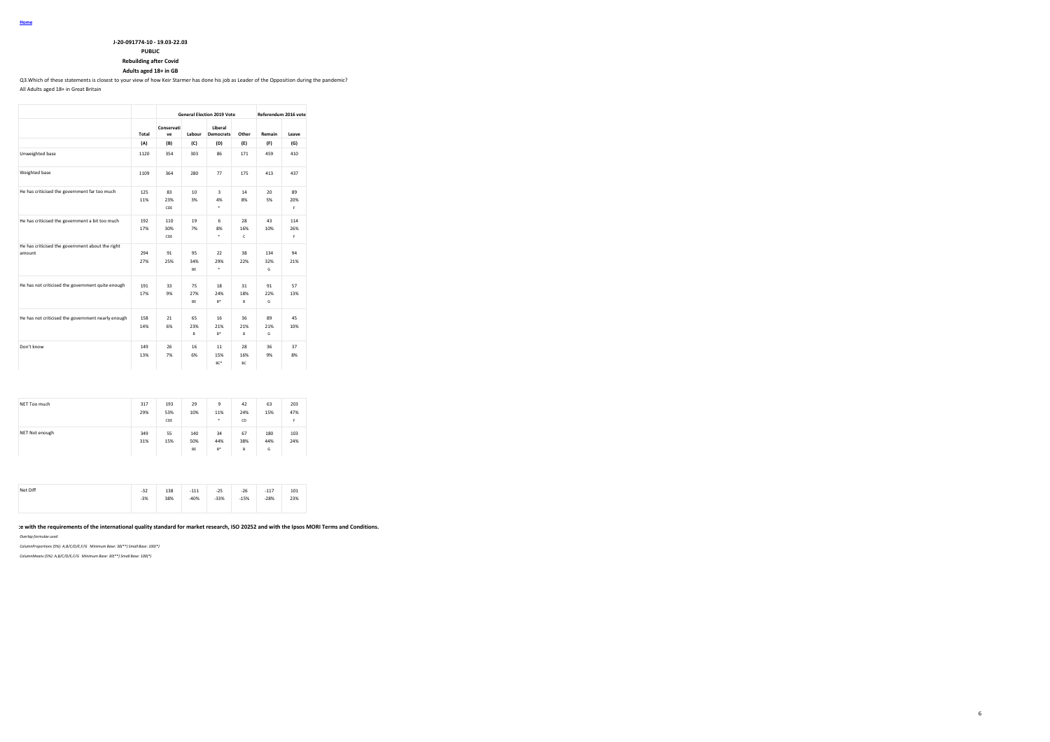Home

**J-20-091774-10 - 19.03-22.03**

**PUBLIC**

**Rebuilding after Covid**

**Adults aged 18+ in GB**

Q3.Which of these statements is closest to your view of how Keir Starmer has done his job as Leader of the Opposition during the pandemic?

All Adults aged 18+ in Great Britain

| | | General Election 2019 Vote | | | | Referendum 2016 vote | |
|---|---|---|---|---|---|---|---|
| | Total | Conservative | Labour | Liberal Democrats | Other | Remain | Leave |
| | (A) | (B) | (C) | (D) | (E) | (F) | (G) |
| Unweighted base | 1120 | 354 | 303 | 86 | 171 | 459 | 410 |
| Weighted base | 1109 | 364 | 280 | 77 | 175 | 413 | 437 |
| He has criticised the government far too much | 125<br>11% | 83<br>23%<br>CDE | 10<br>3% | 3<br>4%<br>* | 14<br>8% | 20<br>5% | 89<br>20%<br>F |
| He has criticised the government a bit too much | 192<br>17% | 110<br>30%<br>CDE | 19<br>7% | 6<br>8%<br>* | 28<br>16%<br>C | 43<br>10% | 114<br>26%<br>F |
| He has criticised the government about the right amount | 294<br>27% | 91<br>25% | 95<br>34%<br>BE | 22<br>29%<br>* | 38<br>22% | 134<br>32%<br>G | 94<br>21% |
| He has not criticised the government quite enough | 191<br>17% | 33<br>9% | 75<br>27%<br>BE | 18<br>24%<br>B* | 31<br>18%<br>B | 91<br>22%<br>G | 57<br>13% |
| He has not criticised the government nearly enough | 158<br>14% | 21<br>6% | 65<br>23%<br>B | 16<br>21%<br>B* | 36<br>21%<br>B | 89<br>21%<br>G | 45<br>10% |
| Don't know | 149<br>13% | 26<br>7% | 16<br>6% | 11<br>15%<br>BC* | 28<br>16%<br>BC | 36<br>9% | 37<br>8% |
| NET Too much | 317<br>29% | 193<br>53%<br>CDE | 29<br>10% | 9<br>11%<br>* | 42<br>24%<br>CD | 63<br>15% | 203<br>47%<br>F |
| NET Not enough | 349<br>31% | 55<br>15% | 140<br>50%<br>BE | 34<br>44%<br>B* | 67<br>38%<br>B | 180<br>44%<br>G | 103<br>24% |
| Net Diff | -32<br>-3% | 138<br>38% | -111<br>-40% | -25<br>-33% | -26<br>-15% | -117<br>-28% | 101<br>23% |

**:e with the requirements of the international quality standard for market research, ISO 20252 and with the Ipsos MORI Terms and Conditions.**

*Overlap formulae used*

*ColumnProportions (5%): A,B/C/D/E,F/G Minimum Base: 30(**) Small Base: 100(*)*

*ColumnMeans (5%): A,B/C/D/E,F/G Minimum Base: 30(**) Small Base: 100(*)*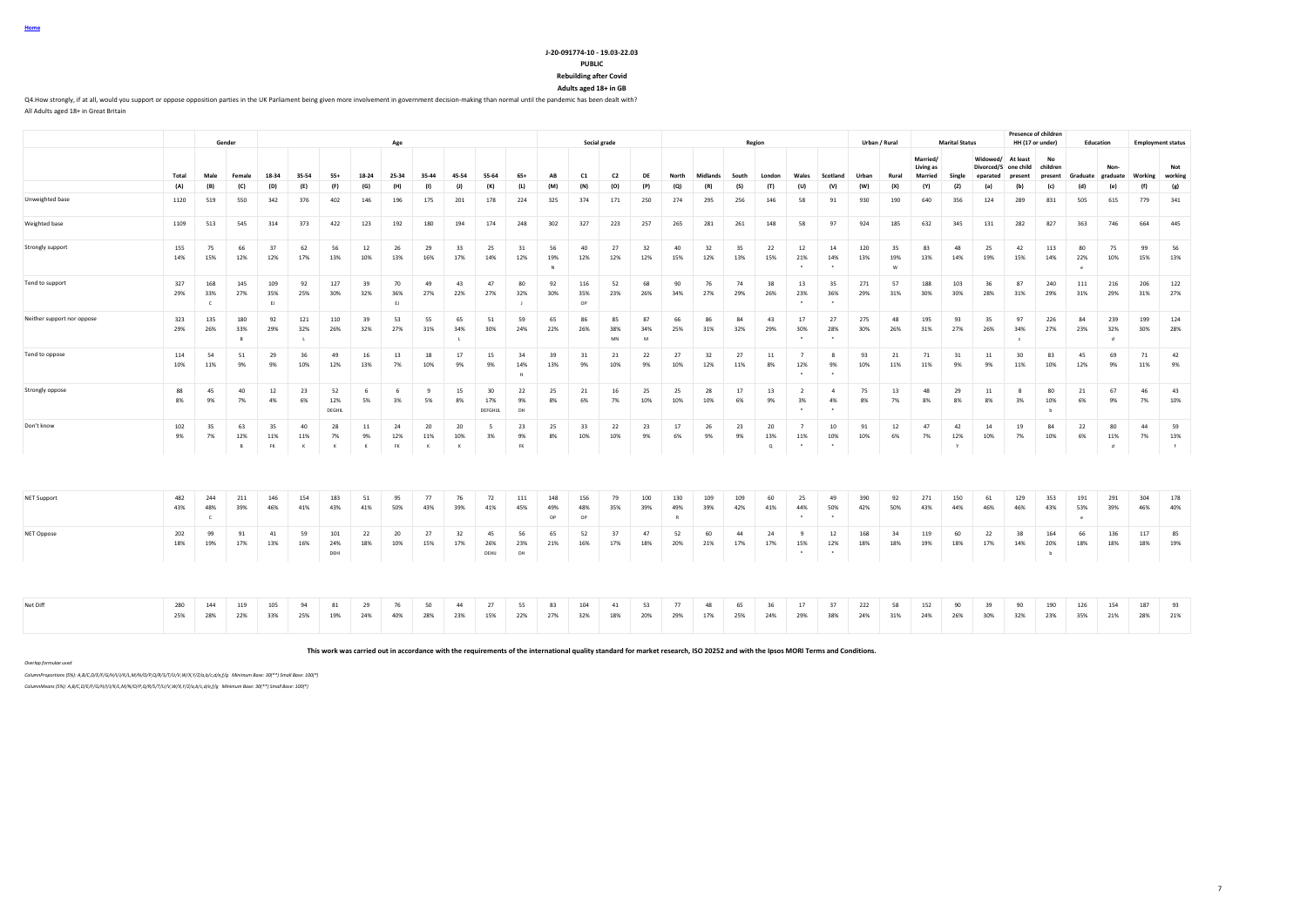Home

**J-20-091774-10 - 19.03-22.03**

**PUBLIC**

**Rebuilding after Covid**

**Adults aged 18+ in GB**

Q4.How strongly, if at all, would you support or oppose opposition parties in the UK Parliament being given more involvement in government decision-making than normal until the pandemic has been dealt with?

All Adults aged 18+ in Great Britain

| | | Gender | | Age | | | | | | | | | Social grade | | | | Region | | | | | | Urban / Rural | | Marital Status | | | Presence of children HH (17 or under) | | Education | | Employment status | |
|---|---|---|---|---|---|---|---|---|---|---|---|---|---|---|---|---|---|---|---|---|---|---|---|---|---|---|---|---|---|---|---|---|---|
| | Total | Male | Female | 18-34 | 35-54 | 55+ | 18-24 | 25-34 | 35-44 | 45-54 | 55-64 | 65+ | AB | C1 | C2 | DE | North | Midlands | South | London | Wales | Scotland | Urban | Rural | Married/ Living as Married | Single | Widowed/ Divorced/S eparated | At least one child present | No children present | Graduate | Non-graduate | Working | Not working |
| | (A) | (B) | (C) | (D) | (E) | (F) | (G) | (H) | (I) | (J) | (K) | (L) | (M) | (N) | (O) | (P) | (Q) | (R) | (S) | (T) | (U) | (V) | (W) | (X) | (Y) | (Z) | (a) | (b) | (c) | (d) | (e) | (f) | (g) |
| Unweighted base | 1120 | 519 | 550 | 342 | 376 | 402 | 146 | 196 | 175 | 201 | 178 | 224 | 325 | 374 | 171 | 250 | 274 | 295 | 256 | 146 | 58 | 91 | 930 | 190 | 640 | 356 | 124 | 289 | 831 | 505 | 615 | 779 | 341 |
| Weighted base | 1109 | 513 | 545 | 314 | 373 | 422 | 123 | 192 | 180 | 194 | 174 | 248 | 302 | 327 | 223 | 257 | 265 | 281 | 261 | 148 | 58 | 97 | 924 | 185 | 632 | 345 | 131 | 282 | 827 | 363 | 746 | 664 | 445 |
| Strongly support | 155 | 75 | 66 | 37 | 62 | 56 | 12 | 26 | 29 | 33 | 25 | 31 | 56 | 40 | 27 | 32 | 40 | 32 | 35 | 22 | 12 | 14 | 120 | 35 | 83 | 48 | 25 | 42 | 113 | 80 | 75 | 99 | 56 |
| | 14% | 15% | 12% | 12% | 17% | 13% | 10% | 13% | 16% | 17% | 14% | 12% | 19% | 12% | 12% | 12% | 15% | 12% | 13% | 15% | 21% | 14% | 13% | 19% | 13% | 14% | 19% | 15% | 14% | 22% | 10% | 15% | 13% |
| | | | | | | | | | | | | | N | | | | | | | | * | * | | W | | | | | | e | | | |
| Tend to support | 327 | 168 | 145 | 109 | 92 | 127 | 39 | 70 | 49 | 43 | 47 | 80 | 92 | 116 | 52 | 68 | 90 | 76 | 74 | 38 | 13 | 35 | 271 | 57 | 188 | 103 | 36 | 87 | 240 | 111 | 216 | 206 | 122 |
| | 29% | 33% | 27% | 35% | 25% | 30% | 32% | 36% | 27% | 22% | 27% | 32% | 30% | 35% | 23% | 26% | 34% | 27% | 29% | 26% | 23% | 36% | 29% | 31% | 30% | 30% | 28% | 31% | 29% | 31% | 29% | 31% | 27% |
| | | C | | EJ | | | | EJ | | | | J | | OP | | | | | | | * | * | | | | | | | | | | | |
| Neither support nor oppose | 323 | 135 | 180 | 92 | 121 | 110 | 39 | 53 | 55 | 65 | 51 | 59 | 65 | 86 | 85 | 87 | 66 | 86 | 84 | 43 | 17 | 27 | 275 | 48 | 195 | 93 | 35 | 97 | 226 | 84 | 239 | 199 | 124 |
| | 29% | 26% | 33% | 29% | 32% | 26% | 32% | 27% | 31% | 34% | 30% | 24% | 22% | 26% | 38% | 34% | 25% | 31% | 32% | 29% | 30% | 28% | 30% | 26% | 31% | 27% | 26% | 34% | 27% | 23% | 32% | 30% | 28% |
| | | | B | | L | | | | | L | | | | | MN | M | | | | | * | * | | | | | | c | | | d | | |
| Tend to oppose | 114 | 54 | 51 | 29 | 36 | 49 | 16 | 13 | 18 | 17 | 15 | 34 | 39 | 31 | 21 | 22 | 27 | 32 | 27 | 11 | 7 | 8 | 93 | 21 | 71 | 31 | 11 | 30 | 83 | 45 | 69 | 71 | 42 |
| | 10% | 11% | 9% | 9% | 10% | 12% | 13% | 7% | 10% | 9% | 9% | 14% | 13% | 9% | 10% | 9% | 10% | 12% | 11% | 8% | 12% | 9% | 10% | 11% | 11% | 9% | 9% | 11% | 10% | 12% | 9% | 11% | 9% |
| | | | | | | | | | | | | H | | | | | | | | | * | * | | | | | | | | | | | |
| Strongly oppose | 88 | 45 | 40 | 12 | 23 | 52 | 6 | 6 | 9 | 15 | 30 | 22 | 25 | 21 | 16 | 25 | 25 | 28 | 17 | 13 | 2 | 4 | 75 | 13 | 48 | 29 | 11 | 8 | 80 | 21 | 67 | 46 | 43 |
| | 8% | 9% | 7% | 4% | 6% | 12% | 5% | 3% | 5% | 8% | 17% | 9% | 8% | 6% | 7% | 10% | 10% | 10% | 6% | 9% | 3% | 4% | 8% | 7% | 8% | 8% | 8% | 3% | 10% | 6% | 9% | 7% | 10% |
| | | | | | | DEGHIL | | | | | DEFGHIJL | DH | | | | | | | | | * | * | | | | | | | b | | | | |
| Don't know | 102 | 35 | 63 | 35 | 40 | 28 | 11 | 24 | 20 | 20 | 5 | 23 | 25 | 33 | 22 | 23 | 17 | 26 | 23 | 20 | 7 | 10 | 91 | 12 | 47 | 42 | 14 | 19 | 84 | 22 | 80 | 44 | 59 |
| | 9% | 7% | 12% | 11% | 11% | 7% | 9% | 12% | 11% | 10% | 3% | 9% | 8% | 10% | 10% | 9% | 6% | 9% | 9% | 13% | 11% | 10% | 10% | 6% | 7% | 12% | 10% | 7% | 10% | 6% | 11% | 7% | 13% |
| | | | B | FK | K | K | K | FK | K | K | | FK | | | | | | | | Q | * | * | | | | Y | | | | | d | | f |
| NET Support | 482 | 244 | 211 | 146 | 154 | 183 | 51 | 95 | 77 | 76 | 72 | 111 | 148 | 156 | 79 | 100 | 130 | 109 | 109 | 60 | 25 | 49 | 390 | 92 | 271 | 150 | 61 | 129 | 353 | 191 | 291 | 304 | 178 |
| | 43% | 48% | 39% | 46% | 41% | 43% | 41% | 50% | 43% | 39% | 41% | 45% | 49% | 48% | 35% | 39% | 49% | 39% | 42% | 41% | 44% | 50% | 42% | 50% | 43% | 44% | 46% | 46% | 43% | 53% | 39% | 46% | 40% |
| | | C | | | | | | | | | | | OP | OP | | | R | | | | * | * | | | | | | | | e | | | |
| NET Oppose | 202 | 99 | 91 | 41 | 59 | 101 | 22 | 20 | 27 | 32 | 45 | 56 | 65 | 52 | 37 | 47 | 52 | 60 | 44 | 24 | 9 | 12 | 168 | 34 | 119 | 60 | 22 | 38 | 164 | 66 | 136 | 117 | 85 |
| | 18% | 19% | 17% | 13% | 16% | 24% | 18% | 10% | 15% | 17% | 26% | 23% | 21% | 16% | 17% | 18% | 20% | 21% | 17% | 17% | 15% | 12% | 18% | 18% | 19% | 18% | 17% | 14% | 20% | 18% | 18% | 18% | 19% |
| | | | | | | DEHI | | | | | DEHIJ | DH | | | | | | | | | * | * | | | | | | | b | | | | |
| Net Diff | 280 | 144 | 119 | 105 | 94 | 81 | 29 | 76 | 50 | 44 | 27 | 55 | 83 | 104 | 41 | 53 | 77 | 48 | 65 | 36 | 17 | 37 | 222 | 58 | 152 | 90 | 39 | 90 | 190 | 126 | 154 | 187 | 93 |
| | 25% | 28% | 22% | 33% | 25% | 19% | 24% | 40% | 28% | 23% | 15% | 22% | 27% | 32% | 18% | 20% | 29% | 17% | 25% | 24% | 29% | 38% | 24% | 31% | 24% | 26% | 30% | 32% | 23% | 35% | 21% | 28% | 21% |

**This work was carried out in accordance with the requirements of the international quality standard for market research, ISO 20252 and with the Ipsos MORI Terms and Conditions.**

*Overlap formulae used*

*ColumnProportions (5%): A,B/C,D/E/F/G/H/I/J/K/L,M/N/O/P,Q/R/S/T/U/V,W/X,Y/Z/a,b/c,d/e,f/g Minimum Base: 30(**) Small Base: 100(*)*

*ColumnMeans (5%): A,B/C,D/E/F/G/H/I/J/K/L,M/N/O/P,Q/R/S/T/U/V,W/X,Y/Z/a,b/c,d/e,f/g Minimum Base: 30(**) Small Base: 100(*)*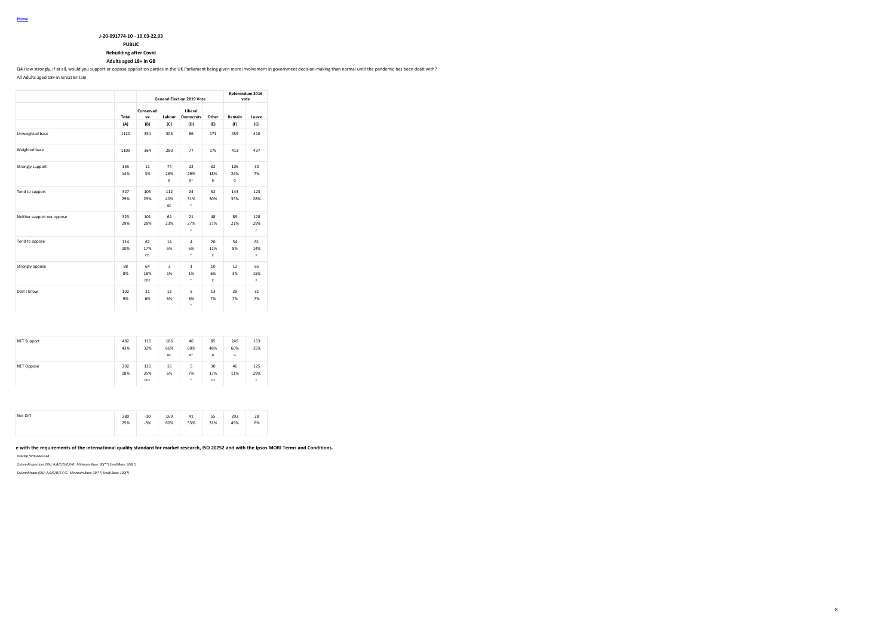Home

**J-20-091774-10 - 19.03-22.03**

**PUBLIC**

**Rebuilding after Covid**

**Adults aged 18+ in GB**

Q4.How strongly, if at all, would you support or oppose opposition parties in the UK Parliament being given more involvement in government decision-making than normal until the pandemic has been dealt with?

All Adults aged 18+ in Great Britain

| | | General Election 2019 Vote | | | | Referendum 2016 vote | |
|---|---|---|---|---|---|---|---|
| | Total | Conservative | Labour | Liberal Democrats | Other | Remain | Leave |
| | (A) | (B) | (C) | (D) | (E) | (F) | (G) |
| Unweighted base | 1120 | 354 | 303 | 86 | 171 | 459 | 410 |
| Weighted base | 1109 | 364 | 280 | 77 | 175 | 413 | 437 |
| Strongly support | 155 | 11 | 74 | 22 | 32 | 106 | 30 |
| | 14% | 3% | 26% | 29% | 18% | 26% | 7% |
| | | | B | B* | B | G | |
| Tend to support | 327 | 105 | 112 | 24 | 52 | 143 | 123 |
| | 29% | 29% | 40% | 31% | 30% | 35% | 28% |
| | | | BE | * | | | |
| Neither support nor oppose | 323 | 101 | 64 | 21 | 48 | 89 | 128 |
| | 29% | 28% | 23% | 27% | 27% | 21% | 29% |
| | | | | * | | | F |
| Tend to oppose | 114 | 62 | 14 | 4 | 20 | 34 | 61 |
| | 10% | 17% | 5% | 6% | 11% | 8% | 14% |
| | | CD | | * | C | | F |
| Strongly oppose | 88 | 64 | 3 | 1 | 10 | 12 | 65 |
| | 8% | 18% | 1% | 1% | 6% | 3% | 15% |
| | | CDE | | * | C | | F |
| Don't know | 102 | 21 | 13 | 5 | 13 | 29 | 31 |
| | 9% | 6% | 5% | 6% | 7% | 7% | 7% |
| | | | | * | | | |
| NET Support | 482 | 116 | 186 | 46 | 85 | 249 | 153 |
| | 43% | 32% | 66% | 60% | 48% | 60% | 35% |
| | | | BE | B* | B | G | |
| NET Oppose | 202 | 126 | 16 | 5 | 30 | 46 | 125 |
| | 18% | 35% | 6% | 7% | 17% | 11% | 29% |
| | | CDE | | * | CD | | F |
| Net Diff | 280 | -10 | 169 | 41 | 55 | 203 | 28 |
| | 25% | -3% | 60% | 53% | 31% | 49% | 6% |

**e with the requirements of the international quality standard for market research, ISO 20252 and with the Ipsos MORI Terms and Conditions.**

*Overlap formulae used*

*ColumnProportions (5%): A,B/C/D/E,F/G Minimum Base: 30(**) Small Base: 100(*)*

*ColumnMeans (5%): A,B/C/D/E,F/G Minimum Base: 30(**) Small Base: 100(*)*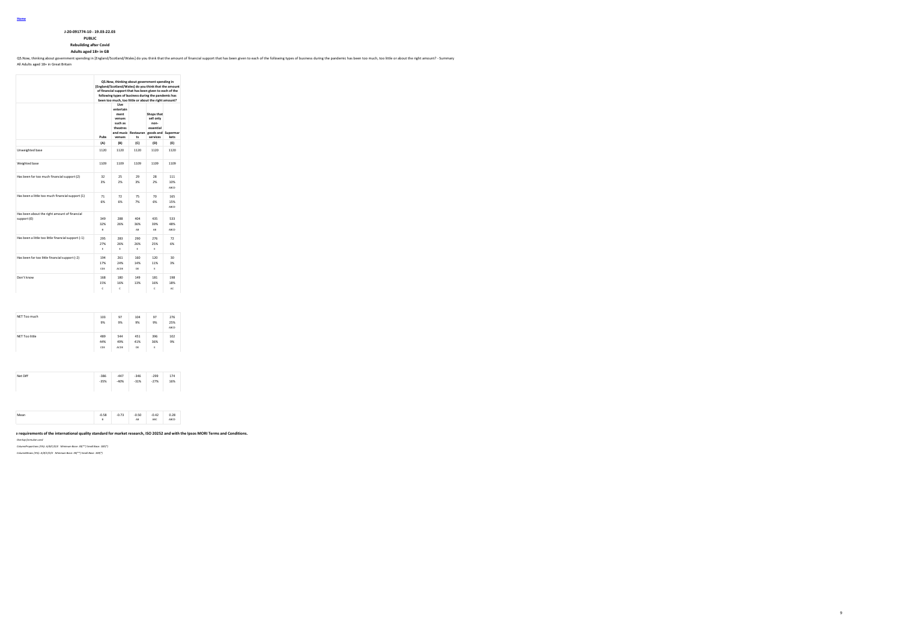Home

**J-20-091774-10 - 19.03-22.03**

**PUBLIC**

**Rebuilding after Covid**

**Adults aged 18+ in GB**

Q5.Now, thinking about government spending in [England/Scotland/Wales] do you think that the amount of financial support that has been given to each of the following types of business during the pandemic has been too much, too little or about the right amount? - Summary

All Adults aged 18+ in Great Britain

| | Q5.Now, thinking about government spending in [England/Scotland/Wales] do you think that the amount of financial support that has been given to each of the following types of business during the pandemic has been too much, too little or about the right amount? | | | | |
|---|---|---|---|---|---|
| | Pubs | Live entertainment venues such as theatres and music venues | Restaurants | Shops that sell only non-essential goods and services | Supermarkets |
| | (A) | (B) | (C) | (D) | (E) |
| Unweighted base | 1120 | 1120 | 1120 | 1120 | 1120 |
| Weighted base | 1109 | 1109 | 1109 | 1109 | 1109 |
| Has been far too much financial support (2) | 32<br>3% | 25<br>2% | 29<br>3% | 28<br>2% | 111<br>10%<br>ABCD |
| Has been a little too much financial support (1) | 71<br>6% | 72<br>6% | 75<br>7% | 70<br>6% | 165<br>15%<br>ABCD |
| Has been about the right amount of financial support (0) | 349<br>32%<br>B | 288<br>26% | 404<br>36%<br>AB | 435<br>39%<br>AB | 533<br>48%<br>ABCD |
| Has been a little too little financial support (-1) | 295<br>27%<br>E | 283<br>26%<br>E | 290<br>26%<br>E | 276<br>25%<br>E | 72<br>6% |
| Has been far too little financial support (-2) | 194<br>17%<br>CDE | 261<br>24%<br>ACDE | 160<br>14%<br>DE | 120<br>11%<br>E | 30<br>3% |
| Don't know | 168<br>15%<br>C | 180<br>16%<br>C | 149<br>13% | 181<br>16%<br>C | 198<br>18%<br>AC |
| NET Too much | 103<br>9% | 97<br>9% | 104<br>9% | 97<br>9% | 276<br>25%<br>ABCD |
| NET Too little | 489<br>44%<br>CDE | 544<br>49%<br>ACDE | 451<br>41%<br>DE | 396<br>36%<br>E | 102<br>9% |
| Net Diff | -386<br>-35% | -447<br>-40% | -346<br>-31% | -299<br>-27% | 174<br>16% |
| Mean | -0.58<br>B | -0.73 | -0.50<br>AB | -0.42<br>ABC | 0.28<br>ABCD |

**e requirements of the international quality standard for market research, ISO 20252 and with the Ipsos MORI Terms and Conditions.**

*Overlap formulae used*

*ColumnProportions (5%): A/B/C/D/E Minimum Base: 30(**) Small Base: 100(*)*

*ColumnMeans (5%): A/B/C/D/E Minimum Base: 30(**) Small Base: 100(*)*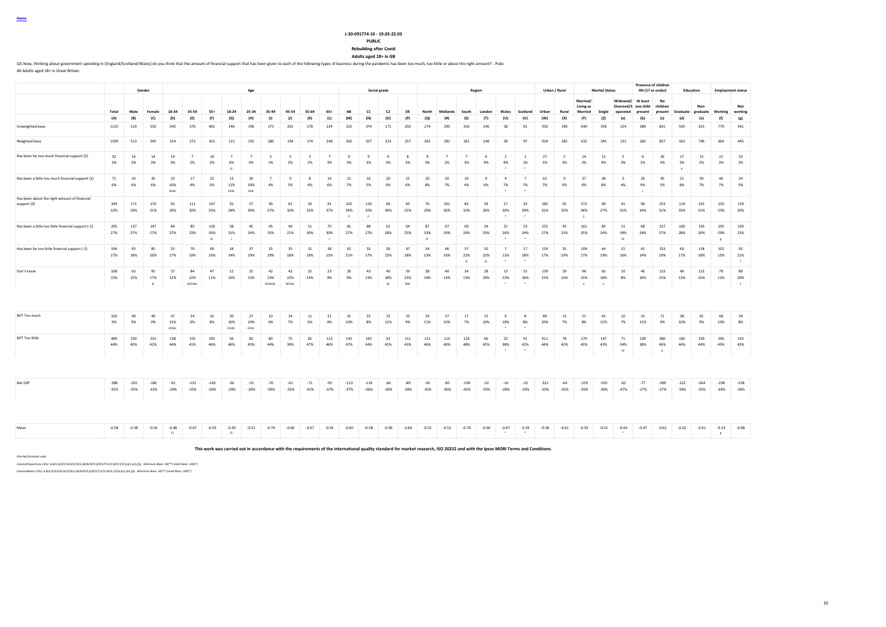Home

**J-20-091774-10 - 19.03-22.03**

**PUBLIC**

**Rebuilding after Covid**

**Adults aged 18+ in GB**

Q5.Now, thinking about government spending in [England/Scotland/Wales] do you think that the amount of financial support that has been given to each of the following types of business during the pandemic has been too much, too little or about the right amount? - Pubs

All Adults aged 18+ in Great Britain

| | | Gender | | Age | | | | | | | | | Social grade | | | | Region | | | | | | Urban / Rural | | Marital Status | | | Presence of children HH (17 or under) | | Education | | Employment status | |
|---|---|---|---|---|---|---|---|---|---|---|---|---|---|---|---|---|---|---|---|---|---|---|---|---|---|---|---|---|---|---|---|---|---|
| | Total | Male | Female | 18-34 | 35-54 | 55+ | 18-24 | 25-34 | 35-44 | 45-54 | 55-64 | 65+ | AB | C1 | C2 | DE | North | Midlands | South | London | Wales | Scotland | Urban | Rural | Married/ Living as Married | Single | Widowed/ Divorced/S eparated | At least one child present | No children present | Graduate | Non-graduate | Working | Not working |
| | (A) | (B) | (C) | (D) | (E) | (F) | (G) | (H) | (I) | (J) | (K) | (L) | (M) | (N) | (O) | (P) | (Q) | (R) | (S) | (T) | (U) | (V) | (W) | (X) | (Y) | (Z) | (a) | (b) | (c) | (d) | (e) | (f) | (g) |
| Unweighted base | 1120 | 519 | 550 | 342 | 376 | 402 | 146 | 196 | 175 | 201 | 178 | 224 | 325 | 374 | 171 | 250 | 274 | 295 | 256 | 146 | 58 | 91 | 930 | 190 | 640 | 356 | 124 | 289 | 831 | 505 | 615 | 779 | 341 |
| Weighted base | 1109 | 513 | 545 | 314 | 373 | 422 | 123 | 192 | 180 | 194 | 174 | 248 | 302 | 327 | 223 | 257 | 265 | 281 | 261 | 148 | 58 | 97 | 924 | 185 | 632 | 345 | 131 | 282 | 827 | 363 | 746 | 664 | 445 |
| Has been far too much financial support (2) | 32 | 16 | 14 | 14 | 7 | 10 | 7 | 7 | 3 | 5 | 3 | 7 | 9 | 9 | 6 | 8 | 9 | 7 | 7 | 6 | 2 | 1 | 27 | 5 | 14 | 13 | 5 | 6 | 26 | 17 | 15 | 22 | 10 |
| | 3% | 3% | 3% | 5% | 2% | 2% | 6% | 4% | 1% | 2% | 2% | 3% | 3% | 3% | 3% | 3% | 3% | 2% | 3% | 4% | 4% | 1% | 3% | 3% | 2% | 4% | 3% | 2% | 3% | 5% | 2% | 3% | 2% |
| | | | | | | | EI | | | | | | | | | | | | | | * | * | | | | | | | | e | | | |
| Has been a little too much financial support (1) | 71 | 33 | 35 | 33 | 17 | 22 | 13 | 20 | 7 | 9 | 8 | 14 | 21 | 16 | 20 | 15 | 20 | 20 | 10 | 9 | 4 | 7 | 62 | 9 | 37 | 28 | 5 | 26 | 45 | 21 | 50 | 46 | 24 |
| | 6% | 6% | 6% | 10% | 4% | 5% | 11% | 10% | 4% | 5% | 4% | 6% | 7% | 5% | 9% | 6% | 8% | 7% | 4% | 6% | 7% | 7% | 7% | 5% | 6% | 8% | 4% | 9% | 5% | 6% | 7% | 7% | 5% |
| | | | | EFIJK | | | EFIJK | EFIJK | | | | | | | | | | | | | * | * | | | | | | c | | | | | |
| Has been about the right amount of financial support (0) | 349 | 171 | 170 | 92 | 111 | 147 | 35 | 57 | 49 | 62 | 56 | 91 | 102 | 116 | 66 | 65 | 76 | 101 | 83 | 39 | 17 | 33 | 285 | 65 | 215 | 94 | 41 | 96 | 253 | 119 | 231 | 220 | 129 |
| | 32% | 33% | 31% | 29% | 30% | 35% | 28% | 30% | 27% | 32% | 32% | 37% | 34% | 35% | 30% | 25% | 29% | 36% | 32% | 26% | 30% | 34% | 31% | 35% | 34% | 27% | 31% | 34% | 31% | 33% | 31% | 33% | 29% |
| | | | | | | | | | | | | | P | P | | | | | | | * | * | | | Z | | | | | | | | |
| Has been a little too little financial support (-1) | 295 | 137 | 147 | 84 | 85 | 126 | 38 | 45 | 45 | 40 | 51 | 75 | 81 | 88 | 61 | 64 | 87 | 67 | 69 | 34 | 15 | 23 | 252 | 43 | 161 | 83 | 51 | 68 | 227 | 100 | 195 | 195 | 100 |
| | 27% | 27% | 27% | 27% | 23% | 30% | 31% | 24% | 25% | 21% | 30% | 30% | 27% | 27% | 28% | 25% | 33% | 24% | 26% | 23% | 26% | 24% | 27% | 23% | 25% | 24% | 39% | 24% | 27% | 28% | 26% | 29% | 23% |
| | | | | | | EJ | J | | | | | J | | | | | R | | | | * | * | | | | | YZ | | | | | g | |
| Has been far too little financial support (-2) | 194 | 93 | 85 | 55 | 70 | 69 | 18 | 37 | 35 | 35 | 31 | 38 | 62 | 55 | 30 | 47 | 34 | 46 | 57 | 32 | 7 | 17 | 159 | 35 | 109 | 64 | 21 | 41 | 153 | 60 | 134 | 102 | 92 |
| | 17% | 18% | 16% | 17% | 19% | 16% | 14% | 19% | 19% | 18% | 18% | 15% | 21% | 17% | 13% | 18% | 13% | 16% | 22% | 22% | 12% | 18% | 17% | 19% | 17% | 19% | 16% | 14% | 19% | 17% | 18% | 15% | 21% |
| | | | | | | | | | | | | | | | | | | | Q | Q | * | * | | | | | | | | | | | f |
| Don't know | 168 | 63 | 95 | 37 | 84 | 47 | 12 | 25 | 42 | 42 | 25 | 23 | 26 | 43 | 40 | 59 | 38 | 40 | 34 | 28 | 13 | 15 | 139 | 29 | 96 | 63 | 10 | 46 | 123 | 46 | 122 | 79 | 89 |
| | 15% | 12% | 17% | 12% | 22% | 11% | 10% | 13% | 23% | 22% | 14% | 9% | 9% | 13% | 18% | 23% | 14% | 14% | 13% | 19% | 22% | 16% | 15% | 16% | 15% | 18% | 8% | 16% | 15% | 13% | 16% | 12% | 20% |
| | | | B | | DFGHKL | | | | DFGHKL | DFGHL | | | | | M | MN | | | | | * | * | | | a | a | | | | | | | f |
| NET Too much | 103 | 49 | 49 | 47 | 24 | 32 | 20 | 27 | 10 | 14 | 11 | 21 | 31 | 25 | 25 | 22 | 29 | 27 | 17 | 15 | 6 | 8 | 89 | 13 | 51 | 42 | 10 | 32 | 71 | 38 | 65 | 68 | 34 |
| | 9% | 9% | 9% | 15% | 6% | 8% | 16% | 14% | 6% | 7% | 6% | 9% | 10% | 8% | 11% | 9% | 11% | 10% | 7% | 10% | 10% | 8% | 10% | 7% | 8% | 12% | 7% | 11% | 9% | 10% | 9% | 10% | 8% |
| | | | | EFIJKL | | | EFIJKL | EFIJK | | | | | | | | | | | | | * | * | | | | | | | | | | | |
| NET Too little | 489 | 230 | 231 | 138 | 155 | 195 | 56 | 82 | 80 | 75 | 82 | 113 | 143 | 143 | 91 | 111 | 121 | 113 | 126 | 66 | 22 | 41 | 411 | 78 | 270 | 147 | 71 | 109 | 380 | 160 | 329 | 296 | 192 |
| | 44% | 45% | 42% | 44% | 41% | 46% | 46% | 43% | 44% | 39% | 47% | 46% | 47% | 44% | 41% | 43% | 46% | 40% | 48% | 45% | 38% | 42% | 44% | 42% | 43% | 43% | 54% | 38% | 46% | 44% | 44% | 45% | 43% |
| | | | | | | | | | | | | | | | | | | | | | * | * | | | | | YZ | | b | | | | |
| Net Diff | -386 | -181 | -182 | -92 | -131 | -163 | -36 | -55 | -70 | -61 | -71 | -92 | -113 | -119 | -66 | -89 | -92 | -85 | -109 | -52 | -16 | -32 | -321 | -64 | -219 | -105 | -62 | -77 | -309 | -122 | -264 | -228 | -158 |
| | -35% | -35% | -33% | -29% | -35% | -39% | -29% | -29% | -39% | -32% | -41% | -37% | -37% | -36% | -30% | -34% | -35% | -30% | -42% | -35% | -28% | -33% | -35% | -35% | -35% | -30% | -47% | -27% | -37% | -34% | -35% | -34% | -36% |
| Mean | -0.58 | -0.58 | -0.56 | -0.48 | -0.67 | -0.59 | -0.43 | -0.51 | -0.74 | -0.60 | -0.67 | -0.55 | -0.60 | -0.58 | -0.49 | -0.64 | -0.52 | -0.52 | -0.70 | -0.66 | -0.47 | -0.59 | -0.58 | -0.61 | -0.59 | -0.55 | -0.64 | -0.47 | -0.62 | -0.52 | -0.61 | -0.53 | -0.68 |
| | | | | EI | | | EI | | | | | | | | | | | | | | * | * | | | | | * | | | | | g | |

**This work was carried out in accordance with the requirements of the international quality standard for market research, ISO 20252 and with the Ipsos MORI Terms and Conditions.**

*Overlap formulae used*

*ColumnProportions (5%): A,B/C,D/E/F/G/H/I/J/K/L,M/N/O/P,Q/R/S/T/U/V,W/X,Y/Z/a,b/c,d/e,f/g Minimum Base: 30(**) Small Base: 100(*)*

*ColumnMeans (5%): A,B/C,D/E/F/G/H/I/J/K/L,M/N/O/P,Q/R/S/T/U/V,W/X,Y/Z/a,b/c,d/e,f/g Minimum Base: 30(**) Small Base: 100(*)*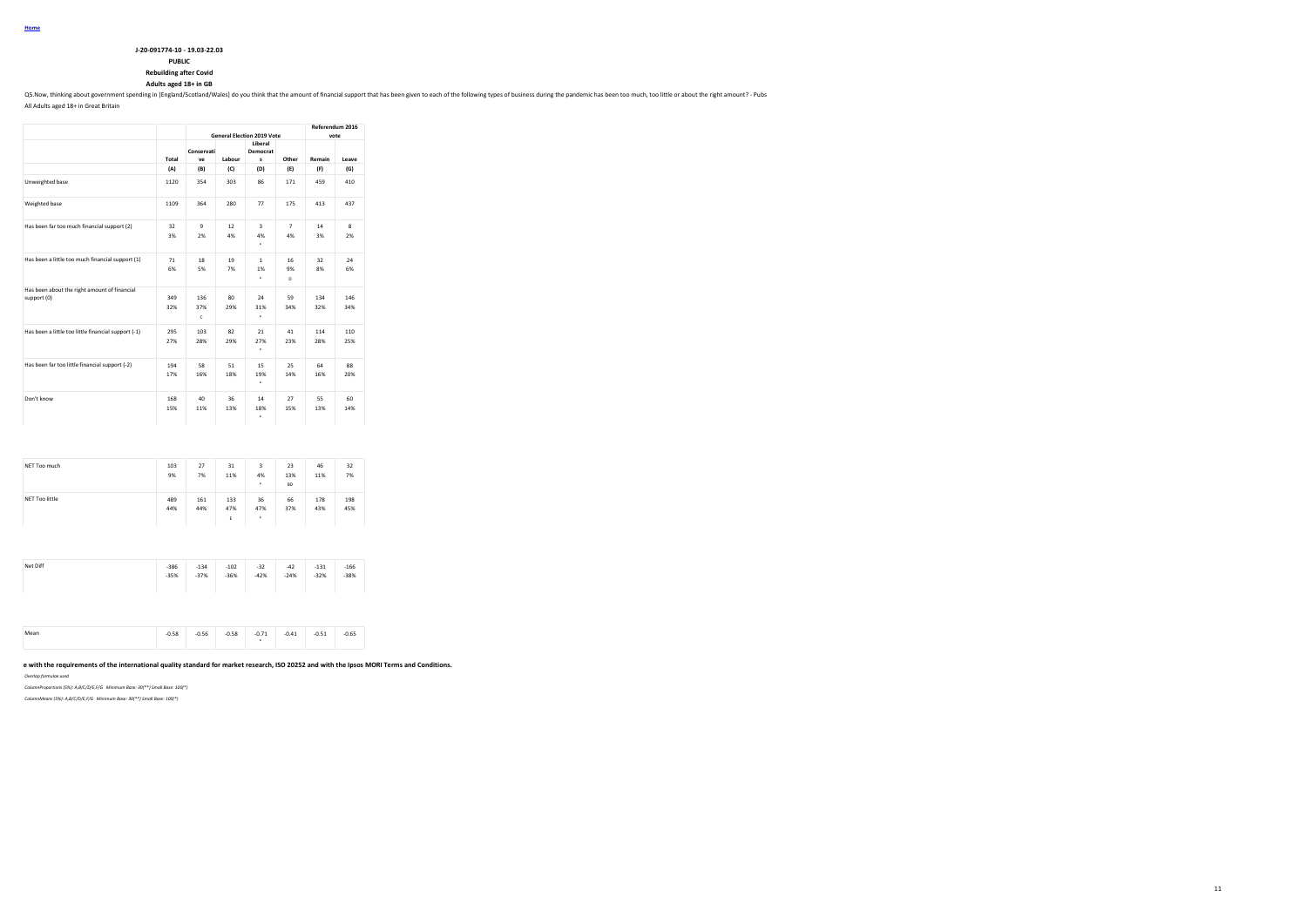**Home**

**J-20-091774-10 - 19.03-22.03**

**PUBLIC**

**Rebuilding after Covid**

**Adults aged 18+ in GB**

Q5.Now, thinking about government spending in [England/Scotland/Wales] do you think that the amount of financial support that has been given to each of the following types of business during the pandemic has been too much, too little or about the right amount? - Pubs

All Adults aged 18+ in Great Britain

| | | General Election 2019 Vote | | | | Referendum 2016 vote | |
|---|---|---|---|---|---|---|---|
| | Total | Conservative | Labour | Liberal Democrats | Other | Remain | Leave |
| | (A) | (B) | (C) | (D) | (E) | (F) | (G) |
| Unweighted base | 1120 | 354 | 303 | 86 | 171 | 459 | 410 |
| Weighted base | 1109 | 364 | 280 | 77 | 175 | 413 | 437 |
| Has been far too much financial support (2) | 32<br>3% | 9<br>2% | 12<br>4% | 3<br>4%<br>* | 7<br>4% | 14<br>3% | 8<br>2% |
| Has been a little too much financial support (1) | 71<br>6% | 18<br>5% | 19<br>7% | 1<br>1%<br>* | 16<br>9%<br>D | 32<br>8% | 24<br>6% |
| Has been about the right amount of financial support (0) | 349<br>32% | 136<br>37%<br>C | 80<br>29% | 24<br>31%<br>* | 59<br>34% | 134<br>32% | 146<br>34% |
| Has been a little too little financial support (-1) | 295<br>27% | 103<br>28% | 82<br>29% | 21<br>27%<br>* | 41<br>23% | 114<br>28% | 110<br>25% |
| Has been far too little financial support (-2) | 194<br>17% | 58<br>16% | 51<br>18% | 15<br>19%<br>* | 25<br>14% | 64<br>16% | 88<br>20% |
| Don't know | 168<br>15% | 40<br>11% | 36<br>13% | 14<br>18%<br>* | 27<br>15% | 55<br>13% | 60<br>14% |
| NET Too much | 103<br>9% | 27<br>7% | 31<br>11% | 3<br>4%<br>* | 23<br>13%<br>BD | 46<br>11% | 32<br>7% |
| NET Too little | 489<br>44% | 161<br>44% | 133<br>47%<br>E | 36<br>47%<br>* | 66<br>37% | 178<br>43% | 198<br>45% |
| Net Diff | -386<br>-35% | -134<br>-37% | -102<br>-36% | -32<br>-42% | -42<br>-24% | -131<br>-32% | -166<br>-38% |
| Mean | -0.58 | -0.56 | -0.58 | -0.71<br>* | -0.41 | -0.51 | -0.65 |

**e with the requirements of the international quality standard for market research, ISO 20252 and with the Ipsos MORI Terms and Conditions.**

*Overlap formulae used*

*ColumnProportions (5%): A,B/C/D/E,F/G Minimum Base: 30(**) Small Base: 100(*)*

*ColumnMeans (5%): A,B/C/D/E,F/G Minimum Base: 30(**) Small Base: 100(*)*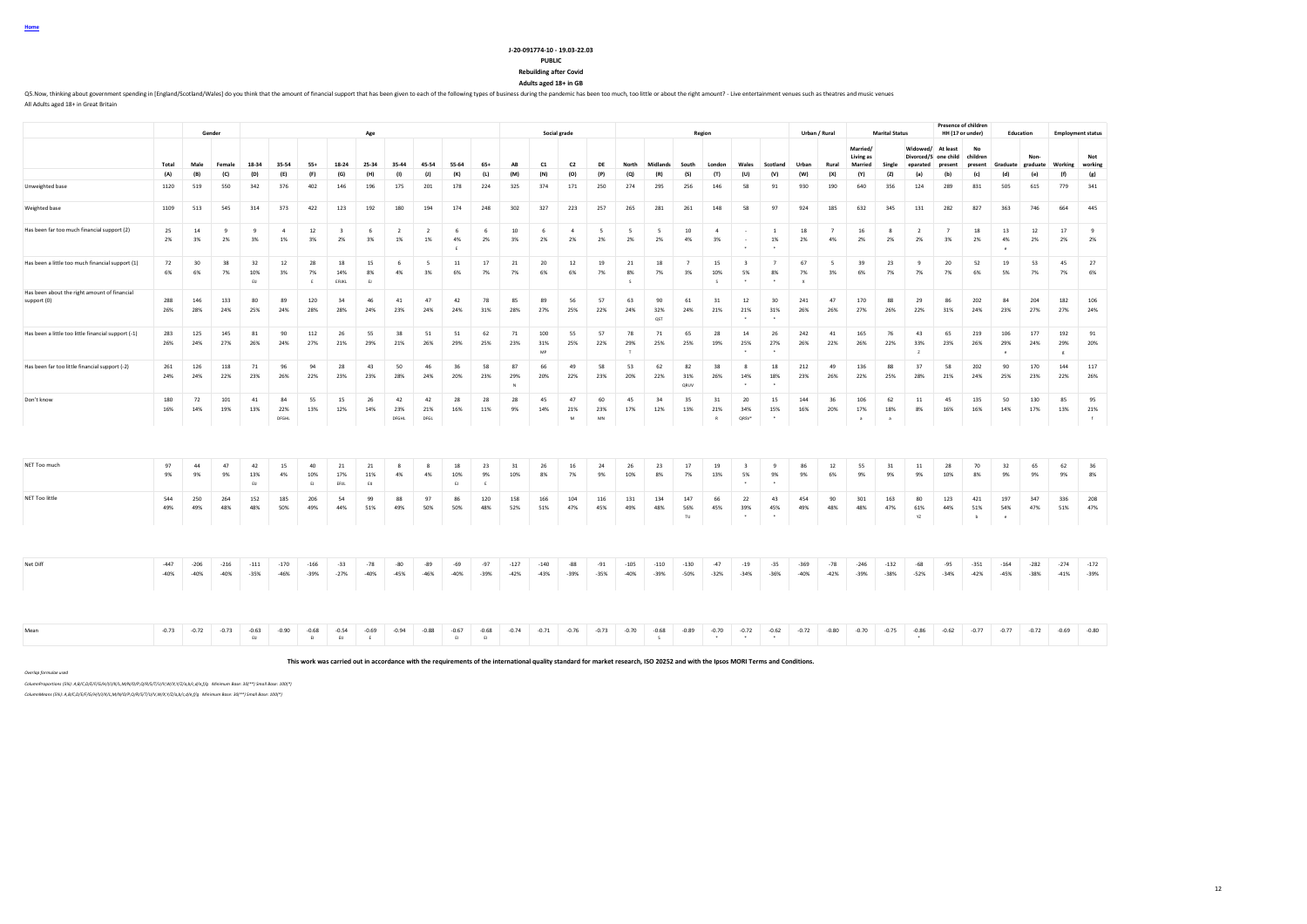Home

**J-20-091774-10 - 19.03-22.03**

**PUBLIC**

**Rebuilding after Covid**

**Adults aged 18+ in GB**

Q5.Now, thinking about government spending in [England/Scotland/Wales] do you think that the amount of financial support that has been given to each of the following types of business during the pandemic has been too much, too little or about the right amount? - Live entertainment venues such as theatres and music venues

All Adults aged 18+ in Great Britain

| | Total | Gender | | Age | | | | | | | | | Social grade | | | | Region | | | | | | Urban / Rural | | Marital Status | | | Presence of children HH (17 or under) | | Education | | Employment status | |
|---|---|---|---|---|---|---|---|---|---|---|---|---|---|---|---|---|---|---|---|---|---|---|---|---|---|---|---|---|---|---|---|---|---|
| | Total | Male | Female | 18-34 | 35-54 | 55+ | 18-24 | 25-34 | 35-44 | 45-54 | 55-64 | 65+ | AB | C1 | C2 | DE | North | Midlands | South | London | Wales | Scotland | Urban | Rural | Married/ Living as Married | Single | Widowed/ Divorced/Separated | At least one child present | No children present | Graduate | Non-graduate | Working | Not working |
| | (A) | (B) | (C) | (D) | (E) | (F) | (G) | (H) | (I) | (J) | (K) | (L) | (M) | (N) | (O) | (P) | (Q) | (R) | (S) | (T) | (U) | (V) | (W) | (X) | (Y) | (Z) | (a) | (b) | (c) | (d) | (e) | (f) | (g) |
| Unweighted base | 1120 | 519 | 550 | 342 | 376 | 402 | 146 | 196 | 175 | 201 | 178 | 224 | 325 | 374 | 171 | 250 | 274 | 295 | 256 | 146 | 58 | 91 | 930 | 190 | 640 | 356 | 124 | 289 | 831 | 505 | 615 | 779 | 341 |
| Weighted base | 1109 | 513 | 545 | 314 | 373 | 422 | 123 | 192 | 180 | 194 | 174 | 248 | 302 | 327 | 223 | 257 | 265 | 281 | 261 | 148 | 58 | 97 | 924 | 185 | 632 | 345 | 131 | 282 | 827 | 363 | 746 | 664 | 445 |
| Has been far too much financial support (2) | 25 | 14 | 9 | 9 | 4 | 12 | 3 | 6 | 2 | 2 | 6 | 6 | 10 | 6 | 4 | 5 | 5 | 5 | 10 | 4 | - | 1 | 18 | 7 | 16 | 8 | 2 | 7 | 18 | 13 | 12 | 17 | 9 |
| | 2% | 3% | 2% | 3% | 1% | 3% | 2% | 3% | 1% | 1% | 4% | 2% | 3% | 2% | 2% | 2% | 2% | 2% | 4% | 3% | - | 1% | 2% | 4% | 2% | 2% | 2% | 3% | 2% | 4% | 2% | 2% | 2% |
| | | | | | | | | | | | E | | | | | | | | | | * | * | | | | | | | | e | | | |
| Has been a little too much financial support (1) | 72 | 30 | 38 | 32 | 12 | 28 | 18 | 15 | 6 | 5 | 11 | 17 | 21 | 20 | 12 | 19 | 21 | 18 | 7 | 15 | 3 | 7 | 67 | 5 | 39 | 23 | 9 | 20 | 52 | 19 | 53 | 45 | 27 |
| | 6% | 6% | 7% | 10% | 3% | 7% | 14% | 8% | 4% | 3% | 6% | 7% | 7% | 6% | 6% | 7% | 8% | 7% | 3% | 10% | 5% | 8% | 7% | 3% | 6% | 7% | 7% | 7% | 6% | 5% | 7% | 7% | 6% |
| | | | | EIJ | | E | EFIJKL | EIJ | | | | | | | | | S | | | S | * | * | X | | | | | | | | | | |
| Has been about the right amount of financial support (0) | 288 | 146 | 133 | 80 | 89 | 120 | 34 | 46 | 41 | 47 | 42 | 78 | 85 | 89 | 56 | 57 | 63 | 90 | 61 | 31 | 12 | 30 | 241 | 47 | 170 | 88 | 29 | 86 | 202 | 84 | 204 | 182 | 106 |
| | 26% | 28% | 24% | 25% | 24% | 28% | 28% | 24% | 23% | 24% | 24% | 31% | 28% | 27% | 25% | 22% | 24% | 32% | 24% | 21% | 21% | 31% | 26% | 26% | 27% | 26% | 22% | 31% | 24% | 23% | 27% | 27% | 24% |
| | | | | | | | | | | | | | | | | | | QST | | | * | * | | | | | | | | | | | |
| Has been a little too little financial support (-1) | 283 | 125 | 145 | 81 | 90 | 112 | 26 | 55 | 38 | 51 | 51 | 62 | 71 | 100 | 55 | 57 | 78 | 71 | 65 | 28 | 14 | 26 | 242 | 41 | 165 | 76 | 43 | 65 | 219 | 106 | 177 | 192 | 91 |
| | 26% | 24% | 27% | 26% | 24% | 27% | 21% | 29% | 21% | 26% | 29% | 25% | 23% | 31% | 25% | 22% | 29% | 25% | 25% | 19% | 25% | 27% | 26% | 22% | 26% | 22% | 33% | 23% | 26% | 29% | 24% | 29% | 20% |
| | | | | | | | | | | | | | | MP | | | T | | | | * | * | | | | | Z | | | e | | g | |
| Has been far too little financial support (-2) | 261 | 126 | 118 | 71 | 96 | 94 | 28 | 43 | 50 | 46 | 36 | 58 | 87 | 66 | 49 | 58 | 53 | 62 | 82 | 38 | 8 | 18 | 212 | 49 | 136 | 88 | 37 | 58 | 202 | 90 | 170 | 144 | 117 |
| | 24% | 24% | 22% | 23% | 26% | 22% | 23% | 23% | 28% | 24% | 20% | 23% | 29% | 20% | 22% | 23% | 20% | 22% | 31% | 26% | 14% | 18% | 23% | 26% | 22% | 25% | 28% | 21% | 24% | 25% | 23% | 22% | 26% |
| | | | | | | | | | | | | | N | | | | | | QRUV | | * | * | | | | | | | | | | | |
| Don't know | 180 | 72 | 101 | 41 | 84 | 55 | 15 | 26 | 42 | 42 | 28 | 28 | 28 | 45 | 47 | 60 | 45 | 34 | 35 | 31 | 20 | 15 | 144 | 36 | 106 | 62 | 11 | 45 | 135 | 50 | 130 | 85 | 95 |
| | 16% | 14% | 19% | 13% | 22% | 13% | 12% | 14% | 23% | 21% | 16% | 11% | 9% | 14% | 21% | 23% | 17% | 12% | 13% | 21% | 34% | 15% | 16% | 20% | 17% | 18% | 8% | 16% | 16% | 14% | 17% | 13% | 21% |
| | | | | | DFGHL | | | | DFGHL | DFGL | | | | | M | MN | | | | R | QRSV* | * | | | a | a | | | | | | | f |
| NET Too much | 97 | 44 | 47 | 42 | 15 | 40 | 21 | 21 | 8 | 8 | 18 | 23 | 31 | 26 | 16 | 24 | 26 | 23 | 17 | 19 | 3 | 9 | 86 | 12 | 55 | 31 | 11 | 28 | 70 | 32 | 65 | 62 | 36 |
| | 9% | 9% | 9% | 13% | 4% | 10% | 17% | 11% | 4% | 4% | 10% | 9% | 10% | 8% | 7% | 9% | 10% | 8% | 7% | 13% | 5% | 9% | 9% | 6% | 9% | 9% | 9% | 10% | 8% | 9% | 9% | 9% | 8% |
| | | | | EIJ | | EIJ | EFIJL | EIJ | | | EIJ | E | | | | | | | | | * | * | | | | | | | | | | | |
| NET Too little | 544 | 250 | 264 | 152 | 185 | 206 | 54 | 99 | 88 | 97 | 86 | 120 | 158 | 166 | 104 | 116 | 131 | 134 | 147 | 66 | 22 | 43 | 454 | 90 | 301 | 163 | 80 | 123 | 421 | 197 | 347 | 336 | 208 |
| | 49% | 49% | 48% | 48% | 50% | 49% | 44% | 51% | 49% | 50% | 50% | 48% | 52% | 51% | 47% | 45% | 49% | 48% | 56% | 45% | 39% | 45% | 49% | 48% | 48% | 47% | 61% | 44% | 51% | 54% | 47% | 51% | 47% |
| | | | | | | | | | | | | | | | | | | | TU | | * | * | | | | | YZ | | b | e | | | |
| Net Diff | -447 | -206 | -216 | -111 | -170 | -166 | -33 | -78 | -80 | -89 | -69 | -97 | -127 | -140 | -88 | -91 | -105 | -110 | -130 | -47 | -19 | -35 | -369 | -78 | -246 | -132 | -68 | -95 | -351 | -164 | -282 | -274 | -172 |
| | -40% | -40% | -40% | -35% | -46% | -39% | -27% | -40% | -45% | -46% | -40% | -39% | -42% | -43% | -39% | -35% | -40% | -39% | -50% | -32% | -34% | -36% | -40% | -42% | -39% | -38% | -52% | -34% | -42% | -45% | -38% | -41% | -39% |
| Mean | -0.73 | -0.72 | -0.73 | -0.63 | -0.90 | -0.68 | -0.54 | -0.69 | -0.94 | -0.88 | -0.67 | -0.68 | -0.74 | -0.71 | -0.76 | -0.73 | -0.70 | -0.68 | -0.89 | -0.70 | -0.72 | -0.62 | -0.72 | -0.80 | -0.70 | -0.75 | -0.86 | -0.62 | -0.77 | -0.77 | -0.72 | -0.69 | -0.80 |
| | | | | EIJ | | EI | EIJ | E | | | EI | EI | | | | | | S | | * | * | * | | | | | * | | | | | | |

**This work was carried out in accordance with the requirements of the international quality standard for market research, ISO 20252 and with the Ipsos MORI Terms and Conditions.**

*Overlap formulae used*

*ColumnProportions (5%): A,B/C,D/E/F/G/H/I/J/K/L,M/N/O/P,Q/R/S/T/U/V,W/X,Y/Z/a,b/c,d/e,f/g Minimum Base: 30(**) Small Base: 100(*)*

*ColumnMeans (5%): A,B/C,D/E/F/G/H/I/J/K/L,M/N/O/P,Q/R/S/T/U/V,W/X,Y/Z/a,b/c,d/e,f/g Minimum Base: 30(**) Small Base: 100(*)*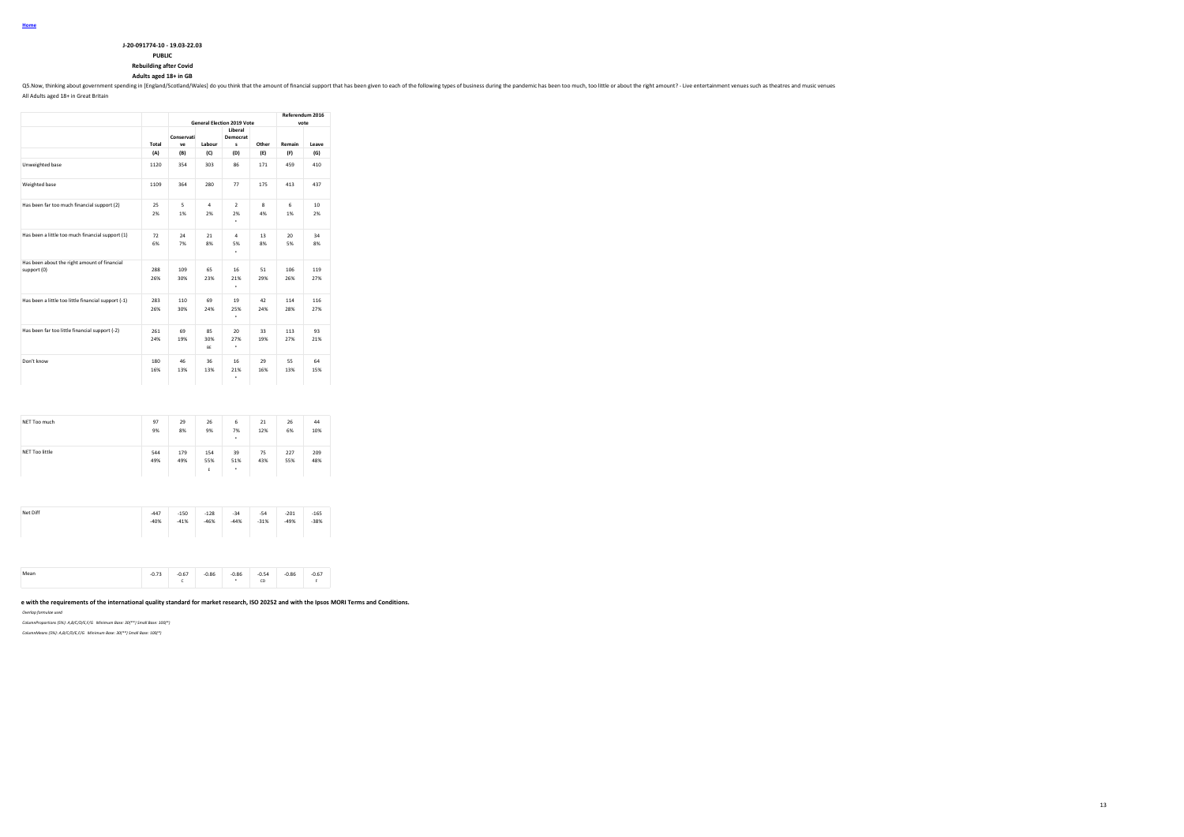Home

**J-20-091774-10 - 19.03-22.03**

**PUBLIC**

**Rebuilding after Covid**

**Adults aged 18+ in GB**

Q5.Now, thinking about government spending in [England/Scotland/Wales] do you think that the amount of financial support that has been given to each of the following types of business during the pandemic has been too much, too little or about the right amount? - Live entertainment venues such as theatres and music venues

All Adults aged 18+ in Great Britain

| | | General Election 2019 Vote | | | | Referendum 2016 vote | |
|---|---|---|---|---|---|---|---|
| | Total | Conservative | Labour | Liberal Democrats | Other | Remain | Leave |
| | (A) | (B) | (C) | (D) | (E) | (F) | (G) |
| Unweighted base | 1120 | 354 | 303 | 86 | 171 | 459 | 410 |
| Weighted base | 1109 | 364 | 280 | 77 | 175 | 413 | 437 |
| Has been far too much financial support (2) | 25<br>2% | 5<br>1% | 4<br>2% | 2<br>2%<br>* | 8<br>4% | 6<br>1% | 10<br>2% |
| Has been a little too much financial support (1) | 72<br>6% | 24<br>7% | 21<br>8% | 4<br>5%<br>* | 13<br>8% | 20<br>5% | 34<br>8% |
| Has been about the right amount of financial support (0) | 288<br>26% | 109<br>30% | 65<br>23% | 16<br>21%<br>* | 51<br>29% | 106<br>26% | 119<br>27% |
| Has been a little too little financial support (-1) | 283<br>26% | 110<br>30% | 69<br>24% | 19<br>25%<br>* | 42<br>24% | 114<br>28% | 116<br>27% |
| Has been far too little financial support (-2) | 261<br>24% | 69<br>19% | 85<br>30%<br>BE | 20<br>27%<br>* | 33<br>19% | 113<br>27% | 93<br>21% |
| Don't know | 180<br>16% | 46<br>13% | 36<br>13% | 16<br>21%<br>* | 29<br>16% | 55<br>13% | 64<br>15% |
| NET Too much | 97<br>9% | 29<br>8% | 26<br>9% | 6<br>7%<br>* | 21<br>12% | 26<br>6% | 44<br>10% |
| NET Too little | 544<br>49% | 179<br>49% | 154<br>55%<br>E | 39<br>51%<br>* | 75<br>43% | 227<br>55% | 209<br>48% |
| Net Diff | -447<br>-40% | -150<br>-41% | -128<br>-46% | -34<br>-44% | -54<br>-31% | -201<br>-49% | -165<br>-38% |
| Mean | -0.73 | -0.67<br>C | -0.86 | -0.86<br>* | -0.54<br>CD | -0.86 | -0.67<br>F |

**e with the requirements of the international quality standard for market research, ISO 20252 and with the Ipsos MORI Terms and Conditions.**

*Overlap formulae used*

*ColumnProportions (5%): A,B/C/D/E,F/G Minimum Base: 30(**) Small Base: 100(*)*

*ColumnMeans (5%): A,B/C/D/E,F/G Minimum Base: 30(**) Small Base: 100(*)*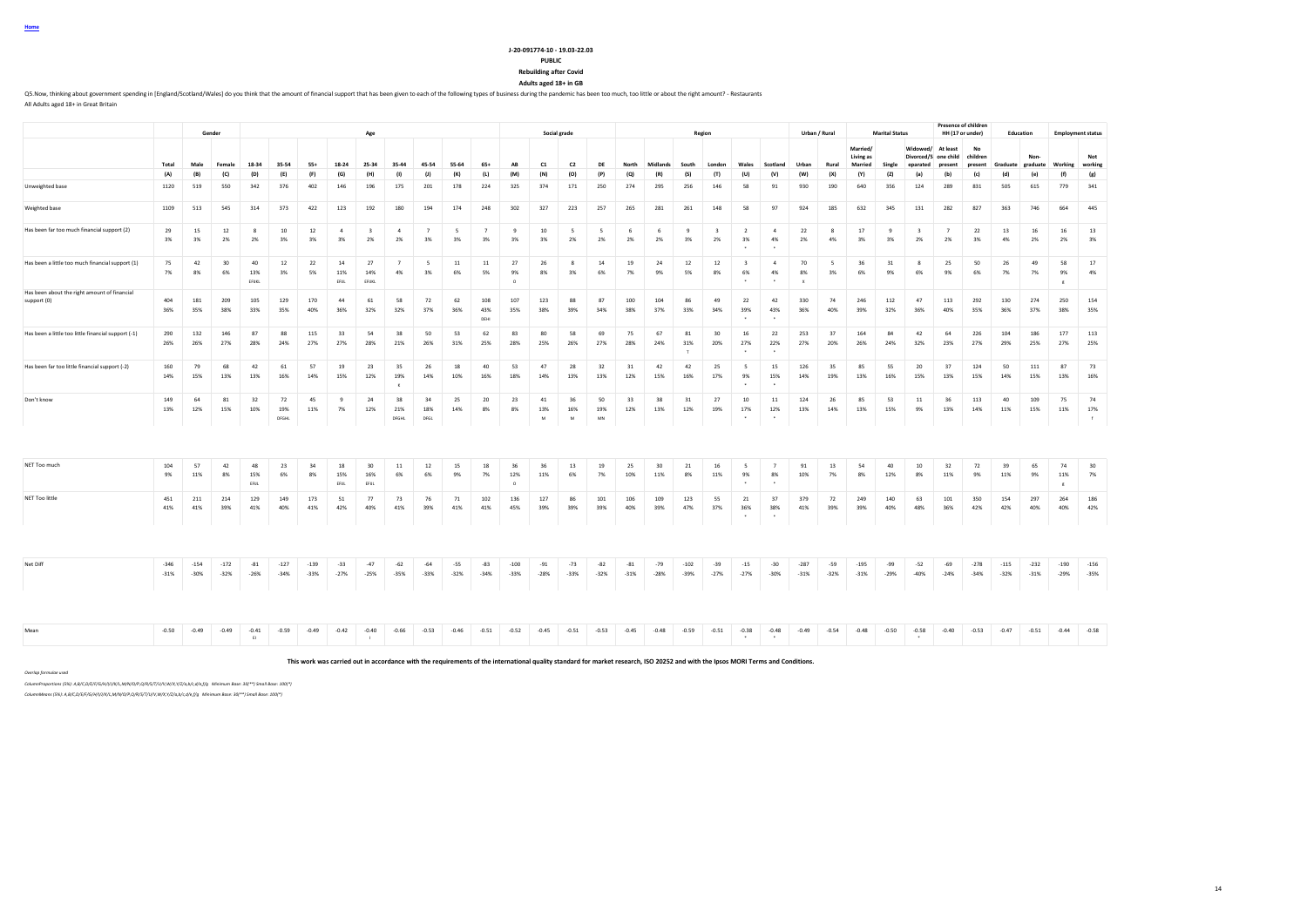Home

**J-20-091774-10 - 19.03-22.03**

**PUBLIC**

**Rebuilding after Covid**

**Adults aged 18+ in GB**

Q5.Now, thinking about government spending in [England/Scotland/Wales] do you think that the amount of financial support that has been given to each of the following types of business during the pandemic has been too much, too little or about the right amount? - Restaurants

All Adults aged 18+ in Great Britain

| | Total | Gender | | Age | | | | | | | | | Social grade | | | | Region | | | | | | Urban / Rural | | Marital Status | | | Presence of children HH (17 or under) | | Education | | Employment status | |
|---|---|---|---|---|---|---|---|---|---|---|---|---|---|---|---|---|---|---|---|---|---|---|---|---|---|---|---|---|---|---|---|---|---|
| | Total | Male | Female | 18-34 | 35-54 | 55+ | 18-24 | 25-34 | 35-44 | 45-54 | 55-64 | 65+ | AB | C1 | C2 | DE | North | Midlands | South | London | Wales | Scotland | Urban | Rural | Married/ Living as Married | Single | Widowed/ Divorced/S eparated | At least one child present | No children present | Graduate | Non-graduate | Working | Not working |
| | (A) | (B) | (C) | (D) | (E) | (F) | (G) | (H) | (I) | (J) | (K) | (L) | (M) | (N) | (O) | (P) | (Q) | (R) | (S) | (T) | (U) | (V) | (W) | (X) | (Y) | (Z) | (a) | (b) | (c) | (d) | (e) | (f) | (g) |
| Unweighted base | 1120 | 519 | 550 | 342 | 376 | 402 | 146 | 196 | 175 | 201 | 178 | 224 | 325 | 374 | 171 | 250 | 274 | 295 | 256 | 146 | 58 | 91 | 930 | 190 | 640 | 356 | 124 | 289 | 831 | 505 | 615 | 779 | 341 |
| Weighted base | 1109 | 513 | 545 | 314 | 373 | 422 | 123 | 192 | 180 | 194 | 174 | 248 | 302 | 327 | 223 | 257 | 265 | 281 | 261 | 148 | 58 | 97 | 924 | 185 | 632 | 345 | 131 | 282 | 827 | 363 | 746 | 664 | 445 |
| Has been far too much financial support (2) | 29 | 15 | 12 | 8 | 10 | 12 | 4 | 3 | 4 | 7 | 5 | 7 | 9 | 10 | 5 | 5 | 6 | 6 | 9 | 3 | 2 | 4 | 22 | 8 | 17 | 9 | 3 | 7 | 22 | 13 | 16 | 16 | 13 |
| | 3% | 3% | 2% | 2% | 3% | 3% | 3% | 2% | 2% | 3% | 3% | 3% | 3% | 3% | 2% | 2% | 2% | 2% | 3% | 2% | 3% * | 4% * | 2% | 4% | 3% | 3% | 2% | 2% | 3% | 4% | 2% | 2% | 3% |
| Has been a little too much financial support (1) | 75 | 42 | 30 | 40 | 12 | 22 | 14 | 27 | 7 | 5 | 11 | 11 | 27 | 26 | 8 | 14 | 19 | 24 | 12 | 12 | 3 | 4 | 70 | 5 | 36 | 31 | 8 | 25 | 50 | 26 | 49 | 58 | 17 |
| | 7% | 8% | 6% | 13% EFIJKL | 3% | 5% | 11% EFIJL | 14% EFIJKL | 4% | 3% | 6% | 5% | 9% O | 8% | 3% | 6% | 7% | 9% | 5% | 8% | 6% * | 4% * | 8% X | 3% | 6% | 9% | 6% | 9% | 6% | 7% | 7% | 9% g | 4% |
| Has been about the right amount of financial support (0) | 404 | 181 | 209 | 105 | 129 | 170 | 44 | 61 | 58 | 72 | 62 | 108 | 107 | 123 | 88 | 87 | 100 | 104 | 86 | 49 | 22 | 42 | 330 | 74 | 246 | 112 | 47 | 113 | 292 | 130 | 274 | 250 | 154 |
| | 36% | 35% | 38% | 33% | 35% | 40% | 36% | 32% | 32% | 37% | 36% | 43% DEHI | 35% | 38% | 39% | 34% | 38% | 37% | 33% | 34% | 39% * | 43% * | 36% | 40% | 39% | 32% | 36% | 40% | 35% | 36% | 37% | 38% | 35% |
| Has been a little too little financial support (-1) | 290 | 132 | 146 | 87 | 88 | 115 | 33 | 54 | 38 | 50 | 53 | 62 | 83 | 80 | 58 | 69 | 75 | 67 | 81 | 30 | 16 | 22 | 253 | 37 | 164 | 84 | 42 | 64 | 226 | 104 | 186 | 177 | 113 |
| | 26% | 26% | 27% | 28% | 24% | 27% | 27% | 28% | 21% | 26% | 31% | 25% | 28% | 25% | 26% | 27% | 28% | 24% | 31% T | 20% | 27% * | 22% * | 27% | 20% | 26% | 24% | 32% | 23% | 27% | 29% | 25% | 27% | 25% |
| Has been far too little financial support (-2) | 160 | 79 | 68 | 42 | 61 | 57 | 19 | 23 | 35 | 26 | 18 | 40 | 53 | 47 | 28 | 32 | 31 | 42 | 42 | 25 | 5 | 15 | 126 | 35 | 85 | 55 | 20 | 37 | 124 | 50 | 111 | 87 | 73 |
| | 14% | 15% | 13% | 13% | 16% | 14% | 15% | 12% | 19% K | 14% | 10% | 16% | 18% | 14% | 13% | 13% | 12% | 15% | 16% | 17% | 9% * | 15% * | 14% | 19% | 13% | 16% | 15% | 13% | 15% | 14% | 15% | 13% | 16% |
| Don't know | 149 | 64 | 81 | 32 | 72 | 45 | 9 | 24 | 38 | 34 | 25 | 20 | 23 | 41 | 36 | 50 | 33 | 38 | 31 | 27 | 10 | 11 | 124 | 26 | 85 | 53 | 11 | 36 | 113 | 40 | 109 | 75 | 74 |
| | 13% | 12% | 15% | 10% | 19% DFGHL | 11% | 7% | 12% | 21% DFGHL | 18% DFGL | 14% | 8% | 8% | 13% M | 16% M | 19% MN | 12% | 13% | 12% | 19% | 17% * | 12% * | 13% | 14% | 13% | 15% | 9% | 13% | 14% | 11% | 15% | 11% | 17% f |
| NET Too much | 104 | 57 | 42 | 48 | 23 | 34 | 18 | 30 | 11 | 12 | 15 | 18 | 36 | 36 | 13 | 19 | 25 | 30 | 21 | 16 | 5 | 7 | 91 | 13 | 54 | 40 | 10 | 32 | 72 | 39 | 65 | 74 | 30 |
| | 9% | 11% | 8% | 15% EFIJL | 6% | 8% | 15% EFIJL | 16% EFIJL | 6% | 6% | 9% | 7% | 12% O | 11% | 6% | 7% | 10% | 11% | 8% | 11% | 9% * | 8% * | 10% | 7% | 8% | 12% | 8% | 11% | 9% | 11% | 9% | 11% g | 7% |
| NET Too little | 451 | 211 | 214 | 129 | 149 | 173 | 51 | 77 | 73 | 76 | 71 | 102 | 136 | 127 | 86 | 101 | 106 | 109 | 123 | 55 | 21 | 37 | 379 | 72 | 249 | 140 | 63 | 101 | 350 | 154 | 297 | 264 | 186 |
| | 41% | 41% | 39% | 41% | 40% | 41% | 42% | 40% | 41% | 39% | 41% | 41% | 45% | 39% | 39% | 39% | 40% | 39% | 47% | 37% | 36% * | 38% * | 41% | 39% | 39% | 40% | 48% | 36% | 42% | 42% | 40% | 40% | 42% |
| Net Diff | -346 | -154 | -172 | -81 | -127 | -139 | -33 | -47 | -62 | -64 | -55 | -83 | -100 | -91 | -73 | -82 | -81 | -79 | -102 | -39 | -15 | -30 | -287 | -59 | -195 | -99 | -52 | -69 | -278 | -115 | -232 | -190 | -156 |
| | -31% | -30% | -32% | -26% | -34% | -33% | -27% | -25% | -35% | -33% | -32% | -34% | -33% | -28% | -33% | -32% | -31% | -28% | -39% | -27% | -27% | -30% | -31% | -32% | -31% | -29% | -40% | -24% | -34% | -32% | -31% | -29% | -35% |
| Mean | -0.50 | -0.49 | -0.49 | -0.41 EI | -0.59 | -0.49 | -0.42 | -0.40 I | -0.66 | -0.53 | -0.46 | -0.51 | -0.52 | -0.45 | -0.51 | -0.53 | -0.45 | -0.48 | -0.59 | -0.51 | -0.38 * | -0.48 * | -0.49 | -0.54 | -0.48 | -0.50 | -0.58 * | -0.40 | -0.53 | -0.47 | -0.51 | -0.44 | -0.58 |

**This work was carried out in accordance with the requirements of the international quality standard for market research, ISO 20252 and with the Ipsos MORI Terms and Conditions.**

*Overlap formulae used*

*ColumnProportions (5%): A,B/C,D/E/F/G/H/I/J/K/L,M/N/O/P,Q/R/S/T/U/V,W/X,Y/Z/a,b/c,d/e,f/g Minimum Base: 30(**) Small Base: 100(*)*

*ColumnMeans (5%): A,B/C,D/E/F/G/H/I/J/K/L,M/N/O/P,Q/R/S/T/U/V,W/X,Y/Z/a,b/c,d/e,f/g Minimum Base: 30(**) Small Base: 100(*)*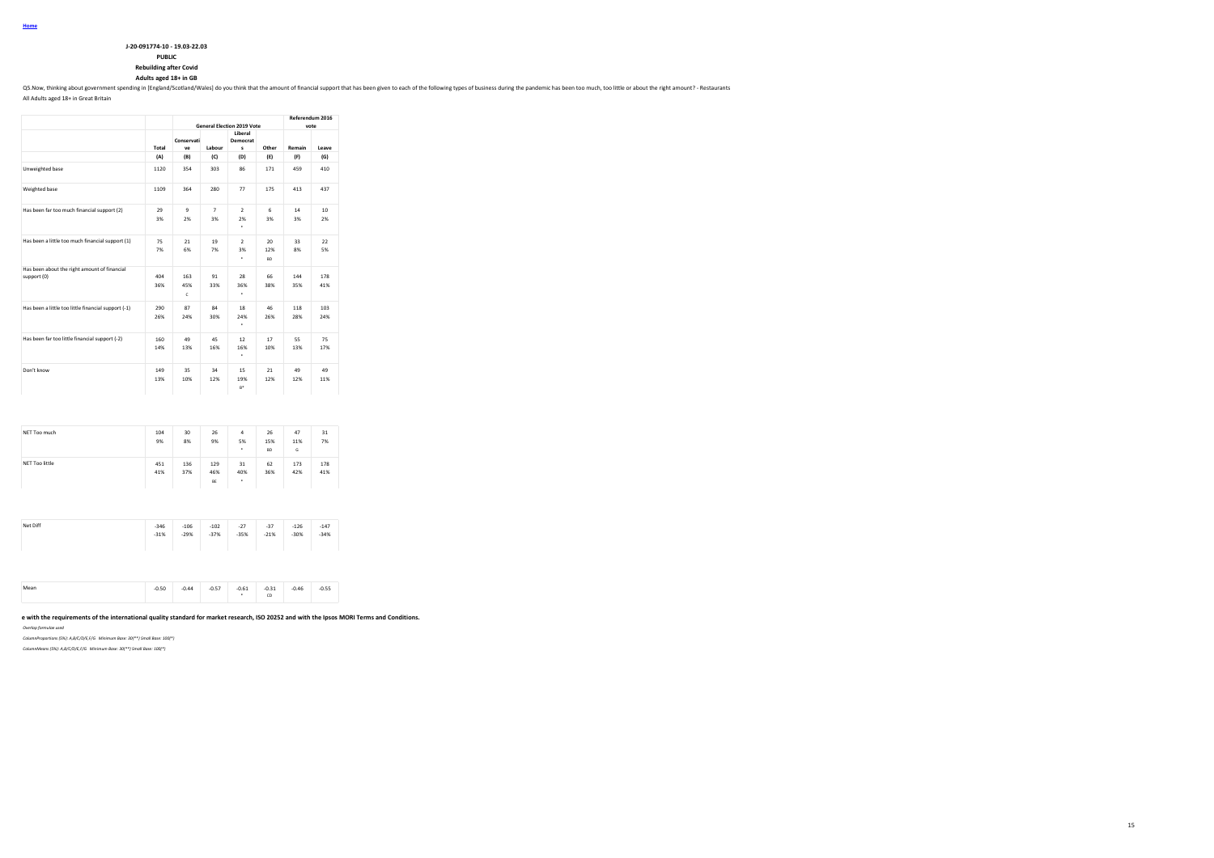Home

**J-20-091774-10 - 19.03-22.03**

**PUBLIC**

**Rebuilding after Covid**

**Adults aged 18+ in GB**

Q5.Now, thinking about government spending in [England/Scotland/Wales] do you think that the amount of financial support that has been given to each of the following types of business during the pandemic has been too much, too little or about the right amount? - Restaurants

All Adults aged 18+ in Great Britain

| | | General Election 2019 Vote | | | | Referendum 2016 vote | |
|---|---|---|---|---|---|---|---|
| | Total | Conservative | Labour | Liberal Democrats | Other | Remain | Leave |
| | (A) | (B) | (C) | (D) | (E) | (F) | (G) |
| Unweighted base | 1120 | 354 | 303 | 86 | 171 | 459 | 410 |
| Weighted base | 1109 | 364 | 280 | 77 | 175 | 413 | 437 |
| Has been far too much financial support (2) | 29<br>3% | 9<br>2% | 7<br>3% | 2<br>2%<br>* | 6<br>3% | 14<br>3% | 10<br>2% |
| Has been a little too much financial support (1) | 75<br>7% | 21<br>6% | 19<br>7% | 2<br>3%<br>* | 20<br>12%<br>BD | 33<br>8% | 22<br>5% |
| Has been about the right amount of financial support (0) | 404<br>36% | 163<br>45%<br>C | 91<br>33% | 28<br>36%<br>* | 66<br>38% | 144<br>35% | 178<br>41% |
| Has been a little too little financial support (-1) | 290<br>26% | 87<br>24% | 84<br>30% | 18<br>24%<br>* | 46<br>26% | 118<br>28% | 103<br>24% |
| Has been far too little financial support (-2) | 160<br>14% | 49<br>13% | 45<br>16% | 12<br>16%<br>* | 17<br>10% | 55<br>13% | 75<br>17% |
| Don't know | 149<br>13% | 35<br>10% | 34<br>12% | 15<br>19%<br>B* | 21<br>12% | 49<br>12% | 49<br>11% |
| NET Too much | 104<br>9% | 30<br>8% | 26<br>9% | 4<br>5%<br>* | 26<br>15%<br>BD | 47<br>11%<br>G | 31<br>7% |
| NET Too little | 451<br>41% | 136<br>37% | 129<br>46%<br>BE | 31<br>40%<br>* | 62<br>36% | 173<br>42% | 178<br>41% |
| Net Diff | -346<br>-31% | -106<br>-29% | -102<br>-37% | -27<br>-35% | -37<br>-21% | -126<br>-30% | -147<br>-34% |
| Mean | -0.50 | -0.44 | -0.57 | -0.61<br>* | -0.31<br>CD | -0.46 | -0.55 |

**e with the requirements of the international quality standard for market research, ISO 20252 and with the Ipsos MORI Terms and Conditions.**

*Overlap formulae used*

*ColumnProportions (5%): A,B/C/D/E,F/G Minimum Base: 30(**) Small Base: 100(*)*

*ColumnMeans (5%): A,B/C/D/E,F/G Minimum Base: 30(**) Small Base: 100(*)*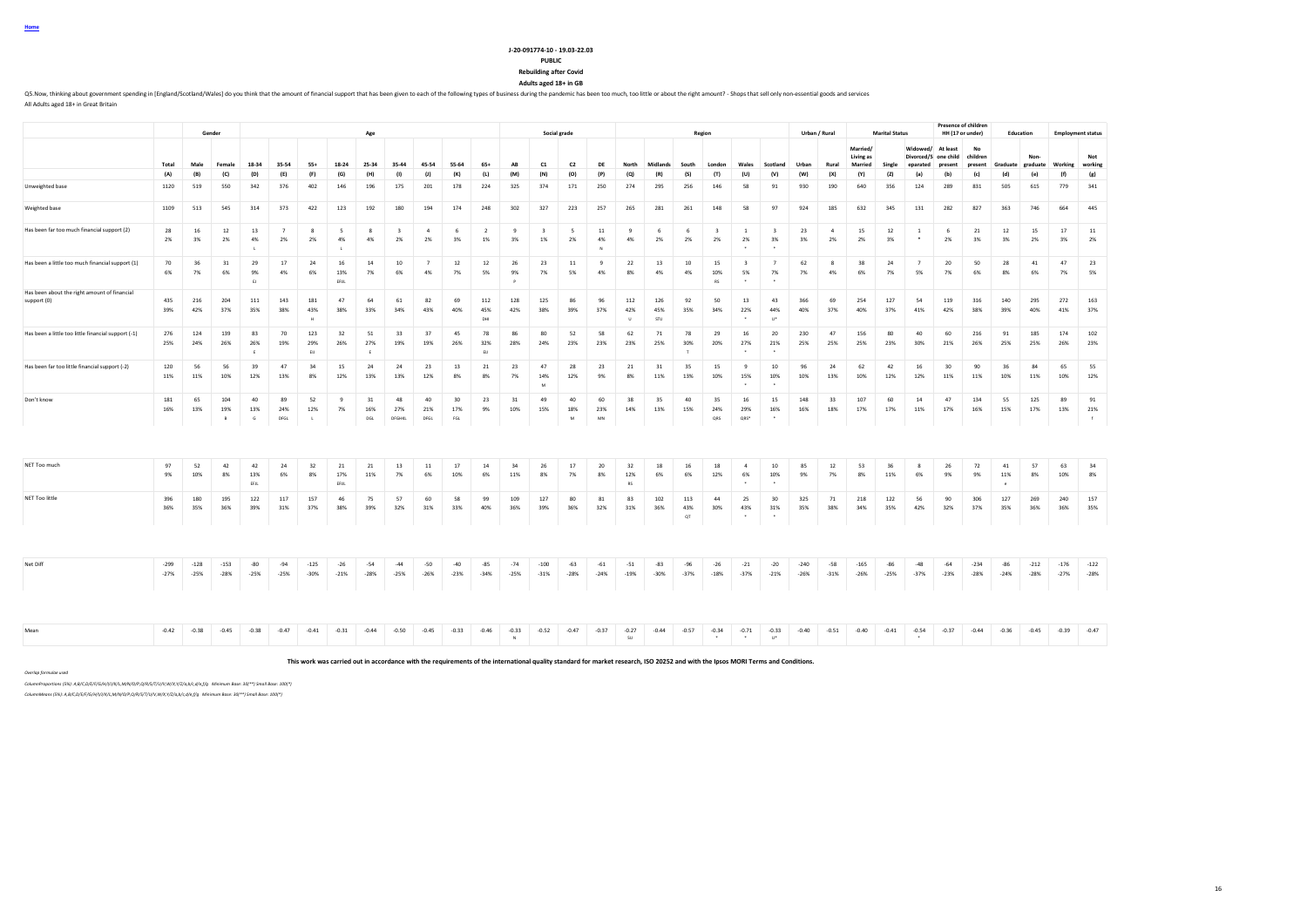Home

**J-20-091774-10 - 19.03-22.03**

**PUBLIC**

**Rebuilding after Covid**

**Adults aged 18+ in GB**

Q5.Now, thinking about government spending in [England/Scotland/Wales] do you think that the amount of financial support that has been given to each of the following types of business during the pandemic has been too much, too little or about the right amount? - Shops that sell only non-essential goods and services

All Adults aged 18+ in Great Britain

| | | Gender | | Age | | | | | | | | | Social grade | | | | Region | | | | | | Urban / Rural | | Marital Status | | | Presence of children HH (17 or under) | | Education | | Employment status | |
|---|---|---|---|---|---|---|---|---|---|---|---|---|---|---|---|---|---|---|---|---|---|---|---|---|---|---|---|---|---|---|---|---|---|
| | Total | Male | Female | 18-34 | 35-54 | 55+ | 18-24 | 25-34 | 35-44 | 45-54 | 55-64 | 65+ | AB | C1 | C2 | DE | North | Midlands | South | London | Wales | Scotland | Urban | Rural | Married/ Living as Married | Single | Widowed/ Divorced/S eparated | At least one child present | No children present | Graduate | Non-graduate | Working | Not working |
| | (A) | (B) | (C) | (D) | (E) | (F) | (G) | (H) | (I) | (J) | (K) | (L) | (M) | (N) | (O) | (P) | (Q) | (R) | (S) | (T) | (U) | (V) | (W) | (X) | (Y) | (Z) | (a) | (b) | (c) | (d) | (e) | (f) | (g) |
| Unweighted base | 1120 | 519 | 550 | 342 | 376 | 402 | 146 | 196 | 175 | 201 | 178 | 224 | 325 | 374 | 171 | 250 | 274 | 295 | 256 | 146 | 58 | 91 | 930 | 190 | 640 | 356 | 124 | 289 | 831 | 505 | 615 | 779 | 341 |
| Weighted base | 1109 | 513 | 545 | 314 | 373 | 422 | 123 | 192 | 180 | 194 | 174 | 248 | 302 | 327 | 223 | 257 | 265 | 281 | 261 | 148 | 58 | 97 | 924 | 185 | 632 | 345 | 131 | 282 | 827 | 363 | 746 | 664 | 445 |
| Has been far too much financial support (2) | 28 | 16 | 12 | 13 | 7 | 8 | 5 | 8 | 3 | 4 | 6 | 2 | 9 | 3 | 5 | 11 | 9 | 6 | 6 | 3 | 1 | 3 | 23 | 4 | 15 | 12 | 1 | 6 | 21 | 12 | 15 | 17 | 11 |
| | 2% | 3% | 2% | 4% | 2% | 2% | 4% | 4% | 2% | 2% | 3% | 1% | 3% | 1% | 2% | 4% | 4% | 2% | 2% | 2% | 2% | 3% | 3% | 2% | 2% | 3% | * | 2% | 3% | 3% | 2% | 3% | 2% |
| | | | | L | | | L | | | | | | | | | N | | | | | * | * | | | | | | | | | | | |
| Has been a little too much financial support (1) | 70 | 36 | 31 | 29 | 17 | 24 | 16 | 14 | 10 | 7 | 12 | 12 | 26 | 23 | 11 | 9 | 22 | 13 | 10 | 15 | 3 | 7 | 62 | 8 | 38 | 24 | 7 | 20 | 50 | 28 | 41 | 47 | 23 |
| | 6% | 7% | 6% | 9% | 4% | 6% | 13% | 7% | 6% | 4% | 7% | 5% | 9% | 7% | 5% | 4% | 8% | 4% | 4% | 10% | 5% | 7% | 7% | 4% | 6% | 7% | 5% | 7% | 6% | 8% | 6% | 7% | 5% |
| | | | | EJ | | | EIJL | | | | | | P | | | | | | | RS | * | * | | | | | | | | | | | |
| Has been about the right amount of financial support (0) | 435 | 216 | 204 | 111 | 143 | 181 | 47 | 64 | 61 | 82 | 69 | 112 | 128 | 125 | 86 | 96 | 112 | 126 | 92 | 50 | 13 | 43 | 366 | 69 | 254 | 127 | 54 | 119 | 316 | 140 | 295 | 272 | 163 |
| | 39% | 42% | 37% | 35% | 38% | 43% | 38% | 33% | 34% | 43% | 40% | 45% | 42% | 38% | 39% | 37% | 42% | 45% | 35% | 34% | 22% | 44% | 40% | 37% | 40% | 37% | 41% | 42% | 38% | 39% | 40% | 41% | 37% |
| | | | | | | H | | | | | | DHI | | | | | U | STU | | | * | U* | | | | | | | | | | | |
| Has been a little too little financial support (-1) | 276 | 124 | 139 | 83 | 70 | 123 | 32 | 51 | 33 | 37 | 45 | 78 | 86 | 80 | 52 | 58 | 62 | 71 | 78 | 29 | 16 | 20 | 230 | 47 | 156 | 80 | 40 | 60 | 216 | 91 | 185 | 174 | 102 |
| | 25% | 24% | 26% | 26% | 19% | 29% | 26% | 27% | 19% | 19% | 26% | 32% | 28% | 24% | 23% | 23% | 23% | 25% | 30% | 20% | 27% | 21% | 25% | 25% | 25% | 23% | 30% | 21% | 26% | 25% | 25% | 26% | 23% |
| | | | | E | | EIJ | | I | | | | EIJ | | | | | | | T | | * | * | | | | | | | | | | | |
| Has been far too little financial support (-2) | 120 | 56 | 56 | 39 | 47 | 34 | 15 | 24 | 24 | 23 | 13 | 21 | 23 | 47 | 28 | 23 | 21 | 31 | 35 | 15 | 9 | 10 | 96 | 24 | 62 | 42 | 16 | 30 | 90 | 36 | 84 | 65 | 55 |
| | 11% | 11% | 10% | 12% | 13% | 8% | 12% | 13% | 13% | 12% | 8% | 8% | 7% | 14% | 12% | 9% | 8% | 11% | 13% | 10% | 15% | 10% | 10% | 13% | 10% | 12% | 12% | 11% | 11% | 10% | 11% | 10% | 12% |
| | | | | | | | | | | | | | | M | | | | | | | * | * | | | | | | | | | | | |
| Don't know | 181 | 65 | 104 | 40 | 89 | 52 | 9 | 31 | 48 | 40 | 30 | 23 | 31 | 49 | 40 | 60 | 38 | 35 | 40 | 35 | 16 | 15 | 148 | 33 | 107 | 60 | 14 | 47 | 134 | 55 | 125 | 89 | 91 |
| | 16% | 13% | 19% | 13% | 24% | 12% | 7% | 16% | 27% | 21% | 17% | 9% | 10% | 15% | 18% | 23% | 14% | 13% | 15% | 24% | 29% | 16% | 16% | 18% | 17% | 17% | 11% | 17% | 16% | 15% | 17% | 13% | 21% |
| | | | B | G | DFGL | L | | DGL | DFGHKL | DFGL | FGL | | | | M | MN | | | | QRS | QRS* | * | | | | | | | | | | | f |
| NET Too much | 97 | 52 | 42 | 42 | 24 | 32 | 21 | 21 | 13 | 11 | 17 | 14 | 34 | 26 | 17 | 20 | 32 | 18 | 16 | 18 | 4 | 10 | 85 | 12 | 53 | 36 | 8 | 26 | 72 | 41 | 57 | 63 | 34 |
| | 9% | 10% | 8% | 13% | 6% | 8% | 17% | 11% | 7% | 6% | 10% | 6% | 11% | 8% | 7% | 8% | 12% | 6% | 6% | 12% | 6% | 10% | 9% | 7% | 8% | 11% | 6% | 9% | 9% | 11% | 8% | 10% | 8% |
| | | | | EFJL | | | EIJL | | | | | | | | | | RS | | | | * | * | | | | | | | | e | | | |
| NET Too little | 396 | 180 | 195 | 122 | 117 | 157 | 46 | 75 | 57 | 60 | 58 | 99 | 109 | 127 | 80 | 81 | 83 | 102 | 113 | 44 | 25 | 30 | 325 | 71 | 218 | 122 | 56 | 90 | 306 | 127 | 269 | 240 | 157 |
| | 36% | 35% | 36% | 39% | 31% | 37% | 38% | 39% | 32% | 31% | 33% | 40% | 36% | 39% | 36% | 32% | 31% | 36% | 43% | 30% | 43% | 31% | 35% | 38% | 34% | 35% | 42% | 32% | 37% | 35% | 36% | 36% | 35% |
| | | | | | | | | | | | | | | | | | | | QT | | * | * | | | | | | | | | | | |
| Net Diff | -299 | -128 | -153 | -80 | -94 | -125 | -26 | -54 | -44 | -50 | -40 | -85 | -74 | -100 | -63 | -61 | -51 | -83 | -96 | -26 | -21 | -20 | -240 | -58 | -165 | -86 | -48 | -64 | -234 | -86 | -212 | -176 | -122 |
| | -27% | -25% | -28% | -25% | -25% | -30% | -21% | -28% | -25% | -26% | -23% | -34% | -25% | -31% | -28% | -24% | -19% | -30% | -37% | -18% | -37% | -21% | -26% | -31% | -26% | -25% | -37% | -23% | -28% | -24% | -28% | -27% | -28% |
| Mean | -0.42 | -0.38 | -0.45 | -0.38 | -0.47 | -0.41 | -0.31 | -0.44 | -0.50 | -0.45 | -0.33 | -0.46 | -0.33 | -0.52 | -0.47 | -0.37 | -0.27 | -0.44 | -0.57 | -0.34 | -0.71 | -0.33 | -0.40 | -0.51 | -0.40 | -0.41 | -0.54 | -0.37 | -0.44 | -0.36 | -0.45 | -0.39 | -0.47 |
| | | | | | | | | | | | | | N | | | | SU | | | * | * | U* | | | | | * | | | | | | |

**This work was carried out in accordance with the requirements of the international quality standard for market research, ISO 20252 and with the Ipsos MORI Terms and Conditions.**

*Overlap formulae used.*

*ColumnProportions (5%): A,B/C,D/E/F/G/H/I/J/K/L,M/N/O/P,Q/R/S/T/U/V,W/X,Y/Z/a,b/c,d/e,f/g Minimum Base: 30(**) Small Base: 100(*)*

*ColumnMeans (5%): A,B/C,D/E/F/G/H/I/J/K/L,M/N/O/P,Q/R/S/T/U/V,W/X,Y/Z/a,b/c,d/e,f/g Minimum Base: 30(**) Small Base: 100(*)*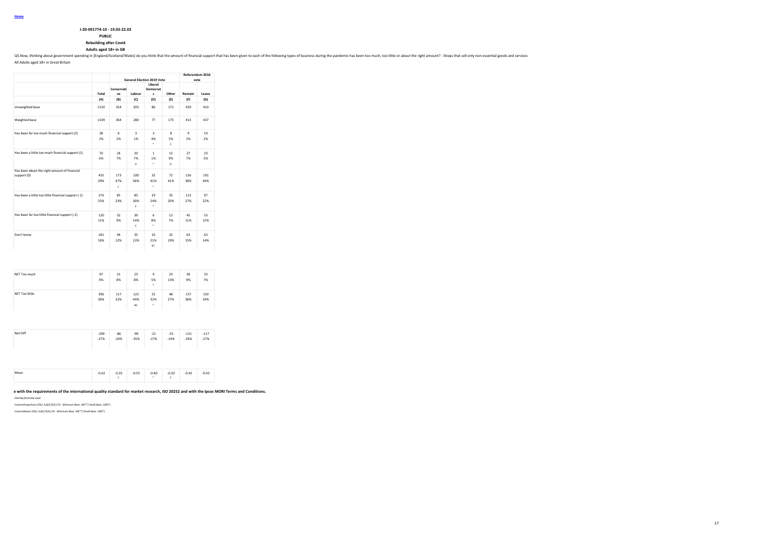Home

**J-20-091774-10 - 19.03-22.03**

**PUBLIC**

**Rebuilding after Covid**

**Adults aged 18+ in GB**

Q5.Now, thinking about government spending in [England/Scotland/Wales] do you think that the amount of financial support that has been given to each of the following types of business during the pandemic has been too much, too little or about the right amount? - Shops that sell only non-essential goods and services

All Adults aged 18+ in Great Britain

| | | General Election 2019 Vote | | | | Referendum 2016 vote | |
|---|---|---|---|---|---|---|---|
| | Total | Conservative | Labour | Liberal Democrats | Other | Remain | Leave |
| | (A) | (B) | (C) | (D) | (E) | (F) | (G) |
| Unweighted base | 1120 | 354 | 303 | 86 | 171 | 459 | 410 |
| Weighted base | 1109 | 364 | 280 | 77 | 175 | 413 | 437 |
| Has been far too much financial support (2) | 28<br>2% | 6<br>2% | 3<br>1% | 3<br>4%<br>* | 8<br>5%<br>C | 9<br>2% | 10<br>2% |
| Has been a little too much financial support (1) | 70<br>6% | 24<br>7% | 20<br>7%<br>D | 1<br>1%<br>* | 15<br>9%<br>D | 27<br>7% | 23<br>5% |
| Has been about the right amount of financial support (0) | 435<br>39% | 173<br>47%<br>C | 100<br>36% | 32<br>41%<br>* | 72<br>41% | 156<br>38% | 191<br>44% |
| Has been a little too little financial support (-1) | 276<br>25% | 85<br>23% | 83<br>30%<br>E | 19<br>24%<br>* | 35<br>20% | 113<br>27% | 97<br>22% |
| Has been far too little financial support (-2) | 120<br>11% | 32<br>9% | 39<br>14%<br>E | 6<br>8%<br>* | 13<br>7% | 45<br>11% | 53<br>12% |
| Don't know | 181<br>16% | 44<br>12% | 35<br>13% | 16<br>21%<br>B* | 32<br>19% | 63<br>15% | 63<br>14% |
| NET Too much | 97<br>9% | 31<br>8% | 23<br>8% | 4<br>5%<br>* | 23<br>13% | 36<br>9% | 33<br>7% |
| NET Too little | 396<br>36% | 117<br>32% | 122<br>44%<br>BE | 25<br>32%<br>* | 48<br>27% | 157<br>38% | 150<br>34% |
| Net Diff | -299<br>-27% | -86<br>-24% | -99<br>-35% | -21<br>-27% | -25<br>-14% | -121<br>-29% | -117<br>-27% |
| Mean | -0.42 | -0.35<br>C | -0.55 | -0.40<br>* | -0.20<br>C | -0.45 | -0.43 |

**e with the requirements of the international quality standard for market research, ISO 20252 and with the Ipsos MORI Terms and Conditions.**

*Overlap formulae used*

*ColumnProportions (5%): A,B/C/D/E,F/G Minimum Base: 30(**) Small Base: 100(*)*

*ColumnMeans (5%): A,B/C/D/E,F/G Minimum Base: 30(**) Small Base: 100(*)*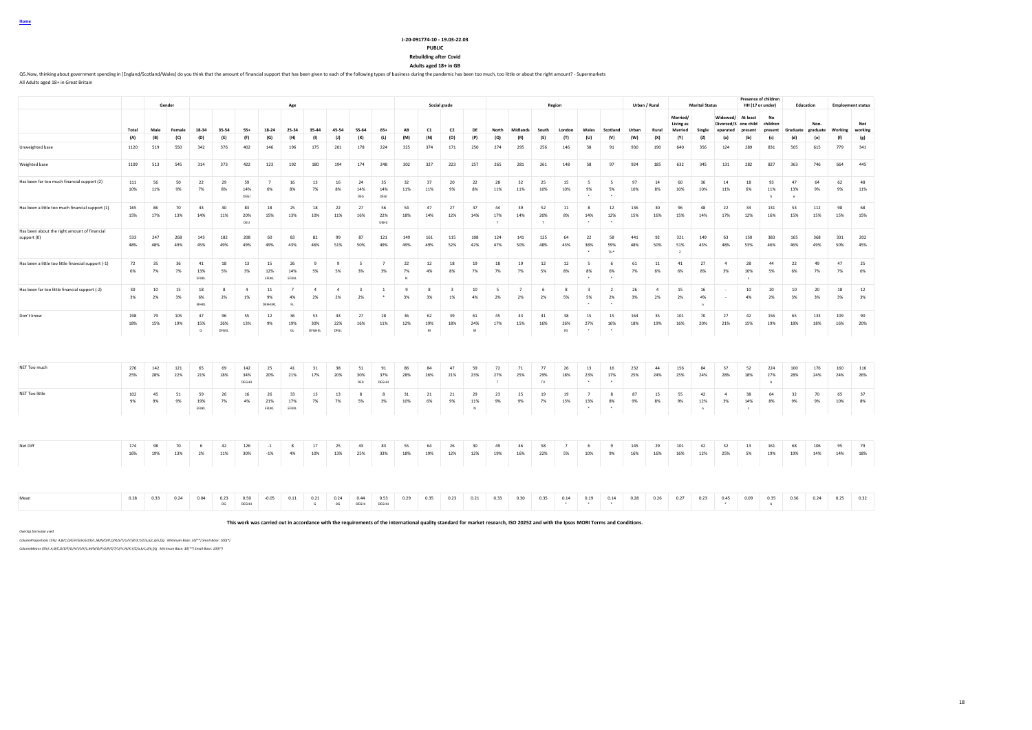Home

**J-20-091774-10 - 19.03-22.03**

**PUBLIC**

**Rebuilding after Covid**

**Adults aged 18+ in GB**

Q5.Now, thinking about government spending in [England/Scotland/Wales] do you think that the amount of financial support that has been given to each of the following types of business during the pandemic has been too much, too little or about the right amount? - Supermarkets

All Adults aged 18+ in Great Britain

| | | Gender | | Age | | | | | | | | | Social grade | | | | Region | | | | | | Urban / Rural | | Marital Status | | | Presence of children HH (17 or under) | | Education | | Employment status | |
|---|---|---|---|---|---|---|---|---|---|---|---|---|---|---|---|---|---|---|---|---|---|---|---|---|---|---|---|---|---|---|---|---|---|
| | Total | Male | Female | 18-34 | 35-54 | 55+ | 18-24 | 25-34 | 35-44 | 45-54 | 55-64 | 65+ | AB | C1 | C2 | DE | North | Midlands | South | London | Wales | Scotland | Urban | Rural | Married/ Living as Married | Single | Widowed/ Divorced/S eparated | At least one child present | No children present | Graduate | Non-graduate | Working | Not working |
| | (A) | (B) | (C) | (D) | (E) | (F) | (G) | (H) | (I) | (J) | (K) | (L) | (M) | (N) | (O) | (P) | (Q) | (R) | (S) | (T) | (U) | (V) | (W) | (X) | (Y) | (Z) | (a) | (b) | (c) | (d) | (e) | (f) | (g) |
| Unweighted base | 1120 | 519 | 550 | 342 | 376 | 402 | 146 | 196 | 175 | 201 | 178 | 224 | 325 | 374 | 171 | 250 | 274 | 295 | 256 | 146 | 58 | 91 | 930 | 190 | 640 | 356 | 124 | 289 | 831 | 505 | 615 | 779 | 341 |
| Weighted base | 1109 | 513 | 545 | 314 | 373 | 422 | 123 | 192 | 180 | 194 | 174 | 248 | 302 | 327 | 223 | 257 | 265 | 281 | 261 | 148 | 58 | 97 | 924 | 185 | 632 | 345 | 131 | 282 | 827 | 363 | 746 | 664 | 445 |
| Has been far too much financial support (2) | 111<br>10% | 56<br>11% | 50<br>9% | 22<br>7% | 29<br>8% | 59<br>14%<br>DEGI | 7<br>6% | 16<br>8% | 13<br>7% | 16<br>8% | 24<br>14%<br>DEGI | 35<br>14%<br>DEGI | 32<br>11% | 37<br>11% | 20<br>9% | 22<br>8% | 28<br>11% | 32<br>11% | 25<br>10% | 15<br>10% | 5<br>9%<br>* | 5<br>5%<br>* | 97<br>10% | 14<br>8% | 60<br>10% | 36<br>10% | 14<br>11% | 18<br>6% | 93<br>11%<br>b | 47<br>13%<br>e | 64<br>9% | 62<br>9% | 48<br>11% |
| Has been a little too much financial support (1) | 165<br>15% | 86<br>17% | 70<br>13% | 43<br>14% | 40<br>11% | 83<br>20%<br>DEGI | 18<br>15% | 25<br>13% | 18<br>10% | 22<br>11% | 27<br>16% | 56<br>22%<br>DEHIJ | 54<br>18% | 47<br>14% | 27<br>12% | 37<br>14% | 44<br>17%<br>T | 39<br>14% | 52<br>20%<br>T | 11<br>8% | 8<br>14%<br>* | 12<br>12%<br>* | 136<br>15% | 30<br>16% | 96<br>15% | 48<br>14% | 22<br>17% | 34<br>12% | 131<br>16% | 53<br>15% | 112<br>15% | 98<br>15% | 68<br>15% |
| Has been about the right amount of financial support (0) | 533<br>48% | 247<br>48% | 268<br>49% | 143<br>45% | 182<br>49% | 208<br>49% | 60<br>49% | 83<br>43% | 82<br>46% | 99<br>51% | 87<br>50% | 121<br>49% | 149<br>49% | 161<br>49% | 115<br>52% | 108<br>42% | 124<br>47% | 141<br>50% | 125<br>48% | 64<br>43% | 22<br>38%<br>* | 58<br>59%<br>TU* | 441<br>48% | 92<br>50% | 321<br>51%<br>Z | 149<br>43% | 63<br>48% | 150<br>53% | 383<br>46% | 165<br>46% | 368<br>49% | 331<br>50% | 202<br>45% |
| Has been a little too little financial support (-1) | 72<br>6% | 35<br>7% | 36<br>7% | 41<br>13%<br>EFIJKL | 18<br>5% | 13<br>3% | 15<br>12%<br>EFIJKL | 26<br>14%<br>EFIJKL | 9<br>5% | 9<br>5% | 5<br>3% | 7<br>3% | 22<br>7%<br>N | 12<br>4% | 18<br>8% | 19<br>7% | 18<br>7% | 19<br>7% | 12<br>5% | 12<br>8% | 5<br>8%<br>* | 6<br>6%<br>* | 61<br>7% | 11<br>6% | 41<br>6% | 27<br>8% | 4<br>3% | 28<br>10%<br>c | 44<br>5% | 22<br>6% | 49<br>7% | 47<br>7% | 25<br>6% |
| Has been far too little financial support (-2) | 30<br>3% | 10<br>2% | 15<br>3% | 18<br>6%<br>EFIJKL | 8<br>2% | 4<br>1% | 11<br>9%<br>DEFHIJKL | 7<br>4%<br>FL | 4<br>2% | 4<br>2% | 3<br>2% | 1<br>* | 9<br>3% | 8<br>3% | 3<br>1% | 10<br>4% | 5<br>2% | 7<br>2% | 6<br>2% | 8<br>5% | 3<br>5%<br>* | 2<br>2%<br>* | 26<br>3% | 4<br>2% | 15<br>2% | 16<br>4%<br>a | - | 10<br>4% | 20<br>2% | 10<br>3% | 20<br>3% | 18<br>3% | 12<br>3% |
| Don't know | 198<br>18% | 79<br>15% | 105<br>19% | 47<br>15%<br>G | 96<br>26%<br>DFGKL | 55<br>13% | 12<br>9% | 36<br>19%<br>GL | 53<br>30%<br>DFGHKL | 43<br>22%<br>DFGL | 27<br>16% | 28<br>11% | 36<br>12% | 62<br>19%<br>M | 39<br>18% | 61<br>24%<br>M | 45<br>17% | 43<br>15% | 41<br>16% | 38<br>26%<br>RS | 15<br>27%<br>* | 15<br>16%<br>* | 164<br>18% | 35<br>19% | 101<br>16% | 70<br>20% | 27<br>21% | 42<br>15% | 156<br>19% | 65<br>18% | 133<br>18% | 109<br>16% | 90<br>20% |
| NET Too much | 276<br>25% | 142<br>28% | 121<br>22% | 65<br>21% | 69<br>18% | 142<br>34%<br>DEGHIJ | 25<br>20% | 41<br>21% | 31<br>17% | 38<br>20% | 51<br>30%<br>DEIJ | 91<br>37%<br>DEGHIJ | 86<br>28% | 84<br>26% | 47<br>21% | 59<br>23% | 72<br>27%<br>T | 71<br>25% | 77<br>29%<br>TV | 26<br>18% | 13<br>23%<br>* | 16<br>17%<br>* | 232<br>25% | 44<br>24% | 156<br>25% | 84<br>24% | 37<br>28% | 52<br>18% | 224<br>27%<br>b | 100<br>28% | 176<br>24% | 160<br>24% | 116<br>26% |
| NET Too little | 102<br>9% | 45<br>9% | 51<br>9% | 59<br>19%<br>EFIJKL | 26<br>7% | 16<br>4% | 26<br>21%<br>EFIJKL | 33<br>17%<br>EFIJKL | 13<br>7% | 13<br>7% | 8<br>5% | 8<br>3% | 31<br>10% | 21<br>6% | 21<br>9% | 29<br>11%<br>N | 23<br>9% | 25<br>9% | 19<br>7% | 19<br>13% | 7<br>13%<br>* | 8<br>8%<br>* | 87<br>9% | 15<br>8% | 55<br>9% | 42<br>12%<br>a | 4<br>3% | 38<br>14%<br>c | 64<br>8% | 32<br>9% | 70<br>9% | 65<br>10% | 37<br>8% |
| Net Diff | 174<br>16% | 98<br>19% | 70<br>13% | 6<br>2% | 42<br>11% | 126<br>30% | -1<br>-1% | 8<br>4% | 17<br>10% | 25<br>13% | 43<br>25% | 83<br>33% | 55<br>18% | 64<br>19% | 26<br>12% | 30<br>12% | 49<br>19% | 46<br>16% | 58<br>22% | 7<br>5% | 6<br>10% | 9<br>9% | 145<br>16% | 29<br>16% | 101<br>16% | 42<br>12% | 32<br>25% | 13<br>5% | 161<br>19% | 68<br>19% | 106<br>14% | 95<br>14% | 79<br>18% |
| Mean | 0.28 | 0.33 | 0.24 | 0.04 | 0.23<br>DG | 0.50<br>DEGHI | -0.05 | 0.11 | 0.21<br>G | 0.24<br>DG | 0.44<br>DEGHI | 0.53<br>DEGHI | 0.29 | 0.35 | 0.23 | 0.21 | 0.33 | 0.30 | 0.35 | 0.14<br>* | 0.19<br>* | 0.14<br>* | 0.28 | 0.26 | 0.27 | 0.23 | 0.45<br>* | 0.09 | 0.35<br>b | 0.36 | 0.24 | 0.25 | 0.32 |

**This work was carried out in accordance with the requirements of the international quality standard for market research, ISO 20252 and with the Ipsos MORI Terms and Conditions.**

*Overlap formulae used.*

*ColumnProportions (5%): A,B/C,D/E/F/G/H/I/J/K/L,M/N/O/P,Q/R/S/T/U/V,W/X,Y/Z/a,b/c,d/e,f/g  Minimum Base: 30(**) Small Base: 100(*)*

*ColumnMeans (5%): A,B/C,D/E/F/G/H/I/J/K/L,M/N/O/P,Q/R/S/T/U/V,W/X,Y/Z/a,b/c,d/e,f/g  Minimum Base: 30(**) Small Base: 100(*)*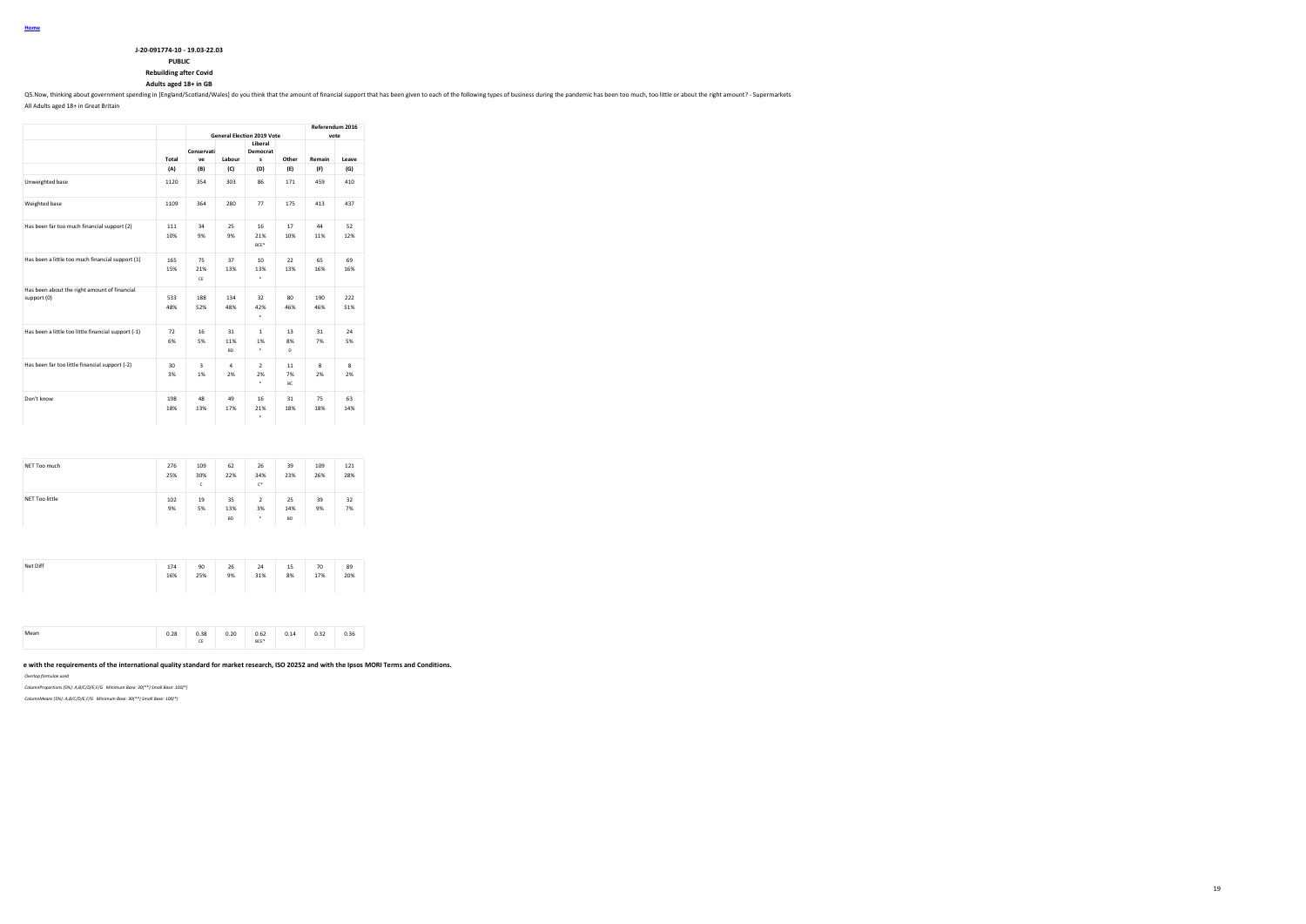Home

**J-20-091774-10 - 19.03-22.03**

**PUBLIC**

**Rebuilding after Covid**

**Adults aged 18+ in GB**

Q5.Now, thinking about government spending in [England/Scotland/Wales] do you think that the amount of financial support that has been given to each of the following types of business during the pandemic has been too much, too little or about the right amount? - Supermarkets

All Adults aged 18+ in Great Britain

| | | General Election 2019 Vote | | | | Referendum 2016 vote | |
|---|---|---|---|---|---|---|---|
| | Total | Conservative | Labour | Liberal Democrats | Other | Remain | Leave |
| | (A) | (B) | (C) | (D) | (E) | (F) | (G) |
| Unweighted base | 1120 | 354 | 303 | 86 | 171 | 459 | 410 |
| Weighted base | 1109 | 364 | 280 | 77 | 175 | 413 | 437 |
| Has been far too much financial support (2) | 111<br>10% | 34<br>9% | 25<br>9% | 16<br>21%<br>BCE* | 17<br>10% | 44<br>11% | 52<br>12% |
| Has been a little too much financial support (1) | 165<br>15% | 75<br>21%<br>CE | 37<br>13% | 10<br>13%<br>* | 22<br>13% | 65<br>16% | 69<br>16% |
| Has been about the right amount of financial support (0) | 533<br>48% | 188<br>52% | 134<br>48% | 32<br>42%<br>* | 80<br>46% | 190<br>46% | 222<br>51% |
| Has been a little too little financial support (-1) | 72<br>6% | 16<br>5% | 31<br>11%<br>BD | 1<br>1%<br>* | 13<br>8%<br>D | 31<br>7% | 24<br>5% |
| Has been far too little financial support (-2) | 30<br>3% | 3<br>1% | 4<br>2% | 2<br>2%<br>* | 11<br>7%<br>BC | 8<br>2% | 8<br>2% |
| Don't know | 198<br>18% | 48<br>13% | 49<br>17% | 16<br>21%<br>* | 31<br>18% | 75<br>18% | 63<br>14% |
| NET Too much | 276<br>25% | 109<br>30%<br>C | 62<br>22% | 26<br>34%<br>C* | 39<br>23% | 109<br>26% | 121<br>28% |
| NET Too little | 102<br>9% | 19<br>5% | 35<br>13%<br>BD | 2<br>3%<br>* | 25<br>14%<br>BD | 39<br>9% | 32<br>7% |
| Net Diff | 174<br>16% | 90<br>25% | 26<br>9% | 24<br>31% | 15<br>8% | 70<br>17% | 89<br>20% |
| Mean | 0.28 | 0.38<br>CE | 0.20 | 0.62<br>BCE* | 0.14 | 0.32 | 0.36 |

**e with the requirements of the international quality standard for market research, ISO 20252 and with the Ipsos MORI Terms and Conditions.**

*Overlap formulae used*

*ColumnProportions (5%): A,B/C/D/E,F/G Minimum Base: 30(**) Small Base: 100(*)*

*ColumnMeans (5%): A,B/C/D/E,F/G Minimum Base: 30(**) Small Base: 100(*)*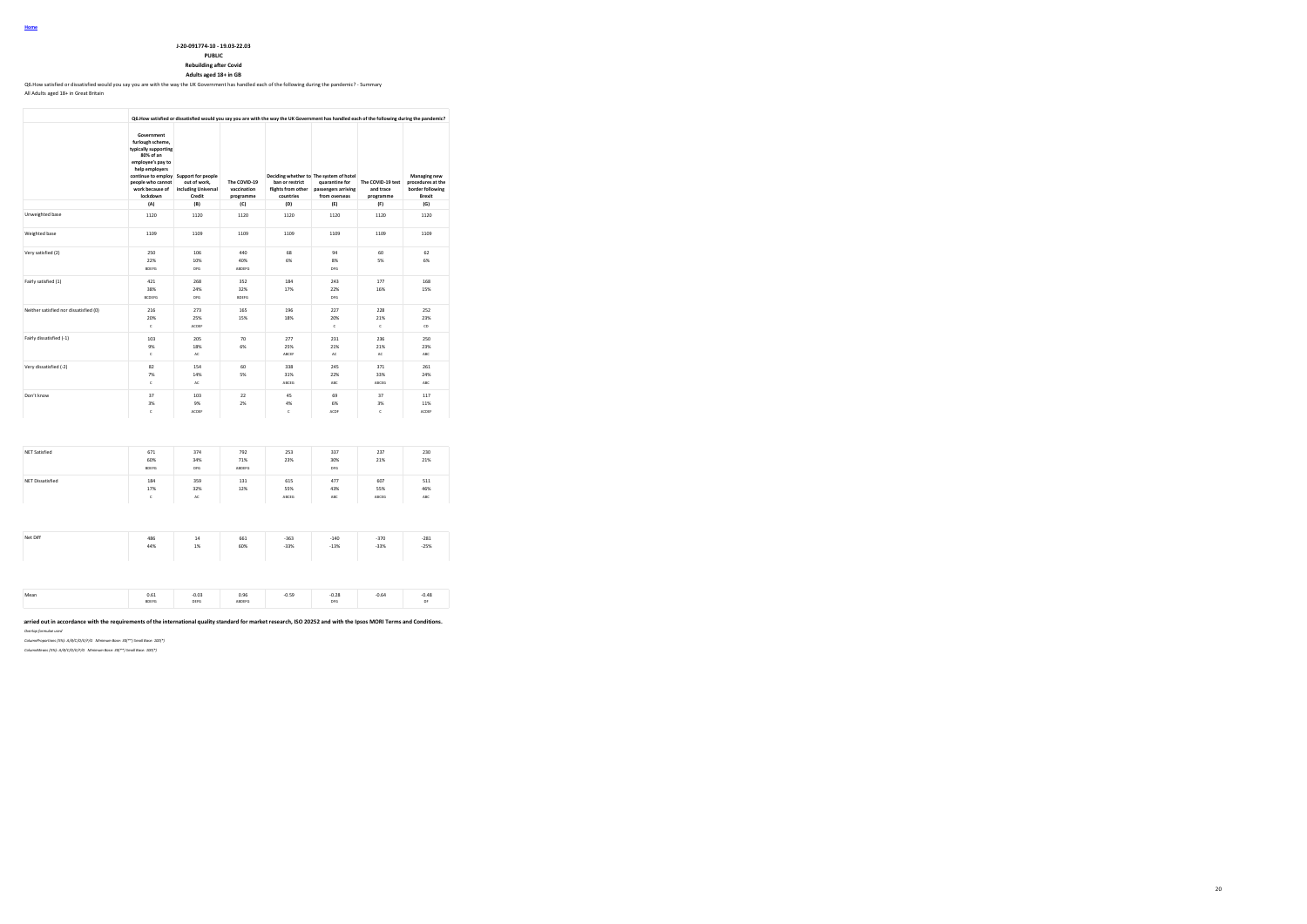Home

**J-20-091774-10 - 19.03-22.03**

**PUBLIC**

**Rebuilding after Covid**

**Adults aged 18+ in GB**

Q6.How satisfied or dissatisfied would you say you are with the way the UK Government has handled each of the following during the pandemic? - Summary

All Adults aged 18+ in Great Britain

| | Q6.How satisfied or dissatisfied would you say you are with the way the UK Government has handled each of the following during the pandemic? | | | | | | |
|---|---|---|---|---|---|---|---|
| | Government furlough scheme, typically supporting 80% of an employee's pay to help employers continue to employ people who cannot work because of lockdown | Support for people out of work, including Universal Credit | The COVID-19 vaccination programme | Deciding whether to ban or restrict flights from other countries | The system of hotel quarantine for passengers arriving from overseas | The COVID-19 test and trace programme | Managing new procedures at the border following Brexit |
| | (A) | (B) | (C) | (D) | (E) | (F) | (G) |
| Unweighted base | 1120 | 1120 | 1120 | 1120 | 1120 | 1120 | 1120 |
| Weighted base | 1109 | 1109 | 1109 | 1109 | 1109 | 1109 | 1109 |
| Very satisfied (2) | 250<br>22%<br>BDEFG | 106<br>10%<br>DFG | 440<br>40%<br>ABDEFG | 68<br>6% | 94<br>8%<br>DFG | 60<br>5% | 62<br>6% |
| Fairly satisfied (1) | 421<br>38%<br>BCDEFG | 268<br>24%<br>DFG | 352<br>32%<br>BDEFG | 184<br>17% | 243<br>22%<br>DFG | 177<br>16% | 168<br>15% |
| Neither satisfied nor dissatisfied (0) | 216<br>20%<br>C | 273<br>25%<br>ACDEF | 165<br>15% | 196<br>18% | 227<br>20%<br>C | 228<br>21%<br>C | 252<br>23%<br>CD |
| Fairly dissatisfied (-1) | 103<br>9%<br>C | 205<br>18%<br>AC | 70<br>6% | 277<br>25%<br>ABCEF | 231<br>21%<br>AC | 236<br>21%<br>AC | 250<br>23%<br>ABC |
| Very dissatisfied (-2) | 82<br>7%<br>C | 154<br>14%<br>AC | 60<br>5% | 338<br>31%<br>ABCEG | 245<br>22%<br>ABC | 371<br>33%<br>ABCEG | 261<br>24%<br>ABC |
| Don't know | 37<br>3%<br>C | 103<br>9%<br>ACDEF | 22<br>2% | 45<br>4%<br>C | 69<br>6%<br>ACDF | 37<br>3%<br>C | 117<br>11%<br>ACDEF |
| NET Satisfied | 671<br>60%<br>BDEFG | 374<br>34%<br>DFG | 792<br>71%<br>ABDEFG | 253<br>23% | 337<br>30%<br>DFG | 237<br>21% | 230<br>21% |
| NET Dissatisfied | 184<br>17%<br>C | 359<br>32%<br>AC | 131<br>12% | 615<br>55%<br>ABCEG | 477<br>43%<br>ABC | 607<br>55%<br>ABCEG | 511<br>46%<br>ABC |
| Net Diff | 486<br>44% | 14<br>1% | 661<br>60% | -363<br>-33% | -140<br>-13% | -370<br>-33% | -281<br>-25% |
| Mean | 0.61<br>BDEFG | -0.03<br>DEFG | 0.96<br>ABDEFG | -0.59 | -0.28<br>DFG | -0.64 | -0.48<br>DF |

**arried out in accordance with the requirements of the international quality standard for market research, ISO 20252 and with the Ipsos MORI Terms and Conditions.**

*Overlap formulae used*

*ColumnProportions (5%): A/B/C/D/E/F/G Minimum Base: 30(**) Small Base: 100(*)*

*ColumnMeans (5%): A/B/C/D/E/F/G Minimum Base: 30(**) Small Base: 100(*)*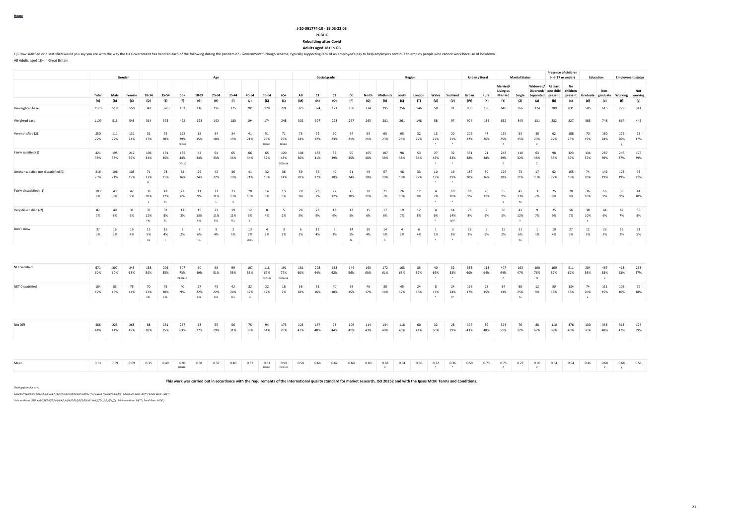Home

**J-20-091774-10 - 19.03-22.03**

**PUBLIC**

**Rebuilding after Covid**

**Adults aged 18+ in GB**

Q6.How satisfied or dissatisfied would you say you are with the way the UK Government has handled each of the following during the pandemic? - Government furlough scheme, typically supporting 80% of an employee's pay to help employers continue to employ people who cannot work because of lockdown

All Adults aged 18+ in Great Britain

| | | Gender | | Age | | | | | | | | | | Social grade | | | | Region | | | | | | Urban / Rural | | Marital Status | | | Presence of children HH (17 or under) | | Education | | Employment status | |
|---|---|---|---|---|---|---|---|---|---|---|---|---|---|---|---|---|---|---|---|---|---|---|---|---|---|---|---|---|---|---|---|---|---|---|
| | Total | Male | Female | 18-34 | 35-54 | 55+ | 18-24 | 25-34 | 35-44 | 45-54 | 55-64 | 65+ | AB | C1 | C2 | DE | North | Midlands | South | London | Wales | Scotland | Urban | Rural | Married/ Living as Married | Single | Widowed/ Divorced/ Separated | At least one child present | No children present | Graduate | Non-graduate | Working | Not working |
| | (A) | (B) | (C) | (D) | (E) | (F) | (G) | (H) | (I) | (J) | (K) | (L) | (M) | (N) | (O) | (P) | (Q) | (R) | (S) | (T) | (U) | (V) | (W) | (X) | (Y) | (Z) | (a) | (b) | (c) | (d) | (e) | (f) | (g) |
| Unweighted base | 1120 | 519 | 550 | 342 | 376 | 402 | 146 | 196 | 175 | 201 | 178 | 224 | 325 | 374 | 171 | 250 | 274 | 295 | 256 | 146 | 58 | 91 | 930 | 190 | 640 | 356 | 124 | 289 | 831 | 505 | 615 | 779 | 341 |
| Weighted base | 1109 | 513 | 545 | 314 | 373 | 422 | 123 | 192 | 180 | 194 | 174 | 248 | 302 | 327 | 223 | 257 | 265 | 281 | 261 | 148 | 58 | 97 | 924 | 185 | 632 | 345 | 131 | 282 | 827 | 363 | 746 | 664 | 445 |
| Very satisfied (2) | 250 | 111 | 131 | 52 | 75 | 122 | 18 | 34 | 34 | 41 | 51 | 71 | 73 | 72 | 50 | 54 | 55 | 65 | 65 | 32 | 13 | 20 | 202 | 47 | 159 | 53 | 38 | 62 | 188 | 70 | 180 | 172 | 78 |
| | 22% | 22% | 24% | 17% | 20% | 29% DEGHI | 15% | 18% | 19% | 21% | 29% DEGHI | 29% DEGHI | 24% | 22% | 23% | 21% | 21% | 23% | 25% | 22% | 22% * | 21% * | 22% | 26% | 25% Z | 15% | 29% Z | 22% | 23% | 19% | 24% | 26% g | 17% |
| Fairly satisfied (1) | 421 | 195 | 212 | 106 | 131 | 185 | 42 | 64 | 65 | 66 | 65 | 120 | 108 | 135 | 87 | 90 | 105 | 107 | 98 | 53 | 27 | 32 | 351 | 71 | 248 | 110 | 63 | 98 | 323 | 134 | 287 | 246 | 175 |
| | 38% | 38% | 39% | 34% | 35% | 44% DEHIK | 34% | 33% | 36% | 34% | 37% | 48% DEGHIJK | 36% | 41% | 39% | 35% | 40% | 38% | 38% | 36% | 46% * | 33% * | 38% | 38% | 39% Z | 32% | 48% Z | 35% | 39% | 37% | 39% | 37% | 39% |
| Neither satisfied nor dissatisfied (0) | 216 | 106 | 105 | 71 | 78 | 68 | 29 | 42 | 36 | 41 | 32 | 36 | 59 | 56 | 40 | 61 | 49 | 57 | 48 | 33 | 10 | 19 | 187 | 30 | 126 | 73 | 17 | 62 | 155 | 74 | 142 | 125 | 92 |
| | 20% | 21% | 19% | 23% FL | 21% | 16% | 24% L | 22% | 20% | 21% | 18% | 14% | 20% | 17% | 18% | 24% | 18% | 20% | 18% | 22% | 17% * | 19% * | 20% | 16% | 20% | 21% | 13% | 22% | 19% | 20% | 19% | 19% | 21% |
| Fairly dissatisfied (-1) | 103 | 43 | 47 | 33 | 43 | 27 | 11 | 21 | 23 | 20 | 14 | 13 | 28 | 23 | 27 | 25 | 30 | 21 | 26 | 12 | 4 | 10 | 83 | 20 | 55 | 45 | 3 | 25 | 78 | 36 | 66 | 58 | 44 |
| | 9% | 8% | 9% | 10% L | 12% FL | 6% | 9% | 11% L | 13% FL | 10% | 8% | 5% | 9% | 7% | 12% | 10% | 11% | 7% | 10% | 8% | 7% * | 10% * | 9% | 11% | 9% a | 13% Ya | 2% | 9% | 9% | 10% | 9% | 9% | 10% |
| Very dissatisfied (-2) | 82 | 40 | 31 | 37 | 32 | 13 | 15 | 22 | 19 | 12 | 8 | 5 | 28 | 28 | 13 | 13 | 15 | 17 | 19 | 12 | 4 | 14 | 73 | 9 | 30 | 43 | 9 | 25 | 56 | 38 | 44 | 47 | 35 |
| | 7% | 8% | 6% | 12% FKL | 8% FL | 3% | 13% FKL | 11% FKL | 11% FKL | 6% L | 4% | 2% | 9% | 9% | 6% | 5% | 6% | 6% | 7% | 8% | 6% * | 14% * | 8% | 5% | 5% | 12% Y | 7% | 9% | 7% | 10% e | 6% | 7% | 8% |
| Don't know | 37 | 16 | 19 | 15 | 15 | 7 | 7 | 8 | 2 | 13 | 4 | 3 | 6 | 12 | 6 | 14 | 10 | 14 | 4 | 6 | 1 | 3 | 28 | 9 | 15 | 21 | 1 | 10 | 27 | 12 | 26 | 16 | 21 |
| | 3% | 3% | 4% | 5% FIL | 4% I | 2% | 6% FIL | 4% | 1% | 7% EFIKL | 2% | 1% | 2% | 4% | 3% | 5% M | 4% | 5% S | 2% | 4% | 1% * | 3% * | 3% | 5% | 2% | 6% Ya | 1% | 4% | 3% | 3% | 3% | 2% | 5% |
| NET Satisfied | 671 | 307 | 343 | 158 | 206 | 307 | 60 | 98 | 99 | 107 | 116 | 191 | 181 | 208 | 138 | 144 | 160 | 172 | 163 | 85 | 40 | 52 | 553 | 118 | 407 | 163 | 100 | 160 | 511 | 204 | 467 | 418 | 253 |
| | 60% | 60% | 63% | 50% | 55% | 73% DEGHIJK | 49% | 51% | 55% | 55% | 67% DEGHIJ | 77% DEGHIJK | 60% | 64% | 62% | 56% | 60% | 61% | 63% | 57% | 69% * | 53% * | 60% | 64% | 64% Z | 47% | 76% YZ | 57% | 62% | 56% | 63% d | 63% | 57% |
| NET Dissatisfied | 184 | 83 | 78 | 70 | 75 | 40 | 27 | 43 | 42 | 32 | 22 | 18 | 56 | 51 | 40 | 38 | 46 | 38 | 45 | 24 | 8 | 24 | 156 | 28 | 84 | 88 | 12 | 50 | 134 | 74 | 111 | 105 | 79 |
| | 17% | 16% | 14% | 22% FKL | 20% FKL | 9% | 22% FKL | 22% FKL | 24% FKL | 17% FL | 12% | 7% | 18% | 16% | 18% | 15% | 17% | 14% | 17% | 16% | 13% * | 24% R* | 17% | 15% | 13% | 25% Ya | 9% | 18% | 16% | 20% e | 15% | 16% | 18% |
| Net Diff | 486 | 223 | 265 | 88 | 131 | 267 | 33 | 55 | 56 | 75 | 94 | 173 | 125 | 157 | 98 | 106 | 114 | 134 | 118 | 60 | 32 | 28 | 397 | 89 | 323 | 76 | 88 | 110 | 376 | 130 | 356 | 313 | 174 |
| | 44% | 44% | 49% | 28% | 35% | 63% | 27% | 29% | 31% | 39% | 54% | 70% | 41% | 48% | 44% | 41% | 43% | 48% | 45% | 41% | 56% | 29% | 43% | 48% | 51% | 22% | 67% | 39% | 46% | 36% | 48% | 47% | 39% |
| Mean | 0.61 | 0.59 | 0.69 | 0.35 | 0.49 | 0.91 DEGHIJ | 0.31 | 0.37 | 0.40 | 0.57 | 0.81 DEGHI | 0.98 DEGHIJ | 0.58 | 0.64 | 0.62 | 0.60 | 0.60 | 0.68 V | 0.64 | 0.56 | 0.72 * | 0.36 * | 0.59 | 0.73 | 0.73 Z | 0.27 | 0.90 Z | 0.54 | 0.64 | 0.46 | 0.68 d | 0.68 g | 0.51 |

**This work was carried out in accordance with the requirements of the international quality standard for market research, ISO 20252 and with the Ipsos MORI Terms and Conditions.**

*Overlap formulae used*

*ColumnProportions (5%): A,B/C,D/E/F,G/H/I/J/K/L,M/N/O/P,Q/R/S/T/U/V,W/X,Y/Z/a,b/c,d/e,f/g Minimum Base: 30(**) Small Base: 100(*)*

*ColumnMeans (5%): A,B/C,D/E/F,G/H/I/J/K/L,M/N/O/P,Q/R/S/T/U/V,W/X,Y/Z/a,b/c,d/e,f/g Minimum Base: 30(**) Small Base: 100(*)*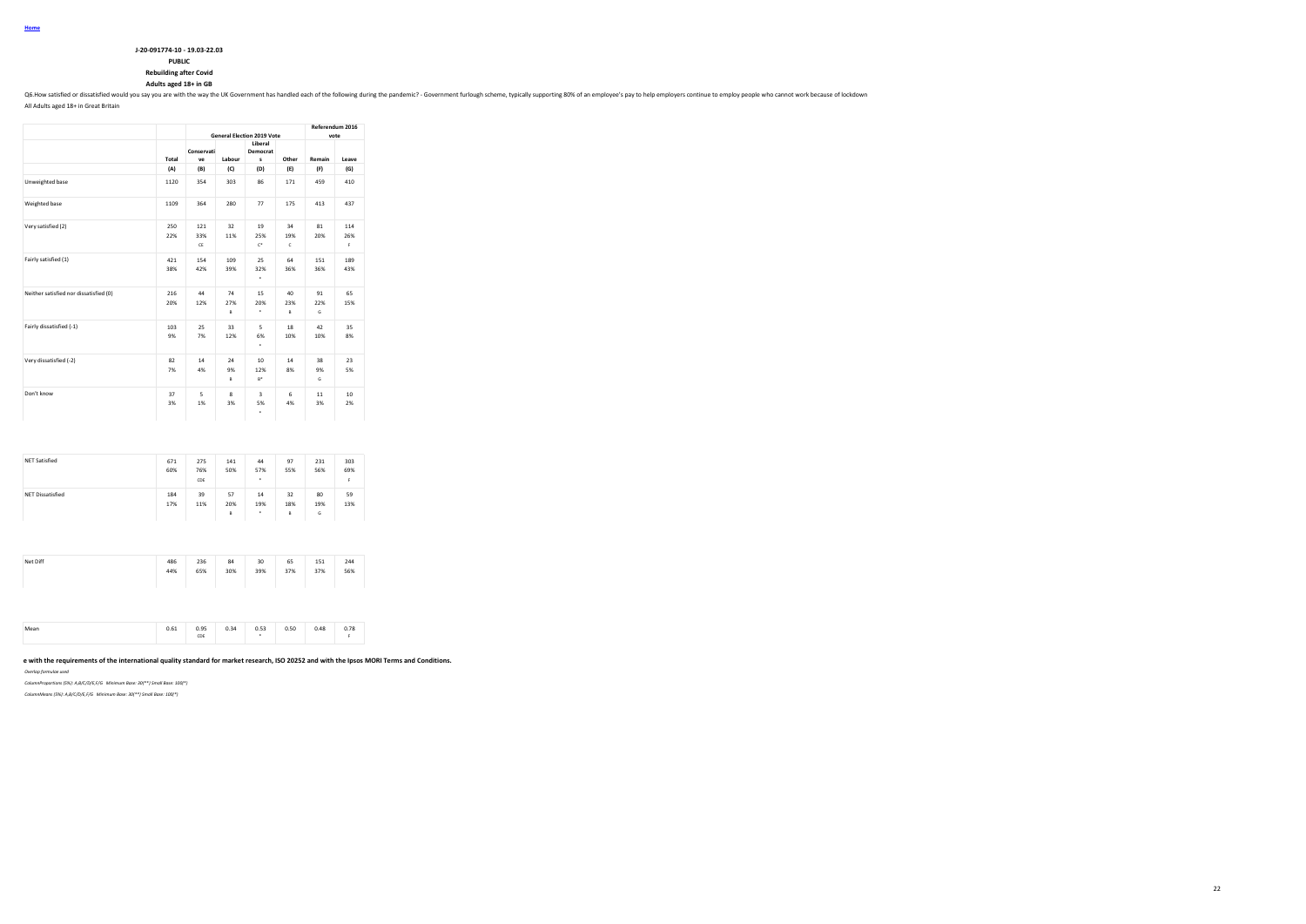Home

**J-20-091774-10 - 19.03-22.03**

**PUBLIC**

**Rebuilding after Covid**

**Adults aged 18+ in GB**

Q6.How satisfied or dissatisfied would you say you are with the way the UK Government has handled each of the following during the pandemic? - Government furlough scheme, typically supporting 80% of an employee's pay to help employers continue to employ people who cannot work because of lockdown

All Adults aged 18+ in Great Britain

| | | General Election 2019 Vote | | | | Referendum 2016 vote | |
|---|---|---|---|---|---|---|---|
| | Total | Conservative | Labour | Liberal Democrats | Other | Remain | Leave |
| | (A) | (B) | (C) | (D) | (E) | (F) | (G) |
| Unweighted base | 1120 | 354 | 303 | 86 | 171 | 459 | 410 |
| Weighted base | 1109 | 364 | 280 | 77 | 175 | 413 | 437 |
| Very satisfied (2) | 250<br>22% | 121<br>33%<br>CE | 32<br>11% | 19<br>25%<br>C* | 34<br>19%<br>C | 81<br>20% | 114<br>26%<br>F |
| Fairly satisfied (1) | 421<br>38% | 154<br>42% | 109<br>39% | 25<br>32%<br>* | 64<br>36% | 151<br>36% | 189<br>43% |
| Neither satisfied nor dissatisfied (0) | 216<br>20% | 44<br>12% | 74<br>27%<br>B | 15<br>20%<br>* | 40<br>23%<br>B | 91<br>22%<br>G | 65<br>15% |
| Fairly dissatisfied (-1) | 103<br>9% | 25<br>7% | 33<br>12% | 5<br>6%<br>* | 18<br>10% | 42<br>10% | 35<br>8% |
| Very dissatisfied (-2) | 82<br>7% | 14<br>4% | 24<br>9%<br>B | 10<br>12%<br>B* | 14<br>8% | 38<br>9%<br>G | 23<br>5% |
| Don't know | 37<br>3% | 5<br>1% | 8<br>3% | 3<br>5%<br>* | 6<br>4% | 11<br>3% | 10<br>2% |
| NET Satisfied | 671<br>60% | 275<br>76%<br>CDE | 141<br>50% | 44<br>57%<br>* | 97<br>55% | 231<br>56% | 303<br>69%<br>F |
| NET Dissatisfied | 184<br>17% | 39<br>11% | 57<br>20%<br>B | 14<br>19%<br>* | 32<br>18%<br>B | 80<br>19%<br>G | 59<br>13% |
| Net Diff | 486<br>44% | 236<br>65% | 84<br>30% | 30<br>39% | 65<br>37% | 151<br>37% | 244<br>56% |
| Mean | 0.61 | 0.95<br>CDE | 0.34 | 0.53<br>* | 0.50 | 0.48 | 0.78<br>F |

**e with the requirements of the international quality standard for market research, ISO 20252 and with the Ipsos MORI Terms and Conditions.**

*Overlap formulae used*

*ColumnProportions (5%): A,B/C/D/E,F/G Minimum Base: 30(**) Small Base: 100(*)*

*ColumnMeans (5%): A,B/C/D/E,F/G Minimum Base: 30(**) Small Base: 100(*)*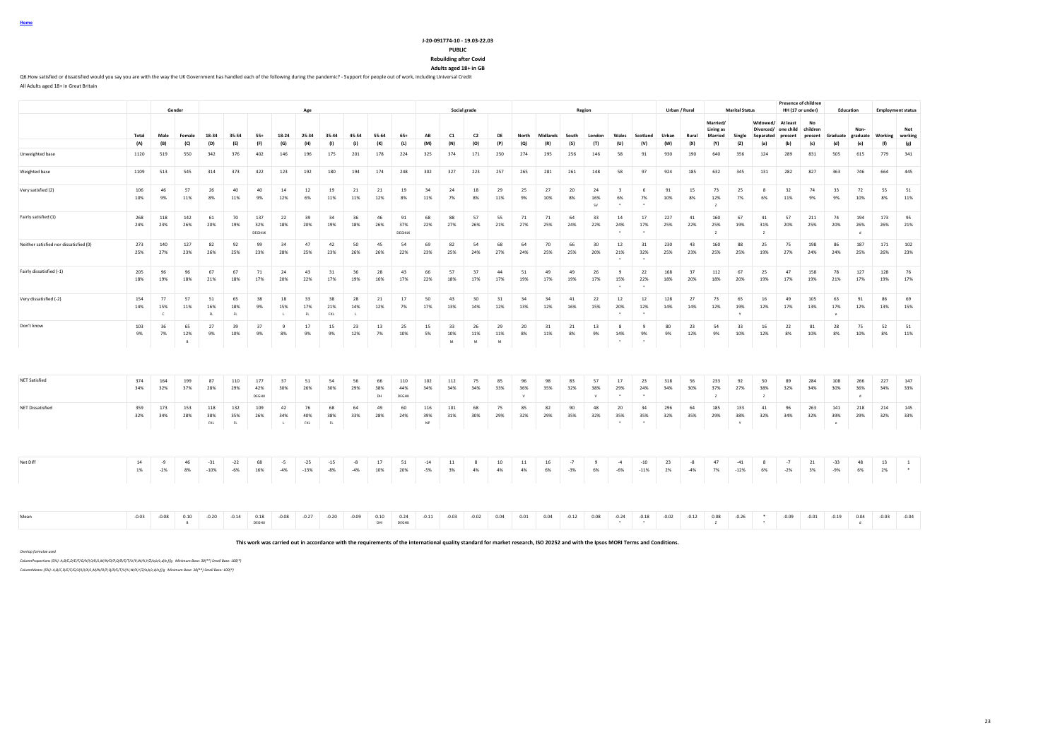Home

J-20-091774-10 - 19.03-22.03

PUBLIC

Rebuilding after Covid

Adults aged 18+ in GB

Q6.How satisfied or dissatisfied would you say you are with the way the UK Government has handled each of the following during the pandemic? - Support for people out of work, including Universal Credit

All Adults aged 18+ in Great Britain

| | Total | Gender | | Age | | | | | | | | | | Social grade | | | | Region | | | | | | Urban / Rural | | Marital Status | | | Presence of children HH (17 or under) | | Education | | Employment status | |
|---|---|---|---|---|---|---|---|---|---|---|---|---|---|---|---|---|---|---|---|---|---|---|---|---|---|---|---|---|---|---|---|---|---|---|
| | Total | Male | Female | 18-34 | 35-54 | 55+ | 18-24 | 25-34 | 35-44 | 45-54 | 55-64 | 65+ | AB | C1 | C2 | DE | North | Midlands | South | London | Wales | Scotland | Urban | Rural | Married/ Living as Married | Single | Widowed/ Divorced/ Separated | At least one child present | No children present | Graduate | Non-graduate | Working | Not working |
| | (A) | (B) | (C) | (D) | (E) | (F) | (G) | (H) | (I) | (J) | (K) | (L) | (M) | (N) | (O) | (P) | (Q) | (R) | (S) | (T) | (U) | (V) | (W) | (X) | (Y) | (Z) | (a) | (b) | (c) | (d) | (e) | (f) | (g) |
| Unweighted base | 1120 | 519 | 550 | 342 | 376 | 402 | 146 | 196 | 175 | 201 | 178 | 224 | 325 | 374 | 171 | 250 | 274 | 295 | 256 | 146 | 58 | 91 | 930 | 190 | 640 | 356 | 124 | 289 | 831 | 505 | 615 | 779 | 341 |
| Weighted base | 1109 | 513 | 545 | 314 | 373 | 422 | 123 | 192 | 180 | 194 | 174 | 248 | 302 | 327 | 223 | 257 | 265 | 281 | 261 | 148 | 58 | 97 | 924 | 185 | 632 | 345 | 131 | 282 | 827 | 363 | 746 | 664 | 445 |
| Very satisfied (2) | 106 | 46 | 57 | 26 | 40 | 40 | 14 | 12 | 19 | 21 | 21 | 19 | 34 | 24 | 18 | 29 | 25 | 27 | 20 | 24 | 3 | 6 | 91 | 15 | 73 | 25 | 8 | 32 | 74 | 33 | 72 | 55 | 51 |
| | 10% | 9% | 11% | 8% | 11% | 9% | 12% | 6% | 11% | 11% | 12% | 8% | 11% | 7% | 8% | 11% | 9% | 10% | 8% | 16% | 6% | 7% | 10% | 8% | 12% | 7% | 6% | 11% | 9% | 9% | 10% | 8% | 11% |
| | | | | | | | | | | | | | | | | | | | | SV | * | * | | | Z | | | | | | | | |
| Fairly satisfied (1) | 268 | 118 | 142 | 61 | 70 | 137 | 22 | 39 | 34 | 36 | 46 | 91 | 68 | 88 | 57 | 55 | 71 | 71 | 64 | 33 | 14 | 17 | 227 | 41 | 160 | 67 | 41 | 57 | 211 | 74 | 194 | 173 | 95 |
| | 24% | 23% | 26% | 20% | 19% | 32% | 18% | 20% | 19% | 18% | 26% | 37% | 22% | 27% | 26% | 21% | 27% | 25% | 24% | 22% | 24% | 17% | 25% | 22% | 25% | 19% | 31% | 20% | 25% | 20% | 26% | 26% | 21% |
| | | | | | | DEGHIJK | | | | | | DEGHIJK | | | | | | | | | * | * | | | Z | | Z | | | | d | | |
| Neither satisfied nor dissatisfied (0) | 273 | 140 | 127 | 82 | 92 | 99 | 34 | 47 | 42 | 50 | 45 | 54 | 69 | 82 | 54 | 68 | 64 | 70 | 66 | 30 | 12 | 31 | 230 | 43 | 160 | 88 | 25 | 75 | 198 | 86 | 187 | 171 | 102 |
| | 25% | 27% | 23% | 26% | 25% | 23% | 28% | 25% | 23% | 26% | 26% | 22% | 23% | 25% | 24% | 27% | 24% | 25% | 25% | 20% | 21% | 32% | 25% | 23% | 25% | 25% | 19% | 27% | 24% | 24% | 25% | 26% | 23% |
| | | | | | | | | | | | | | | | | | | | | | * | * | | | | | | | | | | | |
| Fairly dissatisfied (-1) | 205 | 96 | 96 | 67 | 67 | 71 | 24 | 43 | 31 | 36 | 28 | 43 | 66 | 57 | 37 | 44 | 51 | 49 | 49 | 26 | 9 | 22 | 168 | 37 | 112 | 67 | 25 | 47 | 158 | 78 | 127 | 128 | 76 |
| | 18% | 19% | 18% | 21% | 18% | 17% | 20% | 22% | 17% | 19% | 16% | 17% | 22% | 18% | 17% | 17% | 19% | 17% | 19% | 17% | 15% | 22% | 18% | 20% | 18% | 20% | 19% | 17% | 19% | 21% | 17% | 19% | 17% |
| | | | | | | | | | | | | | | | | | | | | | * | * | | | | | | | | | | | |
| Very dissatisfied (-2) | 154 | 77 | 57 | 51 | 65 | 38 | 18 | 33 | 38 | 28 | 21 | 17 | 50 | 43 | 30 | 31 | 34 | 34 | 41 | 22 | 12 | 12 | 128 | 27 | 73 | 65 | 16 | 49 | 105 | 63 | 91 | 86 | 69 |
| | 14% | 15% | 11% | 16% | 18% | 9% | 15% | 17% | 21% | 14% | 12% | 7% | 17% | 13% | 14% | 12% | 13% | 12% | 16% | 15% | 20% | 12% | 14% | 14% | 12% | 19% | 12% | 17% | 13% | 17% | 12% | 13% | 15% |
| | | C | | FL | FL | | L | FL | FKL | L | | | | | | | | | | | * | * | | | | Y | | | | e | | | |
| Don't know | 103 | 36 | 65 | 27 | 39 | 37 | 9 | 17 | 15 | 23 | 13 | 25 | 15 | 33 | 26 | 29 | 20 | 31 | 21 | 13 | 8 | 9 | 80 | 23 | 54 | 33 | 16 | 22 | 81 | 28 | 75 | 52 | 51 |
| | 9% | 7% | 12% | 9% | 10% | 9% | 8% | 9% | 9% | 12% | 7% | 10% | 5% | 10% | 11% | 11% | 8% | 11% | 8% | 9% | 14% | 9% | 9% | 12% | 9% | 10% | 12% | 8% | 10% | 8% | 10% | 8% | 11% |
| | | | B | | | | | | | | | | | M | M | M | | | | | * | * | | | | | | | | | | | |
| NET Satisfied | 374 | 164 | 199 | 87 | 110 | 177 | 37 | 51 | 54 | 56 | 66 | 110 | 102 | 112 | 75 | 85 | 96 | 98 | 83 | 57 | 17 | 23 | 318 | 56 | 233 | 92 | 50 | 89 | 284 | 108 | 266 | 227 | 147 |
| | 34% | 32% | 37% | 28% | 29% | 42% | 30% | 26% | 30% | 29% | 38% | 44% | 34% | 34% | 34% | 33% | 36% | 35% | 32% | 38% | 29% | 24% | 34% | 30% | 37% | 27% | 38% | 32% | 34% | 30% | 36% | 34% | 33% |
| | | | | | | DEGHIJ | | | | | DH | DEGHIJ | | | | | V | | | V | * | * | | | Z | | Z | | | | d | | |
| NET Dissatisfied | 359 | 173 | 153 | 118 | 132 | 109 | 42 | 76 | 68 | 64 | 49 | 60 | 116 | 101 | 68 | 75 | 85 | 82 | 90 | 48 | 20 | 34 | 296 | 64 | 185 | 133 | 41 | 96 | 263 | 141 | 218 | 214 | 145 |
| | 32% | 34% | 28% | 38% | 35% | 26% | 34% | 40% | 38% | 33% | 28% | 24% | 39% | 31% | 30% | 29% | 32% | 29% | 35% | 32% | 35% | 35% | 32% | 35% | 29% | 38% | 32% | 34% | 32% | 39% | 29% | 32% | 33% |
| | | | | FKL | FL | | L | FKL | FL | | | | NP | | | | | | | | * | * | | | | Y | | | | e | | | |
| Net Diff | 14 | -9 | 46 | -31 | -22 | 68 | -5 | -25 | -15 | -8 | 17 | 51 | -14 | 11 | 8 | 10 | 11 | 16 | -7 | 9 | -4 | -10 | 23 | -8 | 47 | -41 | 8 | -7 | 21 | -33 | 48 | 13 | 1 |
| | 1% | -2% | 8% | -10% | -6% | 16% | -4% | -13% | -8% | -4% | 10% | 20% | -5% | 3% | 4% | 4% | 4% | 6% | -3% | 6% | -6% | -11% | 2% | -4% | 7% | -12% | 6% | -2% | 3% | -9% | 6% | 2% | * |
| Mean | -0.03 | -0.08 | 0.10 | -0.20 | -0.14 | 0.18 | -0.08 | -0.27 | -0.20 | -0.09 | 0.10 | 0.24 | -0.11 | -0.03 | -0.02 | 0.04 | 0.01 | 0.04 | -0.12 | 0.08 | -0.24 | -0.18 | -0.02 | -0.12 | 0.08 | -0.26 | * | -0.09 | -0.01 | -0.19 | 0.04 | -0.03 | -0.04 |
| | | | B | | | DEGHIJ | | | | | DHI | DEGHIJ | | | | | | | | | * | * | | | Z | | * | | | | d | | |

This work was carried out in accordance with the requirements of the international quality standard for market research, ISO 20252 and with the Ipsos MORI Terms and Conditions.

*Overlap formulae used*

*ColumnProportions (5%): A,B/C,D/E/F/G/H/I/J/K/L,M/N/O/P,Q/R/S/T/U/V,W/X,Y/Z/a,b/c,d/e,f/g Minimum Base: 30(**) Small Base: 100(*)*

*ColumnMeans (5%): A,B/C,D/E/F/G/H/I/J/K/L,M/N/O/P,Q/R/S/T/U/V,W/X,Y/Z/a,b/c,d/e,f/g Minimum Base: 30(**) Small Base: 100(*)*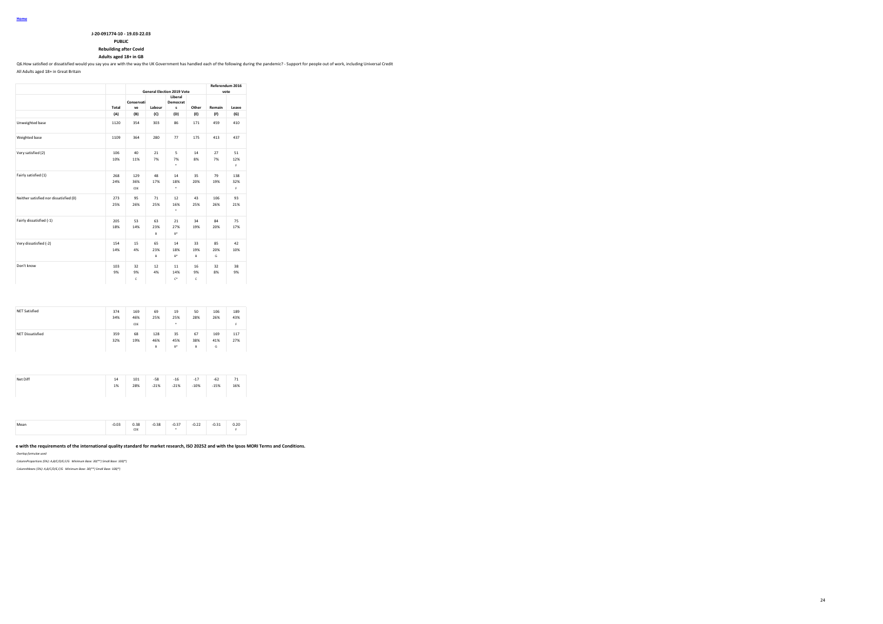Home

**J-20-091774-10 - 19.03-22.03**

**PUBLIC**

**Rebuilding after Covid**

**Adults aged 18+ in GB**

Q6.How satisfied or dissatisfied would you say you are with the way the UK Government has handled each of the following during the pandemic? - Support for people out of work, including Universal Credit

All Adults aged 18+ in Great Britain

| | | General Election 2019 Vote | | | | Referendum 2016 vote | |
|---|---|---|---|---|---|---|---|
| | Total | Conservative | Labour | Liberal Democrats | Other | Remain | Leave |
| | (A) | (B) | (C) | (D) | (E) | (F) | (G) |
| Unweighted base | 1120 | 354 | 303 | 86 | 171 | 459 | 410 |
| Weighted base | 1109 | 364 | 280 | 77 | 175 | 413 | 437 |
| Very satisfied (2) | 106 | 40 | 21 | 5 | 14 | 27 | 51 |
| | 10% | 11% | 7% | 7% | 8% | 7% | 12% |
| | | | | * | | | F |
| Fairly satisfied (1) | 268 | 129 | 48 | 14 | 35 | 79 | 138 |
| | 24% | 36% | 17% | 18% | 20% | 19% | 32% |
| | | CDE | | * | | | F |
| Neither satisfied nor dissatisfied (0) | 273 | 95 | 71 | 12 | 43 | 106 | 93 |
| | 25% | 26% | 25% | 16% | 25% | 26% | 21% |
| | | | | * | | | |
| Fairly dissatisfied (-1) | 205 | 53 | 63 | 21 | 34 | 84 | 75 |
| | 18% | 14% | 23% | 27% | 19% | 20% | 17% |
| | | | B | B* | | | |
| Very dissatisfied (-2) | 154 | 15 | 65 | 14 | 33 | 85 | 42 |
| | 14% | 4% | 23% | 18% | 19% | 20% | 10% |
| | | | B | B* | B | G | |
| Don't know | 103 | 32 | 12 | 11 | 16 | 32 | 38 |
| | 9% | 9% | 4% | 14% | 9% | 8% | 9% |
| | | C | | C* | C | | |
| NET Satisfied | 374 | 169 | 69 | 19 | 50 | 106 | 189 |
| | 34% | 46% | 25% | 25% | 28% | 26% | 43% |
| | | CDE | | * | | | F |
| NET Dissatisfied | 359 | 68 | 128 | 35 | 67 | 169 | 117 |
| | 32% | 19% | 46% | 45% | 38% | 41% | 27% |
| | | | B | B* | B | G | |
| Net Diff | 14 | 101 | -58 | -16 | -17 | -62 | 71 |
| | 1% | 28% | -21% | -21% | -10% | -15% | 16% |
| Mean | -0.03 | 0.38 | -0.38 | -0.37 | -0.22 | -0.31 | 0.20 |
| | | CDE | | * | | | F |

**e with the requirements of the international quality standard for market research, ISO 20252 and with the Ipsos MORI Terms and Conditions.**

*Overlap formulae used*

*ColumnProportions (5%): A,B/C/D/E,F/G Minimum Base: 30(**) Small Base: 100(*)*

*ColumnMeans (5%): A,B/C/D/E,F/G Minimum Base: 30(**) Small Base: 100(*)*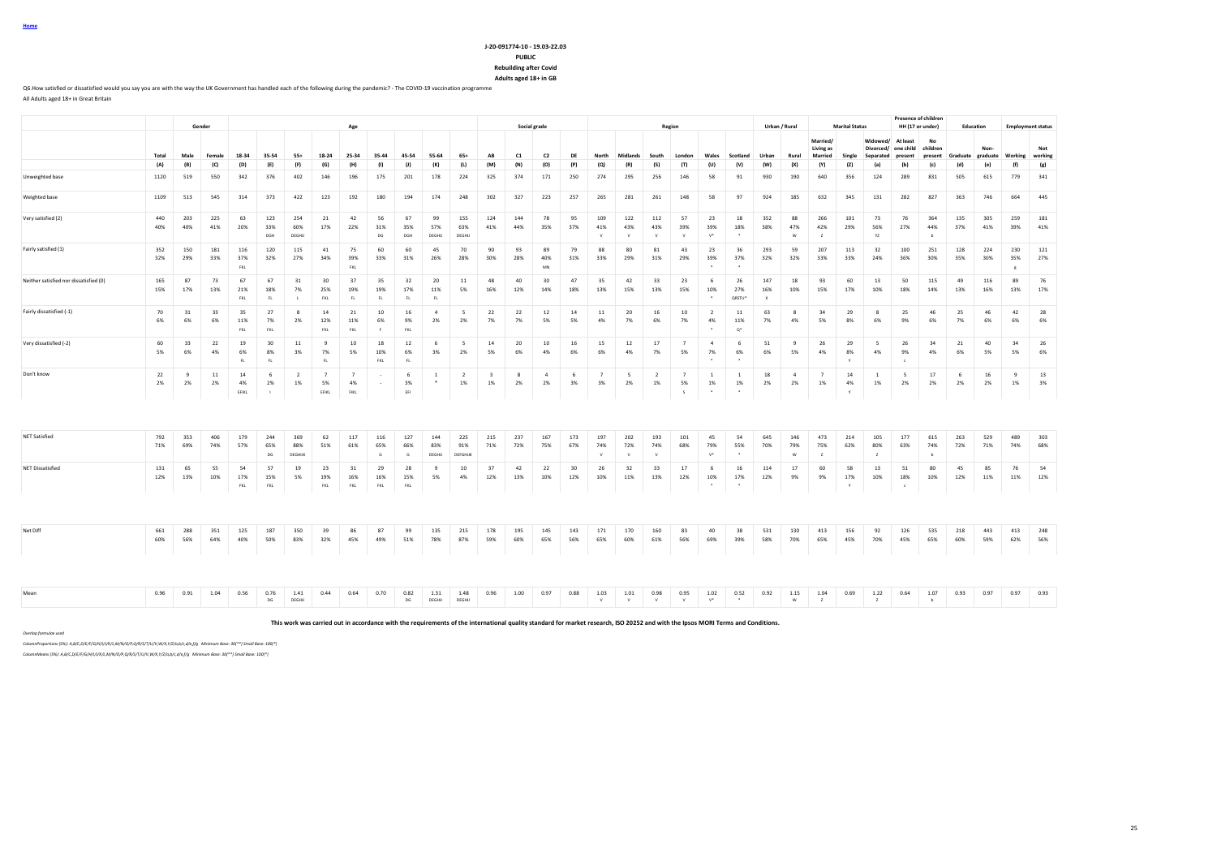Home

**J-20-091774-10 - 19.03-22.03**

**PUBLIC**

**Rebuilding after Covid**

**Adults aged 18+ in GB**

Q6.How satisfied or dissatisfied would you say you are with the way the UK Government has handled each of the following during the pandemic? - The COVID-19 vaccination programme

All Adults aged 18+ in Great Britain

| | | Gender | | Age | | | | | | | | | | Social grade | | | | Region | | | | | | Urban / Rural | | Marital Status | | | Presence of children HH (17 or under) | | Education | | Employment status | |
|---|---|---|---|---|---|---|---|---|---|---|---|---|---|---|---|---|---|---|---|---|---|---|---|---|---|---|---|---|---|---|---|---|---|---|
| | Total | Male | Female | 18-34 | 35-54 | 55+ | 18-24 | 25-34 | 35-44 | 45-54 | 55-64 | 65+ | AB | C1 | C2 | DE | North | Midlands | South | London | Wales | Scotland | Urban | Rural | Married/ Living as Married | Single | Widowed/ Divorced/ Separated | At least one child present | No children present | Graduate | Non-graduate | Working | Not working |
| | (A) | (B) | (C) | (D) | (E) | (F) | (G) | (H) | (I) | (J) | (K) | (L) | (M) | (N) | (O) | (P) | (Q) | (R) | (S) | (T) | (U) | (V) | (W) | (X) | (Y) | (Z) | (a) | (b) | (c) | (d) | (e) | (f) | (g) |
| Unweighted base | 1120 | 519 | 550 | 342 | 376 | 402 | 146 | 196 | 175 | 201 | 178 | 224 | 325 | 374 | 171 | 250 | 274 | 295 | 256 | 146 | 58 | 91 | 930 | 190 | 640 | 356 | 124 | 289 | 831 | 505 | 615 | 779 | 341 |
| Weighted base | 1109 | 513 | 545 | 314 | 373 | 422 | 123 | 192 | 180 | 194 | 174 | 248 | 302 | 327 | 223 | 257 | 265 | 281 | 261 | 148 | 58 | 97 | 924 | 185 | 632 | 345 | 131 | 282 | 827 | 363 | 746 | 664 | 445 |
| Very satisfied (2) | 440 | 203 | 225 | 63 | 123 | 254 | 21 | 42 | 56 | 67 | 99 | 155 | 124 | 144 | 78 | 95 | 109 | 122 | 112 | 57 | 23 | 18 | 352 | 88 | 266 | 101 | 73 | 76 | 364 | 135 | 305 | 259 | 181 |
| | 40% | 40% | 41% | 20% | 33% | 60% | 17% | 22% | 31% | 35% | 57% | 63% | 41% | 44% | 35% | 37% | 41% | 43% | 43% | 39% | 39% | 18% | 38% | 47% | 42% | 29% | 56% | 27% | 44% | 37% | 41% | 39% | 41% |
| | | | | | DGH | DEGHIJ | | | DG | DGH | DEGHIJ | DEGHIJ | | | | | V | V | V | V | V* | * | | W | Z | | YZ | | b | | | | |
| Fairly satisfied (1) | 352 | 150 | 181 | 116 | 120 | 115 | 41 | 75 | 60 | 60 | 45 | 70 | 90 | 93 | 89 | 79 | 88 | 80 | 81 | 43 | 23 | 36 | 293 | 59 | 207 | 113 | 32 | 100 | 251 | 128 | 224 | 230 | 121 |
| | 32% | 29% | 33% | 37% | 32% | 27% | 34% | 39% | 33% | 31% | 26% | 28% | 30% | 28% | 40% | 31% | 33% | 29% | 31% | 29% | 39% | 37% | 32% | 32% | 33% | 33% | 24% | 36% | 30% | 35% | 30% | 35% | 27% |
| | | | | FKL | | | | FKL | | | | | | | MN | | | | | | * | * | | | | | | | | | | g | |
| Neither satisfied nor dissatisfied (0) | 165 | 87 | 73 | 67 | 67 | 31 | 30 | 37 | 35 | 32 | 20 | 11 | 48 | 40 | 30 | 47 | 35 | 42 | 33 | 23 | 6 | 26 | 147 | 18 | 93 | 60 | 13 | 50 | 115 | 49 | 116 | 89 | 76 |
| | 15% | 17% | 13% | 21% | 18% | 7% | 25% | 19% | 19% | 17% | 11% | 5% | 16% | 12% | 14% | 18% | 13% | 15% | 13% | 15% | 10% | 27% | 16% | 10% | 15% | 17% | 10% | 18% | 14% | 13% | 16% | 13% | 17% |
| | | | | FKL | FL | L | FKL | FL | FL | FL | | | | | | | | | | | * | QRSTU* | X | | | | | | | | | | |
| Fairly dissatisfied (-1) | 70 | 31 | 33 | 35 | 27 | 8 | 14 | 21 | 10 | 16 | 4 | 5 | 22 | 22 | 12 | 14 | 11 | 20 | 16 | 10 | 2 | 11 | 63 | 8 | 34 | 29 | 8 | 25 | 46 | 25 | 46 | 42 | 28 |
| | 6% | 6% | 6% | 11% | 7% | 2% | 12% | 11% | 6% | 9% | 2% | 2% | 7% | 7% | 5% | 5% | 4% | 7% | 6% | 7% | 4% | 11% | 7% | 4% | 5% | 8% | 6% | 9% | 6% | 7% | 6% | 6% | 6% |
| | | | | FKL | FKL | | FKL | FKL | F | FKL | | | | | | | | | | | * | Q* | | | | | | | | | | | |
| Very dissatisfied (-2) | 60 | 33 | 22 | 19 | 30 | 11 | 9 | 10 | 18 | 12 | 6 | 5 | 14 | 20 | 10 | 16 | 15 | 12 | 17 | 7 | 4 | 6 | 51 | 9 | 26 | 29 | 5 | 26 | 34 | 21 | 40 | 34 | 26 |
| | 5% | 6% | 4% | 6% | 8% | 3% | 7% | 5% | 10% | 6% | 3% | 2% | 5% | 6% | 4% | 6% | 6% | 4% | 7% | 5% | 7% | 6% | 6% | 5% | 4% | 8% | 4% | 9% | 4% | 6% | 5% | 5% | 6% |
| | | | | FL | FL | | FL | | FKL | FL | | | | | | | | | | | * | * | | | | Y | | c | | | | | |
| Don't know | 22 | 9 | 11 | 14 | 6 | 2 | 7 | 7 | - | 6 | 1 | 2 | 3 | 8 | 4 | 6 | 7 | 5 | 2 | 7 | 1 | 1 | 18 | 4 | 7 | 14 | 1 | 5 | 17 | 6 | 16 | 9 | 13 |
| | 2% | 2% | 2% | 4% | 2% | 1% | 5% | 4% | - | 3% | * | 1% | 1% | 2% | 2% | 3% | 3% | 2% | 1% | 5% | 1% | 1% | 2% | 2% | 1% | 4% | 1% | 2% | 2% | 2% | 2% | 1% | 3% |
| | | | | EFIKL | I | | EFIKL | FIKL | | EFI | | | | | | | | | | S | * | * | | | | Y | | | | | | | |
| NET Satisfied | 792 | 353 | 406 | 179 | 244 | 369 | 62 | 117 | 116 | 127 | 144 | 225 | 215 | 237 | 167 | 173 | 197 | 202 | 193 | 101 | 45 | 54 | 645 | 146 | 473 | 214 | 105 | 177 | 615 | 263 | 529 | 489 | 303 |
| | 71% | 69% | 74% | 57% | 65% | 88% | 51% | 61% | 65% | 66% | 83% | 91% | 71% | 72% | 75% | 67% | 74% | 72% | 74% | 68% | 79% | 55% | 70% | 79% | 75% | 62% | 80% | 63% | 74% | 72% | 71% | 74% | 68% |
| | | | | | DG | DEGHIJK | | | G | G | DEGHIJ | DEFGHIJK | | | | | V | V | V | | V* | * | | W | Z | | Z | | b | | | | |
| NET Dissatisfied | 131 | 65 | 55 | 54 | 57 | 19 | 23 | 31 | 29 | 28 | 9 | 10 | 37 | 42 | 22 | 30 | 26 | 32 | 33 | 17 | 6 | 16 | 114 | 17 | 60 | 58 | 13 | 51 | 80 | 45 | 85 | 76 | 54 |
| | 12% | 13% | 10% | 17% | 15% | 5% | 19% | 16% | 16% | 15% | 5% | 4% | 12% | 13% | 10% | 12% | 10% | 11% | 13% | 12% | 10% | 17% | 12% | 9% | 9% | 17% | 10% | 18% | 10% | 12% | 11% | 11% | 12% |
| | | | | FKL | FKL | | FKL | FKL | FKL | FKL | | | | | | | | | | | * | * | | | | Y | | c | | | | | |
| Net Diff | 661 | 288 | 351 | 125 | 187 | 350 | 39 | 86 | 87 | 99 | 135 | 215 | 178 | 195 | 145 | 143 | 171 | 170 | 160 | 83 | 40 | 38 | 531 | 130 | 413 | 156 | 92 | 126 | 535 | 218 | 443 | 413 | 248 |
| | 60% | 56% | 64% | 40% | 50% | 83% | 32% | 45% | 49% | 51% | 78% | 87% | 59% | 60% | 65% | 56% | 65% | 60% | 61% | 56% | 69% | 39% | 58% | 70% | 65% | 45% | 70% | 45% | 65% | 60% | 59% | 62% | 56% |
| Mean | 0.96 | 0.91 | 1.04 | 0.56 | 0.76 | 1.41 | 0.44 | 0.64 | 0.70 | 0.82 | 1.31 | 1.48 | 0.96 | 1.00 | 0.97 | 0.88 | 1.03 | 1.01 | 0.98 | 0.95 | 1.02 | 0.52 | 0.92 | 1.15 | 1.04 | 0.69 | 1.22 | 0.64 | 1.07 | 0.93 | 0.97 | 0.97 | 0.93 |
| | | | | | DG | DEGHIJ | | | | DG | DEGHIJ | DEGHIJ | | | | | V | V | V | V | V* | * | | W | Z | | Z | | b | | | | |

**This work was carried out in accordance with the requirements of the international quality standard for market research, ISO 20252 and with the Ipsos MORI Terms and Conditions.**

*Overlap formulae used*

*ColumnProportions (5%): A,B/C,D/E/F,G/H/I/J/K/L,M/N/O/P,Q/R/S/T/U/V,W/X,Y/Z/a,b/c,d/e,f/g Minimum Base: 30(**) Small Base: 100(*)*

*ColumnMeans (5%): A,B/C,D/E/F,G/H/I/J/K/L,M/N/O/P,Q/R/S/T/U/V,W/X,Y/Z/a,b/c,d/e,f/g Minimum Base: 30(**) Small Base: 100(*)*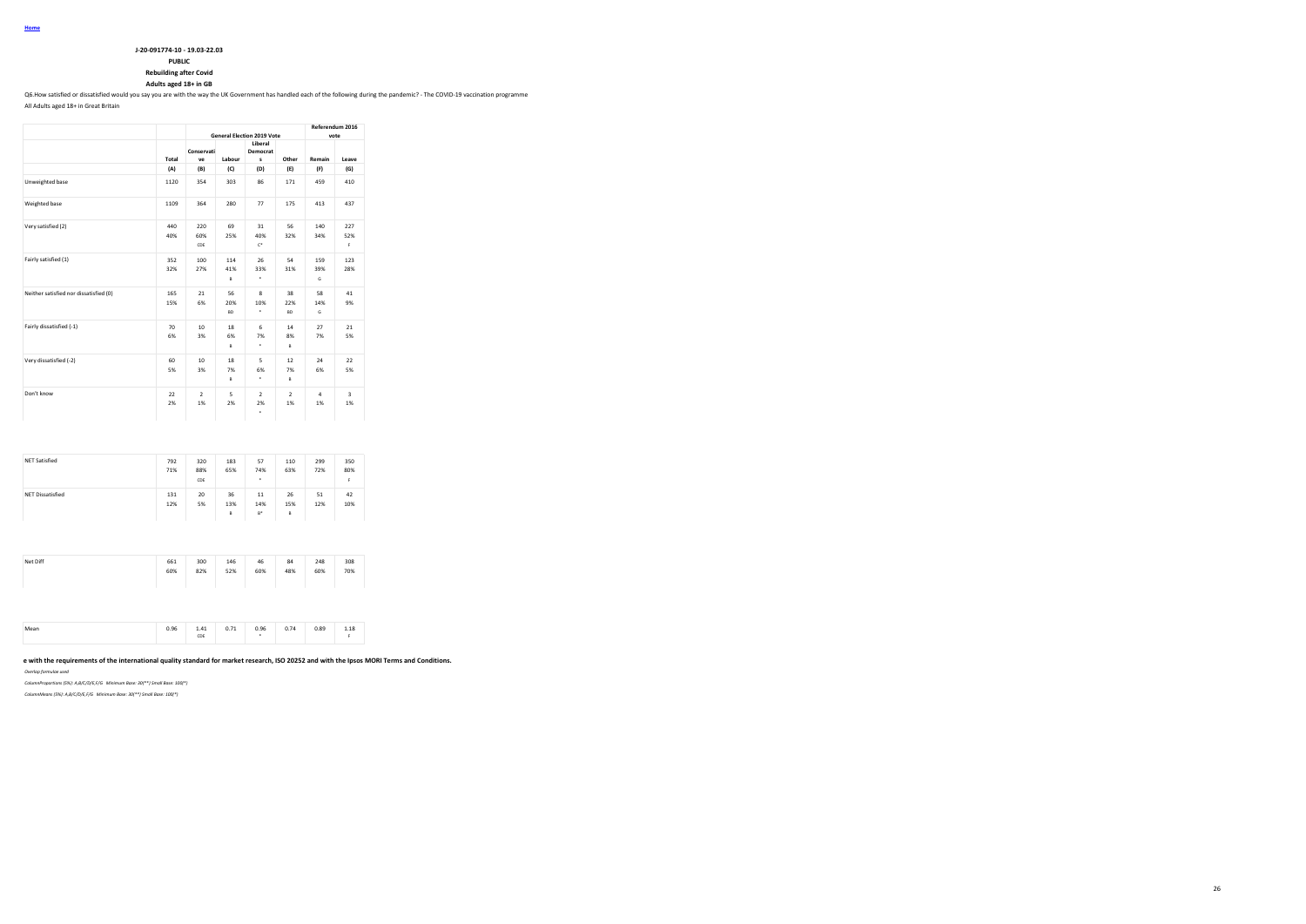Home

**J-20-091774-10 - 19.03-22.03**

**PUBLIC**

**Rebuilding after Covid**

**Adults aged 18+ in GB**

Q6.How satisfied or dissatisfied would you say you are with the way the UK Government has handled each of the following during the pandemic? - The COVID-19 vaccination programme

All Adults aged 18+ in Great Britain

| | | General Election 2019 Vote | | | | Referendum 2016 vote | |
|---|---|---|---|---|---|---|---|
| | Total | Conservative | Labour | Liberal Democrats | Other | Remain | Leave |
| | (A) | (B) | (C) | (D) | (E) | (F) | (G) |
| Unweighted base | 1120 | 354 | 303 | 86 | 171 | 459 | 410 |
| Weighted base | 1109 | 364 | 280 | 77 | 175 | 413 | 437 |
| Very satisfied (2) | 440<br>40% | 220<br>60%<br>CDE | 69<br>25% | 31<br>40%<br>C* | 56<br>32% | 140<br>34% | 227<br>52%<br>F |
| Fairly satisfied (1) | 352<br>32% | 100<br>27% | 114<br>41%<br>B | 26<br>33%<br>* | 54<br>31% | 159<br>39%<br>G | 123<br>28% |
| Neither satisfied nor dissatisfied (0) | 165<br>15% | 21<br>6% | 56<br>20%<br>BD | 8<br>10%<br>* | 38<br>22%<br>BD | 58<br>14%<br>G | 41<br>9% |
| Fairly dissatisfied (-1) | 70<br>6% | 10<br>3% | 18<br>6%<br>B | 6<br>7%<br>* | 14<br>8%<br>B | 27<br>7% | 21<br>5% |
| Very dissatisfied (-2) | 60<br>5% | 10<br>3% | 18<br>7%<br>B | 5<br>6%<br>* | 12<br>7%<br>B | 24<br>6% | 22<br>5% |
| Don't know | 22<br>2% | 2<br>1% | 5<br>2% | 2<br>2%<br>* | 2<br>1% | 4<br>1% | 3<br>1% |
| NET Satisfied | 792<br>71% | 320<br>88%<br>CDE | 183<br>65% | 57<br>74%<br>* | 110<br>63% | 299<br>72% | 350<br>80%<br>F |
| NET Dissatisfied | 131<br>12% | 20<br>5% | 36<br>13%<br>B | 11<br>14%<br>B* | 26<br>15%<br>B | 51<br>12% | 42<br>10% |
| Net Diff | 661<br>60% | 300<br>82% | 146<br>52% | 46<br>60% | 84<br>48% | 248<br>60% | 308<br>70% |
| Mean | 0.96 | 1.41<br>CDE | 0.71 | 0.96<br>* | 0.74 | 0.89 | 1.18<br>F |

**e with the requirements of the international quality standard for market research, ISO 20252 and with the Ipsos MORI Terms and Conditions.**

*Overlap formulae used*

*ColumnProportions (5%): A,B/C/D/E,F/G Minimum Base: 30(**) Small Base: 100(*)*

*ColumnMeans (5%): A,B/C/D/E,F/G Minimum Base: 30(**) Small Base: 100(*)*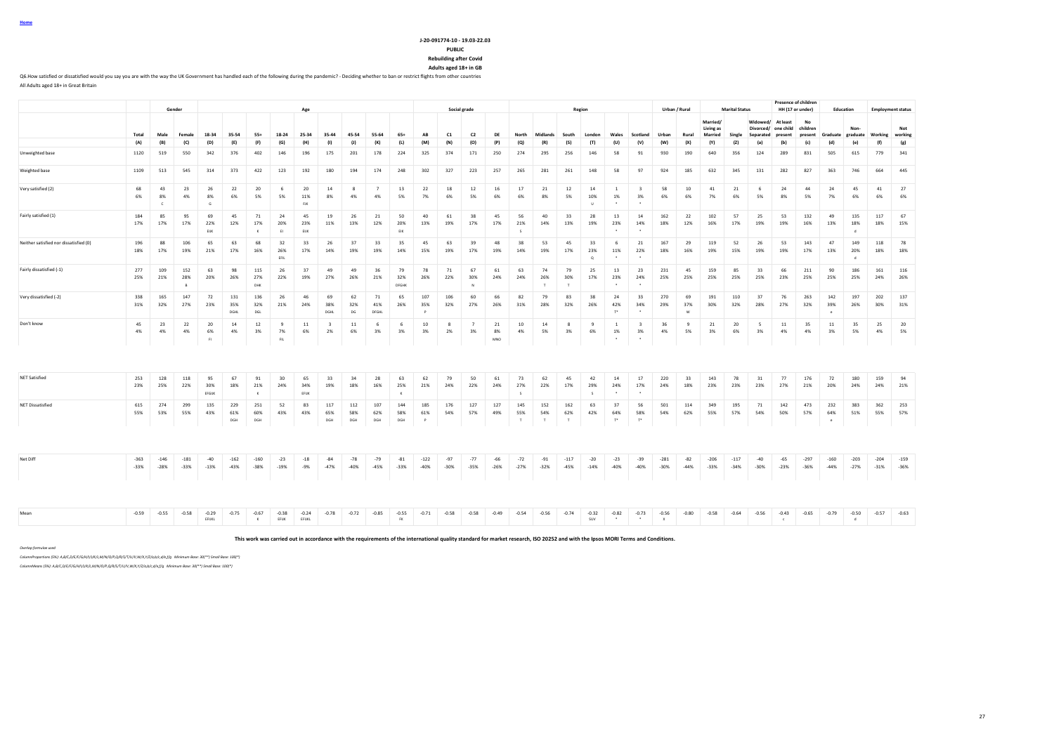Home

**J-20-091774-10 - 19.03-22.03**

**PUBLIC**

**Rebuilding after Covid**

**Adults aged 18+ in GB**

Q6.How satisfied or dissatisfied would you say you are with the way the UK Government has handled each of the following during the pandemic? - Deciding whether to ban or restrict flights from other countries

All Adults aged 18+ in Great Britain

| | | Gender | | Age | | | | | | | | | Social grade | | | | Region | | | | | | Urban / Rural | | Marital Status | | | Presence of children HH (17 or under) | | Education | | Employment status | |
|---|---|---|---|---|---|---|---|---|---|---|---|---|---|---|---|---|---|---|---|---|---|---|---|---|---|---|---|---|---|---|---|---|---|
| | Total | Male | Female | 18-34 | 35-54 | 55+ | 18-24 | 25-34 | 35-44 | 45-54 | 55-64 | 65+ | AB | C1 | C2 | DE | North | Midlands | South | London | Wales | Scotland | Urban | Rural | Married/ Living as Married | Single | Widowed/ Divorced/ Separated | At least one child present | No children present | Graduate | Non-graduate | Working | Not working |
| | (A) | (B) | (C) | (D) | (E) | (F) | (G) | (H) | (I) | (J) | (K) | (L) | (M) | (N) | (O) | (P) | (Q) | (R) | (S) | (T) | (U) | (V) | (W) | (X) | (Y) | (Z) | (a) | (b) | (c) | (d) | (e) | (f) | (g) |
| Unweighted base | 1120 | 519 | 550 | 342 | 376 | 402 | 146 | 196 | 175 | 201 | 178 | 224 | 325 | 374 | 171 | 250 | 274 | 295 | 256 | 146 | 58 | 91 | 930 | 190 | 640 | 356 | 124 | 289 | 831 | 505 | 615 | 779 | 341 |
| Weighted base | 1109 | 513 | 545 | 314 | 373 | 422 | 123 | 192 | 180 | 194 | 174 | 248 | 302 | 327 | 223 | 257 | 265 | 281 | 261 | 148 | 58 | 97 | 924 | 185 | 632 | 345 | 131 | 282 | 827 | 363 | 746 | 664 | 445 |
| Very satisfied (2) | 68 | 43 | 23 | 26 | 22 | 20 | 6 | 20 | 14 | 8 | 7 | 13 | 22 | 18 | 12 | 16 | 17 | 21 | 12 | 14 | 1 | 3 | 58 | 10 | 41 | 21 | 6 | 24 | 44 | 24 | 45 | 41 | 27 |
| | 6% | 8% | 4% | 8% | 6% | 5% | 5% | 11% | 8% | 4% | 4% | 5% | 7% | 6% | 5% | 6% | 6% | 8% | 5% | 10% | 1% | 3% | 6% | 6% | 7% | 6% | 5% | 8% | 5% | 7% | 6% | 6% | 6% |
| | | C | | G | | | | FJK | | | | | | | | | | | | U | * | * | | | | | | | | | | | |
| Fairly satisfied (1) | 184 | 85 | 95 | 69 | 45 | 71 | 24 | 45 | 19 | 26 | 21 | 50 | 40 | 61 | 38 | 45 | 56 | 40 | 33 | 28 | 13 | 14 | 162 | 22 | 102 | 57 | 25 | 53 | 132 | 49 | 135 | 117 | 67 |
| | 17% | 17% | 17% | 22% | 12% | 17% | 20% | 23% | 11% | 13% | 12% | 20% | 13% | 19% | 17% | 17% | 21% | 14% | 13% | 19% | 23% | 14% | 18% | 12% | 16% | 17% | 19% | 19% | 16% | 13% | 18% | 18% | 15% |
| | | | | EIK | | E | EI | EIK | | | | EIK | | | | | S | | | | * | * | | | | | | | | | d | | |
| Neither satisfied nor dissatisfied (0) | 196 | 88 | 106 | 65 | 63 | 68 | 32 | 33 | 26 | 37 | 33 | 35 | 45 | 63 | 39 | 48 | 38 | 53 | 45 | 33 | 6 | 21 | 167 | 29 | 119 | 52 | 26 | 53 | 143 | 47 | 149 | 118 | 78 |
| | 18% | 17% | 19% | 21% | 17% | 16% | 26% | 17% | 14% | 19% | 19% | 14% | 15% | 19% | 17% | 19% | 14% | 19% | 17% | 23% | 11% | 22% | 18% | 16% | 19% | 15% | 19% | 19% | 17% | 13% | 20% | 18% | 18% |
| | | | | | | | EFIL | | | | | | | | | | | | | Q | * | * | | | | | | | | | d | | |
| Fairly dissatisfied (-1) | 277 | 109 | 152 | 63 | 98 | 115 | 26 | 37 | 49 | 49 | 36 | 79 | 78 | 71 | 67 | 61 | 63 | 74 | 79 | 25 | 13 | 23 | 231 | 45 | 159 | 85 | 33 | 66 | 211 | 90 | 186 | 161 | 116 |
| | 25% | 21% | 28% | 20% | 26% | 27% | 22% | 19% | 27% | 26% | 21% | 32% | 26% | 22% | 30% | 24% | 24% | 26% | 30% | 17% | 23% | 24% | 25% | 25% | 25% | 25% | 25% | 23% | 25% | 25% | 25% | 24% | 26% |
| | | | B | | | DHK | | | | | | DFGHK | | | N | | | T | T | | * | * | | | | | | | | | | | |
| Very dissatisfied (-2) | 338 | 165 | 147 | 72 | 131 | 136 | 26 | 46 | 69 | 62 | 71 | 65 | 107 | 106 | 60 | 66 | 82 | 79 | 83 | 38 | 24 | 33 | 270 | 69 | 191 | 110 | 37 | 76 | 263 | 142 | 197 | 202 | 137 |
| | 31% | 32% | 27% | 23% | 35% | 32% | 21% | 24% | 38% | 32% | 41% | 26% | 35% | 32% | 27% | 26% | 31% | 28% | 32% | 26% | 42% | 34% | 29% | 37% | 30% | 32% | 28% | 27% | 32% | 39% | 26% | 30% | 31% |
| | | | | | DGHL | DGL | | | DGHL | DG | DFGHL | | P | | | | | | | | T* | * | | W | | | | | | e | | | |
| Don't know | 45 | 23 | 22 | 20 | 14 | 12 | 9 | 11 | 3 | 11 | 6 | 6 | 10 | 8 | 7 | 21 | 10 | 14 | 8 | 9 | 1 | 3 | 36 | 9 | 21 | 20 | 5 | 11 | 35 | 11 | 35 | 25 | 20 |
| | 4% | 4% | 4% | 6% | 4% | 3% | 7% | 6% | 2% | 6% | 3% | 3% | 3% | 2% | 3% | 8% | 4% | 5% | 3% | 6% | 1% | 3% | 4% | 5% | 3% | 6% | 3% | 4% | 4% | 3% | 5% | 4% | 5% |
| | | | | FI | | | FIL | | | | | | | | | MNO | | | | | * | * | | | | | | | | | | | |
| NET Satisfied | 253 | 128 | 118 | 95 | 67 | 91 | 30 | 65 | 33 | 34 | 28 | 63 | 62 | 79 | 50 | 61 | 73 | 62 | 45 | 42 | 14 | 17 | 220 | 33 | 143 | 78 | 31 | 77 | 176 | 72 | 180 | 159 | 94 |
| | 23% | 25% | 22% | 30% | 18% | 21% | 24% | 34% | 19% | 18% | 16% | 25% | 21% | 24% | 22% | 24% | 27% | 22% | 17% | 29% | 24% | 17% | 24% | 18% | 23% | 23% | 23% | 27% | 21% | 20% | 24% | 24% | 21% |
| | | | | EFGIJK | | K | | EFIJK | | | | K | | | | | S | | | S | * | * | | | | | | | | | | | |
| NET Dissatisfied | 615 | 274 | 299 | 135 | 229 | 251 | 52 | 83 | 117 | 112 | 107 | 144 | 185 | 176 | 127 | 127 | 145 | 152 | 162 | 63 | 37 | 56 | 501 | 114 | 349 | 195 | 71 | 142 | 473 | 232 | 383 | 362 | 253 |
| | 55% | 53% | 55% | 43% | 61% | 60% | 43% | 43% | 65% | 58% | 62% | 58% | 61% | 54% | 57% | 49% | 55% | 54% | 62% | 42% | 64% | 58% | 54% | 62% | 55% | 57% | 54% | 50% | 57% | 64% | 51% | 55% | 57% |
| | | | | | DGH | DGH | | | DGH | DGH | DGH | DGH | P | | | | T | T | T | | T* | T* | | | | | | | | e | | | |
| Net Diff | -363 | -146 | -181 | -40 | -162 | -160 | -23 | -18 | -84 | -78 | -79 | -81 | -122 | -97 | -77 | -66 | -72 | -91 | -117 | -20 | -23 | -39 | -281 | -82 | -206 | -117 | -40 | -65 | -297 | -160 | -203 | -204 | -159 |
| | -33% | -28% | -33% | -13% | -43% | -38% | -19% | -9% | -47% | -40% | -45% | -33% | -40% | -30% | -35% | -26% | -27% | -32% | -45% | -14% | -40% | -40% | -30% | -44% | -33% | -34% | -30% | -23% | -36% | -44% | -27% | -31% | -36% |
| Mean | -0.59 | -0.55 | -0.58 | -0.29 | -0.75 | -0.67 | -0.38 | -0.24 | -0.78 | -0.72 | -0.85 | -0.55 | -0.71 | -0.58 | -0.58 | -0.49 | -0.54 | -0.56 | -0.74 | -0.32 | -0.82 | -0.73 | -0.56 | -0.80 | -0.58 | -0.64 | -0.56 | -0.43 | -0.65 | -0.79 | -0.50 | -0.57 | -0.63 |
| | | | | EFIJKL | | K | EFIJK | EFIJKL | | | | FK | | | | | | | | SUV | * | * | X | | | | | c | | | d | | |

**This work was carried out in accordance with the requirements of the international quality standard for market research, ISO 20252 and with the Ipsos MORI Terms and Conditions.**

*Overlap formulae used*

*ColumnProportions (5%): A,B/C,D/E/F,G/H/I/J/K/L,M/N/O/P,Q/R/S/T/U/V,W/X,Y/Z/a,b/c,d/e,f/g Minimum Base: 30(**) Small Base: 100(*)*

*ColumnMeans (5%): A,B/C,D/E/F,G/H/I/J/K/L,M/N/O/P,Q/R/S/T/U/V,W/X,Y/Z/a,b/c,d/e,f/g Minimum Base: 30(**) Small Base: 100(*)*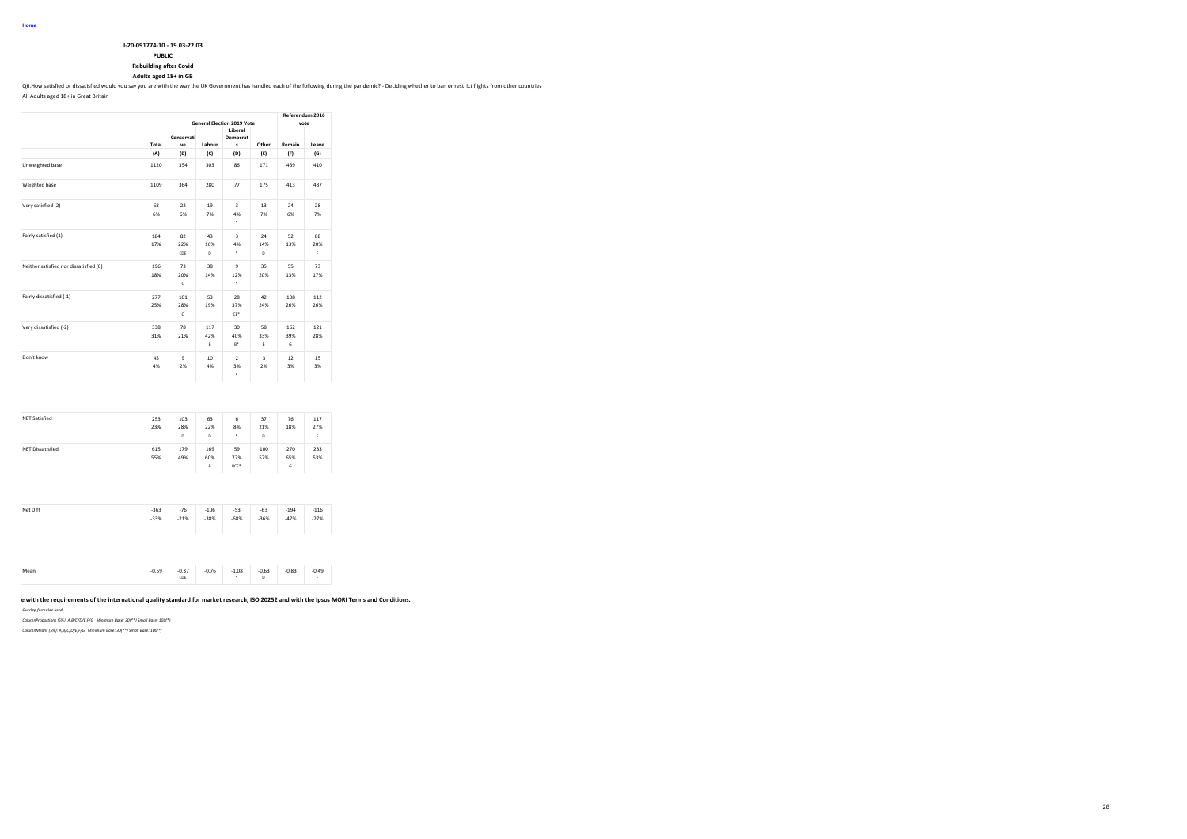Home

**J-20-091774-10 - 19.03-22.03**

**PUBLIC**

**Rebuilding after Covid**

**Adults aged 18+ in GB**

Q6.How satisfied or dissatisfied would you say you are with the way the UK Government has handled each of the following during the pandemic? - Deciding whether to ban or restrict flights from other countries

All Adults aged 18+ in Great Britain

| | | General Election 2019 Vote | | | | Referendum 2016 vote | |
|---|---|---|---|---|---|---|---|
| | Total | Conservative | Labour | Liberal Democrats | Other | Remain | Leave |
| | (A) | (B) | (C) | (D) | (E) | (F) | (G) |
| Unweighted base | 1120 | 354 | 303 | 86 | 171 | 459 | 410 |
| Weighted base | 1109 | 364 | 280 | 77 | 175 | 413 | 437 |
| Very satisfied (2) | 68<br>6% | 22<br>6% | 19<br>7% | 3<br>4%<br>* | 13<br>7% | 24<br>6% | 28<br>7% |
| Fairly satisfied (1) | 184<br>17% | 82<br>22%<br>CDE | 43<br>16%<br>D | 3<br>4%<br>* | 24<br>14%<br>D | 52<br>13% | 88<br>20%<br>F |
| Neither satisfied nor dissatisfied (0) | 196<br>18% | 73<br>20%<br>C | 38<br>14% | 9<br>12%<br>* | 35<br>20% | 55<br>13% | 73<br>17% |
| Fairly dissatisfied (-1) | 277<br>25% | 101<br>28%<br>C | 53<br>19% | 28<br>37%<br>CE* | 42<br>24% | 108<br>26% | 112<br>26% |
| Very dissatisfied (-2) | 338<br>31% | 78<br>21% | 117<br>42%<br>B | 30<br>40%<br>B* | 58<br>33%<br>B | 162<br>39%<br>G | 121<br>28% |
| Don't know | 45<br>4% | 9<br>2% | 10<br>4% | 2<br>3%<br>* | 3<br>2% | 12<br>3% | 15<br>3% |
| NET Satisfied | 253<br>23% | 103<br>28%<br>D | 63<br>22%<br>D | 6<br>8%<br>* | 37<br>21%<br>D | 76<br>18% | 117<br>27%<br>F |
| NET Dissatisfied | 615<br>55% | 179<br>49% | 169<br>60%<br>B | 59<br>77%<br>BCE* | 100<br>57% | 270<br>65%<br>G | 233<br>53% |
| Net Diff | -363<br>-33% | -76<br>-21% | -106<br>-38% | -53<br>-68% | -63<br>-36% | -194<br>-47% | -116<br>-27% |
| Mean | -0.59 | -0.37<br>CDE | -0.76 | -1.08<br>* | -0.63<br>D | -0.83 | -0.49<br>F |

**e with the requirements of the international quality standard for market research, ISO 20252 and with the Ipsos MORI Terms and Conditions.**

*Overlap formulae used*

*ColumnProportions (5%): A,B/C/D/E,F/G Minimum Base: 30(**) Small Base: 100(*)*

*ColumnMeans (5%): A,B/C/D/E,F/G Minimum Base: 30(**) Small Base: 100(*)*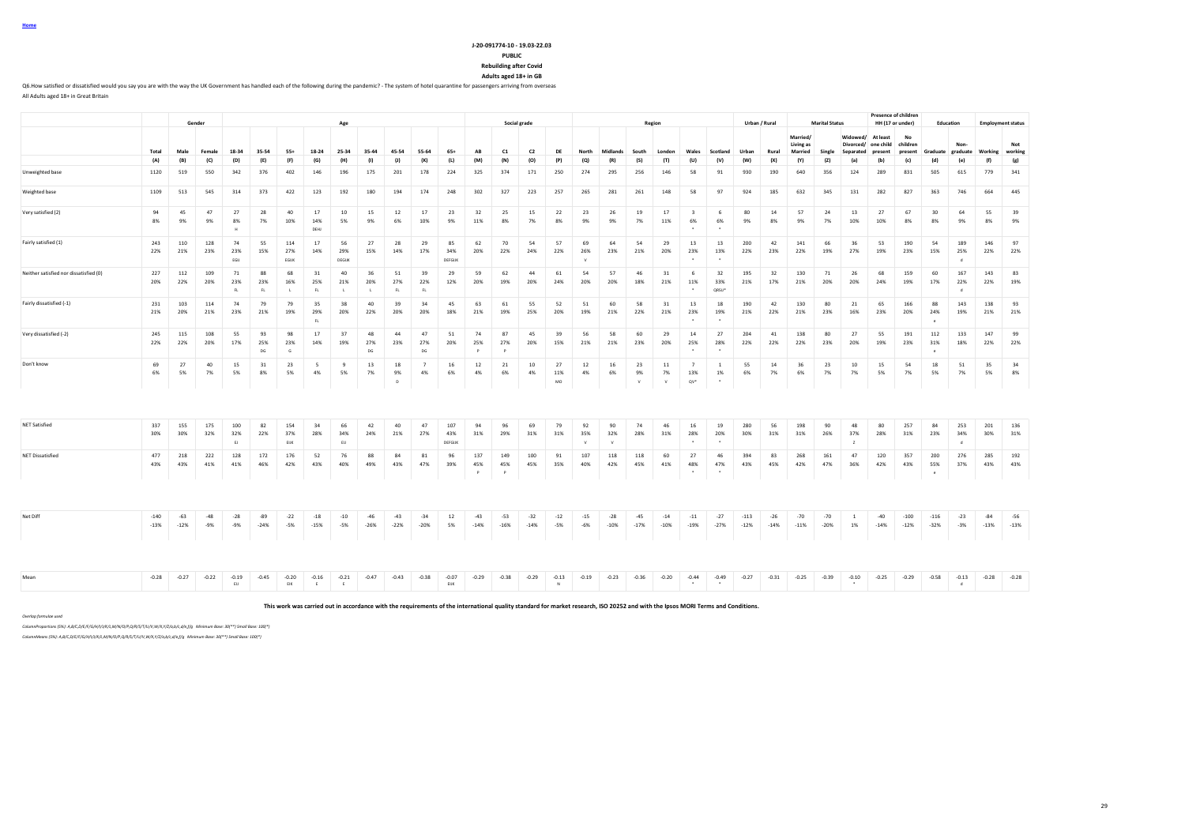Home

**J-20-091774-10 - 19.03-22.03**

**PUBLIC**

**Rebuilding after Covid**

**Adults aged 18+ in GB**

Q6.How satisfied or dissatisfied would you say you are with the way the UK Government has handled each of the following during the pandemic? - The system of hotel quarantine for passengers arriving from overseas

All Adults aged 18+ in Great Britain

| | | Gender | | Age | | | | | | | | | | Social grade | | | | Region | | | | | | Urban / Rural | | Marital Status | | | Presence of children HH (17 or under) | | Education | | Employment status | |
|---|---|---|---|---|---|---|---|---|---|---|---|---|---|---|---|---|---|---|---|---|---|---|---|---|---|---|---|---|---|---|---|---|---|---|
| | Total | Male | Female | 18-34 | 35-54 | 55+ | 18-24 | 25-34 | 35-44 | 45-54 | 55-64 | 65+ | AB | C1 | C2 | DE | North | Midlands | South | London | Wales | Scotland | Urban | Rural | Married/ Living as Married | Single | Widowed/ Divorced/ Separated | At least one child present | No children present | Graduate | Non-graduate | Working | Not working |
| | (A) | (B) | (C) | (D) | (E) | (F) | (G) | (H) | (I) | (J) | (K) | (L) | (M) | (N) | (O) | (P) | (Q) | (R) | (S) | (T) | (U) | (V) | (W) | (X) | (Y) | (Z) | (a) | (b) | (c) | (d) | (e) | (f) | (g) |
| Unweighted base | 1120 | 519 | 550 | 342 | 376 | 402 | 146 | 196 | 175 | 201 | 178 | 224 | 325 | 374 | 171 | 250 | 274 | 295 | 256 | 146 | 58 | 91 | 930 | 190 | 640 | 356 | 124 | 289 | 831 | 505 | 615 | 779 | 341 |
| Weighted base | 1109 | 513 | 545 | 314 | 373 | 422 | 123 | 192 | 180 | 194 | 174 | 248 | 302 | 327 | 223 | 257 | 265 | 281 | 261 | 148 | 58 | 97 | 924 | 185 | 632 | 345 | 131 | 282 | 827 | 363 | 746 | 664 | 445 |
| Very satisfied (2) | 94 | 45 | 47 | 27 | 28 | 40 | 17 | 10 | 15 | 12 | 17 | 23 | 32 | 25 | 15 | 22 | 23 | 26 | 19 | 17 | 3 | 6 | 80 | 14 | 57 | 24 | 13 | 27 | 67 | 30 | 64 | 55 | 39 |
| | 8% | 9% | 9% | 8% | 7% | 10% | 14% | 5% | 9% | 6% | 10% | 9% | 11% | 8% | 7% | 8% | 9% | 9% | 7% | 11% | 6% | 6% | 9% | 8% | 9% | 7% | 10% | 10% | 8% | 8% | 9% | 8% | 9% |
| | | | | H | | | DEHJ | | | | | | | | | | | | | | * | * | | | | | | | | | | | |
| Fairly satisfied (1) | 243 | 110 | 128 | 74 | 55 | 114 | 17 | 56 | 27 | 28 | 29 | 85 | 62 | 70 | 54 | 57 | 69 | 64 | 54 | 29 | 13 | 13 | 200 | 42 | 141 | 66 | 36 | 53 | 190 | 54 | 189 | 146 | 97 |
| | 22% | 21% | 23% | 23% | 15% | 27% | 14% | 29% | 15% | 14% | 17% | 34% | 20% | 22% | 24% | 22% | 26% | 23% | 21% | 20% | 23% | 13% | 22% | 23% | 22% | 19% | 27% | 19% | 23% | 15% | 25% | 22% | 22% |
| | | | | EGIJ | | EGIJK | | DEGIJK | | | | DEFGIJK | | | | | V | | | | * | * | | | | | | | | | d | | |
| Neither satisfied nor dissatisfied (0) | 227 | 112 | 109 | 71 | 88 | 68 | 31 | 40 | 36 | 51 | 39 | 29 | 59 | 62 | 44 | 61 | 54 | 57 | 46 | 31 | 6 | 32 | 195 | 32 | 130 | 71 | 26 | 68 | 159 | 60 | 167 | 143 | 83 |
| | 20% | 22% | 20% | 23% | 23% | 16% | 25% | 21% | 20% | 27% | 22% | 12% | 20% | 19% | 20% | 24% | 20% | 20% | 18% | 21% | 11% | 33% | 21% | 17% | 21% | 20% | 20% | 24% | 19% | 17% | 22% | 22% | 19% |
| | | | | FL | FL | L | FL | L | L | FL | FL | | | | | | | | | | * | QRSU* | | | | | | | | | d | | |
| Fairly dissatisfied (-1) | 231 | 103 | 114 | 74 | 79 | 79 | 35 | 38 | 40 | 39 | 34 | 45 | 63 | 61 | 55 | 52 | 51 | 60 | 58 | 31 | 13 | 18 | 190 | 42 | 130 | 80 | 21 | 65 | 166 | 88 | 143 | 138 | 93 |
| | 21% | 20% | 21% | 23% | 21% | 19% | 29% | 20% | 22% | 20% | 20% | 18% | 21% | 19% | 25% | 20% | 19% | 21% | 22% | 21% | 23% | 19% | 21% | 22% | 21% | 23% | 16% | 23% | 20% | 24% | 19% | 21% | 21% |
| | | | | | | | FL | | | | | | | | | | | | | | * | * | | | | | | | | e | | | |
| Very dissatisfied (-2) | 245 | 115 | 108 | 55 | 93 | 98 | 17 | 37 | 48 | 44 | 47 | 51 | 74 | 87 | 45 | 39 | 56 | 58 | 60 | 29 | 14 | 27 | 204 | 41 | 138 | 80 | 27 | 55 | 191 | 112 | 133 | 147 | 99 |
| | 22% | 22% | 20% | 17% | 25% | 23% | 14% | 19% | 27% | 23% | 27% | 20% | 25% | 27% | 20% | 15% | 21% | 21% | 23% | 20% | 25% | 28% | 22% | 22% | 22% | 23% | 20% | 19% | 23% | 31% | 18% | 22% | 22% |
| | | | | | DG | G | | | DG | | DG | | P | P | | | | | | | * | * | | | | | | | | e | | | |
| Don't know | 69 | 27 | 40 | 15 | 31 | 23 | 5 | 9 | 13 | 18 | 7 | 16 | 12 | 21 | 10 | 27 | 12 | 16 | 23 | 11 | 7 | 1 | 55 | 14 | 36 | 23 | 10 | 15 | 54 | 18 | 51 | 35 | 34 |
| | 6% | 5% | 7% | 5% | 8% | 5% | 4% | 5% | 7% | 9% | 4% | 6% | 4% | 6% | 4% | 11% | 4% | 6% | 9% | 7% | 13% | 1% | 6% | 7% | 6% | 7% | 7% | 5% | 7% | 5% | 7% | 5% | 8% |
| | | | | | | | | | | D | | | | | | MO | | | V | V | QV* | * | | | | | | | | | | | |
| NET Satisfied | 337 | 155 | 175 | 100 | 82 | 154 | 34 | 66 | 42 | 40 | 47 | 107 | 94 | 96 | 69 | 79 | 92 | 90 | 74 | 46 | 16 | 19 | 280 | 56 | 198 | 90 | 48 | 80 | 257 | 84 | 253 | 201 | 136 |
| | 30% | 30% | 32% | 32% | 22% | 37% | 28% | 34% | 24% | 21% | 27% | 43% | 31% | 29% | 31% | 31% | 35% | 32% | 28% | 31% | 28% | 20% | 30% | 31% | 31% | 26% | 37% | 28% | 31% | 23% | 34% | 30% | 31% |
| | | | | EJ | | EIJK | | EIJ | | | | DEFGIJK | | | | | V | V | | | * | * | | | | | Z | | | | d | | |
| NET Dissatisfied | 477 | 218 | 222 | 128 | 172 | 176 | 52 | 76 | 88 | 84 | 81 | 96 | 137 | 149 | 100 | 91 | 107 | 118 | 118 | 60 | 27 | 46 | 394 | 83 | 268 | 161 | 47 | 120 | 357 | 200 | 276 | 285 | 192 |
| | 43% | 43% | 41% | 41% | 46% | 42% | 43% | 40% | 49% | 43% | 47% | 39% | 45% | 45% | 45% | 35% | 40% | 42% | 45% | 41% | 48% | 47% | 43% | 45% | 42% | 47% | 36% | 42% | 43% | 55% | 37% | 43% | 43% |
| | | | | | | | | | | | | | P | P | | | | | | | * | * | | | | | | | | e | | | |
| Net Diff | -140 | -63 | -48 | -28 | -89 | -22 | -18 | -10 | -46 | -43 | -34 | 12 | -43 | -53 | -32 | -12 | -15 | -28 | -45 | -14 | -11 | -27 | -113 | -26 | -70 | -70 | 1 | -40 | -100 | -116 | -23 | -84 | -56 |
| | -13% | -12% | -9% | -9% | -24% | -5% | -15% | -5% | -26% | -22% | -20% | 5% | -14% | -16% | -14% | -5% | -6% | -10% | -17% | -10% | -19% | -27% | -12% | -14% | -11% | -20% | 1% | -14% | -12% | -32% | -3% | -13% | -13% |
| Mean | -0.28 | -0.27 | -0.22 | -0.19 | -0.45 | -0.20 | -0.16 | -0.21 | -0.47 | -0.43 | -0.38 | -0.07 | -0.29 | -0.38 | -0.29 | -0.13 | -0.19 | -0.23 | -0.36 | -0.20 | -0.44 | -0.49 | -0.27 | -0.31 | -0.25 | -0.39 | -0.10 | -0.25 | -0.29 | -0.58 | -0.13 | -0.28 | -0.28 |
| | | | | EIJ | | EIJK | E | E | | | | EIJK | | | | N | | | | | * | * | | | | | * | | | | d | | |

**This work was carried out in accordance with the requirements of the international quality standard for market research, ISO 20252 and with the Ipsos MORI Terms and Conditions.**

*Overlap formulae used*

*ColumnProportions (5%): A,B/C,D/E/F/G/H/I/J/K/L,M/N/O/P,Q/R/S/T/U/V,W/X,Y/Z/a,b/c,d/e,f/g Minimum Base: 30(**) Small Base: 100(*)*

*ColumnMeans (5%): A,B/C,D/E/F/G/H/I/J/K/L,M/N/O/P,Q/R/S/T/U/V,W/X,Y/Z/a,b/c,d/e,f/g Minimum Base: 30(**) Small Base: 100(*)*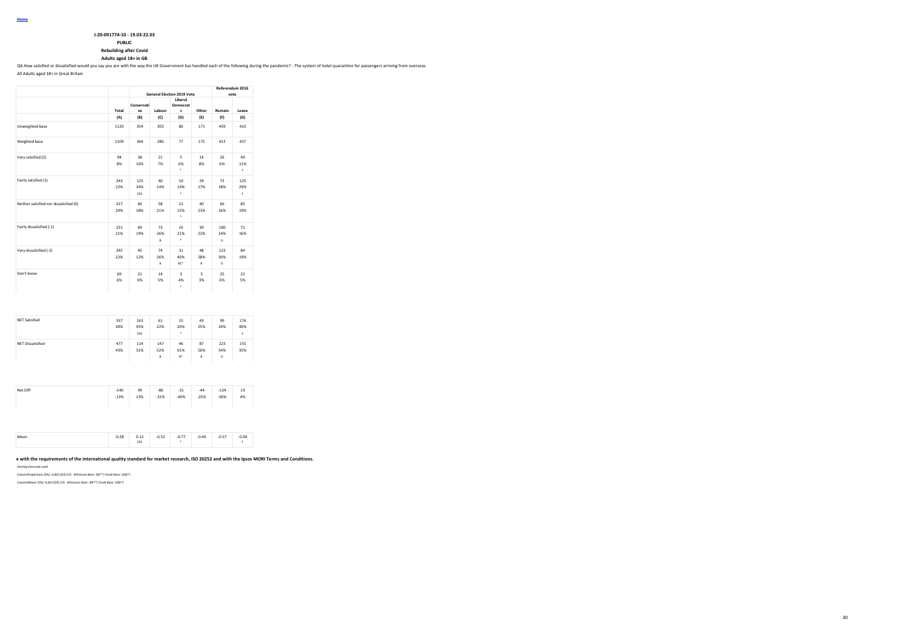Home

**J-20-091774-10 - 19.03-22.03**

**PUBLIC**

**Rebuilding after Covid**

**Adults aged 18+ in GB**

Q6.How satisfied or dissatisfied would you say you are with the way the UK Government has handled each of the following during the pandemic? - The system of hotel quarantine for passengers arriving from overseas

All Adults aged 18+ in Great Britain

| | | General Election 2019 Vote | | | | Referendum 2016 vote | |
|---|---|---|---|---|---|---|---|
| | Total | Conservatives | Labour | Liberal Democrats | Other | Remain | Leave |
| | (A) | (B) | (C) | (D) | (E) | (F) | (G) |
| Unweighted base | 1120 | 354 | 303 | 86 | 171 | 459 | 410 |
| Weighted base | 1109 | 364 | 280 | 77 | 175 | 413 | 437 |
| Very satisfied (2) | 94 | 38 | 21 | 5 | 14 | 26 | 49 |
| | 8% | 10% | 7% | 6% | 8% | 6% | 11% |
| | | | | * | | | F |
| Fairly satisfied (1) | 243 | 125 | 40 | 10 | 29 | 73 | 125 |
| | 22% | 34% | 14% | 14% | 17% | 18% | 29% |
| | | CDE | | * | | | F |
| Neither satisfied nor dissatisfied (0) | 227 | 66 | 58 | 12 | 40 | 66 | 85 |
| | 20% | 18% | 21% | 15% | 23% | 16% | 19% |
| | | | | * | | | |
| Fairly dissatisfied (-1) | 231 | 69 | 73 | 16 | 39 | 100 | 71 |
| | 21% | 19% | 26% | 21% | 22% | 24% | 16% |
| | | | B | * | | G | |
| Very dissatisfied (-2) | 245 | 45 | 74 | 31 | 48 | 123 | 84 |
| | 22% | 12% | 26% | 40% | 28% | 30% | 19% |
| | | | B | BC* | B | G | |
| Don't know | 69 | 21 | 14 | 3 | 5 | 25 | 22 |
| | 6% | 6% | 5% | 4% | 3% | 6% | 5% |
| | | | | * | | | |
| NET Satisfied | 337 | 163 | 61 | 15 | 43 | 99 | 174 |
| | 30% | 45% | 22% | 20% | 25% | 24% | 40% |
| | | CDE | | * | | | F |
| NET Dissatisfied | 477 | 114 | 147 | 46 | 87 | 223 | 155 |
| | 43% | 31% | 52% | 61% | 50% | 54% | 35% |
| | | | B | B* | B | G | |
| Net Diff | -140 | 49 | -86 | -31 | -44 | -124 | 19 |
| | -13% | 13% | -31% | -40% | -25% | -30% | 4% |
| Mean | -0.28 | 0.12 | -0.52 | -0.77 | -0.46 | -0.57 | -0.04 |
| | | CDE | | * | | | F |

**e with the requirements of the international quality standard for market research, ISO 20252 and with the Ipsos MORI Terms and Conditions.**

*Overlap formulae used*

*ColumnProportions (5%): A,B/C/D/E,F/G Minimum Base: 30(**) Small Base: 100(*)*

*ColumnMeans (5%): A,B/C/D/E,F/G Minimum Base: 30(**) Small Base: 100(*)*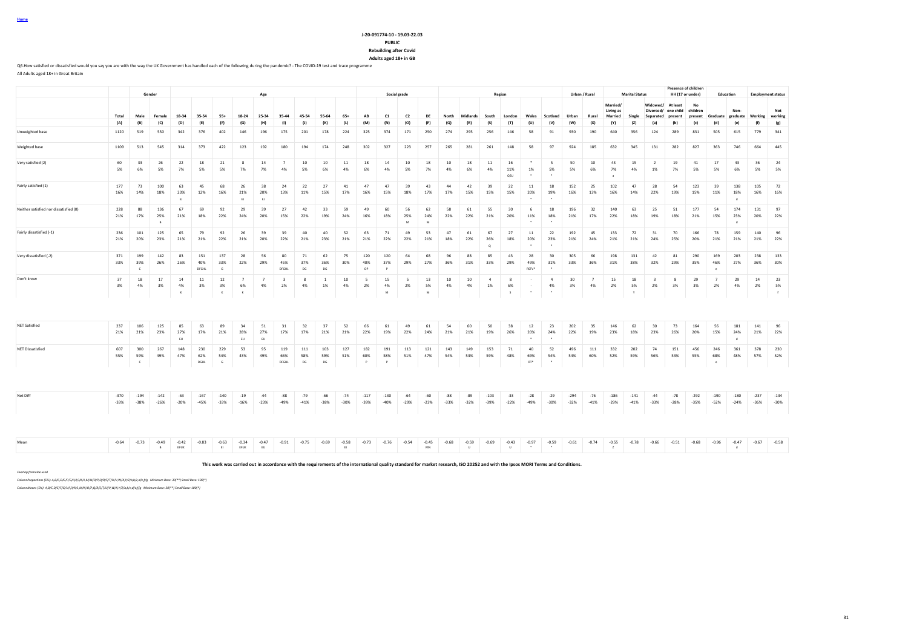Home

J-20-091774-10 - 19.03-22.03

PUBLIC

Rebuilding after Covid

Adults aged 18+ in GB

Q6.How satisfied or dissatisfied would you say you are with the way the UK Government has handled each of the following during the pandemic? - The COVID-19 test and trace programme

All Adults aged 18+ in Great Britain

| | | Gender | | Age | | | | | | | | | Social grade | | | | Region | | | | | | Urban / Rural | | Marital Status | | | Presence of children HH (17 or under) | | Education | | Employment status | |
|---|---|---|---|---|---|---|---|---|---|---|---|---|---|---|---|---|---|---|---|---|---|---|---|---|---|---|---|---|---|---|---|---|---|
| | Total | Male | Female | 18-34 | 35-54 | 55+ | 18-24 | 25-34 | 35-44 | 45-54 | 55-64 | 65+ | AB | C1 | C2 | DE | North | Midlands | South | London | Wales | Scotland | Urban | Rural | Married/ Living as Married | Single | Widowed/ Divorced/ Separated | At least one child present | No children present | Graduate | Non-graduate | Working | Not working |
| | (A) | (B) | (C) | (D) | (E) | (F) | (G) | (H) | (I) | (J) | (K) | (L) | (M) | (N) | (O) | (P) | (Q) | (R) | (S) | (T) | (U) | (V) | (W) | (X) | (Y) | (Z) | (a) | (b) | (c) | (d) | (e) | (f) | (g) |
| Unweighted base | 1120 | 519 | 550 | 342 | 376 | 402 | 146 | 196 | 175 | 201 | 178 | 224 | 325 | 374 | 171 | 250 | 274 | 295 | 256 | 146 | 58 | 91 | 930 | 190 | 640 | 356 | 124 | 289 | 831 | 505 | 615 | 779 | 341 |
| Weighted base | 1109 | 513 | 545 | 314 | 373 | 422 | 123 | 192 | 180 | 194 | 174 | 248 | 302 | 327 | 223 | 257 | 265 | 281 | 261 | 148 | 58 | 97 | 924 | 185 | 632 | 345 | 131 | 282 | 827 | 363 | 746 | 664 | 445 |
| Very satisfied (2) | 60 | 33 | 26 | 22 | 18 | 21 | 8 | 14 | 7 | 10 | 10 | 11 | 18 | 14 | 10 | 18 | 10 | 18 | 11 | 16 | * | 5 | 50 | 10 | 43 | 15 | 2 | 19 | 41 | 17 | 43 | 36 | 24 |
| | 5% | 6% | 5% | 7% | 5% | 5% | 7% | 7% | 4% | 5% | 6% | 4% | 6% | 4% | 5% | 7% | 4% | 6% | 4% | 11% | 1% | 5% | 5% | 6% | 7% | 4% | 1% | 7% | 5% | 5% | 6% | 5% | 5% |
| | | | | | | | | | | | | | | | | | | | | QSU | * | * | | | a | | | | | | | | |
| Fairly satisfied (1) | 177 | 73 | 100 | 63 | 45 | 68 | 26 | 38 | 24 | 22 | 27 | 41 | 47 | 47 | 39 | 43 | 44 | 42 | 39 | 22 | 11 | 18 | 152 | 25 | 102 | 47 | 28 | 54 | 123 | 39 | 138 | 105 | 72 |
| | 16% | 14% | 18% | 20% | 12% | 16% | 21% | 20% | 13% | 11% | 15% | 17% | 16% | 15% | 18% | 17% | 17% | 15% | 15% | 15% | 20% | 19% | 16% | 13% | 16% | 14% | 22% | 19% | 15% | 11% | 18% | 16% | 16% |
| | | | | EJ | | | EJ | EJ | | | | | | | | | | | | | * | * | | | | | | | | | d | | |
| Neither satisfied nor dissatisfied (0) | 228 | 88 | 136 | 67 | 69 | 92 | 29 | 39 | 27 | 42 | 33 | 59 | 49 | 60 | 56 | 62 | 58 | 61 | 55 | 30 | 6 | 18 | 196 | 32 | 140 | 63 | 25 | 51 | 177 | 54 | 174 | 131 | 97 |
| | 21% | 17% | 25% | 21% | 18% | 22% | 24% | 20% | 15% | 22% | 19% | 24% | 16% | 18% | 25% | 24% | 22% | 22% | 21% | 20% | 11% | 18% | 21% | 17% | 22% | 18% | 19% | 18% | 21% | 15% | 23% | 20% | 22% |
| | | | B | | | | | | | | | | | | M | M | | | | | * | * | | | | | | | | | d | | |
| Fairly dissatisfied (-1) | 236 | 101 | 125 | 65 | 79 | 92 | 26 | 39 | 39 | 40 | 40 | 52 | 63 | 71 | 49 | 53 | 47 | 61 | 67 | 27 | 11 | 22 | 192 | 45 | 133 | 72 | 31 | 70 | 166 | 78 | 159 | 140 | 96 |
| | 21% | 20% | 23% | 21% | 21% | 22% | 21% | 20% | 22% | 21% | 23% | 21% | 21% | 22% | 22% | 21% | 18% | 22% | 26% | 18% | 20% | 23% | 21% | 24% | 21% | 21% | 24% | 25% | 20% | 21% | 21% | 21% | 22% |
| | | | | | | | | | | | | | | | | | | | Q | | * | * | | | | | | | | | | | |
| Very dissatisfied (-2) | 371 | 199 | 142 | 83 | 151 | 137 | 28 | 56 | 80 | 71 | 62 | 75 | 120 | 120 | 64 | 68 | 96 | 88 | 85 | 43 | 28 | 30 | 305 | 66 | 198 | 131 | 42 | 81 | 290 | 169 | 203 | 238 | 133 |
| | 33% | 39% | 26% | 26% | 40% | 33% | 22% | 29% | 45% | 37% | 36% | 30% | 40% | 37% | 29% | 27% | 36% | 31% | 33% | 29% | 49% | 31% | 33% | 36% | 31% | 38% | 32% | 29% | 35% | 46% | 27% | 36% | 30% |
| | | C | | | DFGHL | | | | DFGHL | DG | DG | | OP | P | | | | | | | RSTV* | * | | | | | | | | e | | | |
| Don't know | 37 | 18 | 17 | 14 | 11 | 12 | 7 | 7 | 3 | 8 | 1 | 10 | 5 | 15 | 5 | 13 | 10 | 10 | 4 | 8 | - | 4 | 30 | 7 | 15 | 18 | 3 | 8 | 29 | 7 | 29 | 14 | 23 |
| | 3% | 4% | 3% | 4% | 3% | 3% | 6% | 4% | 2% | 4% | 1% | 4% | 2% | 4% | 2% | 5% | 4% | 4% | 1% | 6% | - | 4% | 3% | 4% | 2% | 5% | 2% | 3% | 3% | 2% | 4% | 2% | 5% |
| | | | | K | | K | K | | | | | | | M | | M | | | | S | * | * | | | | Y | | | | | | | f |
| NET Satisfied | 237 | 106 | 125 | 85 | 63 | 89 | 34 | 51 | 31 | 32 | 37 | 52 | 66 | 61 | 49 | 61 | 54 | 60 | 50 | 38 | 12 | 23 | 202 | 35 | 146 | 62 | 30 | 73 | 164 | 56 | 181 | 141 | 96 |
| | 21% | 21% | 23% | 27% | 17% | 21% | 28% | 27% | 17% | 17% | 21% | 21% | 22% | 19% | 22% | 24% | 21% | 21% | 19% | 26% | 20% | 24% | 22% | 19% | 23% | 18% | 23% | 26% | 20% | 15% | 24% | 21% | 22% |
| | | | | EIJ | | | EIJ | EIJ | | | | | | | | | | | | | * | * | | | | | | | | | d | | |
| NET Dissatisfied | 607 | 300 | 267 | 148 | 230 | 229 | 53 | 95 | 119 | 111 | 103 | 127 | 182 | 191 | 113 | 121 | 143 | 149 | 153 | 71 | 40 | 52 | 496 | 111 | 332 | 202 | 74 | 151 | 456 | 246 | 361 | 378 | 230 |
| | 55% | 59% | 49% | 47% | 62% | 54% | 43% | 49% | 66% | 58% | 59% | 51% | 60% | 58% | 51% | 47% | 54% | 53% | 59% | 48% | 69% | 54% | 54% | 60% | 52% | 59% | 56% | 53% | 55% | 68% | 48% | 57% | 52% |
| | | C | | | DGHL | G | | | DFGHL | DG | DG | | P | P | | | | | | | RT* | * | | | | | | | | e | | | |
| Net Diff | -370 | -194 | -142 | -63 | -167 | -140 | -19 | -44 | -88 | -79 | -66 | -74 | -117 | -130 | -64 | -60 | -88 | -89 | -103 | -33 | -28 | -29 | -294 | -76 | -186 | -141 | -44 | -78 | -292 | -190 | -180 | -237 | -134 |
| | -33% | -38% | -26% | -20% | -45% | -33% | -16% | -23% | -49% | -41% | -38% | -30% | -39% | -40% | -29% | -23% | -33% | -32% | -39% | -22% | -49% | -30% | -32% | -41% | -29% | -41% | -33% | -28% | -35% | -52% | -24% | -36% | -30% |
| Mean | -0.64 | -0.73 | -0.49 | -0.42 | -0.83 | -0.63 | -0.34 | -0.47 | -0.91 | -0.75 | -0.69 | -0.58 | -0.73 | -0.76 | -0.54 | -0.45 | -0.68 | -0.59 | -0.69 | -0.43 | -0.97 | -0.59 | -0.61 | -0.74 | -0.55 | -0.78 | -0.66 | -0.51 | -0.68 | -0.96 | -0.47 | -0.67 | -0.58 |
| | | | B | EFIJK | | EI | EFIJK | EIJ | | | | EI | | | | MN | | U | | U | * | * | | | Z | | | | | | d | | |

This work was carried out in accordance with the requirements of the international quality standard for market research, ISO 20252 and with the Ipsos MORI Terms and Conditions.

*Overlap formulae used*

*ColumnProportions (5%): A,B/C,D/E/F/G/H/I/J/K/L,M/N/O/P,Q/R/S/T/U/V,W/X,Y/Z/a,b/c,d/e,f/g Minimum Base: 30(**) Small Base: 100(*)*

*ColumnMeans (5%): A,B/C,D/E/F/G/H/I/J/K/L,M/N/O/P,Q/R/S/T/U/V,W/X,Y/Z/a,b/c,d/e,f/g Minimum Base: 30(**) Small Base: 100(*)*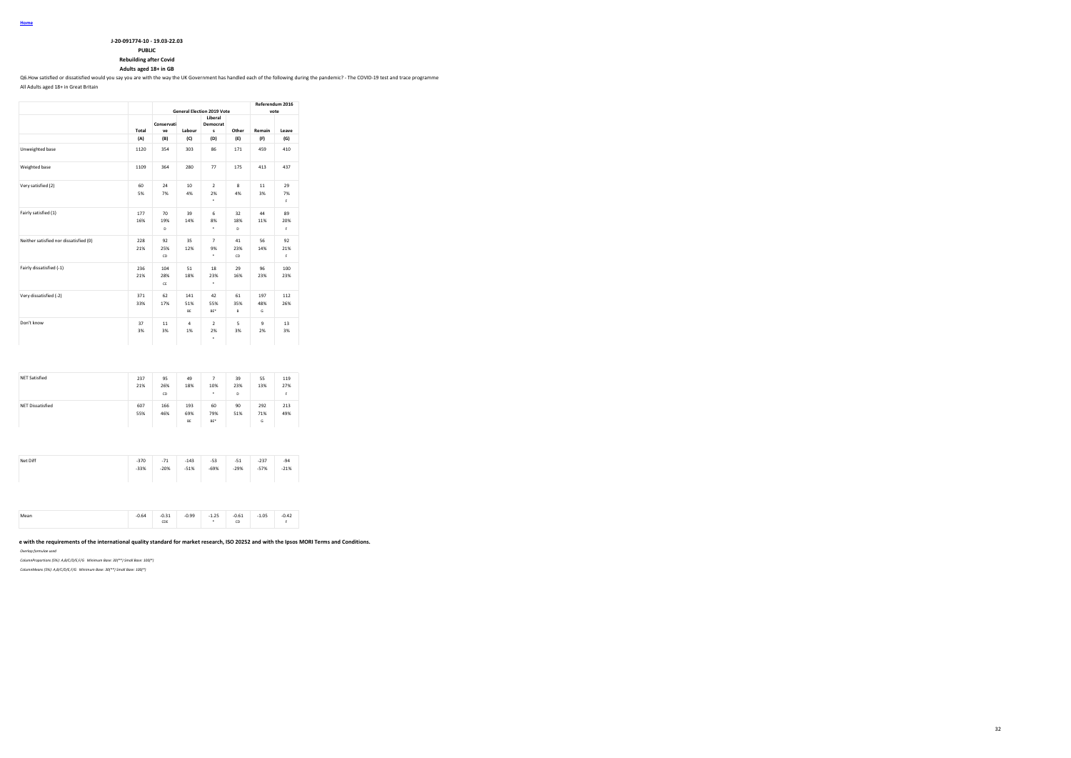Home

**J-20-091774-10 - 19.03-22.03**

**PUBLIC**

**Rebuilding after Covid**

**Adults aged 18+ in GB**

Q6.How satisfied or dissatisfied would you say you are with the way the UK Government has handled each of the following during the pandemic? - The COVID-19 test and trace programme

All Adults aged 18+ in Great Britain

| | | General Election 2019 Vote | | | | Referendum 2016 vote | |
|---|---|---|---|---|---|---|---|
| | Total | Conservative | Labour | Liberal Democrats | Other | Remain | Leave |
| | (A) | (B) | (C) | (D) | (E) | (F) | (G) |
| Unweighted base | 1120 | 354 | 303 | 86 | 171 | 459 | 410 |
| Weighted base | 1109 | 364 | 280 | 77 | 175 | 413 | 437 |
| Very satisfied (2) | 60<br>5% | 24<br>7% | 10<br>4% | 2<br>2%<br>* | 8<br>4% | 11<br>3% | 29<br>7%<br>F |
| Fairly satisfied (1) | 177<br>16% | 70<br>19%<br>D | 39<br>14% | 6<br>8%<br>* | 32<br>18%<br>D | 44<br>11% | 89<br>20%<br>F |
| Neither satisfied nor dissatisfied (0) | 228<br>21% | 92<br>25%<br>CD | 35<br>12% | 7<br>9%<br>* | 41<br>23%<br>CD | 56<br>14% | 92<br>21%<br>F |
| Fairly dissatisfied (-1) | 236<br>21% | 104<br>28%<br>CE | 51<br>18% | 18<br>23%<br>* | 29<br>16% | 96<br>23% | 100<br>23% |
| Very dissatisfied (-2) | 371<br>33% | 62<br>17% | 141<br>51%<br>BE | 42<br>55%<br>BE* | 61<br>35%<br>B | 197<br>48%<br>G | 112<br>26% |
| Don't know | 37<br>3% | 11<br>3% | 4<br>1% | 2<br>2%<br>* | 5<br>3% | 9<br>2% | 13<br>3% |
| NET Satisfied | 237<br>21% | 95<br>26%<br>CD | 49<br>18% | 7<br>10%<br>* | 39<br>23%<br>D | 55<br>13% | 119<br>27%<br>F |
| NET Dissatisfied | 607<br>55% | 166<br>46% | 193<br>69%<br>BE | 60<br>79%<br>BE* | 90<br>51% | 292<br>71%<br>G | 213<br>49% |
| Net Diff | -370<br>-33% | -71<br>-20% | -143<br>-51% | -53<br>-69% | -51<br>-29% | -237<br>-57% | -94<br>-21% |
| Mean | -0.64 | -0.31<br>CDE | -0.99 | -1.25<br>* | -0.61<br>CD | -1.05 | -0.42<br>F |

**e with the requirements of the international quality standard for market research, ISO 20252 and with the Ipsos MORI Terms and Conditions.**

*Overlap formulae used*

*ColumnProportions (5%): A,B/C/D/E,F/G Minimum Base: 30(**) Small Base: 100(*)*

*ColumnMeans (5%): A,B/C/D/E,F/G Minimum Base: 30(**) Small Base: 100(*)*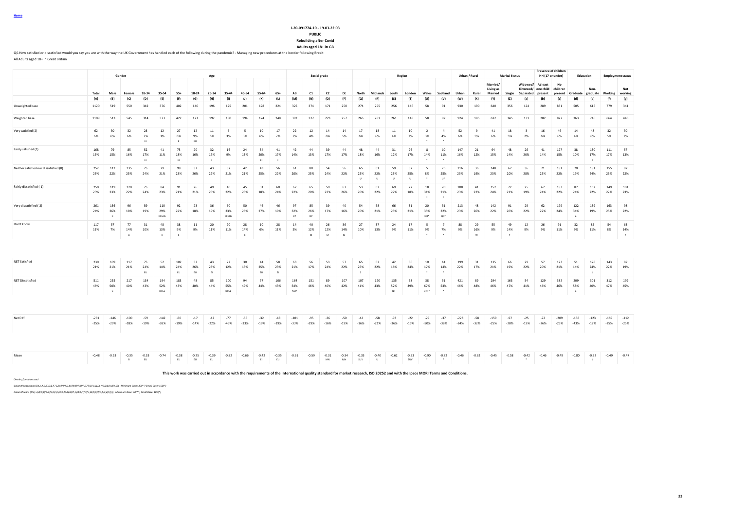Home

**J-20-091774-10 - 19.03-22.03**

**PUBLIC**

**Rebuilding after Covid**

**Adults aged 18+ in GB**

Q6.How satisfied or dissatisfied would you say you are with the way the UK Government has handled each of the following during the pandemic? - Managing new procedures at the border following Brexit

All Adults aged 18+ in Great Britain

| | | Gender | | Age | | | | | | | | | Social grade | | | | Region | | | | | | Urban / Rural | | Marital Status | | | Presence of children HH (17 or under) | | Education | | Employment status | |
|---|---|---|---|---|---|---|---|---|---|---|---|---|---|---|---|---|---|---|---|---|---|---|---|---|---|---|---|---|---|---|---|---|---|
| | Total | Male | Female | 18-34 | 35-54 | 55+ | 18-24 | 25-34 | 35-44 | 45-54 | 55-64 | 65+ | AB | C1 | C2 | DE | North | Midlands | South | London | Wales | Scotland | Urban | Rural | Married/ Living as Married | Single | Widowed/ Divorced/ Separated | At least one child present | No children present | Graduate | Non-graduate | Working | Not working |
| | (A) | (B) | (C) | (D) | (E) | (F) | (G) | (H) | (I) | (J) | (K) | (L) | (M) | (N) | (O) | (P) | (Q) | (R) | (S) | (T) | (U) | (V) | (W) | (X) | (Y) | (Z) | (a) | (b) | (c) | (d) | (e) | (f) | (g) |
| Unweighted base | 1120 | 519 | 550 | 342 | 376 | 402 | 146 | 196 | 175 | 201 | 178 | 224 | 325 | 374 | 171 | 250 | 274 | 295 | 256 | 146 | 58 | 91 | 930 | 190 | 640 | 356 | 124 | 289 | 831 | 505 | 615 | 779 | 341 |
| Weighted base | 1109 | 513 | 545 | 314 | 373 | 422 | 123 | 192 | 180 | 194 | 174 | 248 | 302 | 327 | 223 | 257 | 265 | 281 | 261 | 148 | 58 | 97 | 924 | 185 | 632 | 345 | 131 | 282 | 827 | 363 | 746 | 664 | 445 |
| Very satisfied (2) | 62<br>6% | 30<br>6% | 32<br>6% | 23<br>7%<br>EI | 12<br>3% | 27<br>6%<br>E | 12<br>9%<br>EIJ | 11<br>6% | 6<br>3% | 5<br>3% | 10<br>6% | 17<br>7% | 22<br>7% | 12<br>4% | 14<br>6% | 14<br>5% | 17<br>6% | 18<br>6% | 11<br>4% | 10<br>7% | 2<br>3%<br>* | 4<br>4%<br>* | 52<br>6% | 9<br>5% | 41<br>6% | 18<br>5% | 3<br>2% | 16<br>6% | 46<br>6% | 14<br>4% | 48<br>6% | 32<br>5% | 30<br>7% |
| Fairly satisfied (1) | 168<br>15% | 79<br>15% | 85<br>16% | 52<br>17%<br>EI | 41<br>11% | 75<br>18%<br>EI | 20<br>16% | 32<br>17%<br>I | 16<br>9% | 24<br>13% | 34<br>20%<br>EI | 41<br>17%<br>I | 42<br>14% | 44<br>13% | 39<br>17% | 44<br>17% | 48<br>18% | 44<br>16% | 31<br>12% | 26<br>17% | 8<br>14%<br>* | 10<br>11%<br>* | 147<br>16% | 21<br>12% | 94<br>15% | 48<br>14% | 26<br>20% | 41<br>14% | 127<br>15% | 38<br>10% | 130<br>17%<br>d | 111<br>17% | 57<br>13% |
| Neither satisfied nor dissatisfied (0) | 252<br>23% | 112<br>22% | 135<br>25% | 75<br>24% | 79<br>21% | 99<br>23% | 32<br>26% | 43<br>22% | 37<br>21% | 42<br>21% | 43<br>25% | 56<br>22% | 61<br>20% | 80<br>25% | 54<br>24% | 56<br>22% | 65<br>25%<br>U | 61<br>22%<br>U | 59<br>23%<br>U | 37<br>25%<br>U | 5<br>8%<br>* | 25<br>25%<br>U* | 216<br>23% | 36<br>19% | 148<br>23% | 67<br>20% | 36<br>28% | 71<br>25% | 181<br>22% | 70<br>19% | 181<br>24% | 155<br>23% | 97<br>22% |
| Fairly dissatisfied (-1) | 250<br>23% | 119<br>23% | 120<br>22% | 75<br>24% | 84<br>23% | 91<br>21% | 26<br>21% | 49<br>25% | 40<br>22% | 45<br>23% | 31<br>18% | 60<br>24% | 67<br>22% | 65<br>20% | 50<br>23% | 67<br>26% | 53<br>20% | 62<br>22% | 69<br>27% | 27<br>18% | 18<br>31%<br>* | 20<br>21%<br>* | 208<br>23% | 41<br>22% | 152<br>24% | 72<br>21% | 25<br>19% | 67<br>24% | 183<br>22% | 87<br>24% | 162<br>22% | 149<br>22% | 101<br>23% |
| Very dissatisfied (-2) | 261<br>24% | 136<br>26%<br>C | 96<br>18% | 59<br>19% | 110<br>29%<br>DFGHL | 92<br>22% | 23<br>18% | 36<br>19% | 60<br>33%<br>DFGHL | 50<br>26% | 46<br>27% | 46<br>19% | 97<br>32%<br>OP | 85<br>26%<br>OP | 39<br>17% | 40<br>16% | 54<br>20% | 58<br>21% | 66<br>25% | 31<br>21% | 20<br>35%<br>QR* | 31<br>32%<br>QR* | 213<br>23% | 48<br>26% | 142<br>22% | 91<br>26% | 29<br>22% | 62<br>22% | 199<br>24% | 122<br>34%<br>e | 139<br>19% | 163<br>25% | 98<br>22% |
| Don't know | 117<br>11% | 37<br>7% | 77<br>14%<br>B | 31<br>10% | 48<br>13%<br>K | 38<br>9%<br>K | 11<br>9% | 20<br>11% | 20<br>11% | 28<br>14%<br>K | 10<br>6% | 28<br>11% | 14<br>5% | 40<br>12%<br>M | 26<br>12%<br>M | 36<br>14%<br>M | 27<br>10% | 37<br>13% | 24<br>9% | 17<br>11% | 5<br>9%<br>* | 7<br>7%<br>* | 88<br>9% | 29<br>16%<br>W | 55<br>9% | 49<br>14%<br>Y | 12<br>9% | 26<br>9% | 91<br>11% | 32<br>9% | 85<br>11% | 54<br>8% | 63<br>14%<br>f |
| NET Satisfied | 230<br>21% | 109<br>21% | 117<br>21% | 75<br>24%<br>EIJ | 52<br>14% | 102<br>24%<br>EIJ | 32<br>26%<br>EIJ | 43<br>23%<br>EI | 22<br>12% | 30<br>15% | 44<br>25%<br>EIJ | 58<br>23%<br>EI | 63<br>21% | 56<br>17% | 53<br>24% | 57<br>22% | 65<br>25%<br>S | 62<br>22% | 42<br>16% | 36<br>24% | 10<br>17%<br>* | 14<br>14%<br>* | 199<br>22% | 31<br>17% | 135<br>21% | 66<br>19% | 29<br>22% | 57<br>20% | 173<br>21% | 51<br>14% | 178<br>24%<br>d | 143<br>22% | 87<br>19% |
| NET Dissatisfied | 511<br>46% | 255<br>50%<br>C | 217<br>40% | 134<br>43% | 194<br>52%<br>DFGL | 183<br>43% | 48<br>40% | 85<br>44% | 100<br>55%<br>DFGL | 94<br>49% | 77<br>44% | 106<br>43% | 164<br>54%<br>NOP | 151<br>46% | 89<br>40% | 107<br>42% | 107<br>41% | 120<br>43% | 135<br>52%<br>QT | 58<br>39% | 38<br>67%<br>QRT* | 51<br>53%<br>* | 421<br>46% | 89<br>48% | 294<br>46% | 163<br>47% | 54<br>41% | 129<br>46% | 382<br>46% | 209<br>58%<br>e | 301<br>40% | 312<br>47% | 199<br>45% |
| Net Diff | -281<br>-25% | -146<br>-29% | -100<br>-18% | -59<br>-19% | -142<br>-38% | -80<br>-19% | -17<br>-14% | -42<br>-22% | -77<br>-43% | -65<br>-33% | -32<br>-19% | -48<br>-19% | -101<br>-33% | -95<br>-29% | -36<br>-16% | -50<br>-19% | -42<br>-16% | -58<br>-21% | -93<br>-36% | -22<br>-15% | -29<br>-50% | -37<br>-38% | -223<br>-24% | -58<br>-32% | -159<br>-25% | -97<br>-28% | -25<br>-19% | -72<br>-26% | -209<br>-25% | -158<br>-43% | -123<br>-17% | -169<br>-25% | -112<br>-25% |
| Mean | -0.48 | -0.53 | -0.35<br>B | -0.33<br>EIJ | -0.74 | -0.38<br>EIJ | -0.25<br>EIJ | -0.39<br>EIJ | -0.82 | -0.66 | -0.42<br>EI | -0.35<br>EIJ | -0.61 | -0.59 | -0.31<br>MN | -0.34<br>MN | -0.33<br>SUV | -0.40<br>U | -0.62 | -0.33<br>SUV | -0.90<br>* | -0.72<br>* | -0.46 | -0.62 | -0.45 | -0.58 | -0.42<br>* | -0.46 | -0.49 | -0.80 | -0.32<br>d | -0.49 | -0.47 |

**This work was carried out in accordance with the requirements of the international quality standard for market research, ISO 20252 and with the Ipsos MORI Terms and Conditions.**

*Overlap formulae used*

*ColumnProportions (5%): A,B/C,D/E/F,G/H/I/J/K/L,M/N/O/P,Q/R/S/T/U/V,W/X,Y/Z/a,b/c,d/e,f/g Minimum Base: 30(**) Small Base: 100(*)*

*ColumnMeans (5%): A,B/C,D/E/F,G/H/I/J/K/L,M/N/O/P,Q/R/S/T/U/V,W/X,Y/Z/a,b/c,d/e,f/g Minimum Base: 30(**) Small Base: 100(*)*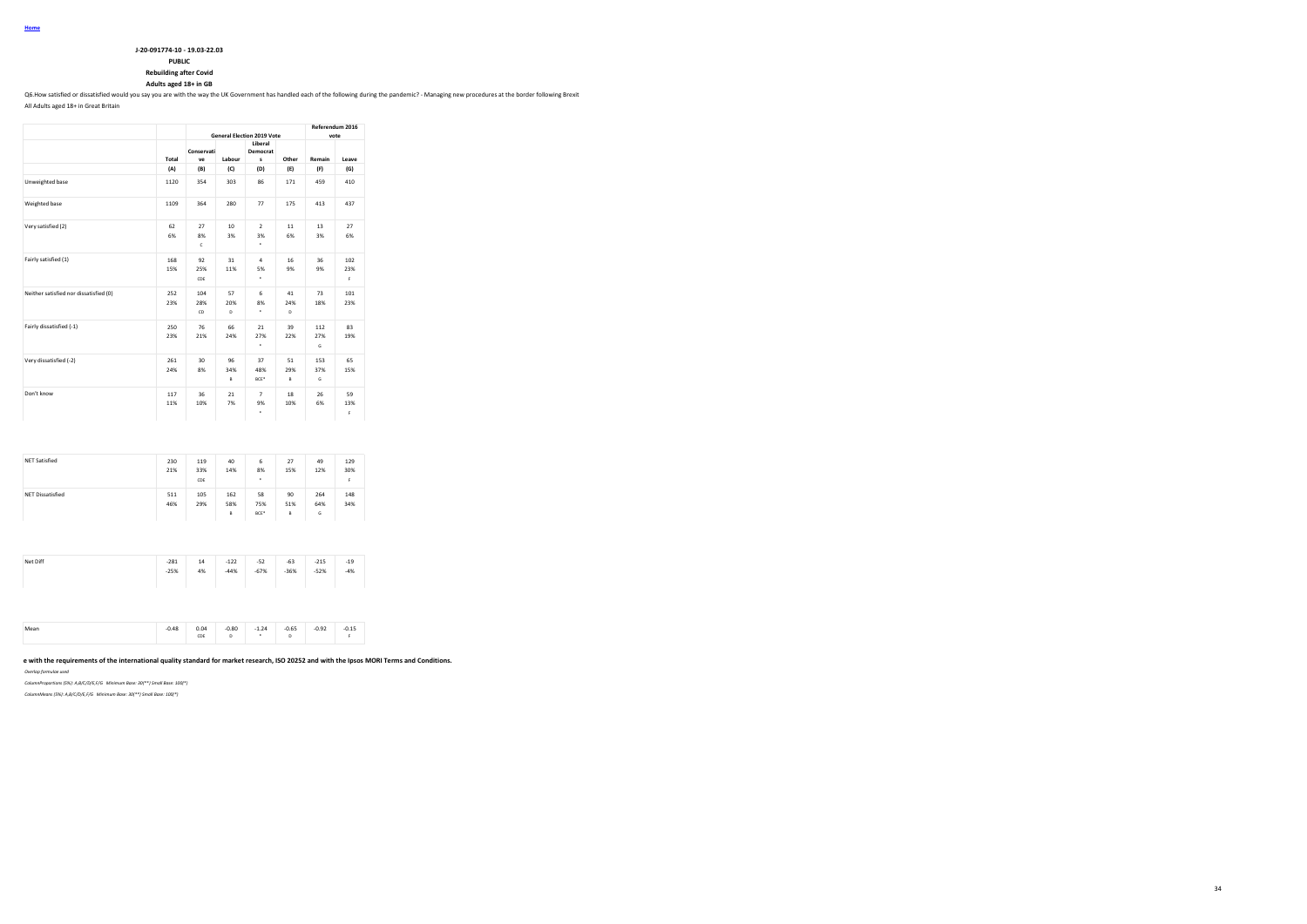Home

**J-20-091774-10 - 19.03-22.03**

**PUBLIC**

**Rebuilding after Covid**

**Adults aged 18+ in GB**

Q6.How satisfied or dissatisfied would you say you are with the way the UK Government has handled each of the following during the pandemic? - Managing new procedures at the border following Brexit

All Adults aged 18+ in Great Britain

| | | General Election 2019 Vote | | | | Referendum 2016 vote | |
|---|---|---|---|---|---|---|---|
| | Total | Conservative | Labour | Liberal Democrats | Other | Remain | Leave |
| | (A) | (B) | (C) | (D) | (E) | (F) | (G) |
| Unweighted base | 1120 | 354 | 303 | 86 | 171 | 459 | 410 |
| Weighted base | 1109 | 364 | 280 | 77 | 175 | 413 | 437 |
| Very satisfied (2) | 62<br>6% | 27<br>8%<br>C | 10<br>3% | 2<br>3%<br>* | 11<br>6% | 13<br>3% | 27<br>6% |
| Fairly satisfied (1) | 168<br>15% | 92<br>25%<br>CDE | 31<br>11% | 4<br>5%<br>* | 16<br>9% | 36<br>9% | 102<br>23%<br>F |
| Neither satisfied nor dissatisfied (0) | 252<br>23% | 104<br>28%<br>CD | 57<br>20%<br>D | 6<br>8%<br>* | 41<br>24%<br>D | 73<br>18% | 101<br>23% |
| Fairly dissatisfied (-1) | 250<br>23% | 76<br>21% | 66<br>24% | 21<br>27%<br>* | 39<br>22% | 112<br>27%<br>G | 83<br>19% |
| Very dissatisfied (-2) | 261<br>24% | 30<br>8% | 96<br>34%<br>B | 37<br>48%<br>BCE* | 51<br>29%<br>B | 153<br>37%<br>G | 65<br>15% |
| Don't know | 117<br>11% | 36<br>10% | 21<br>7% | 7<br>9%<br>* | 18<br>10% | 26<br>6% | 59<br>13%<br>F |
| NET Satisfied | 230<br>21% | 119<br>33%<br>CDE | 40<br>14% | 6<br>8%<br>* | 27<br>15% | 49<br>12% | 129<br>30%<br>F |
| NET Dissatisfied | 511<br>46% | 105<br>29% | 162<br>58%<br>B | 58<br>75%<br>BCE* | 90<br>51%<br>B | 264<br>64%<br>G | 148<br>34% |
| Net Diff | -281<br>-25% | 14<br>4% | -122<br>-44% | -52<br>-67% | -63<br>-36% | -215<br>-52% | -19<br>-4% |
| Mean | -0.48 | 0.04<br>CDE | -0.80<br>D | -1.24<br>* | -0.65<br>D | -0.92 | -0.15<br>F |

**e with the requirements of the international quality standard for market research, ISO 20252 and with the Ipsos MORI Terms and Conditions.**

*Overlap formulae used*

*ColumnProportions (5%): A,B/C/D/E,F/G Minimum Base: 30(**) Small Base: 100(*)*

*ColumnMeans (5%): A,B/C/D/E,F/G Minimum Base: 30(**) Small Base: 100(*)*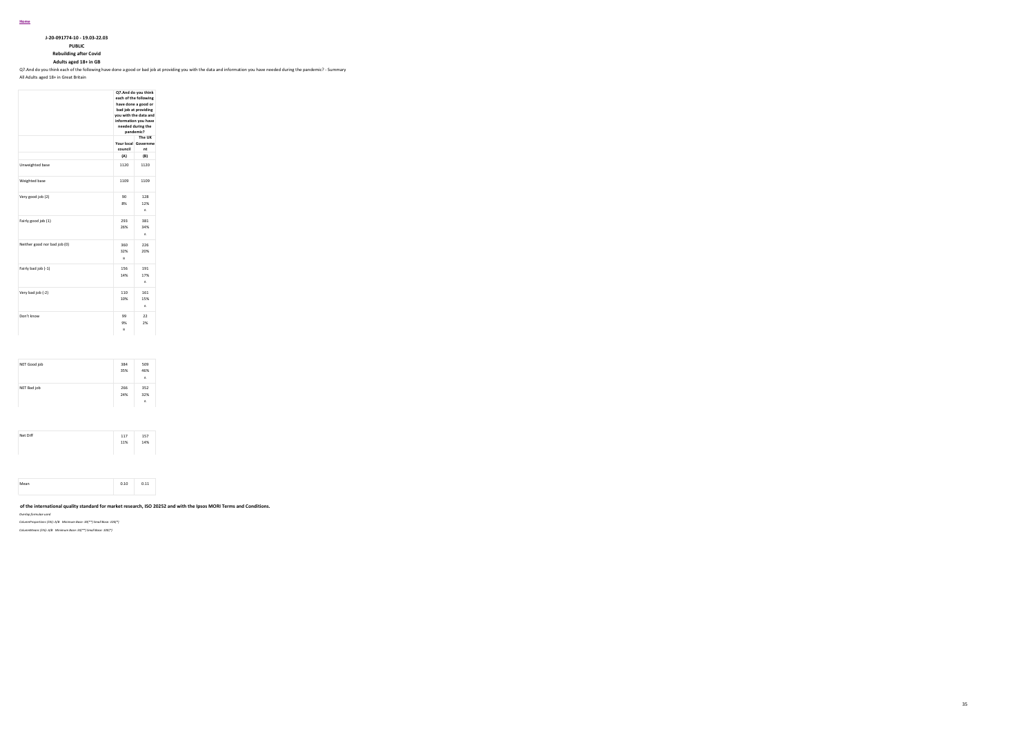Home

**J-20-091774-10 - 19.03-22.03**

**PUBLIC**

**Rebuilding after Covid**

**Adults aged 18+ in GB**

Q7.And do you think each of the following have done a good or bad job at providing you with the data and information you have needed during the pandemic? - Summary

All Adults aged 18+ in Great Britain

| | Q7.And do you think each of the following have done a good or bad job at providing you with the data and information you have needed during the pandemic? | |
|---|---|---|
| | Your local council | The UK Government |
| | (A) | (B) |
| Unweighted base | 1120 | 1120 |
| Weighted base | 1109 | 1109 |
| Very good job (2) | 90<br>8% | 128<br>12%<br>A |
| Fairly good job (1) | 293<br>26% | 381<br>34%<br>A |
| Neither good nor bad job (0) | 360<br>32%<br>B | 226<br>20% |
| Fairly bad job (-1) | 156<br>14% | 191<br>17%<br>A |
| Very bad job (-2) | 110<br>10% | 161<br>15%<br>A |
| Don't know | 99<br>9%<br>B | 22<br>2% |
| NET Good job | 384<br>35% | 509<br>46%<br>A |
| NET Bad job | 266<br>24% | 352<br>32%<br>A |
| Net Diff | 117<br>11% | 157<br>14% |
| Mean | 0.10 | 0.11 |

**of the international quality standard for market research, ISO 20252 and with the Ipsos MORI Terms and Conditions.**

*Overlap formulae used*

*ColumnProportions (5%): A/B Minimum Base: 30(**) Small Base: 100(*)*

*ColumnMeans (5%): A/B Minimum Base: 30(**) Small Base: 100(*)*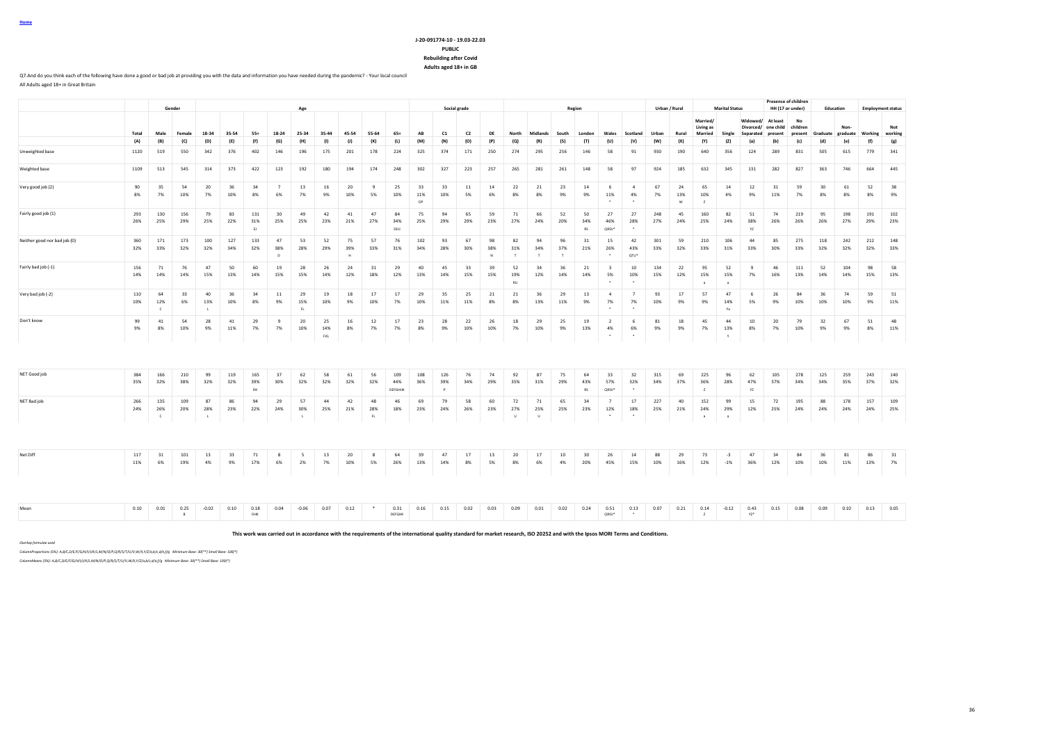Home

J-20-091774-10 - 19.03-22.03

PUBLIC

Rebuilding after Covid

Adults aged 18+ in GB

Q7.And do you think each of the following have done a good or bad job at providing you with the data and information you have needed during the pandemic? - Your local council

All Adults aged 18+ in Great Britain

| | | Gender | | Age | | | | | | | | | | Social grade | | | | Region | | | | | | Urban / Rural | | Marital Status | | | Presence of children HH (17 or under) | | Education | | Employment status | |
|---|---|---|---|---|---|---|---|---|---|---|---|---|---|---|---|---|---|---|---|---|---|---|---|---|---|---|---|---|---|---|---|---|---|---|
| | Total | Male | Female | 18-34 | 35-54 | 55+ | 18-24 | 25-34 | 35-44 | 45-54 | 55-64 | 65+ | AB | C1 | C2 | DE | North | Midlands | South | London | Wales | Scotland | Urban | Rural | Married/ Living as Married | Single | Widowed/ Divorced/ Separated | At least one child present | No children present | Graduate | Non-graduate | Working | Not working |
| | (A) | (B) | (C) | (D) | (E) | (F) | (G) | (H) | (I) | (J) | (K) | (L) | (M) | (N) | (O) | (P) | (Q) | (R) | (S) | (T) | (U) | (V) | (W) | (X) | (Y) | (Z) | (a) | (b) | (c) | (d) | (e) | (f) | (g) |
| Unweighted base | 1120 | 519 | 550 | 342 | 376 | 402 | 146 | 196 | 175 | 201 | 178 | 224 | 325 | 374 | 171 | 250 | 274 | 295 | 256 | 146 | 58 | 91 | 930 | 190 | 640 | 356 | 124 | 289 | 831 | 505 | 615 | 779 | 341 |
| Weighted base | 1109 | 513 | 545 | 314 | 373 | 422 | 123 | 192 | 180 | 194 | 174 | 248 | 302 | 327 | 223 | 257 | 265 | 281 | 261 | 148 | 58 | 97 | 924 | 185 | 632 | 345 | 131 | 282 | 827 | 363 | 746 | 664 | 445 |
| Very good job (2) | 90 | 35 | 54 | 20 | 36 | 34 | 7 | 13 | 16 | 20 | 9 | 25 | 33 | 33 | 11 | 14 | 22 | 21 | 23 | 14 | 6 | 4 | 67 | 24 | 65 | 14 | 12 | 31 | 59 | 30 | 61 | 52 | 38 |
| | 8% | 7% | 10% | 7% | 10% | 8% | 6% | 7% | 9% | 10% | 5% | 10% | 11% | 10% | 5% | 6% | 8% | 8% | 9% | 9% | 11% | 4% | 7% | 13% | 10% | 4% | 9% | 11% | 7% | 8% | 8% | 8% | 9% |
| | | | | | | | | | | | | | OP | | | | | | | | * | * | | W | Z | | | | | | | | |
| Fairly good job (1) | 293 | 130 | 156 | 79 | 83 | 131 | 30 | 49 | 42 | 41 | 47 | 84 | 75 | 94 | 65 | 59 | 71 | 66 | 52 | 50 | 27 | 27 | 248 | 45 | 160 | 82 | 51 | 74 | 219 | 95 | 198 | 191 | 102 |
| | 26% | 25% | 29% | 25% | 22% | 31% | 25% | 25% | 23% | 21% | 27% | 34% | 25% | 29% | 29% | 23% | 27% | 24% | 20% | 34% | 46% | 28% | 27% | 24% | 25% | 24% | 38% | 26% | 26% | 26% | 27% | 29% | 23% |
| | | | | | | EI | | | | | | DEIJ | | | | | | | | RS | QRSV* | * | | | | | YZ | | | | | | |
| Neither good nor bad job (0) | 360 | 171 | 173 | 100 | 127 | 133 | 47 | 53 | 52 | 75 | 57 | 76 | 102 | 93 | 67 | 98 | 82 | 94 | 96 | 31 | 15 | 42 | 301 | 59 | 210 | 106 | 44 | 85 | 275 | 118 | 242 | 212 | 148 |
| | 32% | 33% | 32% | 32% | 34% | 32% | 38% | 28% | 29% | 39% | 33% | 31% | 34% | 28% | 30% | 38% | 31% | 34% | 37% | 21% | 26% | 43% | 33% | 32% | 33% | 31% | 33% | 30% | 33% | 32% | 32% | 32% | 33% |
| | | | | | | | D | | | H | | | | | | N | T | T | T | | * | QTU* | | | | | | | | | | | |
| Fairly bad job (-1) | 156 | 71 | 76 | 47 | 50 | 60 | 19 | 28 | 26 | 24 | 31 | 29 | 40 | 45 | 33 | 39 | 52 | 34 | 36 | 21 | 3 | 10 | 134 | 22 | 95 | 52 | 9 | 46 | 111 | 52 | 104 | 98 | 58 |
| | 14% | 14% | 14% | 15% | 13% | 14% | 15% | 15% | 14% | 12% | 18% | 12% | 13% | 14% | 15% | 15% | 19% | 12% | 14% | 14% | 5% | 10% | 15% | 12% | 15% | 15% | 7% | 16% | 13% | 14% | 14% | 15% | 13% |
| | | | | | | | | | | | | | | | | | RU | | | | * | * | | | a | a | | | | | | | |
| Very bad job (-2) | 110 | 64 | 33 | 40 | 36 | 34 | 11 | 29 | 19 | 18 | 17 | 17 | 29 | 35 | 25 | 21 | 21 | 36 | 29 | 13 | 4 | 7 | 93 | 17 | 57 | 47 | 6 | 26 | 84 | 36 | 74 | 59 | 51 |
| | 10% | 12% | 6% | 13% | 10% | 8% | 9% | 15% | 10% | 9% | 10% | 7% | 10% | 11% | 11% | 8% | 8% | 13% | 11% | 9% | 7% | 7% | 10% | 9% | 9% | 14% | 5% | 9% | 10% | 10% | 10% | 9% | 11% |
| | | C | | | | | | FL | | | | | | | | | | | | | * | * | | | | Ya | | | | | | | |
| Don't know | 99 | 41 | 54 | 28 | 41 | 29 | 9 | 20 | 25 | 16 | 12 | 17 | 23 | 28 | 22 | 26 | 18 | 29 | 25 | 19 | 2 | 6 | 81 | 18 | 45 | 44 | 10 | 20 | 79 | 32 | 67 | 51 | 48 |
| | 9% | 8% | 10% | 9% | 11% | 7% | 7% | 10% | 14% | 8% | 7% | 7% | 8% | 9% | 10% | 10% | 7% | 10% | 9% | 13% | 4% | 6% | 9% | 9% | 7% | 13% | 8% | 7% | 10% | 9% | 9% | 8% | 11% |
| | | | | | | | | | FKL | | | | | | | | | | | | * | * | | | | Y | | | | | | | |
| NET Good job | 384 | 166 | 210 | 99 | 119 | 165 | 37 | 62 | 58 | 61 | 56 | 109 | 108 | 126 | 76 | 74 | 92 | 87 | 75 | 64 | 33 | 32 | 315 | 69 | 225 | 96 | 62 | 105 | 278 | 125 | 259 | 243 | 140 |
| | 35% | 32% | 38% | 32% | 32% | 39% | 30% | 32% | 32% | 32% | 32% | 44% | 36% | 39% | 34% | 29% | 35% | 31% | 29% | 43% | 57% | 32% | 34% | 37% | 36% | 28% | 47% | 37% | 34% | 34% | 35% | 37% | 32% |
| | | | | | | DE | | | | | | DEFGHIJK | | P | | | | | | RS | QRSV* | * | | | Z | | YZ | | | | | | |
| NET Bad job | 266 | 135 | 109 | 87 | 86 | 94 | 29 | 57 | 44 | 42 | 48 | 46 | 69 | 79 | 58 | 60 | 72 | 71 | 65 | 34 | 7 | 17 | 227 | 40 | 152 | 99 | 15 | 72 | 195 | 88 | 178 | 157 | 109 |
| | 24% | 26% | 20% | 28% | 23% | 22% | 24% | 30% | 25% | 21% | 28% | 18% | 23% | 24% | 26% | 23% | 27% | 25% | 25% | 23% | 12% | 18% | 25% | 21% | 24% | 29% | 12% | 25% | 24% | 24% | 24% | 24% | 25% |
| | | C | | L | | | | L | | | FL | | | | | | U | U | | | * | * | | | a | a | | | | | | | |
| Net Diff | 117 | 31 | 101 | 13 | 33 | 71 | 8 | 5 | 13 | 20 | 8 | 64 | 39 | 47 | 17 | 13 | 20 | 17 | 10 | 30 | 26 | 14 | 88 | 29 | 73 | -3 | 47 | 34 | 84 | 36 | 81 | 86 | 31 |
| | 11% | 6% | 19% | 4% | 9% | 17% | 6% | 2% | 7% | 10% | 5% | 26% | 13% | 14% | 8% | 5% | 8% | 6% | 4% | 20% | 45% | 15% | 10% | 16% | 12% | -1% | 36% | 12% | 10% | 10% | 11% | 13% | 7% |
| Mean | 0.10 | 0.01 | 0.25 | -0.02 | 0.10 | 0.18 | 0.04 | -0.06 | 0.07 | 0.12 | * | 0.31 | 0.16 | 0.15 | 0.02 | 0.03 | 0.09 | 0.01 | 0.02 | 0.24 | 0.51 | 0.13 | 0.07 | 0.21 | 0.14 | -0.12 | 0.43 | 0.15 | 0.08 | 0.09 | 0.10 | 0.13 | 0.05 |
| | | | B | | | DHK | | | | | | DEFGHK | | | | | | | | | QRSV* | * | | | Z | | YZ* | | | | | | |

This work was carried out in accordance with the requirements of the international quality standard for market research, ISO 20252 and with the Ipsos MORI Terms and Conditions.

*Overlap formulae used*

*ColumnProportions (5%): A,B/C,D/E/F,G/H/I/J/K/L,M/N/O/P,Q/R/S/T/U/V,W/X,Y/Z/a,b/c,d/e,f/g Minimum Base: 30(**) Small Base: 100(*)*

*ColumnMeans (5%): A,B/C,D/E/F,G/H/I/J/K/L,M/N/O/P,Q/R/S/T/U/V,W/X,Y/Z/a,b/c,d/e,f/g Minimum Base: 30(**) Small Base: 100(*)*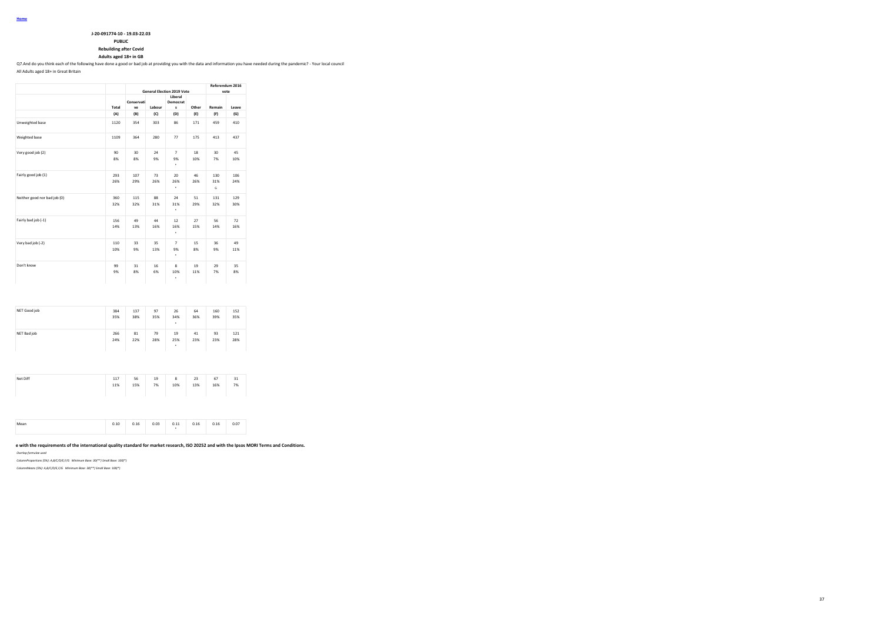Home

**J-20-091774-10 - 19.03-22.03**

**PUBLIC**

**Rebuilding after Covid**

**Adults aged 18+ in GB**

Q7.And do you think each of the following have done a good or bad job at providing you with the data and information you have needed during the pandemic? - Your local council

All Adults aged 18+ in Great Britain

| | | General Election 2019 Vote | | | | Referendum 2016 vote | |
|---|---|---|---|---|---|---|---|
| | Total | Conservative | Labour | Liberal Democrats | Other | Remain | Leave |
| | (A) | (B) | (C) | (D) | (E) | (F) | (G) |
| Unweighted base | 1120 | 354 | 303 | 86 | 171 | 459 | 410 |
| Weighted base | 1109 | 364 | 280 | 77 | 175 | 413 | 437 |
| Very good job (2) | 90<br>8% | 30<br>8% | 24<br>9% | 7<br>9%<br>* | 18<br>10% | 30<br>7% | 45<br>10% |
| Fairly good job (1) | 293<br>26% | 107<br>29% | 73<br>26% | 20<br>26%<br>* | 46<br>26% | 130<br>31%<br>G | 106<br>24% |
| Neither good nor bad job (0) | 360<br>32% | 115<br>32% | 88<br>31% | 24<br>31%<br>* | 51<br>29% | 131<br>32% | 129<br>30% |
| Fairly bad job (-1) | 156<br>14% | 49<br>13% | 44<br>16% | 12<br>16%<br>* | 27<br>15% | 56<br>14% | 72<br>16% |
| Very bad job (-2) | 110<br>10% | 33<br>9% | 35<br>13% | 7<br>9%<br>* | 15<br>8% | 36<br>9% | 49<br>11% |
| Don't know | 99<br>9% | 31<br>8% | 16<br>6% | 8<br>10%<br>* | 19<br>11% | 29<br>7% | 35<br>8% |
| NET Good job | 384<br>35% | 137<br>38% | 97<br>35% | 26<br>34%<br>* | 64<br>36% | 160<br>39% | 152<br>35% |
| NET Bad job | 266<br>24% | 81<br>22% | 79<br>28% | 19<br>25%<br>* | 41<br>23% | 93<br>23% | 121<br>28% |
| Net Diff | 117<br>11% | 56<br>15% | 19<br>7% | 8<br>10% | 23<br>13% | 67<br>16% | 31<br>7% |
| Mean | 0.10 | 0.16 | 0.03 | 0.11<br>* | 0.16 | 0.16 | 0.07 |

**e with the requirements of the international quality standard for market research, ISO 20252 and with the Ipsos MORI Terms and Conditions.**

*Overlap formulae used*

*ColumnProportions (5%): A,B/C/D/E,F/G Minimum Base: 30(**) Small Base: 100(*)*

*ColumnMeans (5%): A,B/C/D/E,F/G Minimum Base: 30(**) Small Base: 100(*)*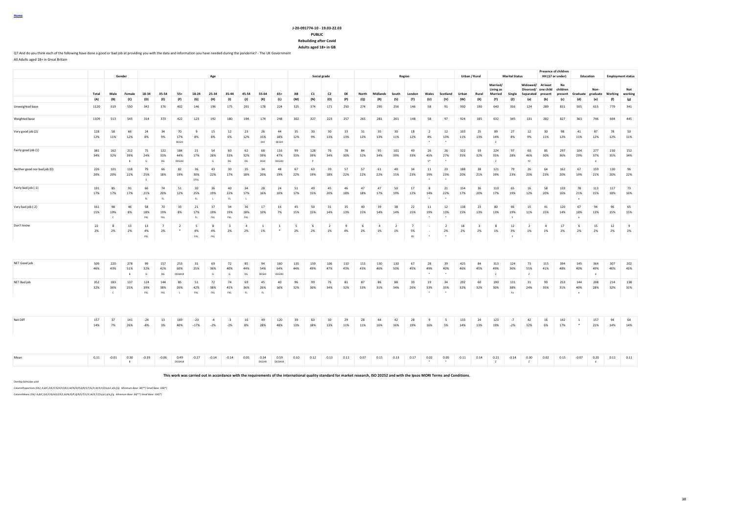Home

J-20-091774-10 - 19.03-22.03

PUBLIC

Rebuilding after Covid

Adults aged 18+ in GB

Q7.And do you think each of the following have done a good or bad job at providing you with the data and information you have needed during the pandemic? - The UK Government

All Adults aged 18+ in Great Britain

| | | Gender | | Age | | | | | | | | | | Social grade | | | | Region | | | | | | Urban / Rural | | Marital Status | | | Presence of children HH (17 or under) | | Education | | Employment status | |
|---|---|---|---|---|---|---|---|---|---|---|---|---|---|---|---|---|---|---|---|---|---|---|---|---|---|---|---|---|---|---|---|---|---|---|
| | Total | Male | Female | 18-34 | 35-54 | 55+ | 18-24 | 25-34 | 35-44 | 45-54 | 55-64 | 65+ | AB | C1 | C2 | DE | North | Midlands | South | London | Wales | Scotland | Urban | Rural | Married/ Living as Married | Single | Widowed/ Divorced/ Separated | At least one child present | No children present | Graduate | Non-graduate | Working | Not working |
| | (A) | (B) | (C) | (D) | (E) | (F) | (G) | (H) | (I) | (J) | (K) | (L) | (M) | (N) | (O) | (P) | (Q) | (R) | (S) | (T) | (U) | (V) | (W) | (X) | (Y) | (Z) | (a) | (b) | (c) | (d) | (e) | (f) | (g) |
| Unweighted base | 1120 | 519 | 550 | 342 | 376 | 402 | 146 | 196 | 175 | 201 | 178 | 224 | 325 | 374 | 171 | 250 | 274 | 295 | 256 | 146 | 58 | 91 | 930 | 190 | 640 | 356 | 124 | 289 | 831 | 505 | 615 | 779 | 341 |
| Weighted base | 1109 | 513 | 545 | 314 | 373 | 422 | 123 | 192 | 180 | 194 | 174 | 248 | 302 | 327 | 223 | 257 | 265 | 281 | 261 | 148 | 58 | 97 | 924 | 185 | 632 | 345 | 131 | 282 | 827 | 363 | 746 | 664 | 445 |
| Very good job (2) | 128 | 58 | 66 | 24 | 34 | 70 | 9 | 15 | 12 | 23 | 26 | 44 | 35 | 30 | 30 | 33 | 31 | 35 | 30 | 18 | 2 | 12 | 103 | 25 | 89 | 27 | 12 | 30 | 98 | 41 | 87 | 78 | 50 |
| | 12% | 11% | 12% | 8% | 9% | 17% | 8% | 8% | 6% | 12% | 15% | 18% | 12% | 9% | 13% | 13% | 12% | 13% | 11% | 12% | 4% | 13% | 11% | 13% | 14% | 8% | 9% | 11% | 12% | 11% | 12% | 12% | 11% |
| | | | | | | DEGHI | | | | | DHI | DEGHI | | | | | | | | | * | * | | | Z | | | | | | | | |
| Fairly good job (1) | 381 | 162 | 212 | 75 | 122 | 184 | 21 | 54 | 60 | 62 | 68 | 116 | 99 | 128 | 76 | 78 | 84 | 95 | 101 | 49 | 26 | 26 | 322 | 59 | 224 | 97 | 60 | 85 | 297 | 104 | 277 | 230 | 152 |
| | 34% | 32% | 39% | 24% | 33% | 44% | 17% | 28% | 33% | 32% | 39% | 47% | 33% | 39% | 34% | 30% | 32% | 34% | 39% | 33% | 45% | 27% | 35% | 32% | 35% | 28% | 46% | 30% | 36% | 29% | 37% | 35% | 34% |
| | | | B | G | DG | DEGHIJ | | G | DG | DG | DGH | DEGHIJ | | P | | | | | | | V* | * | | | Z | | YZ | | | | d | | |
| Neither good nor bad job (0) | 226 | 101 | 118 | 79 | 66 | 82 | 36 | 43 | 30 | 35 | 34 | 48 | 67 | 63 | 39 | 57 | 57 | 61 | 40 | 34 | 11 | 23 | 188 | 38 | 121 | 79 | 26 | 64 | 162 | 67 | 159 | 130 | 96 |
| | 20% | 20% | 22% | 25% | 18% | 19% | 30% | 22% | 17% | 18% | 20% | 19% | 22% | 19% | 18% | 22% | 22% | 22% | 15% | 23% | 19% | 23% | 20% | 21% | 19% | 23% | 20% | 23% | 20% | 19% | 21% | 20% | 22% |
| | | | | E | | | EFIJL | | | | | | | | | | | | | | * | * | | | | | | | | | | | |
| Fairly bad job (-1) | 191 | 85 | 91 | 66 | 74 | 51 | 30 | 36 | 40 | 34 | 28 | 24 | 51 | 49 | 45 | 46 | 47 | 47 | 50 | 17 | 8 | 21 | 154 | 36 | 110 | 65 | 16 | 58 | 133 | 78 | 113 | 117 | 73 |
| | 17% | 17% | 17% | 21% | 20% | 12% | 25% | 19% | 22% | 17% | 16% | 10% | 17% | 15% | 20% | 18% | 18% | 17% | 19% | 12% | 14% | 22% | 17% | 20% | 17% | 19% | 12% | 20% | 16% | 21% | 15% | 18% | 16% |
| | | | | FL | FL | | FL | L | FL | L | | | | | | | | | | | * | * | | | | | | | | e | | | |
| Very bad job (-2) | 161 | 98 | 46 | 58 | 70 | 33 | 21 | 37 | 34 | 36 | 17 | 16 | 45 | 50 | 31 | 35 | 40 | 39 | 38 | 22 | 11 | 12 | 138 | 23 | 80 | 66 | 15 | 41 | 120 | 67 | 94 | 96 | 65 |
| | 15% | 19% | 8% | 18% | 19% | 8% | 17% | 19% | 19% | 18% | 10% | 7% | 15% | 15% | 14% | 13% | 15% | 14% | 14% | 15% | 19% | 13% | 15% | 13% | 13% | 19% | 11% | 15% | 14% | 18% | 13% | 15% | 15% |
| | | C | | FKL | FKL | | FL | FKL | FKL | FKL | | | | | | | | | | | * | * | | | | Y | | | | e | | | |
| Don't know | 22 | 8 | 13 | 13 | 7 | 2 | 5 | 8 | 3 | 4 | 1 | 1 | 5 | 6 | 2 | 9 | 6 | 4 | 2 | 7 | - | 2 | 18 | 3 | 8 | 12 | 2 | 4 | 17 | 6 | 15 | 12 | 9 |
| | 2% | 2% | 2% | 4% | 2% | * | 4% | 4% | 2% | 2% | 1% | * | 2% | 2% | 1% | 4% | 2% | 1% | 1% | 5% | - | 2% | 2% | 2% | 1% | 3% | 1% | 1% | 2% | 2% | 2% | 2% | 2% |
| | | | | FKL | | | FKL | FKL | | | | | | | | | | | | RS | * | * | | | | Y | | | | | | | |
| NET Good job | 509 | 220 | 278 | 99 | 157 | 253 | 31 | 69 | 72 | 85 | 94 | 160 | 135 | 159 | 106 | 110 | 115 | 130 | 130 | 67 | 28 | 39 | 425 | 84 | 313 | 124 | 73 | 115 | 394 | 145 | 364 | 307 | 202 |
| | 46% | 43% | 51% | 32% | 42% | 60% | 25% | 36% | 40% | 44% | 54% | 64% | 44% | 49% | 47% | 43% | 43% | 46% | 50% | 45% | 49% | 40% | 46% | 45% | 49% | 36% | 55% | 41% | 48% | 40% | 49% | 46% | 45% |
| | | | B | G | DG | DEGHIJK | | G | G | DG | DEGHI | DEGHIJK | | | | | | | | | * | * | | | Z | | Z | | | | d | | |
| NET Bad job | 352 | 183 | 137 | 124 | 144 | 85 | 51 | 72 | 74 | 69 | 45 | 40 | 96 | 99 | 76 | 81 | 87 | 86 | 88 | 39 | 19 | 34 | 292 | 60 | 190 | 131 | 31 | 99 | 253 | 144 | 208 | 214 | 138 |
| | 32% | 36% | 25% | 39% | 38% | 20% | 42% | 38% | 41% | 36% | 26% | 16% | 32% | 30% | 34% | 32% | 33% | 31% | 34% | 26% | 33% | 35% | 32% | 32% | 30% | 38% | 24% | 35% | 31% | 40% | 28% | 32% | 31% |
| | | C | | FKL | FKL | L | FKL | FKL | FKL | FL | FL | | | | | | | | | | * | * | | | | Ya | | | | e | | | |
| Net Diff | 157 | 37 | 141 | -24 | 13 | 169 | -20 | -4 | -3 | 16 | 49 | 120 | 39 | 60 | 30 | 29 | 28 | 44 | 42 | 28 | 9 | 5 | 133 | 24 | 123 | -7 | 42 | 16 | 142 | 1 | 157 | 94 | 64 |
| | 14% | 7% | 26% | -8% | 3% | 40% | -17% | -2% | -2% | 8% | 28% | 48% | 13% | 18% | 13% | 11% | 11% | 16% | 16% | 19% | 16% | 5% | 14% | 13% | 19% | -2% | 32% | 6% | 17% | * | 21% | 14% | 14% |
| Mean | 0.11 | -0.01 | 0.30 | -0.19 | -0.06 | 0.49 | -0.27 | -0.14 | -0.14 | 0.01 | 0.34 | 0.59 | 0.10 | 0.12 | 0.13 | 0.11 | 0.07 | 0.15 | 0.13 | 0.17 | 0.02 | 0.05 | 0.11 | 0.14 | 0.21 | -0.14 | 0.30 | 0.02 | 0.15 | -0.07 | 0.20 | 0.11 | 0.11 |
| | | | B | | | DEGHIJ | | | | | DEGHI | DEGHIJK | | | | | | | | | * | * | | | Z | | Z | | | | d | | |

This work was carried out in accordance with the requirements of the international quality standard for market research, ISO 20252 and with the Ipsos MORI Terms and Conditions.

*Overlap formulae used*

*ColumnProportions (5%): A,B/C,D/E/F/G/H/I/J/K/L,M/N/O/P,Q/R/S/T/U/V,W/X,Y/Z/a,b/c,d/e,f/g Minimum Base: 30(**) Small Base: 100(*)*

*ColumnMeans (5%): A,B/C,D/E/F/G/H/I/J/K/L,M/N/O/P,Q/R/S/T/U/V,W/X,Y/Z/a,b/c,d/e,f/g Minimum Base: 30(**) Small Base: 100(*)*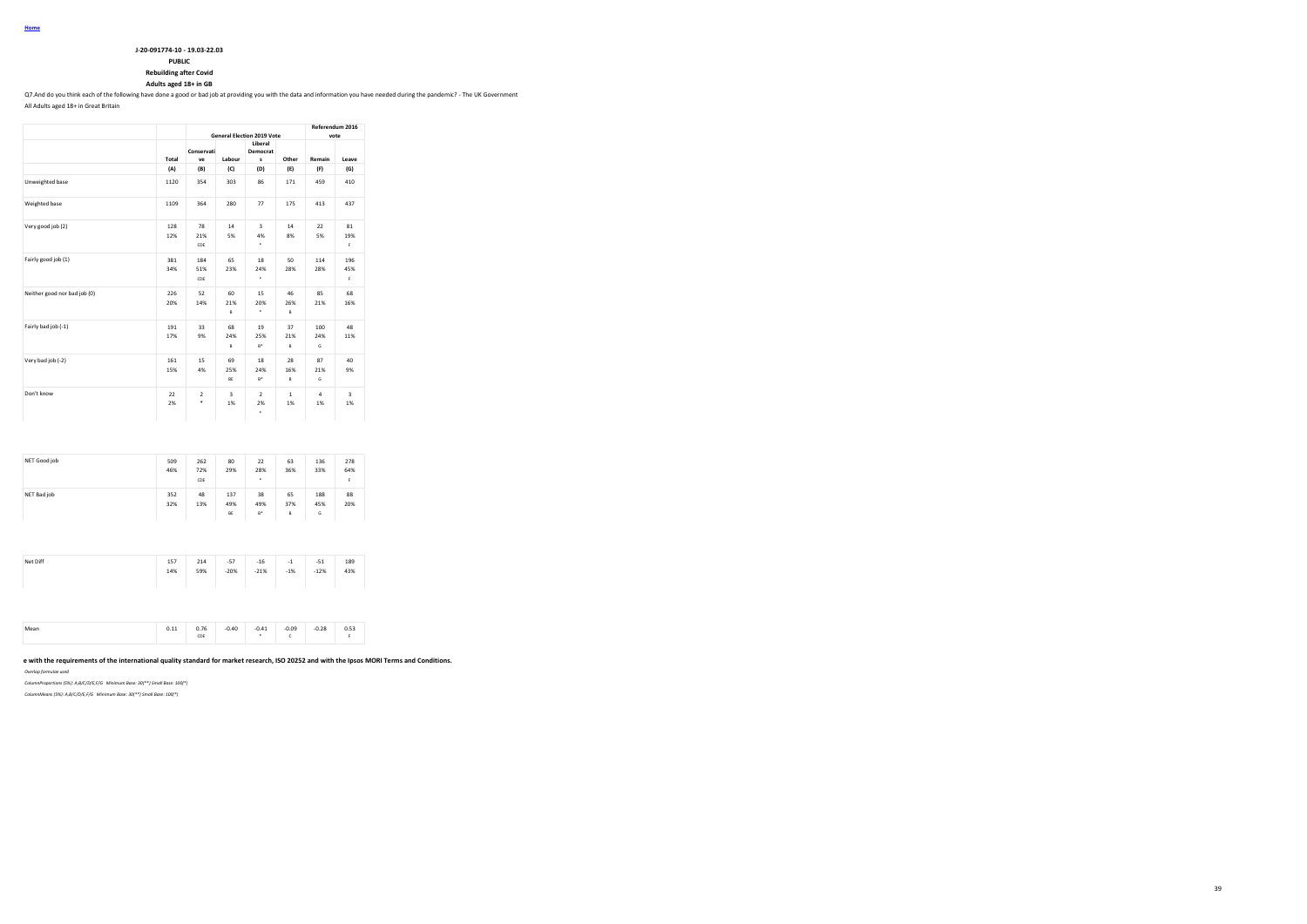Home

**J-20-091774-10 - 19.03-22.03**

**PUBLIC**

**Rebuilding after Covid**

**Adults aged 18+ in GB**

Q7.And do you think each of the following have done a good or bad job at providing you with the data and information you have needed during the pandemic? - The UK Government

All Adults aged 18+ in Great Britain

| | | General Election 2019 Vote | | | | Referendum 2016 vote | |
|---|---|---|---|---|---|---|---|
| | Total | Conservatives | Labour | Liberal Democrats | Other | Remain | Leave |
| | (A) | (B) | (C) | (D) | (E) | (F) | (G) |
| Unweighted base | 1120 | 354 | 303 | 86 | 171 | 459 | 410 |
| Weighted base | 1109 | 364 | 280 | 77 | 175 | 413 | 437 |
| Very good job (2) | 128<br>12% | 78<br>21%<br>CDE | 14<br>5% | 3<br>4%<br>* | 14<br>8% | 22<br>5% | 81<br>19%<br>F |
| Fairly good job (1) | 381<br>34% | 184<br>51%<br>CDE | 65<br>23% | 18<br>24%<br>* | 50<br>28% | 114<br>28% | 196<br>45%<br>F |
| Neither good nor bad job (0) | 226<br>20% | 52<br>14% | 60<br>21%<br>B | 15<br>20%<br>* | 46<br>26%<br>B | 85<br>21% | 68<br>16% |
| Fairly bad job (-1) | 191<br>17% | 33<br>9% | 68<br>24%<br>B | 19<br>25%<br>B* | 37<br>21%<br>B | 100<br>24%<br>G | 48<br>11% |
| Very bad job (-2) | 161<br>15% | 15<br>4% | 69<br>25%<br>BE | 18<br>24%<br>B* | 28<br>16%<br>B | 87<br>21%<br>G | 40<br>9% |
| Don't know | 22<br>2% | 2<br>* | 3<br>1% | 2<br>2%<br>* | 1<br>1% | 4<br>1% | 3<br>1% |
| NET Good job | 509<br>46% | 262<br>72%<br>CDE | 80<br>29% | 22<br>28%<br>* | 63<br>36% | 136<br>33% | 278<br>64%<br>F |
| NET Bad job | 352<br>32% | 48<br>13% | 137<br>49%<br>BE | 38<br>49%<br>B* | 65<br>37%<br>B | 188<br>45%<br>G | 88<br>20% |
| Net Diff | 157<br>14% | 214<br>59% | -57<br>-20% | -16<br>-21% | -1<br>-1% | -51<br>-12% | 189<br>43% |
| Mean | 0.11 | 0.76<br>CDE | -0.40 | -0.41<br>* | -0.09<br>C | -0.28 | 0.53<br>F |

e with the requirements of the international quality standard for market research, ISO 20252 and with the Ipsos MORI Terms and Conditions.

*Overlap formulae used*

*ColumnProportions (5%): A,B/C/D/E,F/G Minimum Base: 30(**) Small Base: 100(*)*

*ColumnMeans (5%): A,B/C/D/E,F/G Minimum Base: 30(**) Small Base: 100(*)*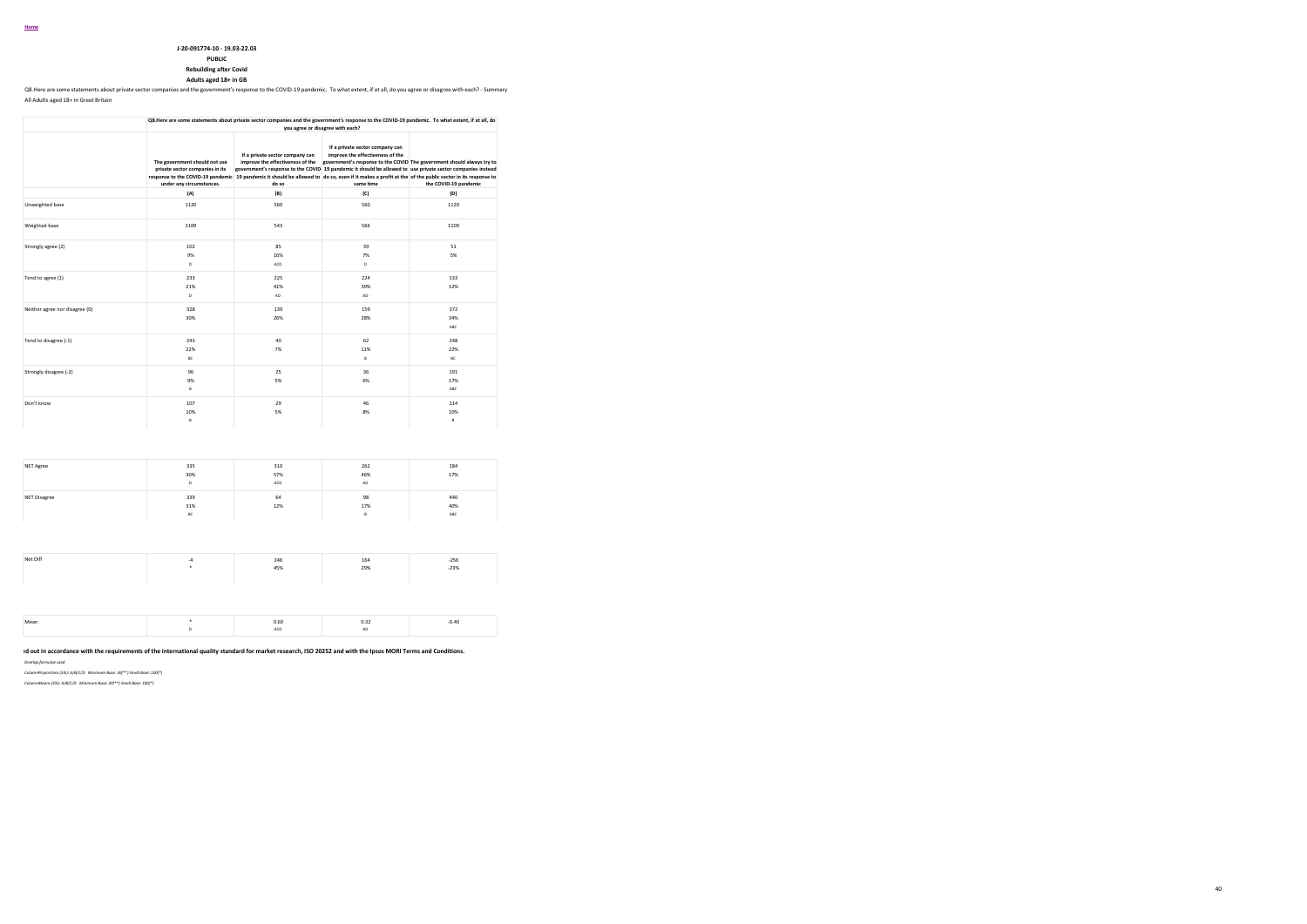Home

**J-20-091774-10 - 19.03-22.03**

**PUBLIC**

**Rebuilding after Covid**

**Adults aged 18+ in GB**

Q8.Here are some statements about private sector companies and the government's response to the COVID-19 pandemic. To what extent, if at all, do you agree or disagree with each? - Summary

All Adults aged 18+ in Great Britain

| | Q8.Here are some statements about private sector companies and the government's response to the COVID-19 pandemic. To what extent, if at all, do you agree or disagree with each? | | | |
|---|---|---|---|---|
| | The government should not use private sector companies in its response to the COVID-19 pandemic under any circumstances. | If a private sector company can improve the effectiveness of the government's response to the COVID-19 pandemic it should be allowed to do so | If a private sector company can improve the effectiveness of the government's response to the COVID-19 pandemic it should be allowed to do so, even if it makes a profit at the same time | The government should always try to use private sector companies instead of the public sector in its response to the COVID-19 pandemic |
| | (A) | (B) | (C) | (D) |
| Unweighted base | 1120 | 560 | 560 | 1120 |
| Weighted base | 1109 | 543 | 566 | 1109 |
| Strongly agree (2) | 102 | 85 | 39 | 51 |
| | 9% | 16% | 7% | 5% |
| | D | ACD | D | |
| Tend to agree (1) | 233 | 225 | 224 | 133 |
| | 21% | 41% | 39% | 12% |
| | D | AD | AD | |
| Neither agree nor disagree (0) | 328 | 139 | 159 | 372 |
| | 30% | 26% | 28% | 34% |
| | | | | ABC |
| Tend to disagree (-1) | 243 | 40 | 62 | 248 |
| | 22% | 7% | 11% | 22% |
| | BC | | B | BC |
| Strongly disagree (-2) | 96 | 25 | 36 | 191 |
| | 9% | 5% | 6% | 17% |
| | B | | | ABC |
| Don't know | 107 | 29 | 46 | 114 |
| | 10% | 5% | 8% | 10% |
| | B | | | B |
| NET Agree | 335 | 310 | 262 | 184 |
| | 30% | 57% | 46% | 17% |
| | D | ACD | AD | |
| NET Disagree | 339 | 64 | 98 | 440 |
| | 31% | 12% | 17% | 40% |
| | BC | | B | ABC |
| Net Diff | -4 | 246 | 164 | -256 |
| | * | 45% | 29% | -23% |
| Mean | * | 0.60 | 0.32 | -0.40 |
| | D | ACD | AD | |

**...ed out in accordance with the requirements of the international quality standard for market research, ISO 20252 and with the Ipsos MORI Terms and Conditions.**

*Overlap formulae used*

*ColumnProportions (5%): A/B/C/D Minimum Base: 30(**) Small Base: 100(*)*

*ColumnMeans (5%): A/B/C/D Minimum Base: 30(**) Small Base: 100(*)*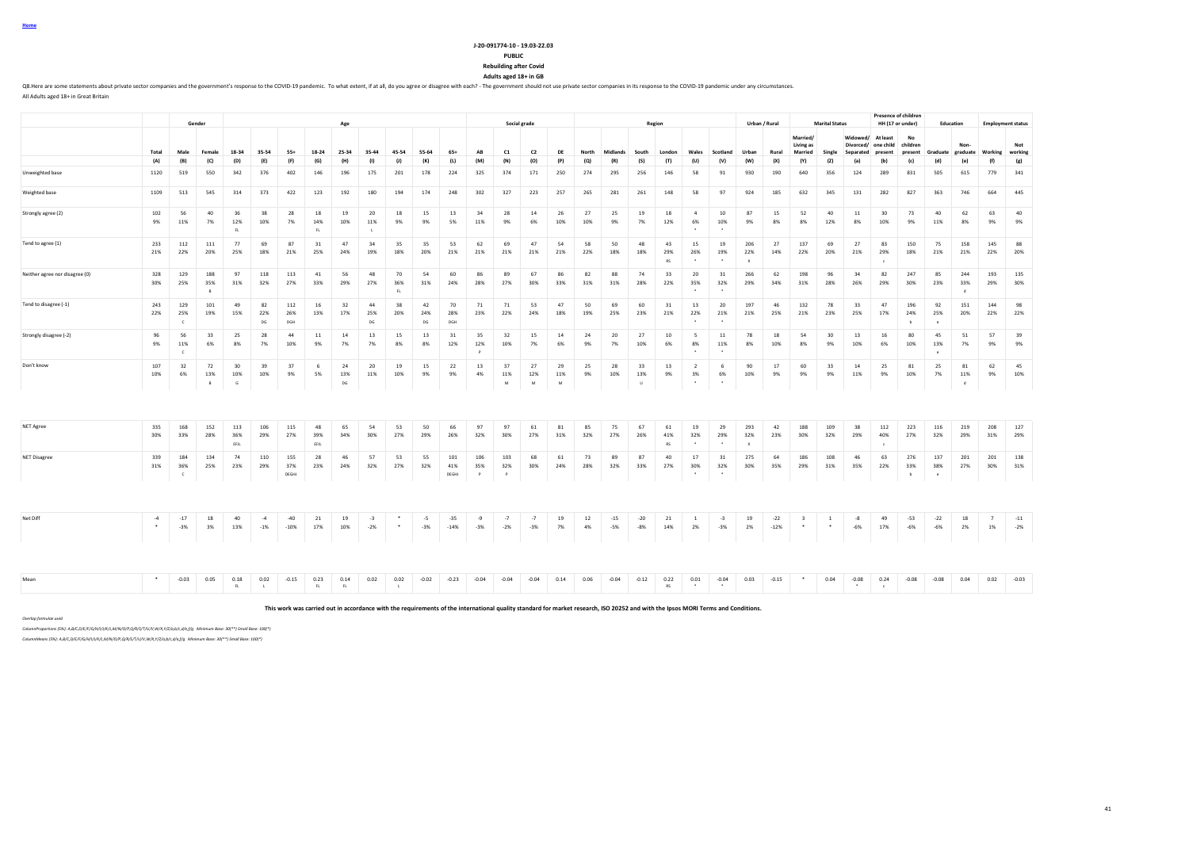Home

J-20-091774-10 - 19.03-22.03

PUBLIC

Rebuilding after Covid

Adults aged 18+ in GB

Q8.Here are some statements about private sector companies and the government's response to the COVID-19 pandemic. To what extent, if at all, do you agree or disagree with each? - The government should not use private sector companies in its response to the COVID-19 pandemic under any circumstances.

All Adults aged 18+ in Great Britain

| | | Gender | | Age | | | | | | | | | Social grade | | | | Region | | | | | | Urban / Rural | | Marital Status | | | Presence of children HH (17 or under) | | Education | | Employment status | |
|---|---|---|---|---|---|---|---|---|---|---|---|---|---|---|---|---|---|---|---|---|---|---|---|---|---|---|---|---|---|---|---|---|---|
| | Total | Male | Female | 18-34 | 35-54 | 55+ | 18-24 | 25-34 | 35-44 | 45-54 | 55-64 | 65+ | AB | C1 | C2 | DE | North | Midlands | South | London | Wales | Scotland | Urban | Rural | Married/ Living as Married | Single | Widowed/ Divorced/ Separated | At least one child present | No children present | Graduate | Non-graduate | Working | Not working |
| | (A) | (B) | (C) | (D) | (E) | (F) | (G) | (H) | (I) | (J) | (K) | (L) | (M) | (N) | (O) | (P) | (Q) | (R) | (S) | (T) | (U) | (V) | (W) | (X) | (Y) | (Z) | (a) | (b) | (c) | (d) | (e) | (f) | (g) |
| Unweighted base | 1120 | 519 | 550 | 342 | 376 | 402 | 146 | 196 | 175 | 201 | 178 | 224 | 325 | 374 | 171 | 250 | 274 | 295 | 256 | 146 | 58 | 91 | 930 | 190 | 640 | 356 | 124 | 289 | 831 | 505 | 615 | 779 | 341 |
| Weighted base | 1109 | 513 | 545 | 314 | 373 | 422 | 123 | 192 | 180 | 194 | 174 | 248 | 302 | 327 | 223 | 257 | 265 | 281 | 261 | 148 | 58 | 97 | 924 | 185 | 632 | 345 | 131 | 282 | 827 | 363 | 746 | 664 | 445 |
| Strongly agree (2) | 102 | 56 | 40 | 36 | 38 | 28 | 18 | 19 | 20 | 18 | 15 | 13 | 34 | 28 | 14 | 26 | 27 | 25 | 19 | 18 | 4 | 10 | 87 | 15 | 52 | 40 | 11 | 30 | 73 | 40 | 62 | 63 | 40 |
| | 9% | 11% | 7% | 12% | 10% | 7% | 14% | 10% | 11% | 9% | 9% | 5% | 11% | 9% | 6% | 10% | 10% | 9% | 7% | 12% | 6% | 10% | 9% | 8% | 8% | 12% | 8% | 10% | 9% | 11% | 8% | 9% | 9% |
| | | | | FL | | | FL | | L | | | | | | | | | | | | * | * | | | | | | | | | | | |
| Tend to agree (1) | 233 | 112 | 111 | 77 | 69 | 87 | 31 | 47 | 34 | 35 | 35 | 53 | 62 | 69 | 47 | 54 | 58 | 50 | 48 | 43 | 15 | 19 | 206 | 27 | 137 | 69 | 27 | 83 | 150 | 75 | 158 | 145 | 88 |
| | 21% | 22% | 20% | 25% | 18% | 21% | 25% | 24% | 19% | 18% | 20% | 21% | 21% | 21% | 21% | 21% | 22% | 18% | 18% | 29% | 26% | 19% | 22% | 14% | 22% | 20% | 21% | 29% | 18% | 21% | 21% | 22% | 20% |
| | | | | | | | | | | | | | | | | | | | | RS | * | * | X | | | | | c | | | | | |
| Neither agree nor disagree (0) | 328 | 129 | 188 | 97 | 118 | 113 | 41 | 56 | 48 | 70 | 54 | 60 | 86 | 89 | 67 | 86 | 82 | 88 | 74 | 33 | 20 | 31 | 266 | 62 | 198 | 96 | 34 | 82 | 247 | 85 | 244 | 193 | 135 |
| | 30% | 25% | 35% | 31% | 32% | 27% | 33% | 29% | 27% | 36% | 31% | 24% | 28% | 27% | 30% | 33% | 31% | 31% | 28% | 22% | 35% | 32% | 29% | 34% | 31% | 28% | 26% | 29% | 30% | 23% | 33% | 29% | 30% |
| | | | B | | | | | | | FL | | | | | | | | | | | * | * | | | | | | | | | d | | |
| Tend to disagree (-1) | 243 | 129 | 101 | 49 | 82 | 112 | 16 | 32 | 44 | 38 | 42 | 70 | 71 | 71 | 53 | 47 | 50 | 69 | 60 | 31 | 13 | 20 | 197 | 46 | 132 | 78 | 33 | 47 | 196 | 92 | 151 | 144 | 98 |
| | 22% | 25% | 19% | 15% | 22% | 26% | 13% | 17% | 25% | 20% | 24% | 28% | 23% | 22% | 24% | 18% | 19% | 25% | 23% | 21% | 22% | 21% | 21% | 25% | 21% | 23% | 25% | 17% | 24% | 25% | 20% | 22% | 22% |
| | | C | | | DG | DGH | | | DG | | DG | DGH | | | | | | | | | * | * | | | | | | | b | e | | | |
| Strongly disagree (-2) | 96 | 56 | 33 | 25 | 28 | 44 | 11 | 14 | 13 | 15 | 13 | 31 | 35 | 32 | 15 | 14 | 24 | 20 | 27 | 10 | 5 | 11 | 78 | 18 | 54 | 30 | 13 | 16 | 80 | 45 | 51 | 57 | 39 |
| | 9% | 11% | 6% | 8% | 7% | 10% | 9% | 7% | 7% | 8% | 8% | 12% | 12% | 10% | 7% | 6% | 9% | 7% | 10% | 6% | 8% | 11% | 8% | 10% | 8% | 9% | 10% | 6% | 10% | 13% | 7% | 9% | 9% |
| | | C | | | | | | | | | | | P | | | | | | | | * | * | | | | | | | | e | | | |
| Don't know | 107 | 32 | 72 | 30 | 39 | 37 | 6 | 24 | 20 | 19 | 15 | 22 | 13 | 37 | 27 | 29 | 25 | 28 | 33 | 13 | 2 | 6 | 90 | 17 | 60 | 33 | 14 | 25 | 81 | 25 | 81 | 62 | 45 |
| | 10% | 6% | 13% | 10% | 10% | 9% | 5% | 13% | 11% | 10% | 9% | 9% | 4% | 11% | 12% | 11% | 9% | 10% | 13% | 9% | 3% | 6% | 10% | 9% | 9% | 9% | 11% | 9% | 10% | 7% | 11% | 9% | 10% |
| | | | B | G | | | | DG | | | | | | M | M | M | | | U | | * | * | | | | | | | | | d | | |
| NET Agree | 335 | 168 | 152 | 113 | 106 | 115 | 48 | 65 | 54 | 53 | 50 | 66 | 97 | 97 | 61 | 81 | 85 | 75 | 67 | 61 | 19 | 29 | 293 | 42 | 188 | 109 | 38 | 112 | 223 | 116 | 219 | 208 | 127 |
| | 30% | 33% | 28% | 36% | 29% | 27% | 39% | 34% | 30% | 27% | 29% | 26% | 32% | 30% | 27% | 31% | 32% | 27% | 26% | 41% | 32% | 29% | 32% | 23% | 30% | 32% | 29% | 40% | 27% | 32% | 29% | 31% | 29% |
| | | | | EFIL | | | EFIL | | | | | | | | | | | | | RS | * | * | X | | | | | c | | | | | |
| NET Disagree | 339 | 184 | 134 | 74 | 110 | 155 | 28 | 46 | 57 | 53 | 55 | 101 | 106 | 103 | 68 | 61 | 73 | 89 | 87 | 40 | 17 | 31 | 275 | 64 | 186 | 108 | 46 | 63 | 276 | 137 | 201 | 201 | 138 |
| | 31% | 36% | 25% | 23% | 29% | 37% | 23% | 24% | 32% | 27% | 32% | 41% | 35% | 32% | 30% | 24% | 28% | 32% | 33% | 27% | 30% | 32% | 30% | 35% | 29% | 31% | 35% | 22% | 33% | 38% | 27% | 30% | 31% |
| | | C | | | | DEGHI | | | | | | DEGHI | P | P | | | | | | | * | * | | | | | | | b | e | | | |
| Net Diff | -4 | -17 | 18 | 40 | -4 | -40 | 21 | 19 | -3 | * | -5 | -35 | -9 | -7 | -7 | 19 | 12 | -15 | -20 | 21 | 1 | -3 | 19 | -22 | 3 | 1 | -8 | 49 | -53 | -22 | 18 | 7 | -11 |
| | * | -3% | 3% | 13% | -1% | -10% | 17% | 10% | -2% | * | -3% | -14% | -3% | -2% | -3% | 7% | 4% | -5% | -8% | 14% | 2% | -3% | 2% | -12% | * | * | -6% | 17% | -6% | -6% | 2% | 1% | -2% |
| Mean | * | -0.03 | 0.05 | 0.18 | 0.02 | -0.15 | 0.23 | 0.14 | 0.02 | 0.02 | -0.02 | -0.23 | -0.04 | -0.04 | -0.04 | 0.14 | 0.06 | -0.04 | -0.12 | 0.22 | 0.01 | -0.04 | 0.03 | -0.15 | * | 0.04 | -0.08 | 0.24 | -0.08 | -0.08 | 0.04 | 0.02 | -0.03 |
| | | | | FL | L | | FL | FL | | L | | | | | | | | | | RS | * | * | | | | | * | c | | | | | |

This work was carried out in accordance with the requirements of the international quality standard for market research, ISO 20252 and with the Ipsos MORI Terms and Conditions.

*Overlap formulae used*

*ColumnProportions (5%): A,B/C,D/E/F/G/H/I/J/K/L,M/N/O/P,Q/R/S/T/U/V,W/X,Y/Z/a,b/c,d/e,f/g Minimum Base: 30(**) Small Base: 100(*)*

*ColumnMeans (5%): A,B/C,D/E/F/G/H/I/J/K/L,M/N/O/P,Q/R/S/T/U/V,W/X,Y/Z/a,b/c,d/e,f/g Minimum Base: 30(**) Small Base: 100(*)*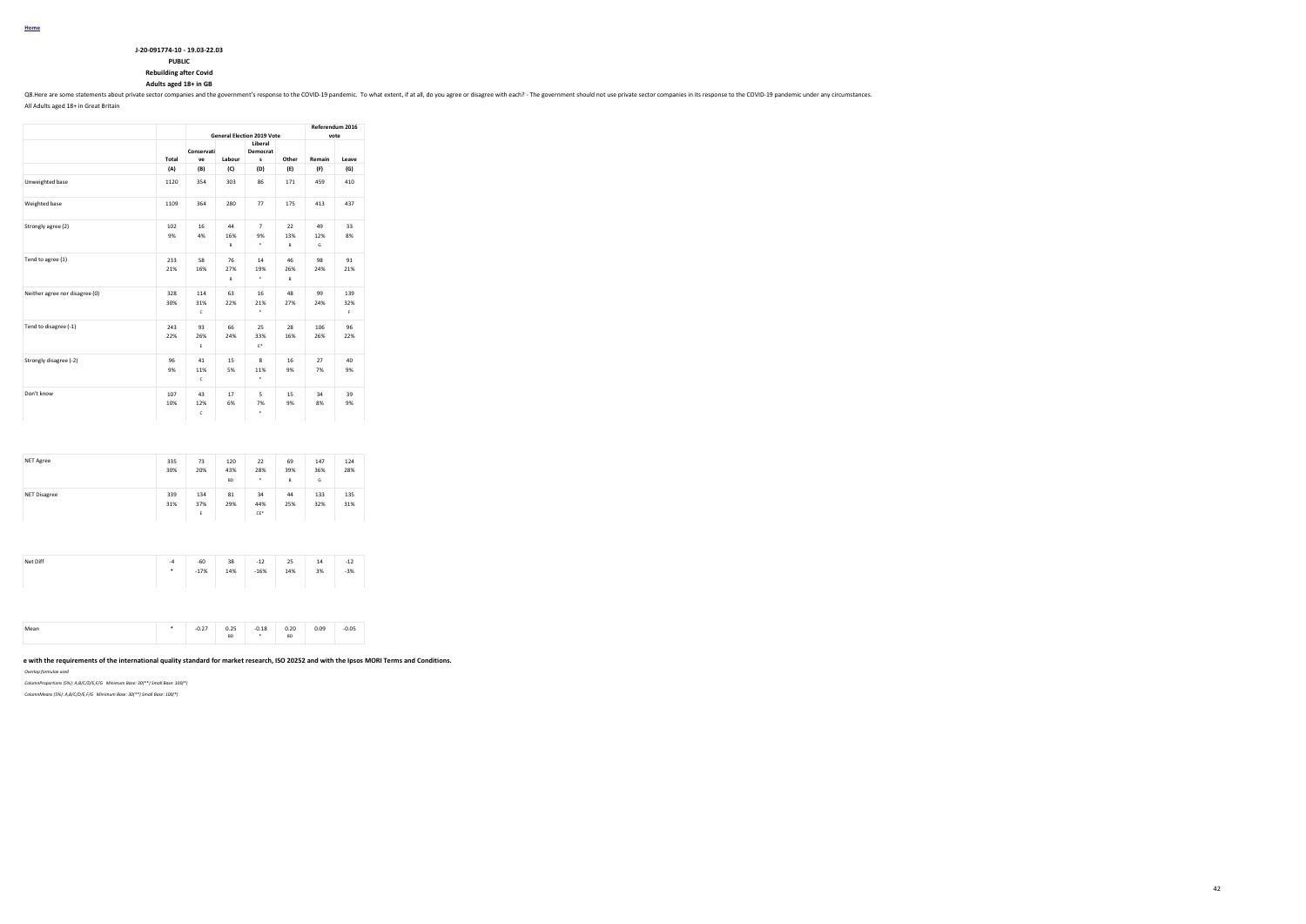Home

**J-20-091774-10 - 19.03-22.03**

**PUBLIC**

**Rebuilding after Covid**

**Adults aged 18+ in GB**

Q8.Here are some statements about private sector companies and the government's response to the COVID-19 pandemic. To what extent, if at all, do you agree or disagree with each? - The government should not use private sector companies in its response to the COVID-19 pandemic under any circumstances.

All Adults aged 18+ in Great Britain

| | | General Election 2019 Vote | | | | Referendum 2016 vote | |
|---|---|---|---|---|---|---|---|
| | Total | Conservative | Labour | Liberal Democrats | Other | Remain | Leave |
| | (A) | (B) | (C) | (D) | (E) | (F) | (G) |
| Unweighted base | 1120 | 354 | 303 | 86 | 171 | 459 | 410 |
| Weighted base | 1109 | 364 | 280 | 77 | 175 | 413 | 437 |
| Strongly agree (2) | 102<br>9% | 16<br>4% | 44<br>16%<br>B | 7<br>9%<br>* | 22<br>13%<br>B | 49<br>12%<br>G | 33<br>8% |
| Tend to agree (1) | 233<br>21% | 58<br>16% | 76<br>27%<br>B | 14<br>19%<br>* | 46<br>26%<br>B | 98<br>24% | 91<br>21% |
| Neither agree nor disagree (0) | 328<br>30% | 114<br>31%<br>C | 63<br>22% | 16<br>21%<br>* | 48<br>27% | 99<br>24% | 139<br>32%<br>F |
| Tend to disagree (-1) | 243<br>22% | 93<br>26%<br>E | 66<br>24% | 25<br>33%<br>E* | 28<br>16% | 106<br>26% | 96<br>22% |
| Strongly disagree (-2) | 96<br>9% | 41<br>11%<br>C | 15<br>5% | 8<br>11%<br>* | 16<br>9% | 27<br>7% | 40<br>9% |
| Don't know | 107<br>10% | 43<br>12%<br>C | 17<br>6% | 5<br>7%<br>* | 15<br>9% | 34<br>8% | 39<br>9% |
| NET Agree | 335<br>30% | 73<br>20% | 120<br>43%<br>BD | 22<br>28%<br>* | 69<br>39%<br>B | 147<br>36%<br>G | 124<br>28% |
| NET Disagree | 339<br>31% | 134<br>37%<br>E | 81<br>29% | 34<br>44%<br>CE* | 44<br>25% | 133<br>32% | 135<br>31% |
| Net Diff | -4<br>* | -60<br>-17% | 38<br>14% | -12<br>-16% | 25<br>14% | 14<br>3% | -12<br>-3% |
| Mean | * | -0.27 | 0.25<br>BD | -0.18<br>* | 0.20<br>BD | 0.09 | -0.05 |

**e with the requirements of the international quality standard for market research, ISO 20252 and with the Ipsos MORI Terms and Conditions.**

*Overlap formulae used*

*ColumnProportions (5%): A,B/C/D/E,F/G Minimum Base: 30(**) Small Base: 100(*)*

*ColumnMeans (5%): A,B/C/D/E,F/G Minimum Base: 30(**) Small Base: 100(*)*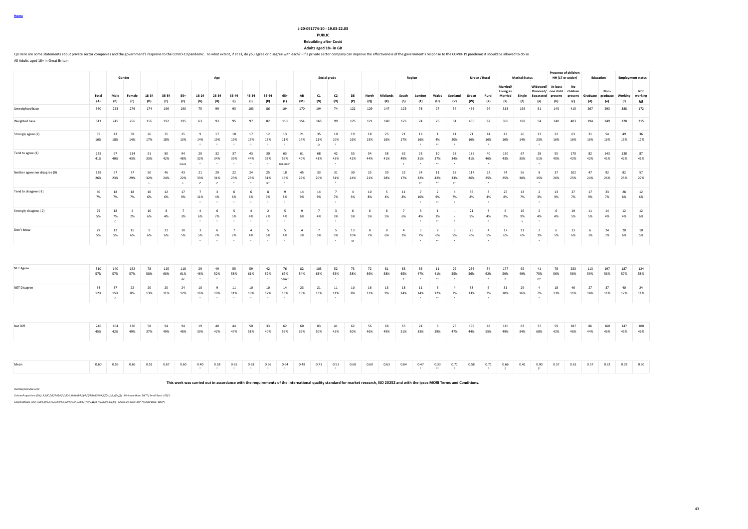Home

**J-20-091774-10 - 19.03-22.03**

**PUBLIC**

**Rebuilding after Covid**

**Adults aged 18+ in GB**

Q8.Here are some statements about private sector companies and the government's response to the COVID-19 pandemic. To what extent, if at all, do you agree or disagree with each? - If a private sector company can improve the effectiveness of the government's response to the COVID-19 pandemic it should be allowed to do so

All Adults aged 18+ in Great Britain

| | | Gender | | Age | | | | | | | | | | Social grade | | | | Region | | | | | | Urban / Rural | | Marital Status | | | Presence of children HH (17 or under) | | Education | | Employment status | |
|---|---|---|---|---|---|---|---|---|---|---|---|---|---|---|---|---|---|---|---|---|---|---|---|---|---|---|---|---|---|---|---|---|---|---|
| | Total | Male | Female | 18-34 | 35-54 | 55+ | 18-24 | 25-34 | 35-44 | 45-54 | 55-64 | 65+ | AB | C1 | C2 | DE | North | Midlands | South | London | Wales | Scotland | Urban | Rural | Married/ Living as Married | Single | Widowed/ Divorced/ Separated | At least one child present | No children present | Graduate | Non-graduate | Working | Not working |
| | (A) | (B) | (C) | (D) | (E) | (F) | (G) | (H) | (I) | (J) | (K) | (L) | (M) | (N) | (O) | (P) | (Q) | (R) | (S) | (T) | (U) | (V) | (W) | (X) | (Y) | (Z) | (a) | (b) | (c) | (d) | (e) | (f) | (g) |
| Unweighted base | 560 | 253 | 276 | 174 | 196 | 190 | 75 | 99 | 93 | 103 | 86 | 104 | 170 | 194 | 74 | 122 | 129 | 147 | 125 | 78 | 27 | 54 | 466 | 94 | 313 | 196 | 51 | 145 | 415 | 267 | 293 | 388 | 172 |
| Weighted base | 543 | 245 | 266 | 156 | 192 | 195 | 63 | 93 | 95 | 97 | 82 | 113 | 154 | 165 | 99 | 125 | 121 | 140 | 126 | 74 | 26 | 54 | 456 | 87 | 300 | 188 | 54 | 140 | 403 | 194 | 349 | 328 | 215 |
| Strongly agree (2) | 85 | 43 | 38 | 26 | 35 | 25 | 9 | 17 | 18 | 17 | 12 | 13 | 21 | 35 | 10 | 19 | 18 | 23 | 21 | 12 | 1 | 11 | 71 | 14 | 47 | 26 | 13 | 22 | 63 | 31 | 54 | 49 | 36 |
| | 16% | 18% | 14% | 17% | 18% | 13% | 14% | 19% | 19% | 17% | 15% | 11% | 14% | 21% | 10% | 16% | 15% | 16% | 17% | 16% | 4% | 20% | 16% | 16% | 16% | 14% | 23% | 16% | 16% | 16% | 16% | 15% | 17% |
| | | | | | | | * | * | * | * | * | * | | O | * | | | | | * | ** | * | | * | | | * | | | | | | |
| Tend to agree (1) | 225 | 97 | 114 | 51 | 80 | 94 | 20 | 32 | 37 | 43 | 30 | 63 | 61 | 68 | 42 | 53 | 54 | 58 | 62 | 23 | 10 | 18 | 185 | 40 | 130 | 67 | 28 | 55 | 170 | 82 | 143 | 138 | 87 |
| | 41% | 40% | 43% | 33% | 42% | 48% | 32% | 34% | 39% | 44% | 37% | 56% | 40% | 41% | 43% | 42% | 44% | 41% | 49% | 31% | 37% | 34% | 41% | 46% | 43% | 35% | 51% | 40% | 42% | 42% | 41% | 42% | 41% |
| | | | | | | DGHI | * | * | * | * | * | DEFGHIK* | | | * | | | | T | * | ** | * | | * | | | * | | | | | | |
| Neither agree nor disagree (0) | 139 | 57 | 77 | 50 | 46 | 43 | 21 | 29 | 22 | 24 | 25 | 18 | 45 | 33 | 31 | 30 | 25 | 39 | 22 | 24 | 11 | 18 | 117 | 22 | 74 | 56 | 8 | 37 | 102 | 47 | 92 | 82 | 57 |
| | 26% | 23% | 29% | 32% | 24% | 22% | 33% | 31% | 23% | 25% | 31% | 16% | 29% | 20% | 31% | 24% | 21% | 28% | 17% | 32% | 42% | 33% | 26% | 25% | 25% | 30% | 15% | 26% | 25% | 24% | 26% | 25% | 27% |
| | | | | L | | L | L* | L* | * | * | FL* | * | | | * | | | | | S* | ** | S* | | * | | | * | | | | | | |
| Tend to disagree (-1) | 40 | 18 | 18 | 10 | 12 | 17 | 7 | 3 | 6 | 6 | 8 | 9 | 14 | 14 | 7 | 4 | 10 | 5 | 11 | 7 | 2 | 4 | 36 | 3 | 25 | 13 | 2 | 13 | 27 | 17 | 23 | 28 | 12 |
| | 7% | 7% | 7% | 6% | 6% | 9% | 11% | 4% | 6% | 6% | 9% | 8% | 9% | 9% | 7% | 3% | 8% | 4% | 8% | 10% | 9% | 7% | 8% | 4% | 8% | 7% | 3% | 9% | 7% | 9% | 7% | 8% | 6% |
| | | | | | | | * | * | * | * | * | * | | | * | | | | | * | ** | * | | * | | | * | | | | | | |
| Strongly disagree (-2) | 25 | 18 | 4 | 10 | 8 | 7 | 4 | 6 | 5 | 4 | 2 | 5 | 9 | 7 | 3 | 6 | 6 | 8 | 7 | 3 | 1 | - | 21 | 3 | 6 | 16 | 2 | 6 | 19 | 11 | 14 | 12 | 12 |
| | 5% | 7% | 2% | 6% | 4% | 3% | 6% | 7% | 5% | 4% | 2% | 4% | 6% | 4% | 3% | 5% | 5% | 5% | 6% | 4% | 3% | - | 5% | 4% | 2% | 9% | 4% | 4% | 5% | 5% | 4% | 4% | 6% |
| | | C | | | | | * | * | * | * | * | * | | | * | | | | | * | ** | * | | * | | Y | * | | | | | | |
| Don't know | 29 | 12 | 15 | 9 | 11 | 10 | 3 | 6 | 7 | 4 | 5 | 5 | 4 | 7 | 5 | 13 | 8 | 8 | 4 | 5 | 2 | 3 | 25 | 4 | 17 | 11 | 2 | 6 | 23 | 6 | 24 | 20 | 10 |
| | 5% | 5% | 6% | 6% | 6% | 5% | 5% | 7% | 7% | 4% | 6% | 4% | 3% | 5% | 5% | 10% | 7% | 6% | 3% | 7% | 6% | 5% | 6% | 5% | 6% | 6% | 3% | 5% | 6% | 3% | 7% | 6% | 5% |
| | | | | | | | * | * | * | * | * | * | | | * | M | | | | * | ** | * | | * | | | * | | | | | | |
| NET Agree | 310 | 140 | 152 | 78 | 115 | 118 | 29 | 49 | 55 | 59 | 42 | 76 | 82 | 103 | 52 | 73 | 72 | 81 | 83 | 35 | 11 | 29 | 256 | 54 | 177 | 92 | 41 | 78 | 233 | 113 | 197 | 187 | 124 |
| | 57% | 57% | 57% | 50% | 60% | 61% | 46% | 52% | 58% | 61% | 52% | 67% | 54% | 63% | 53% | 58% | 59% | 58% | 65% | 47% | 41% | 55% | 56% | 62% | 59% | 49% | 75% | 56% | 58% | 59% | 56% | 57% | 58% |
| | | | | | | GK | * | * | * | * | * | DGHK* | | | * | | | | T | * | ** | * | | * | | | YZ* | | | | | | |
| NET Disagree | 64 | 37 | 22 | 20 | 20 | 24 | 10 | 9 | 11 | 10 | 10 | 14 | 23 | 21 | 11 | 10 | 16 | 13 | 18 | 11 | 3 | 4 | 58 | 6 | 31 | 29 | 4 | 18 | 46 | 27 | 37 | 40 | 24 |
| | 12% | 15% | 8% | 13% | 11% | 12% | 16% | 10% | 11% | 10% | 12% | 13% | 15% | 13% | 11% | 8% | 13% | 9% | 14% | 14% | 12% | 7% | 13% | 7% | 10% | 16% | 7% | 13% | 11% | 14% | 11% | 12% | 11% |
| | | C | | | | | * | * | * | * | * | * | | | * | | | | | * | ** | * | | * | | | * | | | | | | |
| Net Diff | 246 | 104 | 130 | 58 | 94 | 94 | 19 | 40 | 44 | 50 | 33 | 62 | 60 | 83 | 41 | 62 | 56 | 68 | 65 | 24 | 8 | 25 | 199 | 48 | 146 | 63 | 37 | 59 | 187 | 86 | 160 | 147 | 100 |
| | 45% | 42% | 49% | 37% | 49% | 48% | 30% | 42% | 47% | 51% | 40% | 55% | 39% | 50% | 42% | 50% | 46% | 49% | 51% | 33% | 29% | 47% | 44% | 55% | 49% | 34% | 68% | 42% | 46% | 44% | 46% | 45% | 46% |
| Mean | 0.60 | 0.55 | 0.65 | 0.51 | 0.67 | 0.60 | 0.40 | 0.58 | 0.65 | 0.68 | 0.56 | 0.64 | 0.48 | 0.71 | 0.51 | 0.68 | 0.60 | 0.63 | 0.64 | 0.47 | 0.33 | 0.71 | 0.58 | 0.71 | 0.66 | 0.41 | 0.90 | 0.57 | 0.61 | 0.57 | 0.62 | 0.59 | 0.60 |
| | | | | | | | * | * | * | * | * | * | | | * | | | | | * | ** | * | | * | Z | | Z* | | | | | | |

**This work was carried out in accordance with the requirements of the international quality standard for market research, ISO 20252 and with the Ipsos MORI Terms and Conditions.**

*Overlap formulae used*

*ColumnProportions (5%): A,B/C,D/E/F,G/H/I/J/K/L,M/N/O/P,Q/R/S/T/U/V,W/X,Y/Z/a,b/c,d/e,f/g Minimum Base: 30(**) Small Base: 100(*)*

*ColumnMeans (5%): A,B/C,D/E/F,G/H/I/J/K/L,M/N/O/P,Q/R/S/T/U/V,W/X,Y/Z/a,b/c,d/e,f/g Minimum Base: 30(**) Small Base: 100(*)*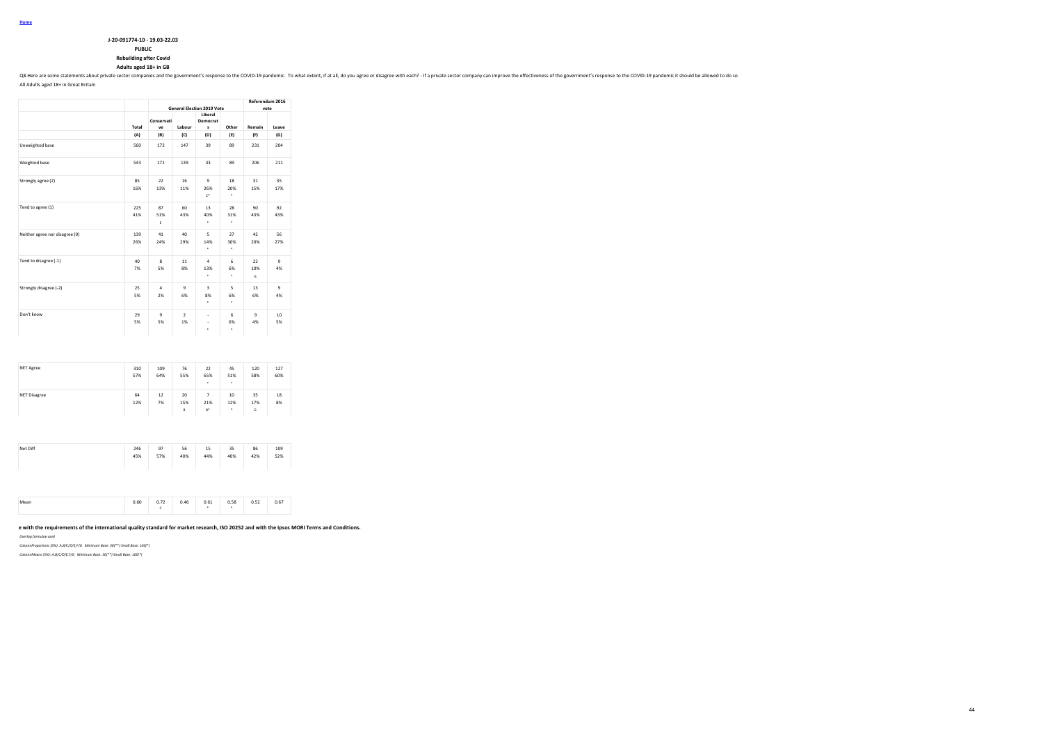Home

**J-20-091774-10 - 19.03-22.03**

**PUBLIC**

**Rebuilding after Covid**

**Adults aged 18+ in GB**

Q8.Here are some statements about private sector companies and the government's response to the COVID-19 pandemic. To what extent, if at all, do you agree or disagree with each? - If a private sector company can improve the effectiveness of the government's response to the COVID-19 pandemic it should be allowed to do so

All Adults aged 18+ in Great Britain

| | | General Election 2019 Vote | | | | Referendum 2016 vote | |
|---|---|---|---|---|---|---|---|
| | Total | Conservative | Labour | Liberal Democrats | Other | Remain | Leave |
| | (A) | (B) | (C) | (D) | (E) | (F) | (G) |
| Unweighted base | 560 | 172 | 147 | 39 | 89 | 231 | 204 |
| Weighted base | 543 | 171 | 139 | 33 | 89 | 206 | 211 |
| Strongly agree (2) | 85<br>16% | 22<br>13% | 16<br>11% | 9<br>26%<br>C* | 18<br>20%<br>* | 31<br>15% | 35<br>17% |
| Tend to agree (1) | 225<br>41% | 87<br>51%<br>E | 60<br>43% | 13<br>40%<br>* | 28<br>31%<br>* | 90<br>43% | 92<br>43% |
| Neither agree nor disagree (0) | 139<br>26% | 41<br>24% | 40<br>29% | 5<br>14%<br>* | 27<br>30%<br>* | 42<br>20% | 56<br>27% |
| Tend to disagree (-1) | 40<br>7% | 8<br>5% | 11<br>8% | 4<br>13%<br>* | 6<br>6%<br>* | 22<br>10%<br>G | 9<br>4% |
| Strongly disagree (-2) | 25<br>5% | 4<br>2% | 9<br>6% | 3<br>8%<br>* | 5<br>6%<br>* | 13<br>6% | 9<br>4% |
| Don't know | 29<br>5% | 9<br>5% | 2<br>1% | -<br>-<br>* | 6<br>6%<br>* | 9<br>4% | 10<br>5% |
| NET Agree | 310<br>57% | 109<br>64% | 76<br>55% | 22<br>65%<br>* | 45<br>51%<br>* | 120<br>58% | 127<br>60% |
| NET Disagree | 64<br>12% | 12<br>7% | 20<br>15%<br>B | 7<br>21%<br>B* | 10<br>12%<br>* | 35<br>17%<br>G | 18<br>8% |
| Net Diff | 246<br>45% | 97<br>57% | 56<br>40% | 15<br>44% | 35<br>40% | 86<br>42% | 109<br>52% |
| Mean | 0.60 | 0.72<br>C | 0.46 | 0.61<br>* | 0.58<br>* | 0.52 | 0.67 |

**e with the requirements of the international quality standard for market research, ISO 20252 and with the Ipsos MORI Terms and Conditions.**

*Overlap formulae used*

*ColumnProportions (5%): A,B/C/D/E,F/G Minimum Base: 30(**) Small Base: 100(*)*

*ColumnMeans (5%): A,B/C/D/E,F/G Minimum Base: 30(**) Small Base: 100(*)*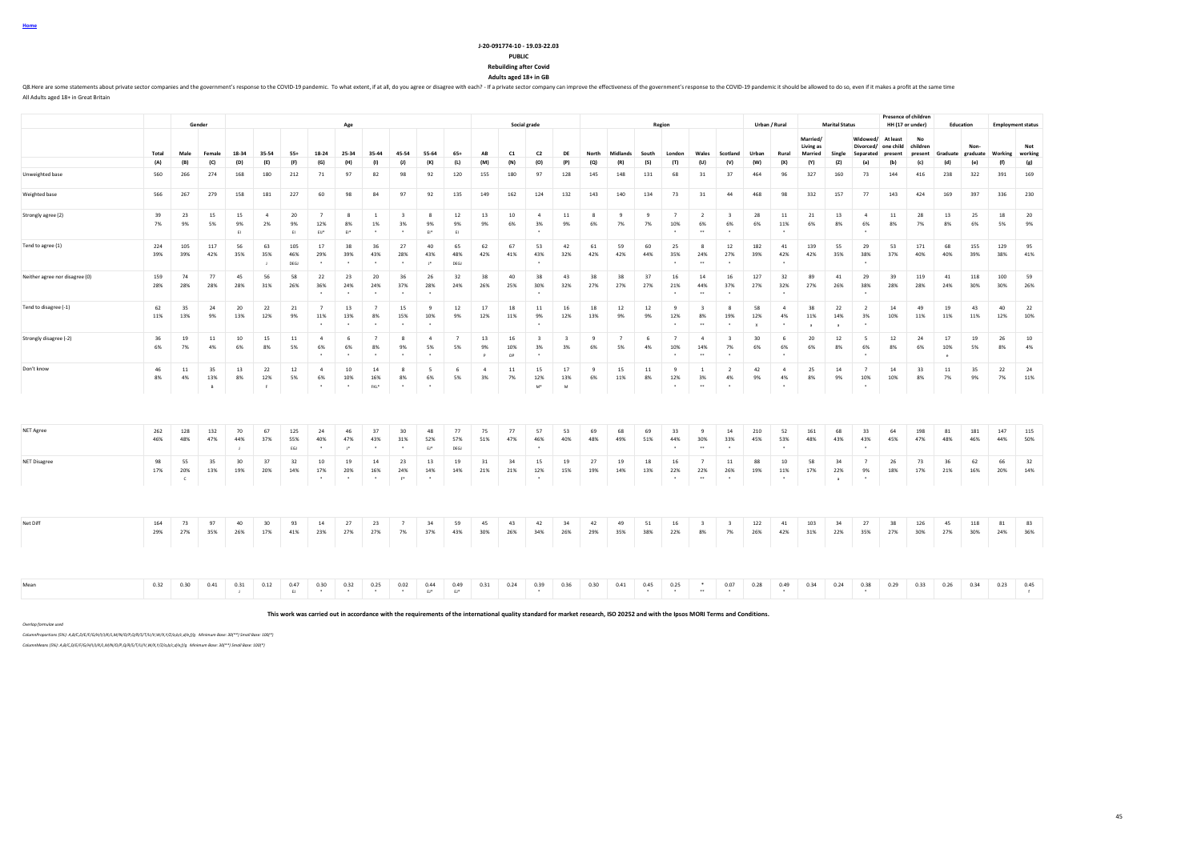Home

**J-20-091774-10 - 19.03-22.03**

**PUBLIC**

**Rebuilding after Covid**

**Adults aged 18+ in GB**

Q8.Here are some statements about private sector companies and the government's response to the COVID-19 pandemic. To what extent, if at all, do you agree or disagree with each? - If a private sector company can improve the effectiveness of the government's response to the COVID-19 pandemic it should be allowed to do so, even if it makes a profit at the same time

All Adults aged 18+ in Great Britain

| | | Gender | | Age | | | | | | | | | | Social grade | | | | Region | | | | | | Urban / Rural | | Marital Status | | | Presence of children HH (17 or under) | | Education | | Employment status | |
|---|---|---|---|---|---|---|---|---|---|---|---|---|---|---|---|---|---|---|---|---|---|---|---|---|---|---|---|---|---|---|---|---|---|---|
| | Total | Male | Female | 18-34 | 35-54 | 55+ | 18-24 | 25-34 | 35-44 | 45-54 | 55-64 | 65+ | AB | C1 | C2 | DE | North | Midlands | South | London | Wales | Scotland | Urban | Rural | Married/ Living as Married | Single | Widowed/ Divorced/ Separated | At least one child present | No children present | Graduate | Non-graduate | Working | Not working |
| | (A) | (B) | (C) | (D) | (E) | (F) | (G) | (H) | (I) | (J) | (K) | (L) | (M) | (N) | (O) | (P) | (Q) | (R) | (S) | (T) | (U) | (V) | (W) | (X) | (Y) | (Z) | (a) | (b) | (c) | (d) | (e) | (f) | (g) |
| Unweighted base | 560 | 266 | 274 | 168 | 180 | 212 | 71 | 97 | 82 | 98 | 92 | 120 | 155 | 180 | 97 | 128 | 145 | 148 | 131 | 68 | 31 | 37 | 464 | 96 | 327 | 160 | 73 | 144 | 416 | 238 | 322 | 391 | 169 |
| Weighted base | 566 | 267 | 279 | 158 | 181 | 227 | 60 | 98 | 84 | 97 | 92 | 135 | 149 | 162 | 124 | 132 | 143 | 140 | 134 | 73 | 31 | 44 | 468 | 98 | 332 | 157 | 77 | 143 | 424 | 169 | 397 | 336 | 230 |
| Strongly agree (2) | 39<br>7% | 23<br>9% | 15<br>5% | 15<br>9%<br>EI | 4<br>2% | 20<br>9%<br>EI | 7<br>12%<br>EIJ* | 8<br>8%<br>EI* | 1<br>1%<br>* | 3<br>3%<br>* | 8<br>9%<br>EI* | 12<br>9%<br>EI | 13<br>9% | 10<br>6% | 4<br>3%<br>* | 11<br>9% | 8<br>6% | 9<br>7% | 9<br>7% | 7<br>10%<br>* | 2<br>6%<br>** | 3<br>6%<br>* | 28<br>6% | 11<br>11%<br>* | 21<br>6% | 13<br>8% | 4<br>6%<br>* | 11<br>8% | 28<br>7% | 13<br>8% | 25<br>6% | 18<br>5% | 20<br>9% |
| Tend to agree (1) | 224<br>39% | 105<br>39% | 117<br>42% | 56<br>35% | 63<br>35%<br>J | 105<br>46%<br>DEGJ | 17<br>29%<br>* | 38<br>39%<br>* | 36<br>43%<br>* | 27<br>28%<br>* | 40<br>43%<br>J* | 65<br>48%<br>DEGJ | 62<br>42% | 67<br>41% | 53<br>43%<br>* | 42<br>32% | 61<br>42% | 59<br>42% | 60<br>44% | 25<br>35%<br>* | 8<br>24%<br>** | 12<br>27%<br>* | 182<br>39% | 41<br>42%<br>* | 139<br>42% | 55<br>35% | 29<br>38%<br>* | 53<br>37% | 171<br>40% | 68<br>40% | 155<br>39% | 129<br>38% | 95<br>41% |
| Neither agree nor disagree (0) | 159<br>28% | 74<br>28% | 77<br>28% | 45<br>28% | 56<br>31% | 58<br>26% | 22<br>36%<br>* | 23<br>24%<br>* | 20<br>24%<br>* | 36<br>37%<br>* | 26<br>28%<br>* | 32<br>24% | 38<br>26% | 40<br>25% | 38<br>30%<br>* | 43<br>32% | 38<br>27% | 38<br>27% | 37<br>27% | 16<br>21%<br>* | 14<br>44%<br>** | 16<br>37%<br>* | 127<br>27% | 32<br>32%<br>* | 89<br>27% | 41<br>26% | 29<br>38%<br>* | 39<br>28% | 119<br>28% | 41<br>24% | 118<br>30% | 100<br>30% | 59<br>26% |
| Tend to disagree (-1) | 62<br>11% | 35<br>13% | 24<br>9% | 20<br>13% | 22<br>12% | 21<br>9% | 7<br>11%<br>* | 13<br>13%<br>* | 7<br>8%<br>* | 15<br>15%<br>* | 9<br>10%<br>* | 12<br>9% | 17<br>12% | 18<br>11% | 11<br>9%<br>* | 16<br>12% | 18<br>13% | 12<br>9% | 12<br>9% | 9<br>12%<br>* | 3<br>8%<br>** | 8<br>19%<br>* | 58<br>12%<br>X | 4<br>4%<br>* | 38<br>11%<br>a | 22<br>14%<br>a | 2<br>3%<br>* | 14<br>10% | 49<br>11% | 19<br>11% | 43<br>11% | 40<br>12% | 22<br>10% |
| Strongly disagree (-2) | 36<br>6% | 19<br>7% | 11<br>4% | 10<br>6% | 15<br>8% | 11<br>5% | 4<br>6%<br>* | 6<br>6%<br>* | 7<br>8%<br>* | 8<br>9%<br>* | 4<br>5%<br>* | 7<br>5% | 13<br>9%<br>P | 16<br>10%<br>OP | 3<br>3%<br>* | 3<br>3% | 9<br>6% | 7<br>5% | 6<br>4% | 7<br>10%<br>* | 4<br>14%<br>** | 3<br>7%<br>* | 30<br>6% | 6<br>6%<br>* | 20<br>6% | 12<br>8% | 5<br>6%<br>* | 12<br>8% | 24<br>6% | 17<br>10%<br>e | 19<br>5% | 26<br>8% | 10<br>4% |
| Don't know | 46<br>8% | 11<br>4% | 35<br>13%<br>B | 13<br>8% | 22<br>12%<br>F | 12<br>5% | 4<br>6%<br>* | 10<br>10%<br>* | 14<br>16%<br>FKL* | 8<br>8%<br>* | 5<br>6%<br>* | 6<br>5% | 4<br>3% | 11<br>7% | 15<br>12%<br>M* | 17<br>13%<br>M | 9<br>6% | 15<br>11% | 11<br>8% | 9<br>12%<br>* | 1<br>3%<br>** | 2<br>4%<br>* | 42<br>9% | 4<br>4%<br>* | 25<br>8% | 14<br>9% | 7<br>10%<br>* | 14<br>10% | 33<br>8% | 11<br>7% | 35<br>9% | 22<br>7% | 24<br>11% |
| NET Agree | 262<br>46% | 128<br>48% | 132<br>47% | 70<br>44%<br>J | 67<br>37% | 125<br>55%<br>EGJ | 24<br>40%<br>* | 46<br>47%<br>J* | 37<br>43%<br>* | 30<br>31%<br>* | 48<br>52%<br>EJ* | 77<br>57%<br>DEGJ | 75<br>51% | 77<br>47% | 57<br>46%<br>* | 53<br>40% | 69<br>48% | 68<br>49% | 69<br>51% | 33<br>44%<br>* | 9<br>30%<br>** | 14<br>33%<br>* | 210<br>45% | 52<br>53%<br>* | 161<br>48% | 68<br>43% | 33<br>43%<br>* | 64<br>45% | 198<br>47% | 81<br>48% | 181<br>46% | 147<br>44% | 115<br>50% |
| NET Disagree | 98<br>17% | 55<br>20%<br>C | 35<br>13% | 30<br>19% | 37<br>20% | 32<br>14% | 10<br>17%<br>* | 19<br>20%<br>* | 14<br>16%<br>* | 23<br>24%<br>F* | 13<br>14%<br>* | 19<br>14% | 31<br>21% | 34<br>21% | 15<br>12%<br>* | 19<br>15% | 27<br>19% | 19<br>14% | 18<br>13% | 16<br>22%<br>* | 7<br>22%<br>** | 11<br>26%<br>* | 88<br>19% | 10<br>11%<br>* | 58<br>17% | 34<br>22%<br>a | 7<br>9%<br>* | 26<br>18% | 73<br>17% | 36<br>21% | 62<br>16% | 66<br>20% | 32<br>14% |
| Net Diff | 164<br>29% | 73<br>27% | 97<br>35% | 40<br>26% | 30<br>17% | 93<br>41% | 14<br>23% | 27<br>27% | 23<br>27% | 7<br>7% | 34<br>37% | 59<br>43% | 45<br>30% | 43<br>26% | 42<br>34% | 34<br>26% | 42<br>29% | 49<br>35% | 51<br>38% | 16<br>22% | 3<br>8% | 3<br>7% | 122<br>26% | 41<br>42% | 103<br>31% | 34<br>22% | 27<br>35% | 38<br>27% | 126<br>30% | 45<br>27% | 118<br>30% | 81<br>24% | 83<br>36% |
| Mean | 0.32 | 0.30 | 0.41 | 0.31<br>J | 0.12 | 0.47<br>EJ | 0.30<br>* | 0.32<br>* | 0.25<br>* | 0.02<br>* | 0.44<br>EJ* | 0.49<br>EJ* | 0.31 | 0.24 | 0.39<br>* | 0.36 | 0.30 | 0.41 | 0.45<br>* | 0.25<br>* | *<br>** | 0.07<br>* | 0.28 | 0.49<br>* | 0.34 | 0.24 | 0.38<br>* | 0.29 | 0.33 | 0.26 | 0.34 | 0.23 | 0.45<br>f |

**This work was carried out in accordance with the requirements of the international quality standard for market research, ISO 20252 and with the Ipsos MORI Terms and Conditions.**

*Overlap formulae used*

*ColumnProportions (5%): A,B/C,D/E/F/G/H/I/J/K/L,M/N/O/P,Q/R/S/T/U/V,W/X,Y/Z/a,b/c,d/e,f/g Minimum Base: 30(**) Small Base: 100(*)*

*ColumnMeans (5%): A,B/C,D/E/F/G/H/I/J/K/L,M/N/O/P,Q/R/S/T/U/V,W/X,Y/Z/a,b/c,d/e,f/g Minimum Base: 30(**) Small Base: 100(*)*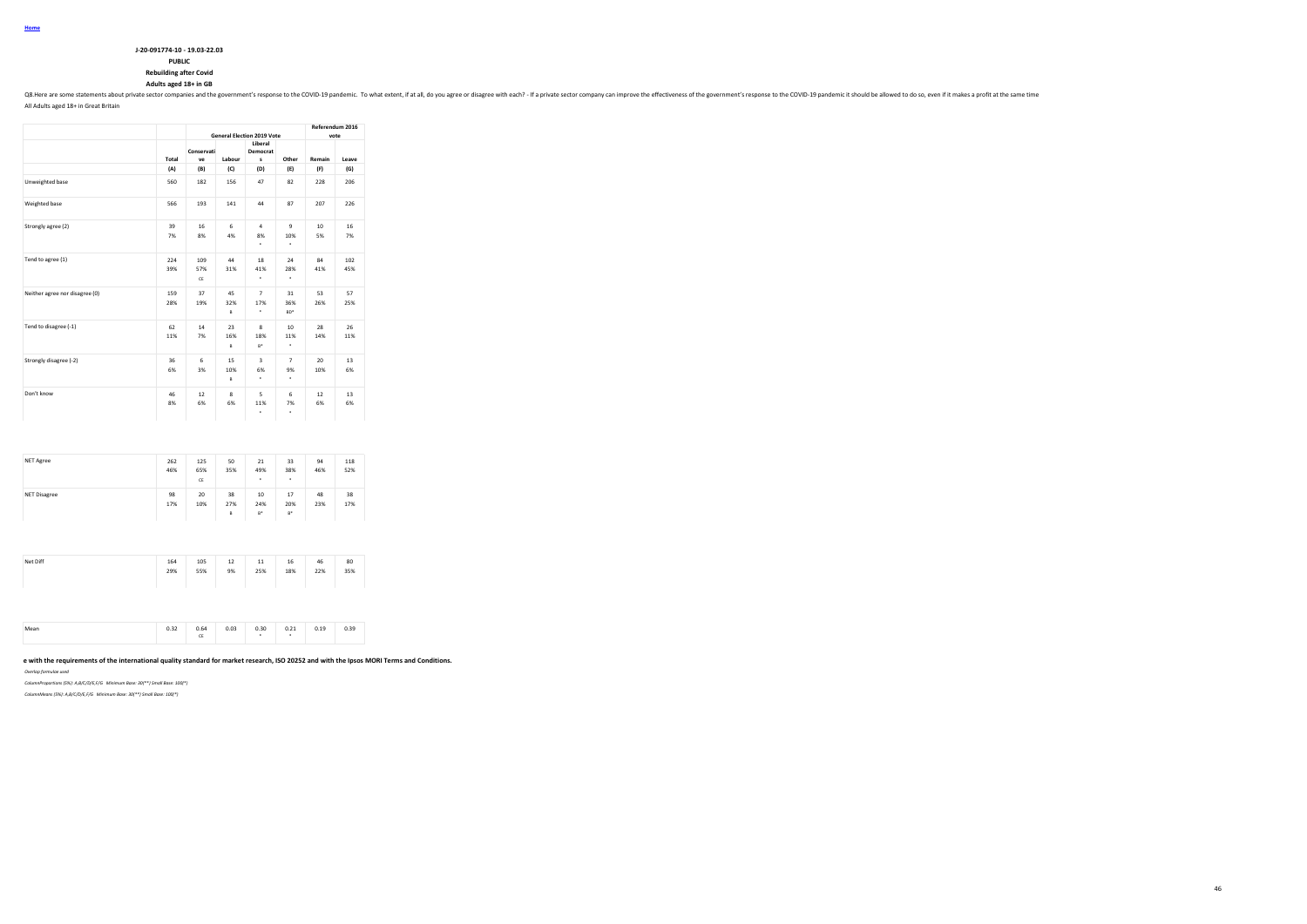Home

**J-20-091774-10 - 19.03-22.03**

**PUBLIC**

**Rebuilding after Covid**

**Adults aged 18+ in GB**

Q8.Here are some statements about private sector companies and the government's response to the COVID-19 pandemic. To what extent, if at all, do you agree or disagree with each? - If a private sector company can improve the effectiveness of the government's response to the COVID-19 pandemic it should be allowed to do so, even if it makes a profit at the same time

All Adults aged 18+ in Great Britain

| | | General Election 2019 Vote | | | | Referendum 2016 vote | |
|---|---|---|---|---|---|---|---|
| | Total | Conservative | Labour | Liberal Democrats | Other | Remain | Leave |
| | (A) | (B) | (C) | (D) | (E) | (F) | (G) |
| Unweighted base | 560 | 182 | 156 | 47 | 82 | 228 | 206 |
| Weighted base | 566 | 193 | 141 | 44 | 87 | 207 | 226 |
| Strongly agree (2) | 39<br>7% | 16<br>8% | 6<br>4% | 4<br>8%<br>* | 9<br>10%<br>* | 10<br>5% | 16<br>7% |
| Tend to agree (1) | 224<br>39% | 109<br>57%<br>CE | 44<br>31% | 18<br>41%<br>* | 24<br>28%<br>* | 84<br>41% | 102<br>45% |
| Neither agree nor disagree (0) | 159<br>28% | 37<br>19% | 45<br>32%<br>B | 7<br>17%<br>* | 31<br>36%<br>BD* | 53<br>26% | 57<br>25% |
| Tend to disagree (-1) | 62<br>11% | 14<br>7% | 23<br>16%<br>B | 8<br>18%<br>B* | 10<br>11%<br>* | 28<br>14% | 26<br>11% |
| Strongly disagree (-2) | 36<br>6% | 6<br>3% | 15<br>10%<br>B | 3<br>6%<br>* | 7<br>9%<br>* | 20<br>10% | 13<br>6% |
| Don't know | 46<br>8% | 12<br>6% | 8<br>6% | 5<br>11%<br>* | 6<br>7%<br>* | 12<br>6% | 13<br>6% |
| NET Agree | 262<br>46% | 125<br>65%<br>CE | 50<br>35% | 21<br>49%<br>* | 33<br>38%<br>* | 94<br>46% | 118<br>52% |
| NET Disagree | 98<br>17% | 20<br>10% | 38<br>27%<br>B | 10<br>24%<br>B* | 17<br>20%<br>B* | 48<br>23% | 38<br>17% |
| Net Diff | 164<br>29% | 105<br>55% | 12<br>9% | 11<br>25% | 16<br>18% | 46<br>22% | 80<br>35% |
| Mean | 0.32 | 0.64<br>CE | 0.03 | 0.30<br>* | 0.21<br>* | 0.19 | 0.39 |

**e with the requirements of the international quality standard for market research, ISO 20252 and with the Ipsos MORI Terms and Conditions.**

*Overlap formulae used*

*ColumnProportions (5%): A,B/C/D/E,F/G Minimum Base: 30(**) Small Base: 100(*)*

*ColumnMeans (5%): A,B/C/D/E,F/G Minimum Base: 30(**) Small Base: 100(*)*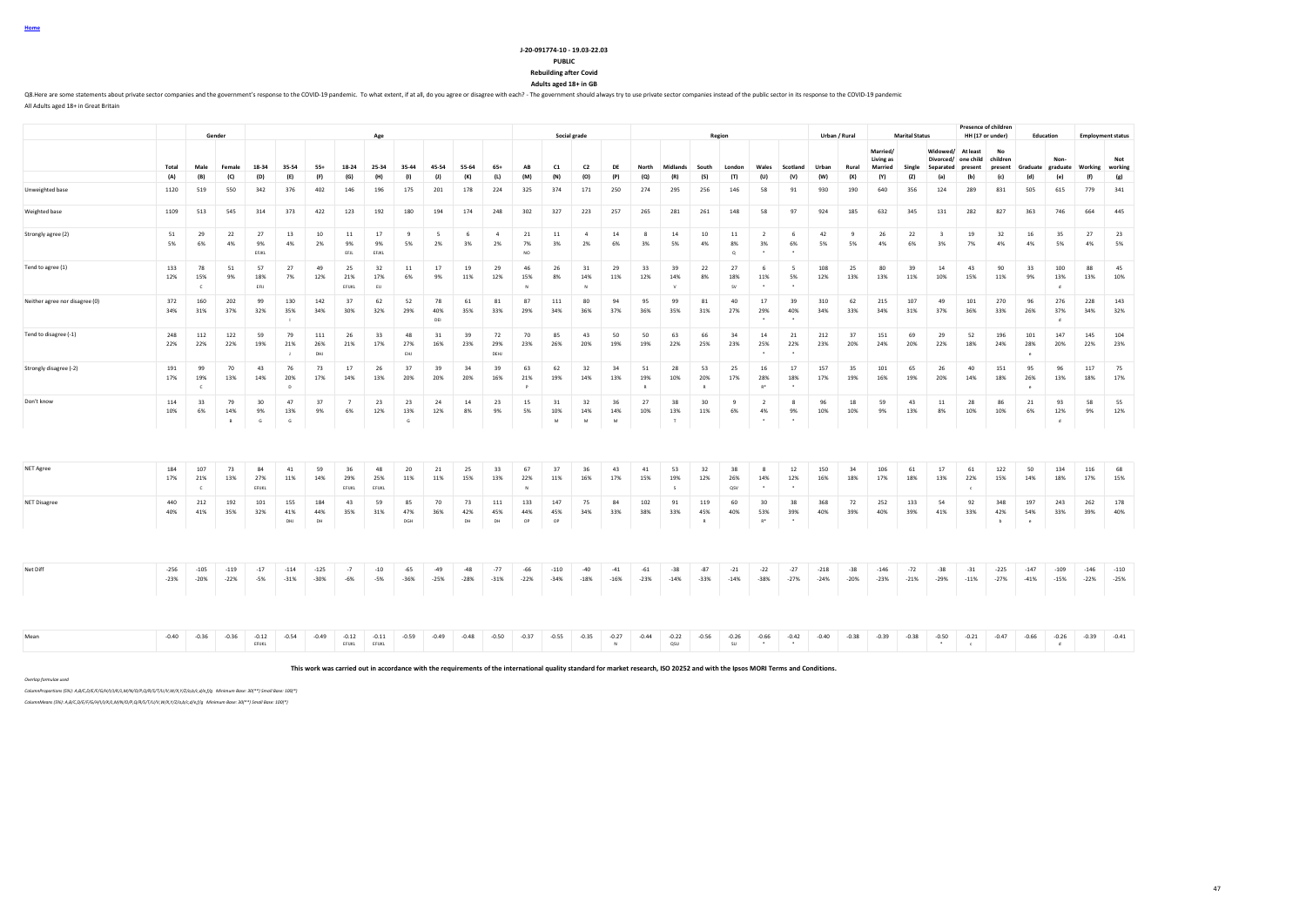Home

J-20-091774-10 - 19.03-22.03

PUBLIC

Rebuilding after Covid

Adults aged 18+ in GB

Q8.Here are some statements about private sector companies and the government's response to the COVID-19 pandemic. To what extent, if at all, do you agree or disagree with each? - The government should always try to use private sector companies instead of the public sector in its response to the COVID-19 pandemic

All Adults aged 18+ in Great Britain

| | | Gender | | Age | | | | | | | | | | Social grade | | | | Region | | | | | | Urban / Rural | | Marital Status | | | Presence of children HH (17 or under) | | Education | | Employment status | |
|---|---|---|---|---|---|---|---|---|---|---|---|---|---|---|---|---|---|---|---|---|---|---|---|---|---|---|---|---|---|---|---|---|---|---|
| | Total | Male | Female | 18-34 | 35-54 | 55+ | 18-24 | 25-34 | 35-44 | 45-54 | 55-64 | 65+ | AB | C1 | C2 | DE | North | Midlands | South | London | Wales | Scotland | Urban | Rural | Married/ Living as Married | Single | Widowed/ Divorced/ Separated | At least one child present | No children present | Graduate | Non-graduate | Working | Not working |
| | (A) | (B) | (C) | (D) | (E) | (F) | (G) | (H) | (I) | (J) | (K) | (L) | (M) | (N) | (O) | (P) | (Q) | (R) | (S) | (T) | (U) | (V) | (W) | (X) | (Y) | (Z) | (a) | (b) | (c) | (d) | (e) | (f) | (g) |
| Unweighted base | 1120 | 519 | 550 | 342 | 376 | 402 | 146 | 196 | 175 | 201 | 178 | 224 | 325 | 374 | 171 | 250 | 274 | 295 | 256 | 146 | 58 | 91 | 930 | 190 | 640 | 356 | 124 | 289 | 831 | 505 | 615 | 779 | 341 |
| Weighted base | 1109 | 513 | 545 | 314 | 373 | 422 | 123 | 192 | 180 | 194 | 174 | 248 | 302 | 327 | 223 | 257 | 265 | 281 | 261 | 148 | 58 | 97 | 924 | 185 | 632 | 345 | 131 | 282 | 827 | 363 | 746 | 664 | 445 |
| Strongly agree (2) | 51 | 29 | 22 | 27 | 13 | 10 | 11 | 17 | 9 | 5 | 6 | 4 | 21 | 11 | 4 | 14 | 8 | 14 | 10 | 11 | 2 | 6 | 42 | 9 | 26 | 22 | 3 | 19 | 32 | 16 | 35 | 27 | 23 |
| | 5% | 6% | 4% | 9% | 4% | 2% | 9% | 9% | 5% | 2% | 3% | 2% | 7% | 3% | 2% | 6% | 3% | 5% | 4% | 8% | 3% | 6% | 5% | 5% | 4% | 6% | 3% | 7% | 4% | 4% | 5% | 4% | 5% |
| | | | | EFIJKL | | | EFJL | EFIJKL | | | | | NO | | | | | | | JS | * | * | | | | | | | | | | | |
| Tend to agree (1) | 133 | 78 | 51 | 57 | 27 | 49 | 25 | 32 | 11 | 17 | 19 | 29 | 46 | 26 | 31 | 29 | 33 | 39 | 22 | 27 | 6 | 5 | 108 | 25 | 80 | 39 | 14 | 43 | 90 | 33 | 100 | 88 | 45 |
| | 12% | 15% | 9% | 18% | 7% | 12% | 21% | 17% | 6% | 9% | 11% | 12% | 15% | 8% | 14% | 11% | 12% | 14% | 8% | 18% | 11% | 5% | 12% | 13% | 13% | 11% | 10% | 15% | 11% | 9% | 13% | 13% | 10% |
| | | C | | EFIJ | | | EFIJKL | EIJ | | | | | N | | N | | | V | | SV | * | * | | | | | | | | | d | | |
| Neither agree nor disagree (0) | 372 | 160 | 202 | 99 | 130 | 142 | 37 | 62 | 52 | 78 | 61 | 81 | 87 | 111 | 80 | 94 | 95 | 99 | 81 | 40 | 17 | 39 | 310 | 62 | 215 | 107 | 49 | 101 | 270 | 96 | 276 | 228 | 143 |
| | 34% | 31% | 37% | 32% | 35% | 34% | 30% | 32% | 29% | 40% | 35% | 33% | 29% | 34% | 36% | 37% | 36% | 35% | 31% | 27% | 29% | 40% | 34% | 33% | 34% | 31% | 37% | 36% | 33% | 26% | 37% | 34% | 32% |
| | | | | | I | | | | | DEI | | | | | | | | | | | * | * | | | | | | | | | d | | |
| Tend to disagree (-1) | 248 | 112 | 122 | 59 | 79 | 111 | 26 | 33 | 48 | 31 | 39 | 72 | 70 | 85 | 43 | 50 | 50 | 63 | 66 | 34 | 14 | 21 | 212 | 37 | 151 | 69 | 29 | 52 | 196 | 101 | 147 | 145 | 104 |
| | 22% | 22% | 22% | 19% | 21% | 26% | 21% | 17% | 27% | 16% | 23% | 29% | 23% | 26% | 20% | 19% | 19% | 22% | 25% | 23% | 25% | 22% | 23% | 20% | 24% | 20% | 22% | 18% | 24% | 28% | 20% | 22% | 23% |
| | | | | | J | DHJ | | | EHJ | | | DEHJ | | | | | | | | | * | * | | | | | | | | e | | | |
| Strongly disagree (-2) | 191 | 99 | 70 | 43 | 76 | 73 | 17 | 26 | 37 | 39 | 34 | 39 | 63 | 62 | 32 | 34 | 51 | 28 | 53 | 25 | 16 | 17 | 157 | 35 | 101 | 65 | 26 | 40 | 151 | 95 | 96 | 117 | 75 |
| | 17% | 19% | 13% | 14% | 20% | 17% | 14% | 13% | 20% | 20% | 20% | 16% | 21% | 19% | 14% | 13% | 19% | 10% | 20% | 17% | 28% | 18% | 17% | 19% | 16% | 19% | 20% | 14% | 18% | 26% | 13% | 18% | 17% |
| | | C | | | D | | | | | | | | P | | | | R | | R | | R* | * | | | | | | | | e | | | |
| Don't know | 114 | 33 | 79 | 30 | 47 | 37 | 7 | 23 | 23 | 24 | 14 | 23 | 15 | 31 | 32 | 36 | 27 | 38 | 30 | 9 | 2 | 8 | 96 | 18 | 59 | 43 | 11 | 28 | 86 | 21 | 93 | 58 | 55 |
| | 10% | 6% | 14% | 9% | 13% | 9% | 6% | 12% | 13% | 12% | 8% | 9% | 5% | 10% | 14% | 14% | 10% | 13% | 11% | 6% | 4% | 9% | 10% | 10% | 9% | 13% | 8% | 10% | 10% | 6% | 12% | 9% | 12% |
| | | | B | G | G | | | | G | | | | | M | M | M | | T | | | * | * | | | | | | | | | d | | |
| NET Agree | 184 | 107 | 73 | 84 | 41 | 59 | 36 | 48 | 20 | 21 | 25 | 33 | 67 | 37 | 36 | 43 | 41 | 53 | 32 | 38 | 8 | 12 | 150 | 34 | 106 | 61 | 17 | 61 | 122 | 50 | 134 | 116 | 68 |
| | 17% | 21% | 13% | 27% | 11% | 14% | 29% | 25% | 11% | 11% | 15% | 13% | 22% | 11% | 16% | 17% | 15% | 19% | 12% | 26% | 14% | 12% | 16% | 18% | 17% | 18% | 13% | 22% | 15% | 14% | 18% | 17% | 15% |
| | | C | | EFIJKL | | | EFIJKL | EFIJKL | | | | | N | | | | | S | | QSV | * | * | | | | | | c | | | | | |
| NET Disagree | 440 | 212 | 192 | 101 | 155 | 184 | 43 | 59 | 85 | 70 | 73 | 111 | 133 | 147 | 75 | 84 | 102 | 91 | 119 | 60 | 30 | 38 | 368 | 72 | 252 | 133 | 54 | 92 | 348 | 197 | 243 | 262 | 178 |
| | 40% | 41% | 35% | 32% | 41% | 44% | 35% | 31% | 47% | 36% | 42% | 45% | 44% | 45% | 34% | 33% | 38% | 33% | 45% | 40% | 53% | 39% | 40% | 39% | 40% | 39% | 41% | 33% | 42% | 54% | 33% | 39% | 40% |
| | | | | | DHI | DH | | | DGH | | DH | DH | OP | OP | | | | | R | | R* | * | | | | | | | b | e | | | |
| Net Diff | -256 | -105 | -119 | -17 | -114 | -125 | -7 | -10 | -65 | -49 | -48 | -77 | -66 | -110 | -40 | -41 | -61 | -38 | -87 | -21 | -22 | -27 | -218 | -38 | -146 | -72 | -38 | -31 | -225 | -147 | -109 | -146 | -110 |
| | -23% | -20% | -22% | -5% | -31% | -30% | -6% | -5% | -36% | -25% | -28% | -31% | -22% | -34% | -18% | -16% | -23% | -14% | -33% | -14% | -38% | -27% | -24% | -20% | -23% | -21% | -29% | -11% | -27% | -41% | -15% | -22% | -25% |
| Mean | -0.40 | -0.36 | -0.36 | -0.12 | -0.54 | -0.49 | -0.12 | -0.11 | -0.59 | -0.49 | -0.48 | -0.50 | -0.37 | -0.55 | -0.35 | -0.27 | -0.44 | -0.22 | -0.56 | -0.26 | -0.66 | -0.42 | -0.40 | -0.38 | -0.39 | -0.38 | -0.50 | -0.21 | -0.47 | -0.66 | -0.26 | -0.39 | -0.41 |
| | | | | EFIJKL | | | EFIJKL | EFIJKL | | | | | | | | N | | QSU | | SU | * | * | | | | | * | c | | | d | | |

This work was carried out in accordance with the requirements of the international quality standard for market research, ISO 20252 and with the Ipsos MORI Terms and Conditions.

*Overlap formulae used*

*ColumnProportions (5%): A,B/C,D/E/F,G/H/I/J/K/L,M/N/O/P,Q/R/S/T/U/V,W/X,Y/Z/a,b/c,d/e,f/g Minimum Base: 30(**) Small Base: 100(*)*

*ColumnMeans (5%): A,B/C,D/E/F,G/H/I/J/K/L,M/N/O/P,Q/R/S/T/U/V,W/X,Y/Z/a,b/c,d/e,f/g Minimum Base: 30(**) Small Base: 100(*)*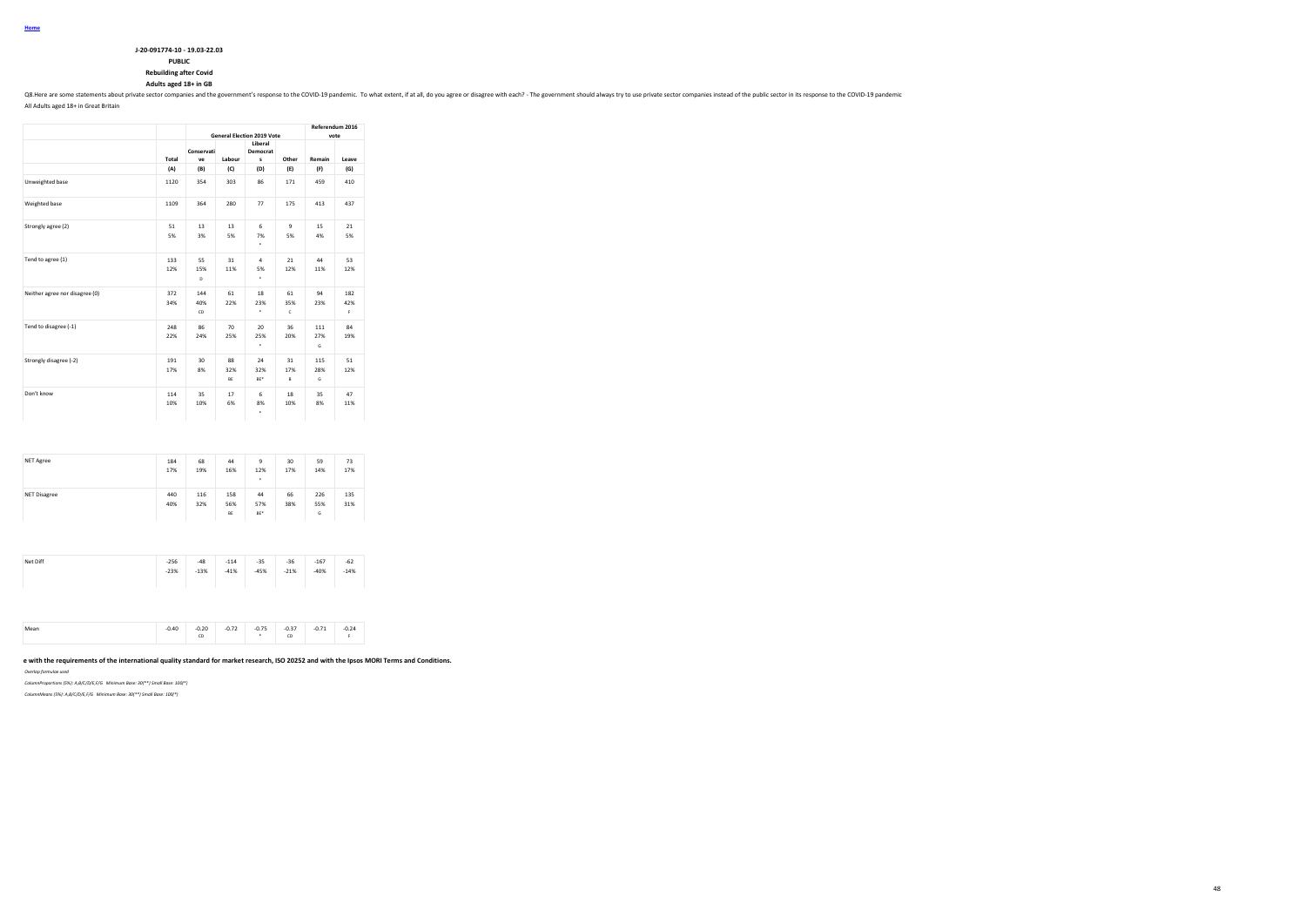Home

**J-20-091774-10 - 19.03-22.03**

**PUBLIC**

**Rebuilding after Covid**

**Adults aged 18+ in GB**

Q8.Here are some statements about private sector companies and the government's response to the COVID-19 pandemic. To what extent, if at all, do you agree or disagree with each? - The government should always try to use private sector companies instead of the public sector in its response to the COVID-19 pandemic

All Adults aged 18+ in Great Britain

| | | General Election 2019 Vote | | | | Referendum 2016 vote | |
|---|---|---|---|---|---|---|---|
| | Total | Conservative | Labour | Liberal Democrats | Other | Remain | Leave |
| | (A) | (B) | (C) | (D) | (E) | (F) | (G) |
| Unweighted base | 1120 | 354 | 303 | 86 | 171 | 459 | 410 |
| Weighted base | 1109 | 364 | 280 | 77 | 175 | 413 | 437 |
| Strongly agree (2) | 51<br>5% | 13<br>3% | 13<br>5% | 6<br>7%<br>* | 9<br>5% | 15<br>4% | 21<br>5% |
| Tend to agree (1) | 133<br>12% | 55<br>15%<br>D | 31<br>11% | 4<br>5%<br>* | 21<br>12% | 44<br>11% | 53<br>12% |
| Neither agree nor disagree (0) | 372<br>34% | 144<br>40%<br>CD | 61<br>22% | 18<br>23%<br>* | 61<br>35%<br>C | 94<br>23% | 182<br>42%<br>F |
| Tend to disagree (-1) | 248<br>22% | 86<br>24% | 70<br>25% | 20<br>25%<br>* | 36<br>20% | 111<br>27%<br>G | 84<br>19% |
| Strongly disagree (-2) | 191<br>17% | 30<br>8% | 88<br>32%<br>BE | 24<br>32%<br>BE* | 31<br>17%<br>B | 115<br>28%<br>G | 51<br>12% |
| Don't know | 114<br>10% | 35<br>10% | 17<br>6% | 6<br>8%<br>* | 18<br>10% | 35<br>8% | 47<br>11% |
| NET Agree | 184<br>17% | 68<br>19% | 44<br>16% | 9<br>12%<br>* | 30<br>17% | 59<br>14% | 73<br>17% |
| NET Disagree | 440<br>40% | 116<br>32% | 158<br>56%<br>BE | 44<br>57%<br>BE* | 66<br>38% | 226<br>55%<br>G | 135<br>31% |
| Net Diff | -256<br>-23% | -48<br>-13% | -114<br>-41% | -35<br>-45% | -36<br>-21% | -167<br>-40% | -62<br>-14% |
| Mean | -0.40 | -0.20<br>CD | -0.72 | -0.75<br>* | -0.37<br>CD | -0.71 | -0.24<br>F |

**e with the requirements of the international quality standard for market research, ISO 20252 and with the Ipsos MORI Terms and Conditions.**

*Overlap formulae used*

*ColumnProportions (5%): A,B/C/D/E,F/G Minimum Base: 30(**) Small Base: 100(*)*

*ColumnMeans (5%): A,B/C/D/E,F/G Minimum Base: 30(**) Small Base: 100(*)*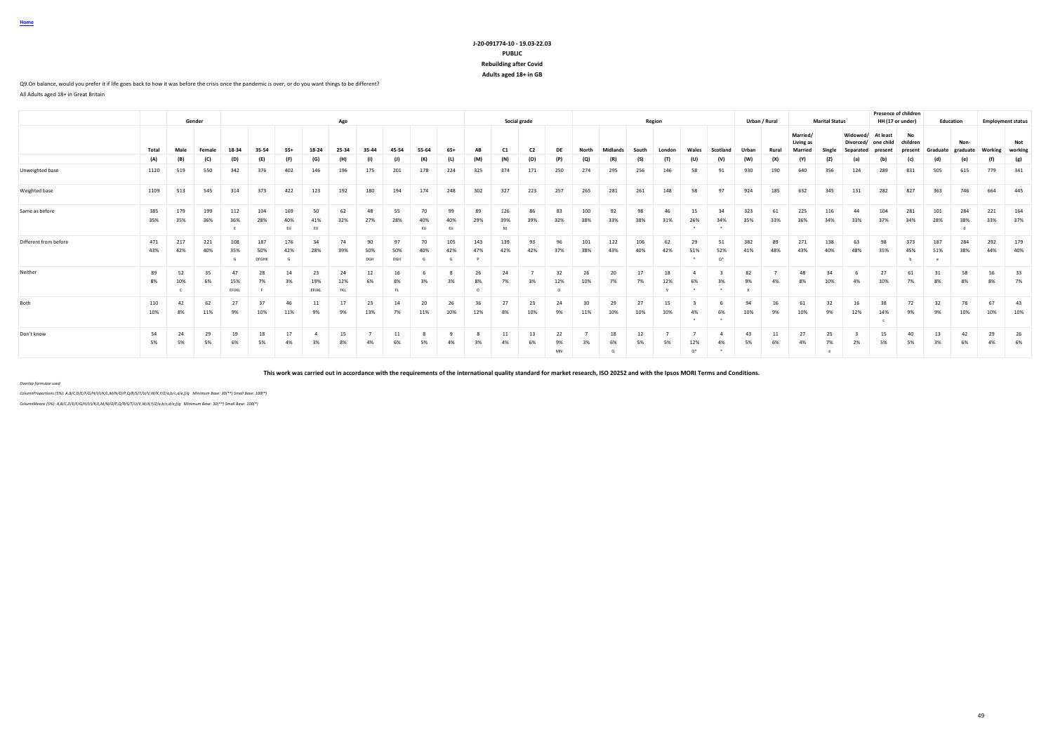Home

**J-20-091774-10 - 19.03-22.03**
**PUBLIC**
**Rebuilding after Covid**
**Adults aged 18+ in GB**

Q9.On balance, would you prefer it if life goes back to how it was before the crisis once the pandemic is over, or do you want things to be different?

All Adults aged 18+ in Great Britain

| | | Gender | | Age | | | | | | | | | Social grade | | | | Region | | | | | | Urban / Rural | | Marital Status | | | Presence of children HH (17 or under) | | Education | | Employment status | |
|---|---|---|---|---|---|---|---|---|---|---|---|---|---|---|---|---|---|---|---|---|---|---|---|---|---|---|---|---|---|---|---|---|---|
| | Total | Male | Female | 18-34 | 35-54 | 55+ | 18-24 | 25-34 | 35-44 | 45-54 | 55-64 | 65+ | AB | C1 | C2 | DE | North | Midlands | South | London | Wales | Scotland | Urban | Rural | Married/ Living as Married | Single | Widowed/ Divorced/ Separated | At least one child present | No children present | Graduate | Non-graduate | Working | Not working |
| | (A) | (B) | (C) | (D) | (E) | (F) | (G) | (H) | (I) | (J) | (K) | (L) | (M) | (N) | (O) | (P) | (Q) | (R) | (S) | (T) | (U) | (V) | (W) | (X) | (Y) | (Z) | (a) | (b) | (c) | (d) | (e) | (f) | (g) |
| Unweighted base | 1120 | 519 | 550 | 342 | 376 | 402 | 146 | 196 | 175 | 201 | 178 | 224 | 325 | 374 | 171 | 250 | 274 | 295 | 256 | 146 | 58 | 91 | 930 | 190 | 640 | 356 | 124 | 289 | 831 | 505 | 615 | 779 | 341 |
| Weighted base | 1109 | 513 | 545 | 314 | 373 | 422 | 123 | 192 | 180 | 194 | 174 | 248 | 302 | 327 | 223 | 257 | 265 | 281 | 261 | 148 | 58 | 97 | 924 | 185 | 632 | 345 | 131 | 282 | 827 | 363 | 746 | 664 | 445 |
| Same as before | 385 | 179 | 199 | 112 | 104 | 169 | 50 | 62 | 48 | 55 | 70 | 99 | 89 | 126 | 86 | 83 | 100 | 92 | 98 | 46 | 15 | 34 | 323 | 61 | 225 | 116 | 44 | 104 | 281 | 101 | 284 | 221 | 164 |
| | 35% | 35% | 36% | 36% | 28% | 40% | 41% | 32% | 27% | 28% | 40% | 40% | 29% | 39% | 39% | 32% | 38% | 33% | 38% | 31% | 26% | 34% | 35% | 33% | 36% | 34% | 33% | 37% | 34% | 28% | 38% | 33% | 37% |
| | | | | E | | EIJ | EIJ | | | | EIJ | EIJ | | M | | | | | | | * | * | | | | | | | | | d | | |
| Different from before | 471 | 217 | 221 | 108 | 187 | 176 | 34 | 74 | 90 | 97 | 70 | 105 | 143 | 139 | 93 | 96 | 101 | 122 | 106 | 62 | 29 | 51 | 382 | 89 | 271 | 138 | 63 | 98 | 373 | 187 | 284 | 292 | 179 |
| | 43% | 42% | 40% | 35% | 50% | 42% | 28% | 39% | 50% | 50% | 40% | 42% | 47% | 42% | 42% | 37% | 38% | 43% | 40% | 42% | 51% | 52% | 41% | 48% | 43% | 40% | 48% | 35% | 45% | 51% | 38% | 44% | 40% |
| | | | | G | DFGHK | G | | | DGH | DGH | G | G | P | | | | | | | | * | Q* | | | | | | | b | e | | | |
| Neither | 89 | 52 | 35 | 47 | 28 | 14 | 23 | 24 | 12 | 16 | 6 | 8 | 26 | 24 | 7 | 32 | 26 | 20 | 17 | 18 | 4 | 3 | 82 | 7 | 48 | 34 | 6 | 27 | 61 | 31 | 58 | 56 | 33 |
| | 8% | 10% | 6% | 15% | 7% | 3% | 19% | 12% | 6% | 8% | 3% | 3% | 8% | 7% | 3% | 12% | 10% | 7% | 7% | 12% | 6% | 3% | 9% | 4% | 8% | 10% | 4% | 10% | 7% | 8% | 8% | 8% | 7% |
| | | C | | EFIJKL | F | | EFIJKL | FKL | | FL | | | O | | | O | | | | V | * | * | X | | | | | | | | | | |
| Both | 110 | 42 | 62 | 27 | 37 | 46 | 11 | 17 | 23 | 14 | 20 | 26 | 36 | 27 | 23 | 24 | 30 | 29 | 27 | 15 | 3 | 6 | 94 | 16 | 61 | 32 | 16 | 38 | 72 | 32 | 78 | 67 | 43 |
| | 10% | 8% | 11% | 9% | 10% | 11% | 9% | 9% | 13% | 7% | 11% | 10% | 12% | 8% | 10% | 9% | 11% | 10% | 10% | 10% | 4% | 6% | 10% | 9% | 10% | 9% | 12% | 14% | 9% | 9% | 10% | 10% | 10% |
| | | | | | | | | | | | | | | | | | | | | | * | * | | | | | | c | | | | | |
| Don't know | 54 | 24 | 29 | 19 | 18 | 17 | 4 | 15 | 7 | 11 | 8 | 9 | 8 | 11 | 13 | 22 | 7 | 18 | 12 | 7 | 7 | 4 | 43 | 11 | 27 | 25 | 3 | 15 | 40 | 13 | 42 | 29 | 26 |
| | 5% | 5% | 5% | 6% | 5% | 4% | 3% | 8% | 4% | 6% | 5% | 4% | 3% | 4% | 6% | 9% | 3% | 6% | 5% | 5% | 12% | 4% | 5% | 6% | 4% | 7% | 2% | 5% | 5% | 3% | 6% | 4% | 6% |
| | | | | | | | | | | | | | | | | MN | | Q | | | Q* | * | | | | a | | | | | | | |

**This work was carried out in accordance with the requirements of the international quality standard for market research, ISO 20252 and with the Ipsos MORI Terms and Conditions.**

*Overlap formulae used*

*ColumnProportions (5%): A,B/C,D/E/F/G/H/I/J/K/L,M/N/O/P,Q/R/S/T/U/V,W/X,Y/Z/a,b/c,d/e,f/g Minimum Base: 30(**) Small Base: 100(*)*

*ColumnMeans (5%): A,B/C,D/E/F/G/H/I/J/K/L,M/N/O/P,Q/R/S/T/U/V,W/X,Y/Z/a,b/c,d/e,f/g Minimum Base: 30(**) Small Base: 100(*)*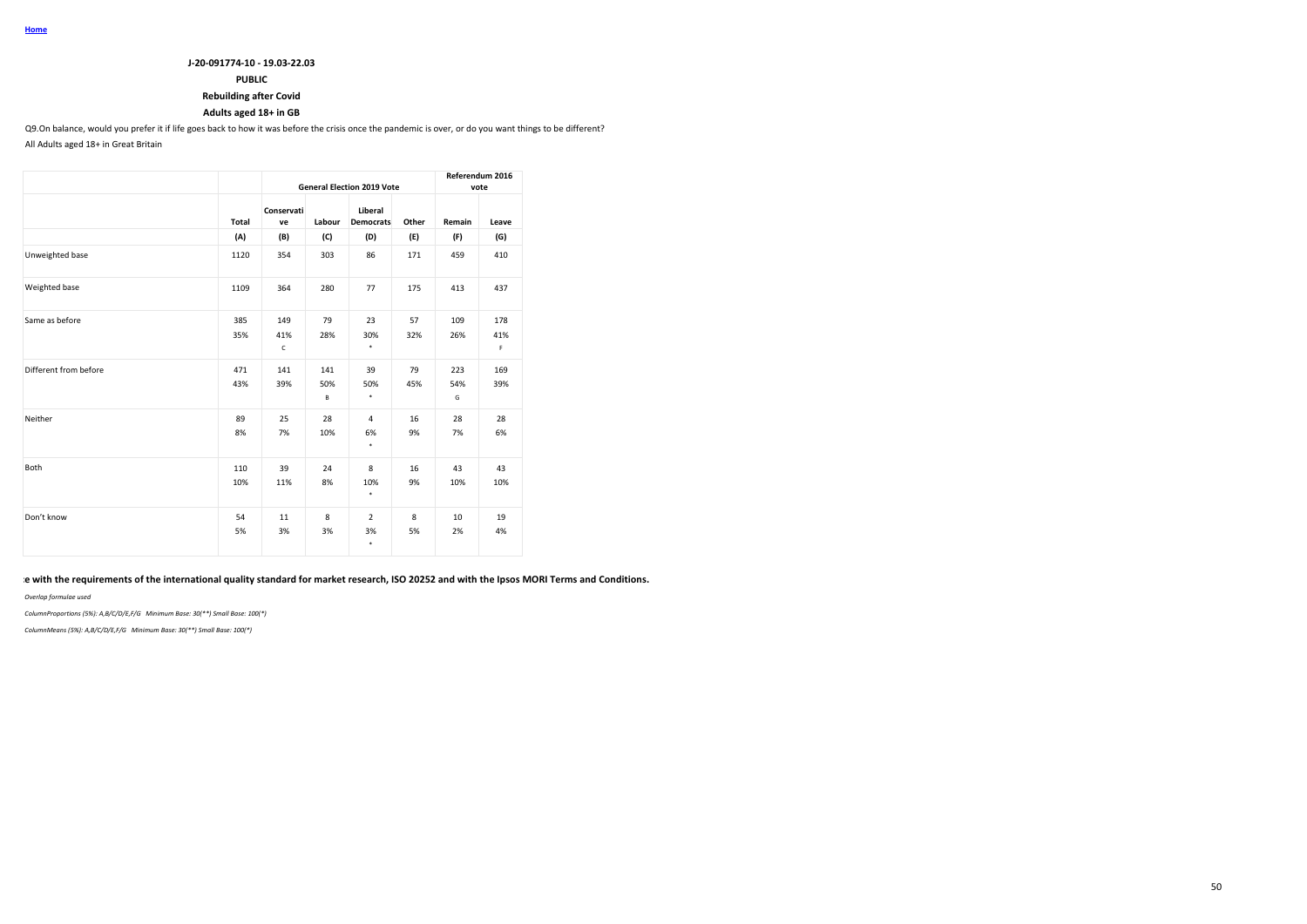Home

**J-20-091774-10 - 19.03-22.03**

**PUBLIC**

**Rebuilding after Covid**

**Adults aged 18+ in GB**

Q9.On balance, would you prefer it if life goes back to how it was before the crisis once the pandemic is over, or do you want things to be different?

All Adults aged 18+ in Great Britain

| | | General Election 2019 Vote | | | | Referendum 2016 vote | |
|---|---|---|---|---|---|---|---|
| | Total | Conservative | Labour | Liberal Democrats | Other | Remain | Leave |
| | (A) | (B) | (C) | (D) | (E) | (F) | (G) |
| Unweighted base | 1120 | 354 | 303 | 86 | 171 | 459 | 410 |
| Weighted base | 1109 | 364 | 280 | 77 | 175 | 413 | 437 |
| Same as before | 385<br>35% | 149<br>41%<br>C | 79<br>28% | 23<br>30%<br>* | 57<br>32% | 109<br>26% | 178<br>41%<br>F |
| Different from before | 471<br>43% | 141<br>39% | 141<br>50%<br>B | 39<br>50%<br>* | 79<br>45% | 223<br>54%<br>G | 169<br>39% |
| Neither | 89<br>8% | 25<br>7% | 28<br>10% | 4<br>6%<br>* | 16<br>9% | 28<br>7% | 28<br>6% |
| Both | 110<br>10% | 39<br>11% | 24<br>8% | 8<br>10%<br>* | 16<br>9% | 43<br>10% | 43<br>10% |
| Don't know | 54<br>5% | 11<br>3% | 8<br>3% | 2<br>3%<br>* | 8<br>5% | 10<br>2% | 19<br>4% |

**e with the requirements of the international quality standard for market research, ISO 20252 and with the Ipsos MORI Terms and Conditions.**

*Overlap formulae used*

*ColumnProportions (5%): A,B/C/D/E,F/G Minimum Base: 30(**) Small Base: 100(*)*

*ColumnMeans (5%): A,B/C/D/E,F/G Minimum Base: 30(**) Small Base: 100(*)*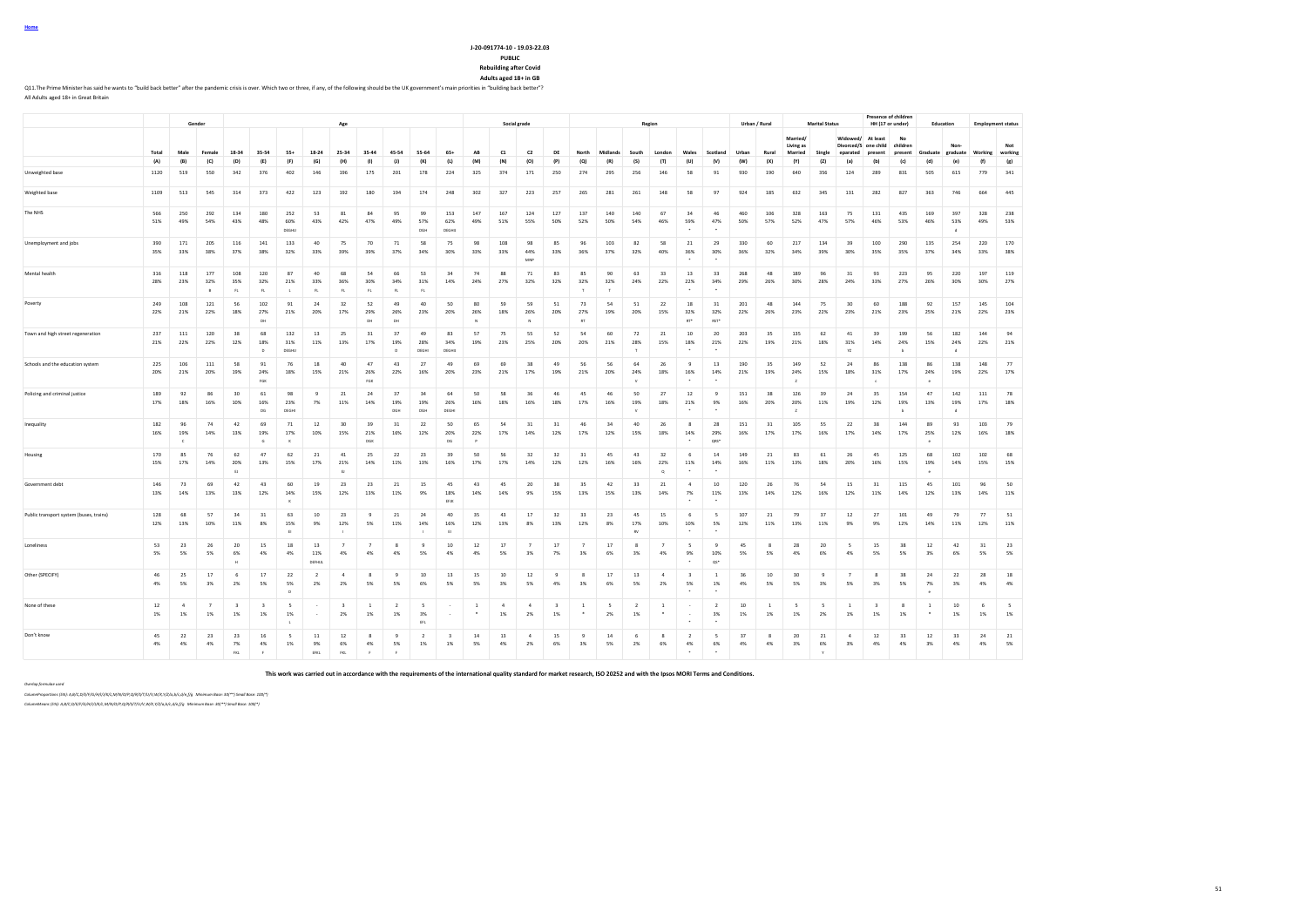Home

J-20-091774-10 - 19.03.22.03

PUBLIC

Rebuilding after Covid

Adults aged 18+ in GB

Q11.The Prime Minister has said he wants to "build back better" after the pandemic crisis is over. Which two or three, if any, of the following should be the UK government's main priorities in "building back better"?

All Adults aged 18+ in Great Britain

| | Total | Gender | | Age | | | | | | | | | Social grade | | | | Region | | | | | | Urban / Rural | | Marital Status | | | Presence of children HH (17 or under) | | Education | | Employment status | |
|---|---|---|---|---|---|---|---|---|---|---|---|---|---|---|---|---|---|---|---|---|---|---|---|---|---|---|---|---|---|---|---|---|---|
| | | Male | Female | 18-34 | 35-54 | 55+ | 18-24 | 25-34 | 35-44 | 45-54 | 55-64 | 65+ | AB | C1 | C2 | DE | North | Midlands | South | London | Wales | Scotland | Urban | Rural | Married/ Living as Married | Single | Widowed/ Divorced/S eparated | At least one child present | No children present | Graduate | Non-graduate | Working | Not working |
| | (A) | (B) | (C) | (D) | (E) | (F) | (G) | (H) | (I) | (J) | (K) | (L) | (M) | (N) | (O) | (P) | (Q) | (R) | (S) | (T) | (U) | (V) | (W) | (X) | (Y) | (Z) | (a) | (b) | (c) | (d) | (e) | (f) | (g) |
| Unweighted base | 1120 | 519 | 550 | 342 | 376 | 402 | 146 | 196 | 175 | 201 | 178 | 224 | 325 | 374 | 171 | 250 | 274 | 295 | 256 | 146 | 58 | 91 | 930 | 190 | 640 | 356 | 124 | 289 | 831 | 505 | 615 | 779 | 341 |
| Weighted base | 1109 | 513 | 545 | 314 | 373 | 422 | 123 | 192 | 180 | 194 | 174 | 248 | 302 | 327 | 223 | 257 | 265 | 281 | 261 | 148 | 58 | 97 | 924 | 185 | 632 | 345 | 131 | 282 | 827 | 363 | 746 | 664 | 445 |
| The NHS | 566 | 250 | 292 | 134 | 180 | 252 | 53 | 81 | 84 | 95 | 99 | 153 | 147 | 167 | 124 | 127 | 137 | 140 | 140 | 67 | 34 | 46 | 460 | 106 | 328 | 163 | 75 | 131 | 435 | 169 | 397 | 328 | 238 |
| | 51% | 49% | 54% | 43% | 48% | 60% | 43% | 42% | 47% | 49% | 57% | 62% | 49% | 51% | 55% | 50% | 52% | 50% | 54% | 46% | 59% | 47% | 50% | 57% | 52% | 47% | 57% | 46% | 53% | 46% | 53% | 49% | 53% |
| | | | | | | DEGHIJ | | | | | DGH | DEGHIJ | | | | | | | | | * | * | | | | | | | | | d | | |
| Unemployment and jobs | 390 | 171 | 205 | 116 | 141 | 133 | 40 | 75 | 70 | 71 | 58 | 75 | 98 | 108 | 98 | 85 | 96 | 103 | 82 | 58 | 21 | 29 | 330 | 60 | 217 | 134 | 39 | 100 | 290 | 135 | 254 | 220 | 170 |
| | 35% | 33% | 38% | 37% | 38% | 32% | 33% | 39% | 39% | 37% | 34% | 30% | 33% | 33% | 44% | 33% | 36% | 37% | 32% | 40% | 36% | 30% | 36% | 32% | 34% | 39% | 30% | 35% | 35% | 37% | 34% | 33% | 38% |
| | | | | | | | | | | | | | | | MNP | | | | | | * | * | | | | | | | | | | | |
| Mental health | 316 | 118 | 177 | 108 | 120 | 87 | 40 | 68 | 54 | 66 | 53 | 34 | 74 | 88 | 71 | 83 | 85 | 90 | 63 | 33 | 13 | 33 | 268 | 48 | 189 | 96 | 31 | 93 | 223 | 95 | 220 | 197 | 119 |
| | 28% | 23% | 32% | 35% | 32% | 21% | 33% | 36% | 30% | 34% | 31% | 14% | 24% | 27% | 32% | 32% | 32% | 32% | 24% | 22% | 22% | 34% | 29% | 26% | 30% | 28% | 24% | 33% | 27% | 26% | 30% | 30% | 27% |
| | | | B | FL | FL | L | FL | FL | FL | FL | FL | | | | | | | | | | * | * | | | | | | | | | | | |
| Poverty | 249 | 108 | 121 | 56 | 102 | 91 | 24 | 32 | 52 | 49 | 40 | 50 | 80 | 59 | 59 | 51 | 73 | 54 | 51 | 22 | 18 | 31 | 201 | 48 | 144 | 75 | 30 | 60 | 188 | 92 | 157 | 145 | 104 |
| | 22% | 21% | 22% | 18% | 27% | 21% | 20% | 17% | 29% | 26% | 23% | 20% | 26% | 18% | 26% | 20% | 27% | 19% | 20% | 15% | 32% | 32% | 22% | 26% | 23% | 22% | 23% | 21% | 23% | 25% | 21% | 22% | 23% |
| | | | | | DH | | | | DH | DH | | | N | | N | | RT | | | | RT* | RST* | | | | | | | | | | | |
| Town and high street regeneration | 237 | 111 | 120 | 38 | 68 | 132 | 13 | 25 | 31 | 37 | 49 | 83 | 57 | 75 | 55 | 52 | 54 | 60 | 72 | 21 | 10 | 20 | 203 | 35 | 135 | 62 | 41 | 39 | 199 | 56 | 182 | 144 | 94 |
| | 21% | 22% | 22% | 12% | 18% | 31% | 11% | 13% | 17% | 19% | 28% | 34% | 19% | 23% | 25% | 20% | 20% | 21% | 28% | 15% | 18% | 21% | 22% | 19% | 21% | 18% | 31% | 14% | 24% | 15% | 24% | 22% | 21% |
| | | | | | D | DEGHIJ | | | | D | DEGHI | DEGHIJ | | | | | | | T | | * | * | | | | | YZ | | b | | d | | |
| Schools and the education system | 225 | 106 | 111 | 58 | 91 | 76 | 18 | 40 | 47 | 43 | 27 | 49 | 69 | 69 | 38 | 49 | 56 | 56 | 64 | 26 | 9 | 13 | 190 | 35 | 149 | 52 | 24 | 86 | 138 | 86 | 138 | 148 | 77 |
| | 20% | 21% | 20% | 19% | 24% | 18% | 15% | 21% | 26% | 22% | 16% | 20% | 23% | 21% | 17% | 19% | 21% | 20% | 24% | 18% | 16% | 14% | 21% | 19% | 24% | 15% | 18% | 31% | 17% | 24% | 19% | 22% | 17% |
| | | | | | FGK | | | | FGK | | | | | | | | | | V | | * | * | | | Z | | | c | | e | | | |
| Policing and criminal justice | 189 | 92 | 86 | 30 | 61 | 98 | 9 | 21 | 24 | 37 | 34 | 64 | 50 | 58 | 36 | 46 | 45 | 46 | 50 | 27 | 12 | 9 | 151 | 38 | 126 | 39 | 24 | 35 | 154 | 47 | 142 | 111 | 78 |
| | 17% | 18% | 16% | 10% | 16% | 23% | 7% | 11% | 14% | 19% | 19% | 26% | 16% | 18% | 16% | 18% | 17% | 16% | 19% | 18% | 21% | 9% | 16% | 20% | 20% | 11% | 19% | 12% | 19% | 13% | 19% | 17% | 18% |
| | | | | | DG | DEGHI | | | | DGH | DGH | DEGHI | | | | | | | V | | * | * | | | Z | | | | b | | d | | |
| Inequality | 182 | 96 | 74 | 42 | 69 | 71 | 12 | 30 | 39 | 31 | 22 | 50 | 65 | 54 | 31 | 31 | 46 | 34 | 40 | 26 | 8 | 28 | 151 | 31 | 105 | 55 | 22 | 38 | 144 | 89 | 93 | 103 | 79 |
| | 16% | 19% | 14% | 13% | 19% | 17% | 10% | 15% | 21% | 16% | 12% | 20% | 22% | 17% | 14% | 12% | 17% | 12% | 15% | 18% | 14% | 29% | 16% | 17% | 17% | 16% | 17% | 14% | 17% | 25% | 12% | 16% | 18% |
| | | C | | | G | K | | | DGK | | | DG | P | | | | | | | | * | QRS* | | | | | | | | e | | | |
| Housing | 170 | 85 | 76 | 62 | 47 | 62 | 21 | 41 | 25 | 22 | 23 | 39 | 50 | 56 | 32 | 32 | 31 | 45 | 43 | 32 | 6 | 14 | 149 | 21 | 83 | 61 | 26 | 45 | 125 | 68 | 102 | 102 | 68 |
| | 15% | 17% | 14% | 20% | 13% | 15% | 17% | 21% | 14% | 11% | 13% | 16% | 17% | 17% | 14% | 12% | 12% | 16% | 16% | 22% | 11% | 14% | 16% | 11% | 13% | 18% | 20% | 16% | 15% | 19% | 14% | 15% | 15% |
| | | | | EJ | | | | EJ | | | | | | | | | | | | Q | * | * | | | | | | | | | | | |
| Government debt | 146 | 73 | 69 | 42 | 43 | 60 | 19 | 23 | 23 | 21 | 15 | 45 | 43 | 45 | 20 | 38 | 35 | 42 | 33 | 21 | 4 | 10 | 120 | 26 | 76 | 54 | 15 | 31 | 115 | 45 | 101 | 96 | 50 |
| | 13% | 14% | 13% | 13% | 12% | 14% | 15% | 12% | 13% | 11% | 9% | 18% | 14% | 14% | 9% | 15% | 13% | 15% | 13% | 14% | 7% | 11% | 13% | 14% | 12% | 16% | 12% | 11% | 14% | 12% | 13% | 14% | 11% |
| | | | | | | K | | | | | | EFJK | | | | | | | | | * | * | | | | | | | | | | | |
| Public transport system (buses, trains) | 128 | 68 | 57 | 34 | 31 | 63 | 10 | 23 | 9 | 21 | 24 | 40 | 35 | 43 | 17 | 32 | 33 | 23 | 45 | 15 | 6 | 5 | 107 | 21 | 79 | 37 | 12 | 27 | 101 | 49 | 79 | 77 | 51 |
| | 12% | 13% | 10% | 11% | 8% | 15% | 8% | 12% | 5% | 11% | 14% | 16% | 12% | 13% | 8% | 13% | 12% | 8% | 17% | 10% | 10% | 5% | 12% | 11% | 13% | 11% | 9% | 9% | 12% | 14% | 11% | 12% | 11% |
| | | | | | | EI | | I | | | I | EI | | | | | | | RV | | * | * | | | | | | | | | | | |
| Loneliness | 53 | 23 | 26 | 20 | 15 | 18 | 13 | 7 | 7 | 8 | 9 | 10 | 12 | 17 | 7 | 17 | 7 | 17 | 8 | 7 | 5 | 9 | 45 | 8 | 28 | 20 | 5 | 15 | 38 | 12 | 42 | 31 | 23 |
| | 5% | 5% | 5% | 6% | 4% | 4% | 11% | 4% | 4% | 4% | 5% | 4% | 4% | 5% | 3% | 7% | 3% | 6% | 3% | 4% | 9% | 10% | 5% | 5% | 4% | 6% | 4% | 5% | 5% | 3% | 6% | 5% | 5% |
| | | | | H | | | DEFHIJL | | | | | | | | | | | | | | * | QS* | | | | | | | | | | | |
| Other (SPECIFY) | 46 | 25 | 17 | 6 | 17 | 22 | 2 | 4 | 8 | 9 | 10 | 13 | 15 | 10 | 12 | 9 | 8 | 17 | 13 | 4 | 3 | 1 | 36 | 10 | 30 | 9 | 7 | 8 | 38 | 24 | 22 | 28 | 18 |
| | 4% | 5% | 3% | 2% | 5% | 5% | 2% | 2% | 5% | 5% | 6% | 5% | 5% | 3% | 5% | 4% | 3% | 6% | 5% | 2% | 5% | 1% | 4% | 5% | 5% | 3% | 5% | 3% | 5% | 7% | 3% | 4% | 4% |
| | | | | | | D | | | | | | | | | | | | | | | * | * | | | | | | | | e | | | |
| None of these | 12 | 4 | 7 | 3 | 3 | 5 | - | 3 | 1 | 2 | 5 | - | 1 | 4 | 4 | 3 | 1 | 5 | 2 | 1 | - | 2 | 10 | 1 | 5 | 5 | 1 | 3 | 8 | 1 | 10 | 6 | 5 |
| | 1% | 1% | 1% | 1% | 1% | 1% | - | 2% | 1% | 1% | 3% | - | * | 1% | 2% | 1% | * | 2% | 1% | * | - | 3% | 1% | 1% | 1% | 2% | 1% | 1% | 1% | * | 1% | 1% | 1% |
| | | | | | | L | | | | | EFL | | | | | | | | | | * | * | | | | | | | | | | | |
| Don't know | 45 | 22 | 23 | 23 | 16 | 5 | 11 | 12 | 8 | 9 | 2 | 3 | 14 | 13 | 4 | 15 | 9 | 14 | 6 | 8 | 2 | 5 | 37 | 8 | 20 | 21 | 4 | 12 | 33 | 12 | 33 | 24 | 21 |
| | 4% | 4% | 4% | 7% | 4% | 1% | 9% | 6% | 4% | 5% | 1% | 1% | 5% | 4% | 2% | 6% | 3% | 5% | 2% | 6% | 4% | 6% | 4% | 4% | 3% | 6% | 3% | 4% | 4% | 3% | 4% | 4% | 5% |
| | | | | FKL | F | | EFKL | FKL | F | F | | | | | | | | | | | * | * | | | | Y | | | | | | | |

This work was carried out in accordance with the requirements of the international quality standard for market research, ISO 20252 and with the Ipsos MORI Terms and Conditions.

*Overlap formulae used*

*ColumnProportions (5%): A,B/C,D/E/F/G/H/I/J/K/L,M/N/O/P,Q/R/S/T/U/V,W/X,Y/Z/a,b/c,d/e,f/g Minimum Base: 30(**) Small Base: 100(*)*

*ColumnMeans (5%): A,B/C,D/E/F/G/H/I/J/K/L,M/N/O/P,Q/R/S/T/U/V,W/X,Y/Z/a,b/c,d/e,f/g Minimum Base: 30(**) Small Base: 100(*)*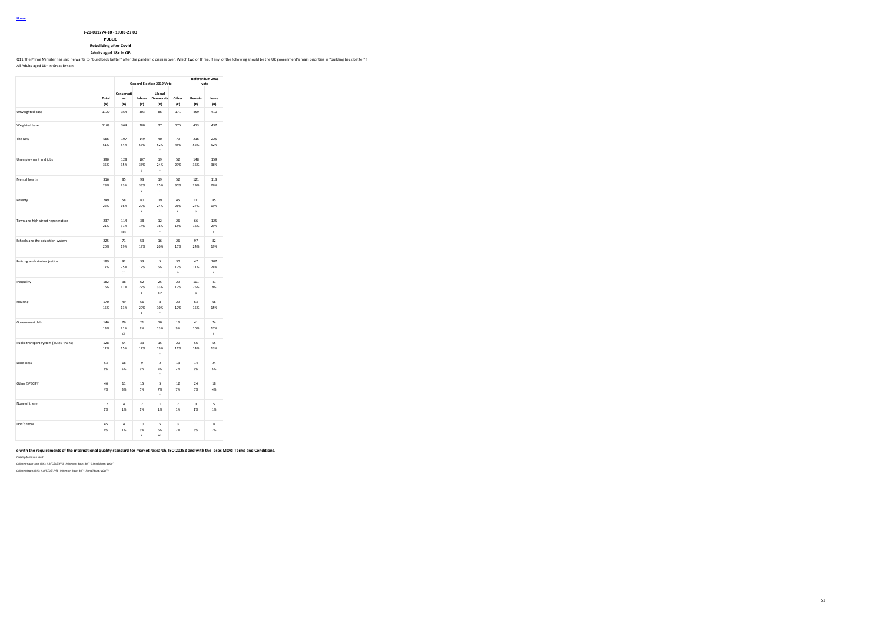Home

**J-20-091774-10 - 19.03-22.03**

**PUBLIC**

**Rebuilding after Covid**

**Adults aged 18+ in GB**

Q11.The Prime Minister has said he wants to "build back better" after the pandemic crisis is over. Which two or three, if any, of the following should be the UK government's main priorities in "building back better"?

All Adults aged 18+ in Great Britain

| | | General Election 2019 Vote | | | | Referendum 2016 vote | |
|---|---|---|---|---|---|---|---|
| | Total | Conservative | Labour | Liberal Democrats | Other | Remain | Leave |
| | (A) | (B) | (C) | (D) | (E) | (F) | (G) |
| Unweighted base | 1120 | 354 | 303 | 86 | 171 | 459 | 410 |
| Weighted base | 1109 | 364 | 280 | 77 | 175 | 413 | 437 |
| The NHS | 566 | 197 | 149 | 40 | 79 | 216 | 225 |
| | 51% | 54% | 53% | 52% | 45% | 52% | 52% |
| | | | | * | | | |
| Unemployment and jobs | 390 | 128 | 107 | 19 | 52 | 148 | 159 |
| | 35% | 35% | 38% | 24% | 29% | 36% | 36% |
| | | | D | * | | | |
| Mental health | 316 | 85 | 93 | 19 | 52 | 121 | 113 |
| | 28% | 23% | 33% | 25% | 30% | 29% | 26% |
| | | | B | * | | | |
| Poverty | 249 | 58 | 80 | 19 | 45 | 111 | 85 |
| | 22% | 16% | 29% | 24% | 26% | 27% | 19% |
| | | | B | * | B | G | |
| Town and high street regeneration | 237 | 114 | 38 | 12 | 26 | 66 | 125 |
| | 21% | 31% | 14% | 16% | 15% | 16% | 29% |
| | | CDE | | * | | | F |
| Schools and the education system | 225 | 71 | 53 | 16 | 26 | 97 | 82 |
| | 20% | 19% | 19% | 20% | 15% | 24% | 19% |
| | | | | * | | | |
| Policing and criminal justice | 189 | 92 | 33 | 5 | 30 | 47 | 107 |
| | 17% | 25% | 12% | 6% | 17% | 11% | 24% |
| | | CD | | * | D | | F |
| Inequality | 182 | 38 | 62 | 25 | 29 | 101 | 41 |
| | 16% | 11% | 22% | 33% | 17% | 25% | 9% |
| | | | B | BE* | | G | |
| Housing | 170 | 49 | 56 | 8 | 29 | 63 | 66 |
| | 15% | 13% | 20% | 10% | 17% | 15% | 15% |
| | | | B | * | | | |
| Government debt | 146 | 76 | 21 | 10 | 16 | 41 | 74 |
| | 13% | 21% | 8% | 13% | 9% | 10% | 17% |
| | | CE | | * | | | F |
| Public transport system (buses, trains) | 128 | 54 | 33 | 15 | 20 | 56 | 55 |
| | 12% | 15% | 12% | 19% | 11% | 14% | 13% |
| | | | | * | | | |
| Loneliness | 53 | 18 | 9 | 2 | 13 | 14 | 24 |
| | 5% | 5% | 3% | 2% | 7% | 3% | 5% |
| | | | | * | | | |
| Other (SPECIFY) | 46 | 11 | 15 | 5 | 12 | 24 | 18 |
| | 4% | 3% | 5% | 7% | 7% | 6% | 4% |
| | | | | * | | | |
| None of these | 12 | 4 | 2 | 1 | 2 | 3 | 5 |
| | 1% | 1% | 1% | 1% | 1% | 1% | 1% |
| | | | | * | | | |
| Don't know | 45 | 4 | 10 | 5 | 3 | 11 | 8 |
| | 4% | 1% | 3% | 6% | 2% | 3% | 2% |
| | | | B | B* | | | |

**e with the requirements of the international quality standard for market research, ISO 20252 and with the Ipsos MORI Terms and Conditions.**

*Overlap formulae used*

*ColumnProportions (5%): A,B/C/D/E,F/G   Minimum Base: 30(**) Small Base: 100(*)*

*ColumnMeans (5%): A,B/C/D/E,F/G   Minimum Base: 30(**) Small Base: 100(*)*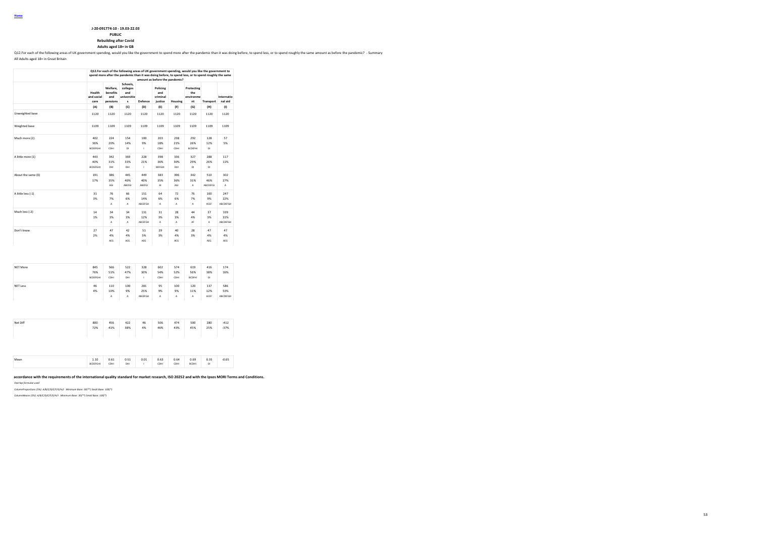Home

**J-20-091774-10 - 19.03-22.03**

**PUBLIC**

**Rebuilding after Covid**

**Adults aged 18+ in GB**

Q12.For each of the following areas of UK government spending, would you like the government to spend more after the pandemic than it was doing before, to spend less, or to spend roughly the same amount as before the pandemic? - Summary

All Adults aged 18+ in Great Britain

| | Q12.For each of the following areas of UK government spending, would you like the government to spend more after the pandemic than it was doing before, to spend less, or to spend roughly the same amount as before the pandemic? | | | | | | | | |
|---|---|---|---|---|---|---|---|---|---|
| | Health and social care | Welfare, benefits and pensions | Schools, colleges and universities | Defence | Policing and criminal justice | Housing | Protecting the environment | Transport | International aid |
| | (A) | (B) | (C) | (D) | (E) | (F) | (G) | (H) | (I) |
| Unweighted base | 1120 | 1120 | 1120 | 1120 | 1120 | 1120 | 1120 | 1120 | 1120 |
| Weighted base | 1109 | 1109 | 1109 | 1109 | 1109 | 1109 | 1109 | 1109 | 1109 |
| Much more (2) | 402 | 224 | 154 | 100 | 203 | 238 | 292 | 128 | 57 |
| | 36% | 20% | 14% | 9% | 18% | 21% | 26% | 12% | 5% |
| | BCDEFGHI | CDHI | DI | I | CDHI | CDHI | BCDEFHI | DI | |
| A little more (1) | 443 | 342 | 369 | 228 | 398 | 336 | 327 | 288 | 117 |
| | 40% | 31% | 33% | 21% | 36% | 30% | 29% | 26% | 11% |
| | BCDEFGHI | DHI | DHI | I | BDFGHI | DHI | DI | DI | |
| About the same (0) | 191 | 386 | 445 | 449 | 383 | 396 | 342 | 510 | 302 |
| | 17% | 35% | 40% | 40% | 35% | 36% | 31% | 46% | 27% |
| | | AGI | ABEFGI | ABEFGI | AI | AGI | A | ABCDEFGI | A |
| A little less (-1) | 31 | 76 | 66 | 151 | 64 | 72 | 76 | 100 | 247 |
| | 3% | 7% | 6% | 14% | 6% | 6% | 7% | 9% | 22% |
| | | A | A | ABCEFGH | A | A | A | ACEF | ABCDEFGH |
| Much less (-2) | 14 | 34 | 34 | 131 | 31 | 28 | 44 | 37 | 339 |
| | 1% | 3% | 3% | 12% | 3% | 3% | 4% | 3% | 31% |
| | | A | A | ABCEFGH | A | A | AF | A | ABCDEFGH |
| Don't know | 27 | 47 | 42 | 51 | 29 | 40 | 28 | 47 | 47 |
| | 2% | 4% | 4% | 5% | 3% | 4% | 3% | 4% | 4% |
| | | AEG | AEG | AEG | | AEG | | AEG | AEG |
| NET More | 845 | 566 | 522 | 328 | 602 | 574 | 619 | 416 | 174 |
| | 76% | 51% | 47% | 30% | 54% | 52% | 56% | 38% | 16% |
| | BCDEFGHI | CDHI | DHI | I | CDHI | CDHI | BCDHI | DI | |
| NET Less | 46 | 110 | 100 | 281 | 95 | 100 | 120 | 137 | 586 |
| | 4% | 10% | 9% | 25% | 9% | 9% | 11% | 12% | 53% |
| | | A | A | ABCEFGH | A | A | A | ACEF | ABCDEFGH |
| Net Diff | 800 | 456 | 422 | 46 | 506 | 474 | 500 | 280 | -412 |
| | 72% | 41% | 38% | 4% | 46% | 43% | 45% | 25% | -37% |
| Mean | 1.10 | 0.61 | 0.51 | 0.01 | 0.63 | 0.64 | 0.69 | 0.35 | -0.65 |
| | BCDEFGHI | CDHI | DHI | I | CDHI | CDHI | BCDHI | DI | |

**accordance with the requirements of the international quality standard for market research, ISO 20252 and with the Ipsos MORI Terms and Conditions.**

*Overlap formulae used*

*ColumnProportions (5%): A/B/C/D/E/F/G/H/I Minimum Base: 30(**) Small Base: 100(*)*

*ColumnMeans (5%): A/B/C/D/E/F/G/H/I Minimum Base: 30(**) Small Base: 100(*)*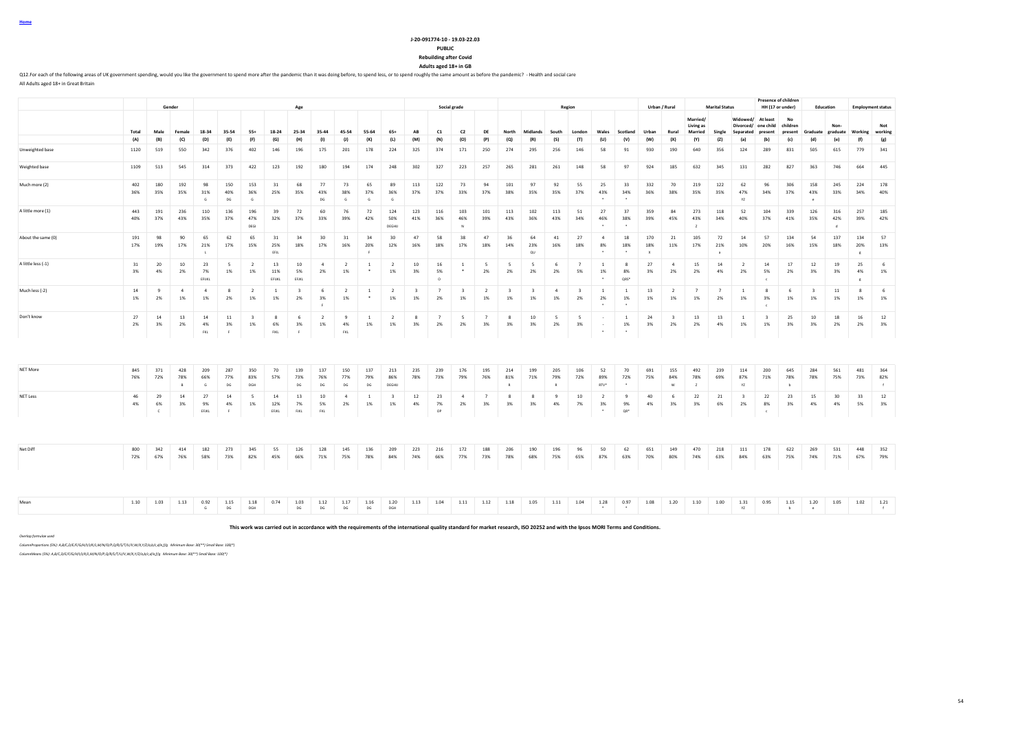Home

J-20-091774-10 - 19.03-22.03

**PUBLIC**

**Rebuilding after Covid**

**Adults aged 18+ in GB**

Q12.For each of the following areas of UK government spending, would you like the government to spend more after the pandemic than it was doing before, to spend less, or to spend roughly the same amount as before the pandemic? - Health and social care

All Adults aged 18+ in Great Britain

| | Total | Gender | | Age | | | | | | | | | Social grade | | | | Region | | | | | | Urban / Rural | | Marital Status | | | Presence of children HH (17 or under) | | Education | | Employment status | |
|---|---|---|---|---|---|---|---|---|---|---|---|---|---|---|---|---|---|---|---|---|---|---|---|---|---|---|---|---|---|---|---|---|---|
| | Total | Male | Female | 18-34 | 35-54 | 55+ | 18-24 | 25-34 | 35-44 | 45-54 | 55-64 | 65+ | AB | C1 | C2 | DE | North | Midlands | South | London | Wales | Scotland | Urban | Rural | Married/ Living as Married | Single | Widowed/ Divorced/ Separated | At least one child present | No children present | Graduate | Non-graduate | Working | Not working |
| | (A) | (B) | (C) | (D) | (E) | (F) | (G) | (H) | (I) | (J) | (K) | (L) | (M) | (N) | (O) | (P) | (Q) | (R) | (S) | (T) | (U) | (V) | (W) | (X) | (Y) | (Z) | (a) | (b) | (c) | (d) | (e) | (f) | (g) |
| Unweighted base | 1120 | 519 | 550 | 342 | 376 | 402 | 146 | 196 | 175 | 201 | 178 | 224 | 325 | 374 | 171 | 250 | 274 | 295 | 256 | 146 | 58 | 91 | 930 | 190 | 640 | 356 | 124 | 289 | 831 | 505 | 615 | 779 | 341 |
| Weighted base | 1109 | 513 | 545 | 314 | 373 | 422 | 123 | 192 | 180 | 194 | 174 | 248 | 302 | 327 | 223 | 257 | 265 | 281 | 261 | 148 | 58 | 97 | 924 | 185 | 632 | 345 | 131 | 282 | 827 | 363 | 746 | 664 | 445 |
| Much more (2) | 402 | 180 | 192 | 98 | 150 | 153 | 31 | 68 | 77 | 73 | 65 | 89 | 113 | 122 | 73 | 94 | 101 | 97 | 92 | 55 | 25 | 33 | 332 | 70 | 219 | 122 | 62 | 96 | 306 | 158 | 245 | 224 | 178 |
| | 36% | 35% | 35% | 31% | 40% | 36% | 25% | 35% | 43% | 38% | 37% | 36% | 37% | 37% | 33% | 37% | 38% | 35% | 35% | 37% | 43% | 34% | 36% | 38% | 35% | 35% | 47% | 34% | 37% | 43% | 33% | 34% | 40% |
| | | | | G | DG | G | | | DG | G | G | G | | | | | | | | | * | * | | | | | YZ | | | e | | | |
| A little more (1) | 443 | 191 | 236 | 110 | 136 | 196 | 39 | 72 | 60 | 76 | 72 | 124 | 123 | 116 | 103 | 101 | 113 | 102 | 113 | 51 | 27 | 37 | 359 | 84 | 273 | 118 | 52 | 104 | 339 | 126 | 316 | 257 | 185 |
| | 40% | 37% | 43% | 35% | 37% | 47% | 32% | 37% | 33% | 39% | 42% | 50% | 41% | 36% | 46% | 39% | 43% | 36% | 43% | 34% | 46% | 38% | 39% | 45% | 43% | 34% | 40% | 37% | 41% | 35% | 42% | 39% | 42% |
| | | | | | | DEGI | | | | | | DEGHIJ | | | N | | | | | | * | * | | | Z | | | | | | d | | |
| About the same (0) | 191 | 98 | 90 | 65 | 62 | 65 | 31 | 34 | 30 | 31 | 34 | 30 | 47 | 58 | 38 | 47 | 36 | 64 | 41 | 27 | 4 | 18 | 170 | 21 | 105 | 72 | 14 | 57 | 134 | 54 | 137 | 134 | 57 |
| | 17% | 19% | 17% | 21% | 17% | 15% | 25% | 18% | 17% | 16% | 20% | 12% | 16% | 18% | 17% | 18% | 14% | 23% | 16% | 18% | 8% | 18% | 18% | 11% | 17% | 21% | 10% | 20% | 16% | 15% | 18% | 20% | 13% |
| | | | | L | | | EFIL | | | | F | | | | | | | QU | | | * | * | X | | | a | | | | | | g | |
| A little less (-1) | 31 | 20 | 10 | 23 | 5 | 2 | 13 | 10 | 4 | 2 | 1 | 2 | 10 | 16 | 1 | 5 | 5 | 5 | 6 | 7 | 1 | 8 | 27 | 4 | 15 | 14 | 2 | 14 | 17 | 12 | 19 | 25 | 6 |
| | 3% | 4% | 2% | 7% | 1% | 1% | 11% | 5% | 2% | 1% | * | 1% | 3% | 5% | * | 2% | 2% | 2% | 2% | 5% | 1% | 8% | 3% | 2% | 2% | 4% | 2% | 5% | 2% | 3% | 3% | 4% | 1% |
| | | | | EFIJKL | | | EFIJKL | EFJKL | | | | | | O | | | | | | | * | QRS* | | | | | | c | | | | g | |
| Much less (-2) | 14 | 9 | 4 | 4 | 8 | 2 | 1 | 3 | 6 | 2 | 1 | 2 | 3 | 7 | 3 | 2 | 3 | 3 | 4 | 3 | 1 | 1 | 13 | 2 | 7 | 7 | 1 | 8 | 6 | 3 | 11 | 8 | 6 |
| | 1% | 2% | 1% | 1% | 2% | 1% | 1% | 2% | 3% | 1% | * | 1% | 1% | 2% | 1% | 1% | 1% | 1% | 1% | 2% | 2% | 1% | 1% | 1% | 1% | 2% | 1% | 3% | 1% | 1% | 1% | 1% | 1% |
| | | | | | | | | | F | | | | | | | | | | | | * | * | | | | | | c | | | | | |
| Don't know | 27 | 14 | 13 | 14 | 11 | 3 | 8 | 6 | 2 | 9 | 1 | 2 | 8 | 7 | 5 | 7 | 8 | 10 | 5 | 5 | - | 1 | 24 | 3 | 13 | 13 | 1 | 3 | 25 | 10 | 18 | 16 | 12 |
| | 2% | 3% | 2% | 4% | 3% | 1% | 6% | 3% | 1% | 4% | 1% | 1% | 3% | 2% | 2% | 3% | 3% | 3% | 2% | 3% | - | 1% | 3% | 2% | 2% | 4% | 1% | 1% | 3% | 3% | 2% | 2% | 3% |
| | | | | FKL | F | | FIKL | F | | FKL | | | | | | | | | | | * | * | | | | | | | | | | | |
| NET More | 845 | 371 | 428 | 209 | 287 | 350 | 70 | 139 | 137 | 150 | 137 | 213 | 235 | 239 | 176 | 195 | 214 | 199 | 205 | 106 | 52 | 70 | 691 | 155 | 492 | 239 | 114 | 200 | 645 | 284 | 561 | 481 | 364 |
| | 76% | 72% | 78% | 66% | 77% | 83% | 57% | 73% | 76% | 77% | 79% | 86% | 78% | 73% | 79% | 76% | 81% | 71% | 79% | 72% | 89% | 72% | 75% | 84% | 78% | 69% | 87% | 71% | 78% | 78% | 75% | 73% | 82% |
| | | | B | G | DG | DGH | | DG | DG | DG | DG | DEGHIJ | | | | | R | | R | | RTV* | * | | W | Z | | YZ | | b | | | | f |
| NET Less | 46 | 29 | 14 | 27 | 14 | 5 | 14 | 13 | 10 | 4 | 1 | 3 | 12 | 23 | 4 | 7 | 8 | 8 | 9 | 10 | 2 | 9 | 40 | 6 | 22 | 21 | 3 | 22 | 23 | 15 | 30 | 33 | 12 |
| | 4% | 6% | 3% | 9% | 4% | 1% | 12% | 7% | 5% | 2% | 1% | 1% | 4% | 7% | 2% | 3% | 3% | 3% | 4% | 7% | 3% | 9% | 4% | 3% | 3% | 6% | 2% | 8% | 3% | 4% | 4% | 5% | 3% |
| | | C | | EFJKL | F | | EFJKL | FJKL | FKL | | | | | OP | | | | | | | * | QR* | | | | | | c | | | | | |
| Net Diff | 800 | 342 | 414 | 182 | 273 | 345 | 55 | 126 | 128 | 145 | 136 | 209 | 223 | 216 | 172 | 188 | 206 | 190 | 196 | 96 | 50 | 62 | 651 | 149 | 470 | 218 | 111 | 178 | 622 | 269 | 531 | 448 | 352 |
| | 72% | 67% | 76% | 58% | 73% | 82% | 45% | 66% | 71% | 75% | 78% | 84% | 74% | 66% | 77% | 73% | 78% | 68% | 75% | 65% | 87% | 63% | 70% | 80% | 74% | 63% | 84% | 63% | 75% | 74% | 71% | 67% | 79% |
| Mean | 1.10 | 1.03 | 1.13 | 0.92 | 1.15 | 1.18 | 0.74 | 1.03 | 1.12 | 1.17 | 1.16 | 1.20 | 1.13 | 1.04 | 1.11 | 1.12 | 1.18 | 1.05 | 1.11 | 1.04 | 1.28 | 0.97 | 1.08 | 1.20 | 1.10 | 1.00 | 1.31 | 0.95 | 1.15 | 1.20 | 1.05 | 1.02 | 1.21 |
| | | | | G | DG | DGH | | DG | DG | DG | DG | DGH | | | | | | | | | * | * | | | | | YZ | | b | e | | | f |

**This work was carried out in accordance with the requirements of the international quality standard for market research, ISO 20252 and with the Ipsos MORI Terms and Conditions.**

*Overlap formulae used*

*ColumnProportions (5%): A,B/C,D/E/F,G/H/I/J/K/L,M/N/O/P,Q/R/S/T/U/V,W/X,Y/Z/a,b/c,d/e,f/g Minimum Base: 30(**) Small Base: 100(*)*

*ColumnMeans (5%): A,B/C,D/E/F,G/H/I/J/K/L,M/N/O/P,Q/R/S/T/U/V,W/X,Y/Z/a,b/c,d/e,f/g Minimum Base: 30(**) Small Base: 100(*)*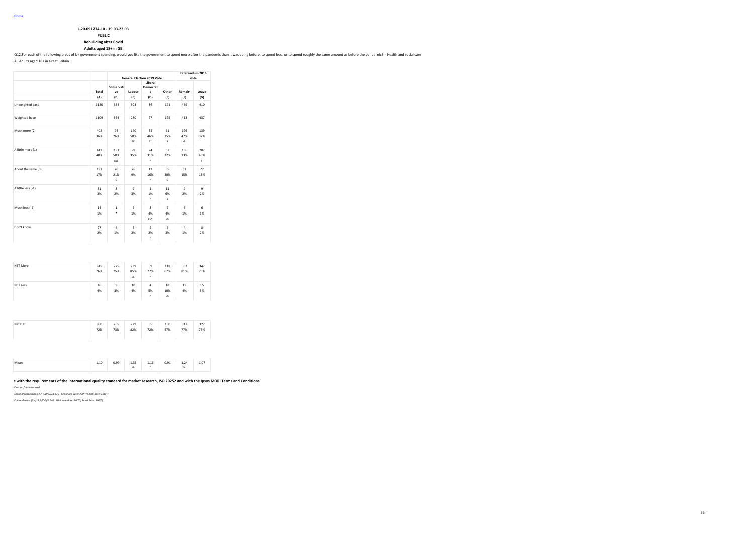Home

**J-20-091774-10 - 19.03-22.03**

**PUBLIC**

**Rebuilding after Covid**

**Adults aged 18+ in GB**

Q12.For each of the following areas of UK government spending, would you like the government to spend more after the pandemic than it was doing before, to spend less, or to spend roughly the same amount as before the pandemic? - Health and social care

All Adults aged 18+ in Great Britain

| | | General Election 2019 Vote | | | | Referendum 2016 vote | |
|---|---|---|---|---|---|---|---|
| | Total | Conservative | Labour | Liberal Democrats | Other | Remain | Leave |
| | (A) | (B) | (C) | (D) | (E) | (F) | (G) |
| Unweighted base | 1120 | 354 | 303 | 86 | 171 | 459 | 410 |
| Weighted base | 1109 | 364 | 280 | 77 | 175 | 413 | 437 |
| Much more (2) | 402<br>36% | 94<br>26% | 140<br>50%<br>BE | 35<br>46%<br>B* | 61<br>35%<br>B | 196<br>47%<br>G | 139<br>32% |
| A little more (1) | 443<br>40% | 181<br>50%<br>CDE | 99<br>35% | 24<br>31%<br>* | 57<br>32% | 136<br>33% | 202<br>46%<br>F |
| About the same (0) | 191<br>17% | 76<br>21%<br>C | 26<br>9% | 12<br>16%<br>* | 35<br>20%<br>C | 61<br>15% | 72<br>16% |
| A little less (-1) | 31<br>3% | 8<br>2% | 9<br>3% | 1<br>1%<br>* | 11<br>6%<br>B | 9<br>2% | 9<br>2% |
| Much less (-2) | 14<br>1% | 1<br>* | 2<br>1% | 3<br>4%<br>BC* | 7<br>4%<br>BC | 6<br>1% | 6<br>1% |
| Don't know | 27<br>2% | 4<br>1% | 5<br>2% | 2<br>2%<br>* | 6<br>3% | 4<br>1% | 8<br>2% |
| NET More | 845<br>76% | 275<br>75% | 239<br>85%<br>BE | 59<br>77%<br>* | 118<br>67% | 332<br>81% | 342<br>78% |
| NET Less | 46<br>4% | 9<br>3% | 10<br>4% | 4<br>5%<br>* | 18<br>10%<br>BC | 15<br>4% | 15<br>3% |
| Net Diff | 800<br>72% | 265<br>73% | 229<br>82% | 55<br>72% | 100<br>57% | 317<br>77% | 327<br>75% |
| Mean | 1.10 | 0.99 | 1.33<br>BE | 1.16<br>* | 0.91 | 1.24<br>G | 1.07 |

**e with the requirements of the international quality standard for market research, ISO 20252 and with the Ipsos MORI Terms and Conditions.**

*Overlap formulae used*

*ColumnProportions (5%): A,B/C/D/E,F/G Minimum Base: 30(**) Small Base: 100(*)*

*ColumnMeans (5%): A,B/C/D/E,F/G Minimum Base: 30(**) Small Base: 100(*)*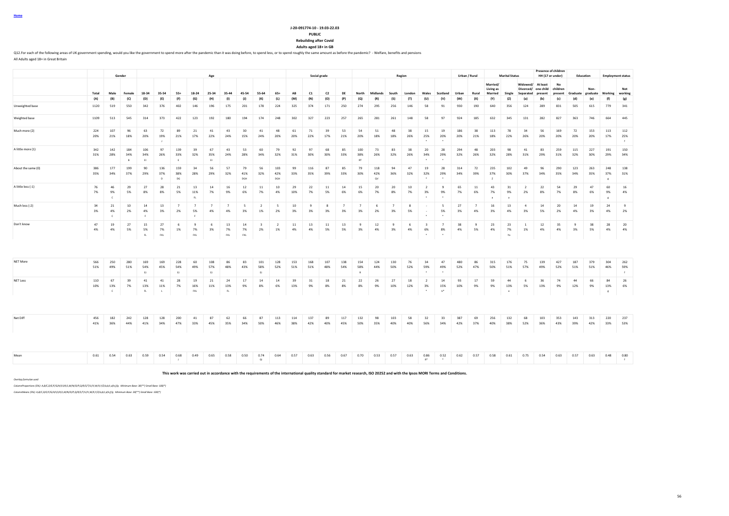Home

J-20-091774-10 - 19.03-22.03

**PUBLIC**

**Rebuilding after Covid**

**Adults aged 18+ in GB**

Q12.For each of the following areas of UK government spending, would you like the government to spend more after the pandemic than it was doing before, to spend less, or to spend roughly the same amount as before the pandemic? - Welfare, benefits and pensions

All Adults aged 18+ in Great Britain

| | | Gender | | Age | | | | | | | | | | Social grade | | | | Region | | | | | | Urban / Rural | | Marital Status | | | Presence of children HH (17 or under) | | Education | | Employment status | |
|---|---|---|---|---|---|---|---|---|---|---|---|---|---|---|---|---|---|---|---|---|---|---|---|---|---|---|---|---|---|---|---|---|---|---|
| | Total | Male | Female | 18-34 | 35-54 | 55+ | 18-24 | 25-34 | 35-44 | 45-54 | 55-64 | 65+ | AB | C1 | C2 | DE | North | Midlands | South | London | Wales | Scotland | Urban | Rural | Married/ Living as Married | Single | Widowed/ Divorced/ Separated | At least one child present | No children present | Graduate | Non-graduate | Working | Not working |
| | (A) | (B) | (C) | (D) | (E) | (F) | (G) | (H) | (I) | (J) | (K) | (L) | (M) | (N) | (O) | (P) | (Q) | (R) | (S) | (T) | (U) | (V) | (W) | (X) | (Y) | (Z) | (a) | (b) | (c) | (d) | (e) | (f) | (g) |
| Unweighted base | 1120 | 519 | 550 | 342 | 376 | 402 | 146 | 196 | 175 | 201 | 178 | 224 | 325 | 374 | 171 | 250 | 274 | 295 | 256 | 146 | 58 | 91 | 930 | 190 | 640 | 356 | 124 | 289 | 831 | 505 | 615 | 779 | 341 |
| Weighted base | 1109 | 513 | 545 | 314 | 373 | 422 | 123 | 192 | 180 | 194 | 174 | 248 | 302 | 327 | 223 | 257 | 265 | 281 | 261 | 148 | 58 | 97 | 924 | 185 | 632 | 345 | 131 | 282 | 827 | 363 | 746 | 664 | 445 |
| Much more (2) | 224 | 107 | 96 | 63 | 72 | 89 | 21 | 41 | 43 | 30 | 41 | 48 | 61 | 71 | 39 | 53 | 54 | 51 | 48 | 38 | 15 | 19 | 186 | 38 | 113 | 78 | 34 | 56 | 169 | 72 | 153 | 113 | 112 |
| | 20% | 21% | 18% | 20% | 19% | 21% | 17% | 22% | 24% | 15% | 24% | 20% | 20% | 22% | 17% | 21% | 20% | 18% | 18% | 26% | 25% | 20% | 20% | 21% | 18% | 22% | 26% | 20% | 20% | 20% | 17% | 17% | 25% |
| | | | | | J | | | | | | | | | | | | | | | | * | * | | | | | | | | | | | f |
| A little more (1) | 342 | 142 | 184 | 106 | 97 | 139 | 39 | 67 | 43 | 53 | 60 | 79 | 92 | 97 | 68 | 85 | 100 | 73 | 83 | 38 | 20 | 28 | 294 | 48 | 203 | 98 | 41 | 83 | 259 | 115 | 227 | 191 | 150 |
| | 31% | 28% | 34% | 34% | 26% | 33% | 32% | 35% | 24% | 28% | 34% | 32% | 31% | 30% | 30% | 33% | 38% | 26% | 32% | 26% | 34% | 29% | 32% | 26% | 32% | 28% | 31% | 29% | 31% | 32% | 30% | 29% | 34% |
| | | | B | EI | | E | | EI | | | | | | | | | RT | | | | * | * | | | | | | | | | | | |
| About the same (0) | 386 | 177 | 199 | 90 | 136 | 159 | 34 | 56 | 57 | 79 | 56 | 103 | 99 | 116 | 87 | 85 | 79 | 118 | 94 | 47 | 19 | 28 | 314 | 72 | 235 | 102 | 49 | 96 | 290 | 123 | 263 | 248 | 138 |
| | 35% | 34% | 37% | 29% | 37% | 38% | 28% | 29% | 32% | 41% | 32% | 42% | 33% | 35% | 39% | 33% | 30% | 42% | 36% | 32% | 32% | 29% | 34% | 39% | 37% | 30% | 37% | 34% | 35% | 34% | 35% | 37% | 31% |
| | | | | | D | DG | | | | DGH | | DGH | | | | | | QV | | | * | * | | | Z | | | | | | | g | |
| A little less (-1) | 76 | 46 | 29 | 27 | 28 | 21 | 13 | 14 | 16 | 12 | 11 | 10 | 29 | 22 | 11 | 14 | 15 | 20 | 20 | 10 | 2 | 9 | 65 | 11 | 43 | 31 | 2 | 22 | 54 | 29 | 47 | 60 | 16 |
| | 7% | 9% | 5% | 8% | 8% | 5% | 11% | 7% | 9% | 6% | 7% | 4% | 10% | 7% | 5% | 6% | 6% | 7% | 8% | 7% | 3% | 9% | 7% | 6% | 7% | 9% | 2% | 8% | 7% | 8% | 6% | 9% | 4% |
| | | C | | | | | FL | | | | | | | | | | | | | | * | * | | | a | a | | | | | | g | |
| Much less (-2) | 34 | 21 | 10 | 14 | 13 | 7 | 7 | 7 | 7 | 5 | 2 | 5 | 10 | 9 | 8 | 7 | 7 | 6 | 7 | 8 | - | 5 | 27 | 7 | 16 | 13 | 4 | 14 | 20 | 14 | 19 | 24 | 9 |
| | 3% | 4% | 2% | 4% | 3% | 2% | 5% | 4% | 4% | 3% | 1% | 2% | 3% | 3% | 3% | 3% | 3% | 2% | 3% | 5% | - | 5% | 3% | 4% | 3% | 4% | 3% | 5% | 2% | 4% | 3% | 4% | 2% |
| | | C | | F | | | F | | | | | | | | | | | | | | * | * | | | | | | | | | | | |
| Don't know | 47 | 19 | 27 | 15 | 27 | 6 | 9 | 6 | 13 | 14 | 3 | 2 | 11 | 13 | 11 | 13 | 9 | 12 | 9 | 6 | 3 | 7 | 38 | 9 | 23 | 23 | 1 | 12 | 35 | 9 | 38 | 28 | 20 |
| | 4% | 4% | 5% | 5% | 7% | 1% | 7% | 3% | 7% | 7% | 2% | 1% | 4% | 4% | 5% | 5% | 3% | 4% | 3% | 4% | 6% | 8% | 4% | 5% | 4% | 7% | 1% | 4% | 4% | 3% | 5% | 4% | 4% |
| | | | | FL | FKL | | FKL | | FKL | FKL | | | | | | | | | | | * | * | | | | Ya | | | | | | | |
| NET More | 566 | 250 | 280 | 169 | 169 | 228 | 60 | 108 | 86 | 83 | 101 | 128 | 153 | 168 | 107 | 138 | 154 | 124 | 130 | 76 | 34 | 47 | 480 | 86 | 315 | 176 | 75 | 139 | 427 | 187 | 379 | 304 | 262 |
| | 51% | 49% | 51% | 54% | 45% | 54% | 49% | 57% | 48% | 43% | 58% | 52% | 51% | 51% | 48% | 54% | 58% | 44% | 50% | 52% | 59% | 49% | 52% | 47% | 50% | 51% | 57% | 49% | 52% | 51% | 51% | 46% | 59% |
| | | | | EI | | EI | | EI | | | EI | | | | | | R | | | | * | * | | | | | | | | | | | f |
| NET Less | 110 | 67 | 39 | 41 | 41 | 28 | 19 | 21 | 24 | 17 | 14 | 14 | 39 | 31 | 18 | 21 | 22 | 26 | 27 | 18 | 2 | 14 | 93 | 17 | 59 | 44 | 6 | 36 | 74 | 44 | 66 | 84 | 26 |
| | 10% | 13% | 7% | 13% | 11% | 7% | 16% | 11% | 13% | 9% | 8% | 6% | 13% | 9% | 8% | 8% | 8% | 9% | 10% | 12% | 3% | 15% | 10% | 9% | 9% | 13% | 5% | 13% | 9% | 12% | 9% | 13% | 6% |
| | | C | | FL | L | | FKL | | FL | | | | | | | | | | | | * | U* | | | | a | | | | | | g | |
| Net Diff | 456 | 182 | 242 | 128 | 128 | 200 | 41 | 87 | 62 | 66 | 87 | 113 | 114 | 137 | 89 | 117 | 132 | 98 | 103 | 58 | 32 | 33 | 387 | 69 | 256 | 132 | 68 | 103 | 353 | 143 | 313 | 220 | 237 |
| | 41% | 36% | 44% | 41% | 34% | 47% | 33% | 45% | 35% | 34% | 50% | 46% | 38% | 42% | 40% | 45% | 50% | 35% | 40% | 40% | 56% | 34% | 42% | 37% | 40% | 38% | 52% | 36% | 43% | 39% | 42% | 33% | 53% |
| Mean | 0.61 | 0.54 | 0.63 | 0.59 | 0.54 | 0.68 | 0.49 | 0.65 | 0.58 | 0.50 | 0.74 | 0.64 | 0.57 | 0.63 | 0.56 | 0.67 | 0.70 | 0.53 | 0.57 | 0.63 | 0.86 | 0.52 | 0.62 | 0.57 | 0.58 | 0.61 | 0.75 | 0.54 | 0.63 | 0.57 | 0.63 | 0.48 | 0.80 |
| | | | | | | J | | | | | GI | | | | | | | | | | R* | * | | | | | | | | | | | f |

**This work was carried out in accordance with the requirements of the international quality standard for market research, ISO 20252 and with the Ipsos MORI Terms and Conditions.**

*Overlap formulae used*

*ColumnProportions (5%): A,B/C,D/E/F,G/H/I/J/K/L,M/N/O/P,Q/R/S/T/U/V,W/X,Y/Z/a,b/c,d/e,f/g Minimum Base: 30(**) Small Base: 100(*)*

*ColumnMeans (5%): A,B/C,D/E/F,G/H/I/J/K/L,M/N/O/P,Q/R/S/T/U/V,W/X,Y/Z/a,b/c,d/e,f/g Minimum Base: 30(**) Small Base: 100(*)*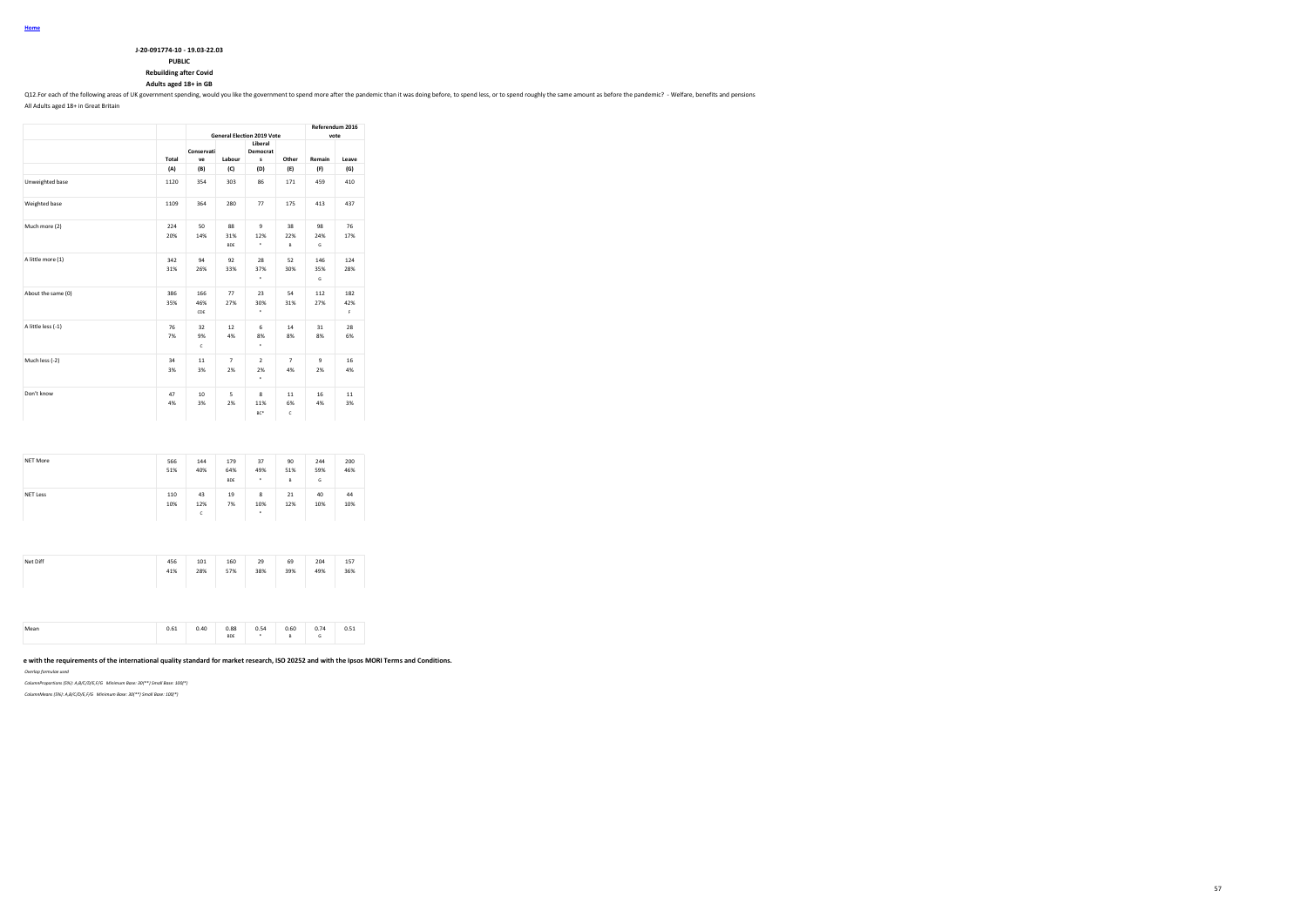Home

**J-20-091774-10 - 19.03-22.03**

**PUBLIC**

**Rebuilding after Covid**

**Adults aged 18+ in GB**

Q12.For each of the following areas of UK government spending, would you like the government to spend more after the pandemic than it was doing before, to spend less, or to spend roughly the same amount as before the pandemic? - Welfare, benefits and pensions

All Adults aged 18+ in Great Britain

| | | General Election 2019 Vote | | | | Referendum 2016 vote | |
|---|---|---|---|---|---|---|---|
| | Total | Conservative | Labour | Liberal Democrats | Other | Remain | Leave |
| | (A) | (B) | (C) | (D) | (E) | (F) | (G) |
| Unweighted base | 1120 | 354 | 303 | 86 | 171 | 459 | 410 |
| Weighted base | 1109 | 364 | 280 | 77 | 175 | 413 | 437 |
| Much more (2) | 224<br>20% | 50<br>14% | 88<br>31%<br>BDE | 9<br>12%<br>* | 38<br>22%<br>B | 98<br>24%<br>G | 76<br>17% |
| A little more (1) | 342<br>31% | 94<br>26% | 92<br>33% | 28<br>37%<br>* | 52<br>30% | 146<br>35%<br>G | 124<br>28% |
| About the same (0) | 386<br>35% | 166<br>46%<br>CDE | 77<br>27% | 23<br>30%<br>* | 54<br>31% | 112<br>27% | 182<br>42%<br>F |
| A little less (-1) | 76<br>7% | 32<br>9%<br>C | 12<br>4% | 6<br>8%<br>* | 14<br>8% | 31<br>8% | 28<br>6% |
| Much less (-2) | 34<br>3% | 11<br>3% | 7<br>2% | 2<br>2%<br>* | 7<br>4% | 9<br>2% | 16<br>4% |
| Don't know | 47<br>4% | 10<br>3% | 5<br>2% | 8<br>11%<br>BC* | 11<br>6%<br>C | 16<br>4% | 11<br>3% |
| NET More | 566<br>51% | 144<br>40% | 179<br>64%<br>BDE | 37<br>49%<br>* | 90<br>51%<br>B | 244<br>59%<br>G | 200<br>46% |
| NET Less | 110<br>10% | 43<br>12%<br>C | 19<br>7% | 8<br>10%<br>* | 21<br>12% | 40<br>10% | 44<br>10% |
| Net Diff | 456<br>41% | 101<br>28% | 160<br>57% | 29<br>38% | 69<br>39% | 204<br>49% | 157<br>36% |
| Mean | 0.61 | 0.40 | 0.88<br>BDE | 0.54<br>* | 0.60<br>B | 0.74<br>G | 0.51 |

**e with the requirements of the international quality standard for market research, ISO 20252 and with the Ipsos MORI Terms and Conditions.**

*Overlap formulae used*

*ColumnProportions (5%): A,B/C/D/E,F/G Minimum Base: 30(**) Small Base: 100(*)*

*ColumnMeans (5%): A,B/C/D/E,F/G Minimum Base: 30(**) Small Base: 100(*)*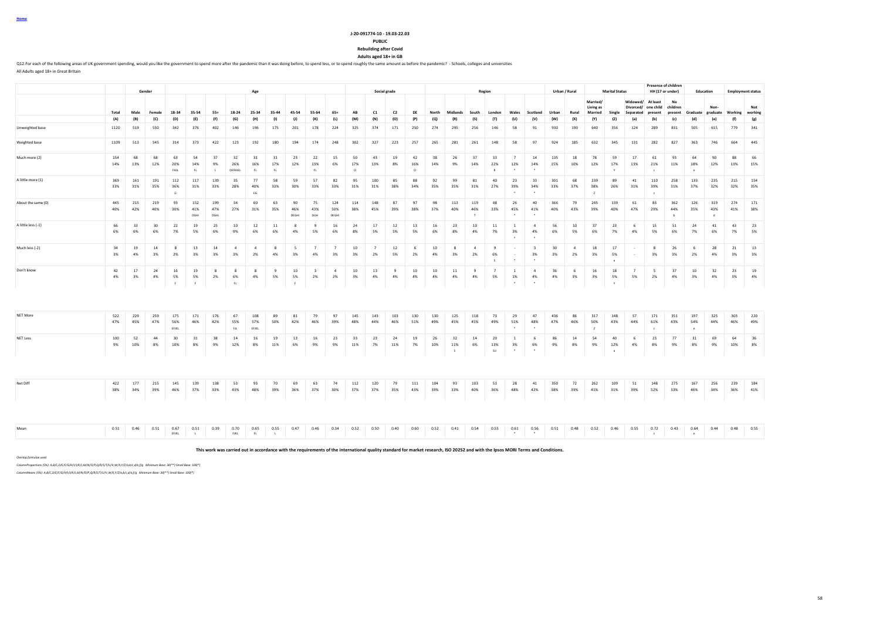Home

**J-20-091774-10 - 19.03-22.03**

**PUBLIC**

**Rebuilding after Covid**

**Adults aged 18+ in GB**

Q12.For each of the following areas of UK government spending, would you like the government to spend more after the pandemic than it was doing before, to spend less, or to spend roughly the same amount as before the pandemic? - Schools, colleges and universities

All Adults aged 18+ in Great Britain

| | | Gender | | Age | | | | | | | | | Social grade | | | | Region | | | | | | Urban / Rural | | Marital Status | | | Presence of children HH (17 or under) | | Education | | Employment status | |
|---|---|---|---|---|---|---|---|---|---|---|---|---|---|---|---|---|---|---|---|---|---|---|---|---|---|---|---|---|---|---|---|---|---|
| | Total | Male | Female | 18-34 | 35-54 | 55+ | 18-24 | 25-34 | 35-44 | 45-54 | 55-64 | 65+ | AB | C1 | C2 | DE | North | Midlands | South | London | Wales | Scotland | Urban | Rural | Married/ Living as Married | Single | Widowed/ Divorced/ Separated | At least one child present | No children present | Graduate | Non-graduate | Working | Not working |
| | (A) | (B) | (C) | (D) | (E) | (F) | (G) | (H) | (I) | (J) | (K) | (L) | (M) | (N) | (O) | (P) | (Q) | (R) | (S) | (T) | (U) | (V) | (W) | (X) | (Y) | (Z) | (a) | (b) | (c) | (d) | (e) | (f) | (g) |
| Unweighted base | 1120 | 519 | 550 | 342 | 376 | 402 | 146 | 196 | 175 | 201 | 178 | 224 | 325 | 374 | 171 | 250 | 274 | 295 | 256 | 146 | 58 | 91 | 930 | 190 | 640 | 356 | 124 | 289 | 831 | 505 | 615 | 779 | 341 |
| Weighted base | 1109 | 513 | 545 | 314 | 373 | 422 | 123 | 192 | 180 | 194 | 174 | 248 | 302 | 327 | 223 | 257 | 265 | 281 | 261 | 148 | 58 | 97 | 924 | 185 | 632 | 345 | 131 | 282 | 827 | 363 | 746 | 664 | 445 |
| Much more (2) | 154 | 68 | 68 | 63 | 54 | 37 | 32 | 31 | 31 | 23 | 22 | 15 | 50 | 43 | 19 | 42 | 38 | 26 | 37 | 33 | 7 | 14 | 135 | 18 | 78 | 59 | 17 | 61 | 93 | 64 | 90 | 88 | 66 |
| | 14% | 13% | 12% | 20% | 14% | 9% | 26% | 16% | 17% | 12% | 13% | 6% | 17% | 13% | 8% | 16% | 14% | 9% | 14% | 22% | 12% | 14% | 15% | 10% | 12% | 17% | 13% | 21% | 11% | 18% | 12% | 13% | 15% |
| | | | | FHIJL | FL | L | DEFHIJKL | FL | FL | | FL | | O | | | O | | | | R | * | * | | | | Y | | c | | e | | | |
| A little more (1) | 369 | 161 | 191 | 112 | 117 | 139 | 35 | 77 | 58 | 59 | 57 | 82 | 95 | 100 | 85 | 88 | 92 | 99 | 81 | 40 | 23 | 33 | 301 | 68 | 239 | 89 | 41 | 110 | 258 | 133 | 235 | 215 | 154 |
| | 33% | 31% | 35% | 36% | 31% | 33% | 28% | 40% | 33% | 30% | 33% | 33% | 31% | 31% | 38% | 34% | 35% | 35% | 31% | 27% | 39% | 34% | 33% | 37% | 38% | 26% | 31% | 39% | 31% | 37% | 32% | 32% | 35% |
| | | | | G | | | | EG | | | | | | | | | | | | | * | * | | | Z | | | c | | | | | |
| About the same (0) | 445 | 215 | 219 | 93 | 152 | 199 | 34 | 60 | 63 | 90 | 75 | 124 | 114 | 148 | 87 | 97 | 98 | 113 | 119 | 48 | 26 | 40 | 366 | 79 | 245 | 139 | 61 | 83 | 362 | 126 | 319 | 274 | 171 |
| | 40% | 42% | 40% | 30% | 41% | 47% | 27% | 31% | 35% | 46% | 43% | 50% | 38% | 45% | 39% | 38% | 37% | 40% | 46% | 33% | 45% | 41% | 40% | 43% | 39% | 40% | 47% | 29% | 44% | 35% | 43% | 41% | 38% |
| | | | | | DGHI | DGHI | | | | DEGHI | DGH | DEGHI | | | | | | | T | | * | * | | | | | | | b | | d | | |
| A little less (-1) | 66 | 33 | 30 | 22 | 19 | 25 | 10 | 12 | 11 | 8 | 9 | 16 | 24 | 17 | 12 | 13 | 16 | 23 | 10 | 11 | 1 | 4 | 56 | 10 | 37 | 23 | 6 | 15 | 51 | 24 | 41 | 43 | 23 |
| | 6% | 6% | 6% | 7% | 5% | 6% | 9% | 6% | 6% | 4% | 5% | 6% | 8% | 5% | 5% | 5% | 6% | 8% | 4% | 7% | 3% | 4% | 6% | 5% | 6% | 7% | 4% | 5% | 6% | 7% | 6% | 7% | 5% |
| | | | | | | | | | | | | | | | | | | | | | * | * | | | | | | | | | | | |
| Much less (-2) | 34 | 19 | 14 | 8 | 13 | 14 | 4 | 4 | 8 | 5 | 7 | 7 | 10 | 7 | 12 | 6 | 10 | 8 | 4 | 9 | - | 3 | 30 | 4 | 18 | 17 | - | 8 | 26 | 6 | 28 | 21 | 13 |
| | 3% | 4% | 3% | 2% | 3% | 3% | 3% | 2% | 4% | 3% | 4% | 3% | 3% | 2% | 5% | 2% | 4% | 3% | 2% | 6% | - | 3% | 3% | 2% | 3% | 5% | - | 3% | 3% | 2% | 4% | 3% | 3% |
| | | | | | | | | | | | | | | | | | | | | S | * | * | | | | a | | | | | | | |
| Don't know | 42 | 17 | 24 | 16 | 19 | 8 | 8 | 8 | 9 | 10 | 3 | 4 | 10 | 13 | 9 | 10 | 10 | 11 | 9 | 7 | 1 | 4 | 36 | 6 | 16 | 18 | 7 | 5 | 37 | 10 | 32 | 23 | 19 |
| | 4% | 3% | 4% | 5% | 5% | 2% | 6% | 4% | 5% | 5% | 2% | 2% | 3% | 4% | 4% | 4% | 4% | 4% | 4% | 5% | 1% | 4% | 4% | 3% | 3% | 5% | 5% | 2% | 4% | 3% | 4% | 3% | 4% |
| | | | | F | F | | FL | | | F | | | | | | | | | | | * | * | | | | Y | | | | | | | |
| NET More | 522 | 229 | 259 | 175 | 171 | 176 | 67 | 108 | 89 | 81 | 79 | 97 | 145 | 143 | 103 | 130 | 130 | 125 | 118 | 73 | 29 | 47 | 436 | 86 | 317 | 148 | 57 | 171 | 351 | 197 | 325 | 303 | 220 |
| | 47% | 45% | 47% | 56% | 46% | 42% | 55% | 57% | 50% | 42% | 46% | 39% | 48% | 44% | 46% | 51% | 49% | 45% | 45% | 49% | 51% | 48% | 47% | 46% | 50% | 43% | 44% | 61% | 43% | 54% | 44% | 46% | 49% |
| | | | | EFJKL | | | FJL | EFJKL | | | | | | | | | | | | | * | * | | | Z | | | c | | e | | | |
| NET Less | 100 | 52 | 44 | 30 | 31 | 38 | 14 | 16 | 19 | 13 | 16 | 23 | 33 | 23 | 24 | 19 | 26 | 32 | 14 | 20 | 1 | 6 | 86 | 14 | 54 | 40 | 6 | 23 | 77 | 31 | 69 | 64 | 36 |
| | 9% | 10% | 8% | 10% | 8% | 9% | 12% | 8% | 11% | 6% | 9% | 9% | 11% | 7% | 11% | 7% | 10% | 11% | 6% | 13% | 3% | 6% | 9% | 8% | 9% | 12% | 4% | 8% | 9% | 8% | 9% | 10% | 8% |
| | | | | | | | | | | | | | | | | | | S | | SU | * | * | | | | a | | | | | | | |
| Net Diff | 422 | 177 | 215 | 145 | 139 | 138 | 53 | 93 | 70 | 69 | 63 | 74 | 112 | 120 | 79 | 111 | 104 | 93 | 103 | 53 | 28 | 41 | 350 | 72 | 262 | 109 | 51 | 148 | 275 | 167 | 256 | 239 | 184 |
| | 38% | 34% | 39% | 46% | 37% | 33% | 43% | 48% | 39% | 36% | 37% | 30% | 37% | 37% | 35% | 43% | 39% | 33% | 40% | 36% | 48% | 42% | 38% | 39% | 41% | 31% | 39% | 52% | 33% | 46% | 34% | 36% | 41% |
| Mean | 0.51 | 0.46 | 0.51 | 0.67 | 0.51 | 0.39 | 0.70 | 0.65 | 0.55 | 0.47 | 0.46 | 0.34 | 0.52 | 0.50 | 0.40 | 0.60 | 0.52 | 0.41 | 0.54 | 0.55 | 0.61 | 0.56 | 0.51 | 0.48 | 0.52 | 0.46 | 0.55 | 0.72 | 0.43 | 0.64 | 0.44 | 0.48 | 0.55 |
| | | | | EFJKL | L | | FJKL | FL | L | | | | | | | | | | | | * | * | | | | | | c | | e | | | |

**This work was carried out in accordance with the requirements of the international quality standard for market research, ISO 20252 and with the Ipsos MORI Terms and Conditions.**

*Overlap formulae used*

*ColumnProportions (5%): A,B/C,D/E/F/G/H/I/J/K/L,M/N/O/P,Q/R/S/T/U/V,W/X,Y/Z/a,b/c,d/e,f/g Minimum Base: 30(**) Small Base: 100(*)*

*ColumnMeans (5%): A,B/C,D/E/F/G/H/I/J/K/L,M/N/O/P,Q/R/S/T/U/V,W/X,Y/Z/a,b/c,d/e,f/g Minimum Base: 30(**) Small Base: 100(*)*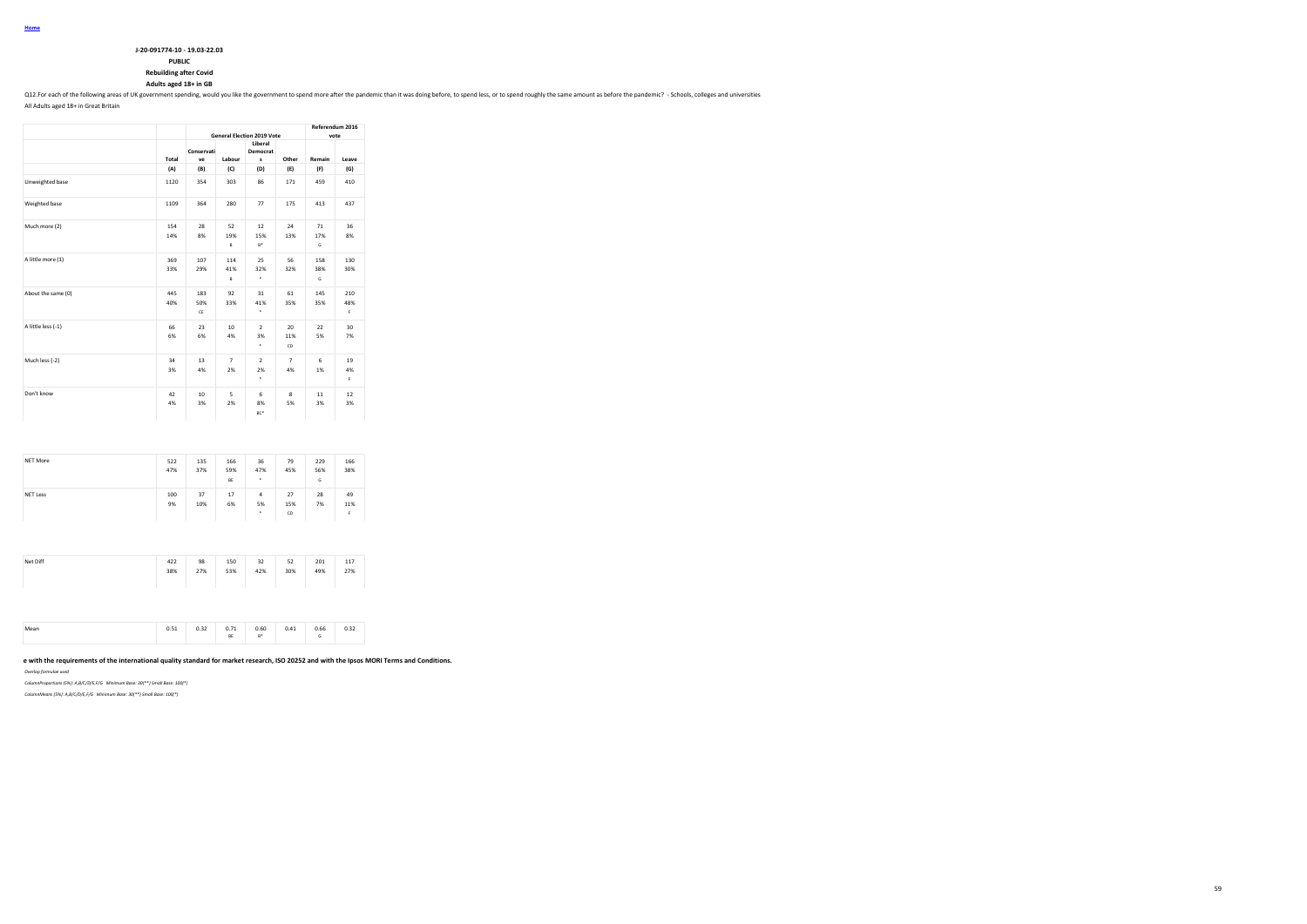Home

**J-20-091774-10 - 19.03-22.03**

**PUBLIC**

**Rebuilding after Covid**

**Adults aged 18+ in GB**

Q12.For each of the following areas of UK government spending, would you like the government to spend more after the pandemic than it was doing before, to spend less, or to spend roughly the same amount as before the pandemic? - Schools, colleges and universities

All Adults aged 18+ in Great Britain

| | | General Election 2019 Vote | | | | Referendum 2016 vote | |
|---|---|---|---|---|---|---|---|
| | Total | Conservative | Labour | Liberal Democrats | Other | Remain | Leave |
| | (A) | (B) | (C) | (D) | (E) | (F) | (G) |
| Unweighted base | 1120 | 354 | 303 | 86 | 171 | 459 | 410 |
| Weighted base | 1109 | 364 | 280 | 77 | 175 | 413 | 437 |
| Much more (2) | 154 | 28 | 52 | 12 | 24 | 71 | 36 |
| | 14% | 8% | 19% | 15% | 13% | 17% | 8% |
| | | | B | B* | | G | |
| A little more (1) | 369 | 107 | 114 | 25 | 56 | 158 | 130 |
| | 33% | 29% | 41% | 32% | 32% | 38% | 30% |
| | | | B | * | | G | |
| About the same (0) | 445 | 183 | 92 | 31 | 61 | 145 | 210 |
| | 40% | 50% | 33% | 41% | 35% | 35% | 48% |
| | | CE | | * | | | F |
| A little less (-1) | 66 | 23 | 10 | 2 | 20 | 22 | 30 |
| | 6% | 6% | 4% | 3% | 11% | 5% | 7% |
| | | | | * | CD | | |
| Much less (-2) | 34 | 13 | 7 | 2 | 7 | 6 | 19 |
| | 3% | 4% | 2% | 2% | 4% | 1% | 4% |
| | | | | * | | | F |
| Don't know | 42 | 10 | 5 | 6 | 8 | 11 | 12 |
| | 4% | 3% | 2% | 8% | 5% | 3% | 3% |
| | | | | BC* | | | |
| NET More | 522 | 135 | 166 | 36 | 79 | 229 | 166 |
| | 47% | 37% | 59% | 47% | 45% | 56% | 38% |
| | | | BE | * | | G | |
| NET Less | 100 | 37 | 17 | 4 | 27 | 28 | 49 |
| | 9% | 10% | 6% | 5% | 15% | 7% | 11% |
| | | | | * | CD | | F |
| Net Diff | 422 | 98 | 150 | 32 | 52 | 201 | 117 |
| | 38% | 27% | 53% | 42% | 30% | 49% | 27% |
| Mean | 0.51 | 0.32 | 0.71 | 0.60 | 0.41 | 0.66 | 0.32 |
| | | | BE | B* | | G | |

**e with the requirements of the international quality standard for market research, ISO 20252 and with the Ipsos MORI Terms and Conditions.**

*Overlap formulae used*

*ColumnProportions (5%): A,B/C/D/E,F/G Minimum Base: 30(**) Small Base: 100(*)*

*ColumnMeans (5%): A,B/C/D/E,F/G Minimum Base: 30(**) Small Base: 100(*)*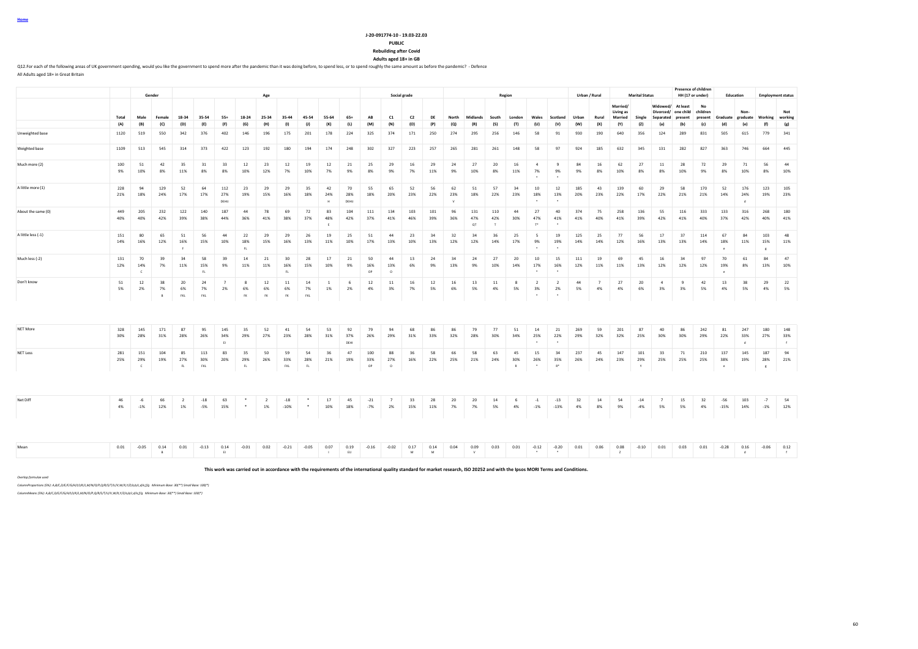Home

**J-20-091774-10 - 19.03-22.03**

**PUBLIC**

**Rebuilding after Covid**

**Adults aged 18+ in GB**

Q12.For each of the following areas of UK government spending, would you like the government to spend more after the pandemic than it was doing before, to spend less, or to spend roughly the same amount as before the pandemic? - Defence

All Adults aged 18+ in Great Britain

| | | Gender | | Age | | | | | | | | | | Social grade | | | | Region | | | | | | Urban / Rural | | Marital Status | | | Presence of children HH (17 or under) | | Education | | Employment status | |
|---|---|---|---|---|---|---|---|---|---|---|---|---|---|---|---|---|---|---|---|---|---|---|---|---|---|---|---|---|---|---|---|---|---|---|
| | Total | Male | Female | 18-34 | 35-54 | 55+ | 18-24 | 25-34 | 35-44 | 45-54 | 55-64 | 65+ | AB | C1 | C2 | DE | North | Midlands | South | London | Wales | Scotland | Urban | Rural | Married/ Living as Married | Single | Widowed/ Divorced/ Separated | At least one child present | No children present | Graduate | Non-graduate | Working | Not working |
| | (A) | (B) | (C) | (D) | (E) | (F) | (G) | (H) | (I) | (J) | (K) | (L) | (M) | (N) | (O) | (P) | (Q) | (R) | (S) | (T) | (U) | (V) | (W) | (X) | (Y) | (Z) | (a) | (b) | (c) | (d) | (e) | (f) | (g) |
| Unweighted base | 1120 | 519 | 550 | 342 | 376 | 402 | 146 | 196 | 175 | 201 | 178 | 224 | 325 | 374 | 171 | 250 | 274 | 295 | 256 | 146 | 58 | 91 | 930 | 190 | 640 | 356 | 124 | 289 | 831 | 505 | 615 | 779 | 341 |
| Weighted base | 1109 | 513 | 545 | 314 | 373 | 422 | 123 | 192 | 180 | 194 | 174 | 248 | 302 | 327 | 223 | 257 | 265 | 281 | 261 | 148 | 58 | 97 | 924 | 185 | 632 | 345 | 131 | 282 | 827 | 363 | 746 | 664 | 445 |
| Much more (2) | 100 | 51 | 42 | 35 | 31 | 33 | 12 | 23 | 12 | 19 | 12 | 21 | 25 | 29 | 16 | 29 | 24 | 27 | 20 | 16 | 4 | 9 | 84 | 16 | 62 | 27 | 11 | 28 | 72 | 29 | 71 | 56 | 44 |
| | 9% | 10% | 8% | 11% | 8% | 8% | 10% | 12% | 7% | 10% | 7% | 9% | 8% | 9% | 7% | 11% | 9% | 10% | 8% | 11% | 7% | 9% | 9% | 8% | 10% | 8% | 8% | 10% | 9% | 8% | 10% | 8% | 10% |
| A little more (1) | 228 | 94 | 129 | 52 | 64 | 112 | 23 | 29 | 29 | 35 | 42 | 70 | 55 | 65 | 52 | 56 | 62 | 51 | 57 | 34 | 10 | 12 | 185 | 43 | 139 | 60 | 29 | 58 | 170 | 52 | 176 | 123 | 105 |
| | 21% | 18% | 24% | 17% | 17% | 27% | 19% | 15% | 16% | 18% | 24% | 28% | 18% | 20% | 23% | 22% | 23% | 18% | 22% | 23% | 18% | 13% | 20% | 23% | 22% | 17% | 22% | 21% | 21% | 14% | 24% | 19% | 23% |
| | | | | | | DEHIJ | | | | | H | DEHIJ | | | | | V | | | | * | * | | | | | | | | | d | | |
| About the same (0) | 449 | 205 | 232 | 122 | 140 | 187 | 44 | 78 | 69 | 72 | 83 | 104 | 111 | 134 | 103 | 101 | 96 | 131 | 110 | 44 | 27 | 40 | 374 | 75 | 258 | 136 | 55 | 116 | 333 | 133 | 316 | 268 | 180 |
| | 40% | 40% | 42% | 39% | 38% | 44% | 36% | 41% | 38% | 37% | 48% | 42% | 37% | 41% | 46% | 39% | 36% | 47% | 42% | 30% | 47% | 41% | 41% | 40% | 41% | 39% | 42% | 41% | 40% | 37% | 42% | 40% | 41% |
| | | | | | | | | | | | E | | | | | | | QT | T | | T* | * | | | | | | | | | | | |
| A little less (-1) | 151 | 80 | 65 | 51 | 56 | 44 | 22 | 29 | 29 | 26 | 19 | 25 | 51 | 44 | 23 | 34 | 32 | 34 | 36 | 25 | 5 | 19 | 125 | 25 | 77 | 56 | 17 | 37 | 114 | 67 | 84 | 103 | 48 |
| | 14% | 16% | 12% | 16% | 15% | 10% | 18% | 15% | 16% | 13% | 11% | 10% | 17% | 13% | 10% | 13% | 12% | 12% | 14% | 17% | 9% | 19% | 14% | 14% | 12% | 16% | 13% | 13% | 14% | 18% | 11% | 15% | 11% |
| | | | | F | | | FL | | | | | | | | | | | | | | * | * | | | | | | | | e | | g | |
| Much less (-2) | 131 | 70 | 39 | 34 | 58 | 39 | 14 | 21 | 30 | 28 | 17 | 21 | 50 | 44 | 13 | 24 | 34 | 24 | 27 | 20 | 10 | 15 | 111 | 19 | 69 | 45 | 16 | 34 | 97 | 70 | 61 | 84 | 47 |
| | 12% | 14% | 7% | 11% | 15% | 9% | 11% | 11% | 16% | 15% | 10% | 9% | 16% | 13% | 6% | 9% | 13% | 9% | 10% | 14% | 17% | 16% | 12% | 11% | 11% | 13% | 12% | 12% | 12% | 19% | 8% | 13% | 10% |
| | | C | | | FL | | | | FL | | | | OP | O | | | | | | | * | * | | | | | | | | e | | | |
| Don't know | 51 | 12 | 38 | 20 | 24 | 7 | 8 | 12 | 11 | 14 | 1 | 6 | 12 | 11 | 16 | 12 | 16 | 13 | 11 | 8 | 2 | 2 | 44 | 7 | 27 | 20 | 4 | 9 | 42 | 13 | 38 | 29 | 22 |
| | 5% | 2% | 7% | 6% | 7% | 2% | 6% | 6% | 6% | 7% | 1% | 2% | 4% | 3% | 7% | 5% | 6% | 5% | 4% | 5% | 3% | 2% | 5% | 4% | 4% | 6% | 3% | 3% | 5% | 4% | 5% | 4% | 5% |
| | | | B | FKL | FKL | | FK | FK | FK | FKL | | | | | | | | | | | * | * | | | | | | | | | | | |
| NET More | 328 | 145 | 171 | 87 | 95 | 145 | 35 | 52 | 41 | 54 | 53 | 92 | 79 | 94 | 68 | 86 | 86 | 79 | 77 | 51 | 14 | 21 | 269 | 59 | 201 | 87 | 40 | 86 | 242 | 81 | 247 | 180 | 148 |
| | 30% | 28% | 31% | 28% | 26% | 34% | 29% | 27% | 23% | 28% | 31% | 37% | 26% | 29% | 31% | 33% | 32% | 28% | 30% | 34% | 25% | 22% | 29% | 32% | 32% | 25% | 30% | 30% | 29% | 22% | 33% | 27% | 33% |
| | | | | | | EI | | | | | | DEHI | | | | | | | | | * | * | | | | | | | | | d | | f |
| NET Less | 281 | 151 | 104 | 85 | 113 | 83 | 35 | 50 | 59 | 54 | 36 | 47 | 100 | 88 | 36 | 58 | 66 | 58 | 63 | 45 | 15 | 34 | 237 | 45 | 147 | 101 | 33 | 71 | 210 | 137 | 145 | 187 | 94 |
| | 25% | 29% | 19% | 27% | 30% | 20% | 29% | 26% | 33% | 28% | 21% | 19% | 33% | 27% | 16% | 22% | 25% | 21% | 24% | 30% | 26% | 35% | 26% | 24% | 23% | 29% | 25% | 25% | 25% | 38% | 19% | 28% | 21% |
| | | C | | FL | FKL | | FL | | FKL | FL | | | OP | O | | | | | | R | * | R* | | | | Y | | | | e | | g | |
| Net Diff | 46 | -6 | 66 | 2 | -18 | 63 | * | 2 | -18 | * | 17 | 45 | -21 | 7 | 33 | 28 | 20 | 20 | 14 | 6 | -1 | -13 | 32 | 14 | 54 | -14 | 7 | 15 | 32 | -56 | 103 | -7 | 54 |
| | 4% | -1% | 12% | 1% | -5% | 15% | * | 1% | -10% | * | 10% | 18% | -7% | 2% | 15% | 11% | 7% | 7% | 5% | 4% | -1% | -13% | 4% | 8% | 9% | -4% | 5% | 5% | 4% | -15% | 14% | -1% | 12% |
| Mean | 0.01 | -0.05 | 0.14 | 0.01 | -0.13 | 0.14 | -0.01 | 0.02 | -0.21 | -0.05 | 0.07 | 0.19 | -0.16 | -0.02 | 0.17 | 0.14 | 0.04 | 0.09 | 0.03 | 0.01 | -0.12 | -0.20 | 0.01 | 0.06 | 0.08 | -0.10 | 0.01 | 0.03 | 0.01 | -0.28 | 0.16 | -0.06 | 0.12 |
| | | | B | | | EI | | | | | I | EIJ | | | M | M | | V | | | * | * | | | Z | | | | | | d | | f |

**This work was carried out in accordance with the requirements of the international quality standard for market research, ISO 20252 and with the Ipsos MORI Terms and Conditions.**

*Overlap formulae used*

*ColumnProportions (5%): A,B/C,D/E/F,G/H/I/J/K/L,M/N/O/P,Q/R/S/T/U/V,W/X,Y/Z/a,b/c,d/e,f/g Minimum Base: 30(**) Small Base: 100(*)*

*ColumnMeans (5%): A,B/C,D/E/F,G/H/I/J/K/L,M/N/O/P,Q/R/S/T/U/V,W/X,Y/Z/a,b/c,d/e,f/g Minimum Base: 30(**) Small Base: 100(*)*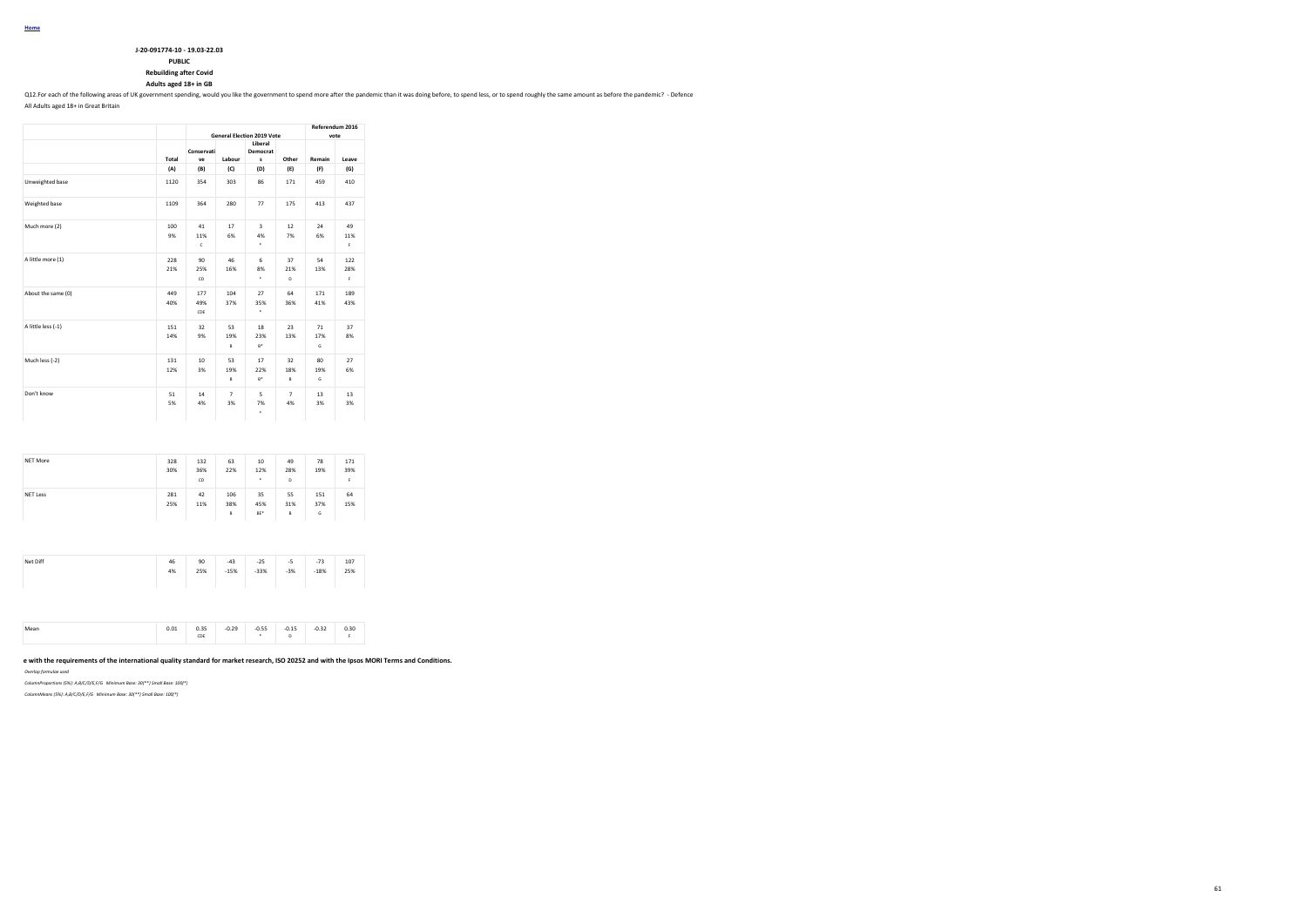Home

**J-20-091774-10 - 19.03-22.03**

**PUBLIC**

**Rebuilding after Covid**

**Adults aged 18+ in GB**

Q12.For each of the following areas of UK government spending, would you like the government to spend more after the pandemic than it was doing before, to spend less, or to spend roughly the same amount as before the pandemic? - Defence

All Adults aged 18+ in Great Britain

| | | General Election 2019 Vote | | | | Referendum 2016 vote | |
|---|---|---|---|---|---|---|---|
| | Total | Conservative | Labour | Liberal Democrats | Other | Remain | Leave |
| | (A) | (B) | (C) | (D) | (E) | (F) | (G) |
| Unweighted base | 1120 | 354 | 303 | 86 | 171 | 459 | 410 |
| Weighted base | 1109 | 364 | 280 | 77 | 175 | 413 | 437 |
| Much more (2) | 100<br>9% | 41<br>11%<br>C | 17<br>6% | 3<br>4%<br>* | 12<br>7% | 24<br>6% | 49<br>11%<br>F |
| A little more (1) | 228<br>21% | 90<br>25%<br>CD | 46<br>16% | 6<br>8%<br>* | 37<br>21%<br>D | 54<br>13% | 122<br>28%<br>F |
| About the same (0) | 449<br>40% | 177<br>49%<br>CDE | 104<br>37% | 27<br>35%<br>* | 64<br>36% | 171<br>41% | 189<br>43% |
| A little less (-1) | 151<br>14% | 32<br>9% | 53<br>19%<br>B | 18<br>23%<br>B* | 23<br>13% | 71<br>17%<br>G | 37<br>8% |
| Much less (-2) | 131<br>12% | 10<br>3% | 53<br>19%<br>B | 17<br>22%<br>B* | 32<br>18%<br>B | 80<br>19%<br>G | 27<br>6% |
| Don't know | 51<br>5% | 14<br>4% | 7<br>3% | 5<br>7%<br>* | 7<br>4% | 13<br>3% | 13<br>3% |
| NET More | 328<br>30% | 132<br>36%<br>CD | 63<br>22% | 10<br>12%<br>* | 49<br>28%<br>D | 78<br>19% | 171<br>39%<br>F |
| NET Less | 281<br>25% | 42<br>11% | 106<br>38%<br>B | 35<br>45%<br>BE* | 55<br>31%<br>B | 151<br>37%<br>G | 64<br>15% |
| Net Diff | 46<br>4% | 90<br>25% | -43<br>-15% | -25<br>-33% | -5<br>-3% | -73<br>-18% | 107<br>25% |
| Mean | 0.01 | 0.35<br>CDE | -0.29 | -0.55<br>* | -0.15<br>D | -0.32 | 0.30<br>F |

**e with the requirements of the international quality standard for market research, ISO 20252 and with the Ipsos MORI Terms and Conditions.**

*Overlap formulae used*

*ColumnProportions (5%): A,B/C/D/E,F/G Minimum Base: 30(**) Small Base: 100(*)*

*ColumnMeans (5%): A,B/C/D/E,F/G Minimum Base: 30(**) Small Base: 100(*)*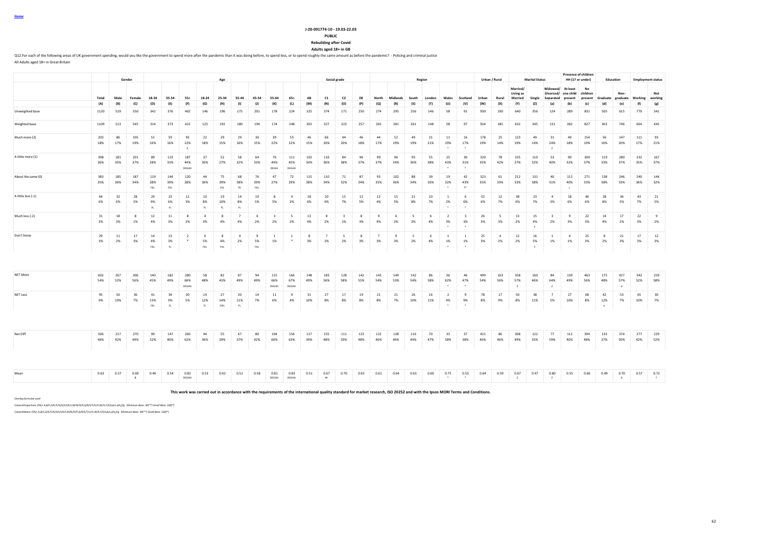Home

**J-20-091774-10 - 19.03-22.03**

**PUBLIC**

**Rebuilding after Covid**

**Adults aged 18+ in GB**

Q12.For each of the following areas of UK government spending, would you like the government to spend more after the pandemic than it was doing before, to spend less, or to spend roughly the same amount as before the pandemic? - Policing and criminal justice

All Adults aged 18+ in Great Britain

| | | Gender | | Age | | | | | | | | | | Social grade | | | | Region | | | | | | Urban / Rural | | Marital Status | | | Presence of children HH (17 or under) | | Education | | Employment status | |
|---|---|---|---|---|---|---|---|---|---|---|---|---|---|---|---|---|---|---|---|---|---|---|---|---|---|---|---|---|---|---|---|---|---|---|
| | Total | Male | Female | 18-34 | 35-54 | 55+ | 18-24 | 25-34 | 35-44 | 45-54 | 55-64 | 65+ | AB | C1 | C2 | DE | North | Midlands | South | London | Wales | Scotland | Urban | Rural | Married/ Living as Married | Single | Widowed/ Divorced/ Separated | At least one child present | No children present | Graduate | Non-graduate | Working | Not working |
| | (A) | (B) | (C) | (D) | (E) | (F) | (G) | (H) | (I) | (J) | (K) | (L) | (M) | (N) | (O) | (P) | (Q) | (R) | (S) | (T) | (U) | (V) | (W) | (X) | (Y) | (Z) | (a) | (b) | (c) | (d) | (e) | (f) | (g) |
| Unweighted base | 1120 | 519 | 550 | 342 | 376 | 402 | 146 | 196 | 175 | 201 | 178 | 224 | 325 | 374 | 171 | 250 | 274 | 295 | 256 | 146 | 58 | 91 | 930 | 190 | 640 | 356 | 124 | 289 | 831 | 505 | 615 | 779 | 341 |
| Weighted base | 1109 | 513 | 545 | 314 | 373 | 422 | 123 | 192 | 180 | 194 | 174 | 248 | 302 | 327 | 223 | 257 | 265 | 281 | 261 | 148 | 58 | 97 | 924 | 185 | 632 | 345 | 131 | 282 | 827 | 363 | 746 | 664 | 445 |
| Much more (2) | 203 | 86 | 105 | 51 | 59 | 93 | 22 | 29 | 29 | 30 | 39 | 55 | 46 | 66 | 44 | 46 | 44 | 52 | 49 | 31 | 11 | 16 | 178 | 25 | 123 | 49 | 31 | 49 | 154 | 56 | 147 | 111 | 93 |
| | 18% | 17% | 19% | 16% | 16% | 22% | 18% | 15% | 16% | 15% | 22% | 22% | 15% | 20% | 20% | 18% | 17% | 19% | 19% | 21% | 19% | 17% | 19% | 14% | 19% | 14% | 24% | 18% | 19% | 16% | 20% | 17% | 21% |
| | | | | | | E | | | | | | | | | | | | | | | * | * | | | | | Z | | | | | | |
| A little more (1) | 398 | 181 | 201 | 89 | 123 | 187 | 37 | 52 | 58 | 64 | 76 | 111 | 102 | 116 | 84 | 96 | 99 | 96 | 93 | 55 | 25 | 30 | 320 | 78 | 235 | 110 | 53 | 90 | 309 | 119 | 280 | 232 | 167 |
| | 36% | 35% | 37% | 28% | 33% | 44% | 30% | 27% | 32% | 33% | 44% | 45% | 34% | 36% | 38% | 37% | 37% | 34% | 36% | 38% | 43% | 31% | 35% | 42% | 37% | 32% | 40% | 32% | 37% | 33% | 37% | 35% | 37% |
| | | | | | | DEGHIJ | | | | | DEGH | DEGHIJ | | | | | | | | | * | * | | | | | | | | | | | |
| About the same (0) | 383 | 185 | 187 | 119 | 144 | 120 | 44 | 75 | 68 | 76 | 47 | 72 | 115 | 110 | 71 | 87 | 93 | 102 | 88 | 39 | 19 | 42 | 323 | 61 | 212 | 131 | 40 | 112 | 271 | 138 | 246 | 240 | 144 |
| | 35% | 36% | 34% | 38% | 39% | 28% | 36% | 39% | 38% | 39% | 27% | 29% | 38% | 34% | 32% | 34% | 35% | 36% | 34% | 26% | 32% | 43% | 35% | 33% | 33% | 38% | 31% | 40% | 33% | 38% | 33% | 36% | 32% |
| | | | | FKL | FKL | | | FKL | FK | FKL | | | | | | | | | | | * | T* | | | | | | c | | | | | |
| A little less (-1) | 64 | 32 | 28 | 29 | 23 | 12 | 10 | 19 | 14 | 10 | 8 | 4 | 18 | 20 | 15 | 12 | 12 | 15 | 21 | 10 | 1 | 6 | 52 | 12 | 38 | 23 | 4 | 18 | 46 | 28 | 36 | 43 | 21 |
| | 6% | 6% | 5% | 9% | 6% | 3% | 8% | 10% | 8% | 5% | 5% | 2% | 6% | 6% | 7% | 5% | 4% | 5% | 8% | 7% | 2% | 6% | 6% | 7% | 6% | 7% | 3% | 6% | 6% | 8% | 5% | 7% | 5% |
| | | | | FL | FL | | FL | FL | FL | | | | | | | | | | | | * | * | | | | | | | | | | | |
| Much less (-2) | 31 | 18 | 8 | 12 | 11 | 8 | 4 | 8 | 7 | 4 | 3 | 5 | 13 | 8 | 3 | 8 | 9 | 6 | 5 | 6 | 2 | 3 | 26 | 5 | 13 | 15 | 3 | 9 | 22 | 14 | 17 | 22 | 9 |
| | 3% | 3% | 1% | 4% | 3% | 2% | 3% | 4% | 4% | 2% | 2% | 2% | 4% | 2% | 1% | 3% | 4% | 2% | 2% | 4% | 3% | 3% | 3% | 3% | 2% | 4% | 2% | 3% | 3% | 4% | 2% | 3% | 2% |
| | | | | | | | | | | | | | | | | | | | | | * | * | | | | Y | | | | | | | |
| Don't know | 29 | 11 | 17 | 14 | 13 | 2 | 6 | 8 | 4 | 9 | 1 | 1 | 8 | 7 | 5 | 8 | 7 | 9 | 5 | 6 | 1 | 1 | 25 | 4 | 12 | 16 | 1 | 4 | 25 | 8 | 21 | 17 | 12 |
| | 3% | 2% | 3% | 4% | 3% | * | 5% | 4% | 2% | 5% | 1% | * | 3% | 2% | 2% | 3% | 3% | 3% | 2% | 4% | 1% | 1% | 3% | 2% | 2% | 5% | 1% | 1% | 3% | 2% | 3% | 3% | 3% |
| | | | | FKL | FL | | FKL | FKL | | FKL | | | | | | | | | | | * | * | | | | Y | | | | | | | |
| NET More | 602 | 267 | 306 | 140 | 182 | 280 | 58 | 82 | 87 | 94 | 115 | 166 | 148 | 183 | 128 | 142 | 143 | 149 | 142 | 86 | 36 | 46 | 499 | 103 | 358 | 160 | 84 | 139 | 463 | 175 | 427 | 342 | 259 |
| | 54% | 52% | 56% | 45% | 49% | 66% | 48% | 43% | 49% | 49% | 66% | 67% | 49% | 56% | 58% | 55% | 54% | 53% | 54% | 58% | 62% | 47% | 54% | 56% | 57% | 46% | 64% | 49% | 56% | 48% | 57% | 52% | 58% |
| | | | | | | DEGHIJ | | | | | DEGHIJ | DEGHIJ | | | | | | | | | * | * | | | Z | | Z | | | | d | | |
| NET Less | 95 | 50 | 36 | 41 | 34 | 20 | 14 | 27 | 20 | 14 | 11 | 9 | 31 | 27 | 17 | 19 | 21 | 21 | 26 | 16 | 2 | 9 | 78 | 17 | 50 | 38 | 7 | 27 | 68 | 42 | 53 | 65 | 30 |
| | 9% | 10% | 7% | 13% | 9% | 5% | 12% | 14% | 11% | 7% | 6% | 4% | 10% | 8% | 8% | 8% | 8% | 7% | 10% | 11% | 4% | 9% | 8% | 9% | 8% | 11% | 5% | 10% | 8% | 12% | 7% | 10% | 7% |
| | | | | FKL | FL | | FL | FJKL | FL | | | | | | | | | | | | * | * | | | | | | | | e | | | |
| Net Diff | 506 | 217 | 270 | 99 | 147 | 260 | 44 | 55 | 67 | 80 | 104 | 156 | 117 | 155 | 111 | 123 | 122 | 128 | 116 | 70 | 33 | 37 | 421 | 86 | 308 | 122 | 77 | 112 | 394 | 133 | 374 | 277 | 229 |
| | 46% | 42% | 49% | 32% | 40% | 62% | 36% | 29% | 37% | 42% | 60% | 63% | 39% | 48% | 50% | 48% | 46% | 46% | 44% | 47% | 58% | 38% | 46% | 46% | 49% | 35% | 59% | 40% | 48% | 37% | 50% | 42% | 52% |
| Mean | 0.63 | 0.57 | 0.69 | 0.46 | 0.54 | 0.82 | 0.53 | 0.42 | 0.51 | 0.58 | 0.81 | 0.83 | 0.51 | 0.67 | 0.70 | 0.65 | 0.61 | 0.64 | 0.63 | 0.66 | 0.75 | 0.53 | 0.64 | 0.59 | 0.67 | 0.47 | 0.80 | 0.55 | 0.66 | 0.49 | 0.70 | 0.57 | 0.72 |
| | | | B | | | DEGHIJ | | | | | DEGHIJ | DEGHIJ | | M | | | | | | | * | * | | | Z | | Z | | | | d | | f |

**This work was carried out in accordance with the requirements of the international quality standard for market research, ISO 20252 and with the Ipsos MORI Terms and Conditions.**

*Overlap formulae used*

*ColumnProportions (5%): A,B/C,D/E/F/G/H/I/J/K/L,M/N/O/P,Q/R/S/T/U/V,W/X,Y/Z/a,b/c,d/e,f/g Minimum Base: 30(**) Small Base: 100(*)*

*ColumnMeans (5%): A,B/C,D/E/F/G/H/I/J/K/L,M/N/O/P,Q/R/S/T/U/V,W/X,Y/Z/a,b/c,d/e,f/g Minimum Base: 30(**) Small Base: 100(*)*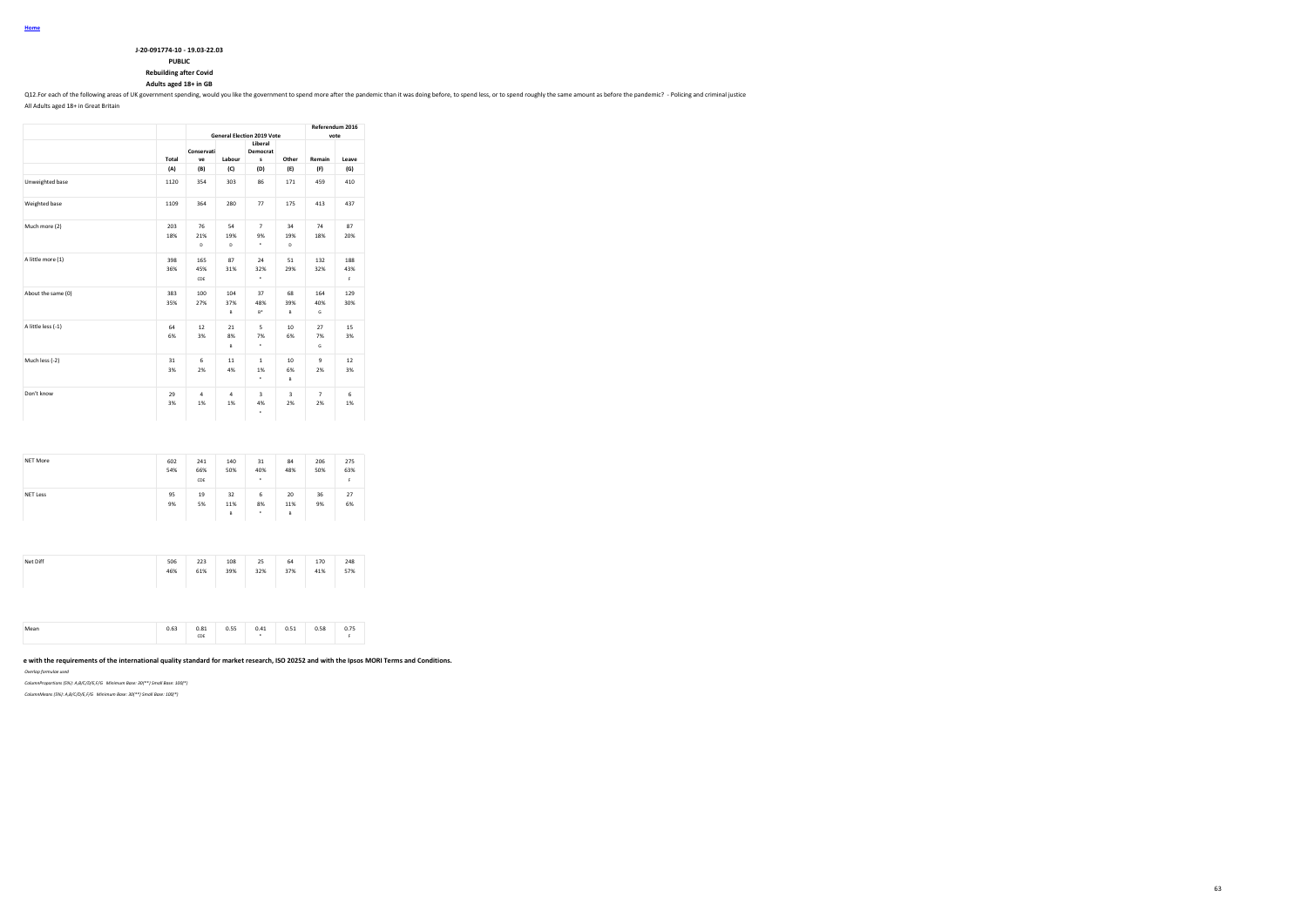Home

**J-20-091774-10 - 19.03-22.03**

**PUBLIC**

**Rebuilding after Covid**

**Adults aged 18+ in GB**

Q12.For each of the following areas of UK government spending, would you like the government to spend more after the pandemic than it was doing before, to spend less, or to spend roughly the same amount as before the pandemic? - Policing and criminal justice

All Adults aged 18+ in Great Britain

| | | General Election 2019 Vote | | | | Referendum 2016 vote | |
|---|---|---|---|---|---|---|---|
| | Total | Conservative | Labour | Liberal Democrats | Other | Remain | Leave |
| | (A) | (B) | (C) | (D) | (E) | (F) | (G) |
| Unweighted base | 1120 | 354 | 303 | 86 | 171 | 459 | 410 |
| Weighted base | 1109 | 364 | 280 | 77 | 175 | 413 | 437 |
| Much more (2) | 203 | 76 | 54 | 7 | 34 | 74 | 87 |
| | 18% | 21% | 19% | 9% | 19% | 18% | 20% |
| | | D | D | * | D | | |
| A little more (1) | 398 | 165 | 87 | 24 | 51 | 132 | 188 |
| | 36% | 45% | 31% | 32% | 29% | 32% | 43% |
| | | CDE | | * | | | F |
| About the same (0) | 383 | 100 | 104 | 37 | 68 | 164 | 129 |
| | 35% | 27% | 37% | 48% | 39% | 40% | 30% |
| | | | B | B* | B | G | |
| A little less (-1) | 64 | 12 | 21 | 5 | 10 | 27 | 15 |
| | 6% | 3% | 8% | 7% | 6% | 7% | 3% |
| | | | B | * | | G | |
| Much less (-2) | 31 | 6 | 11 | 1 | 10 | 9 | 12 |
| | 3% | 2% | 4% | 1% | 6% | 2% | 3% |
| | | | | * | B | | |
| Don't know | 29 | 4 | 4 | 3 | 3 | 7 | 6 |
| | 3% | 1% | 1% | 4% | 2% | 2% | 1% |
| | | | | * | | | |
| NET More | 602 | 241 | 140 | 31 | 84 | 206 | 275 |
| | 54% | 66% | 50% | 40% | 48% | 50% | 63% |
| | | CDE | | * | | | F |
| NET Less | 95 | 19 | 32 | 6 | 20 | 36 | 27 |
| | 9% | 5% | 11% | 8% | 11% | 9% | 6% |
| | | | B | * | B | | |
| Net Diff | 506 | 223 | 108 | 25 | 64 | 170 | 248 |
| | 46% | 61% | 39% | 32% | 37% | 41% | 57% |
| Mean | 0.63 | 0.81 | 0.55 | 0.41 | 0.51 | 0.58 | 0.75 |
| | | CDE | | * | | | F |

**e with the requirements of the international quality standard for market research, ISO 20252 and with the Ipsos MORI Terms and Conditions.**

*Overlap formulae used*

*ColumnProportions (5%): A,B/C/D/E,F/G Minimum Base: 30(**) Small Base: 100(*)*

*ColumnMeans (5%): A,B/C/D/E,F/G Minimum Base: 30(**) Small Base: 100(*)*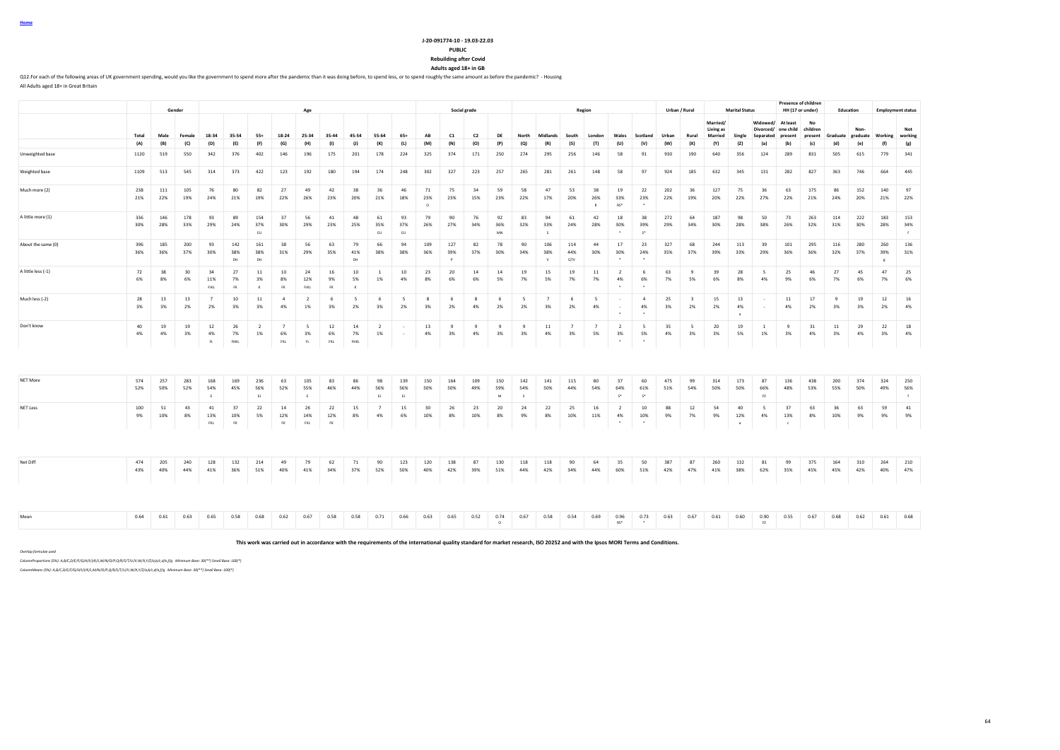Home

J-20-091774-10 - 19.03-22.03

PUBLIC

Rebuilding after Covid

Adults aged 18+ in GB

Q12.For each of the following areas of UK government spending, would you like the government to spend more after the pandemic than it was doing before, to spend less, or to spend roughly the same amount as before the pandemic? - Housing

All Adults aged 18+ in Great Britain

| | | Gender | | Age | | | | | | | | | | Social grade | | | | Region | | | | | | Urban / Rural | | Marital Status | | | Presence of children HH (17 or under) | | Education | | Employment status | |
|---|---|---|---|---|---|---|---|---|---|---|---|---|---|---|---|---|---|---|---|---|---|---|---|---|---|---|---|---|---|---|---|---|---|---|
| | Total | Male | Female | 18-34 | 35-54 | 55+ | 18-24 | 25-34 | 35-44 | 45-54 | 55-64 | 65+ | AB | C1 | C2 | DE | North | Midlands | South | London | Wales | Scotland | Urban | Rural | Married/ Living as Married | Single | Widowed/ Divorced/ Separated | At least one child present | No children present | Graduate | Non-graduate | Working | Not working |
| | (A) | (B) | (C) | (D) | (E) | (F) | (G) | (H) | (I) | (J) | (K) | (L) | (M) | (N) | (O) | (P) | (Q) | (R) | (S) | (T) | (U) | (V) | (W) | (X) | (Y) | (Z) | (a) | (b) | (c) | (d) | (e) | (f) | (g) |
| Unweighted base | 1120 | 519 | 550 | 342 | 376 | 402 | 146 | 196 | 175 | 201 | 178 | 224 | 325 | 374 | 171 | 250 | 274 | 295 | 256 | 146 | 58 | 91 | 930 | 190 | 640 | 356 | 124 | 289 | 831 | 505 | 615 | 779 | 341 |
| Weighted base | 1109 | 513 | 545 | 314 | 373 | 422 | 123 | 192 | 180 | 194 | 174 | 248 | 302 | 327 | 223 | 257 | 265 | 281 | 261 | 148 | 58 | 97 | 924 | 185 | 632 | 345 | 131 | 282 | 827 | 363 | 746 | 664 | 445 |
| Much more (2) | 238 | 111 | 105 | 76 | 80 | 82 | 27 | 49 | 42 | 38 | 36 | 46 | 71 | 75 | 34 | 59 | 58 | 47 | 53 | 38 | 19 | 22 | 202 | 36 | 127 | 75 | 36 | 63 | 175 | 86 | 152 | 140 | 97 |
| | 21% | 22% | 19% | 24% | 21% | 19% | 22% | 26% | 23% | 20% | 21% | 18% | 23% | 23% | 15% | 23% | 22% | 17% | 20% | 26% | 33% | 23% | 22% | 19% | 20% | 22% | 27% | 22% | 21% | 24% | 20% | 21% | 22% |
| | | | | | | | | | | | | | O | | | | | | | R | RS* | * | | | | | | | | | | | |
| A little more (1) | 336 | 146 | 178 | 93 | 89 | 154 | 37 | 56 | 41 | 48 | 61 | 93 | 79 | 90 | 76 | 92 | 83 | 94 | 61 | 42 | 18 | 38 | 272 | 64 | 187 | 98 | 50 | 73 | 263 | 114 | 222 | 183 | 153 |
| | 30% | 28% | 33% | 29% | 24% | 37% | 30% | 29% | 23% | 25% | 35% | 37% | 26% | 27% | 34% | 36% | 32% | 33% | 24% | 28% | 30% | 39% | 29% | 34% | 30% | 28% | 38% | 26% | 32% | 31% | 30% | 28% | 34% |
| | | | | | | EIJ | | | | | EIJ | EIJ | | | | MN | | S | | | * | S* | | | | | | | | | | | f |
| About the same (0) | 396 | 185 | 200 | 93 | 142 | 161 | 38 | 56 | 63 | 79 | 66 | 94 | 109 | 127 | 82 | 78 | 90 | 106 | 114 | 44 | 17 | 23 | 327 | 68 | 244 | 113 | 39 | 101 | 295 | 116 | 280 | 260 | 136 |
| | 36% | 36% | 37% | 30% | 38% | 38% | 31% | 29% | 35% | 41% | 38% | 38% | 36% | 39% | 37% | 30% | 34% | 38% | 44% | 30% | 30% | 24% | 35% | 37% | 39% | 33% | 29% | 36% | 36% | 32% | 37% | 39% | 31% |
| | | | | | DH | DH | | | | DH | | | | P | | | | V | QTV | | * | * | | | | | | | | | | g | |
| A little less (-1) | 72 | 38 | 30 | 34 | 27 | 11 | 10 | 24 | 16 | 10 | 1 | 10 | 23 | 20 | 14 | 14 | 19 | 15 | 19 | 11 | 2 | 6 | 63 | 9 | 39 | 28 | 5 | 25 | 46 | 27 | 45 | 47 | 25 |
| | 6% | 8% | 6% | 11% | 7% | 3% | 8% | 12% | 9% | 5% | 1% | 4% | 8% | 6% | 6% | 5% | 7% | 5% | 7% | 7% | 4% | 6% | 7% | 5% | 6% | 8% | 4% | 9% | 6% | 7% | 6% | 7% | 6% |
| | | | | FJKL | FK | K | FK | FJKL | FK | K | | | | | | | | | | | * | * | | | | | | | | | | | |
| Much less (-2) | 28 | 13 | 13 | 7 | 10 | 11 | 4 | 2 | 6 | 5 | 6 | 5 | 8 | 6 | 8 | 6 | 5 | 7 | 6 | 5 | - | 4 | 25 | 3 | 15 | 13 | - | 11 | 17 | 9 | 19 | 12 | 16 |
| | 3% | 3% | 2% | 2% | 3% | 3% | 4% | 1% | 3% | 2% | 3% | 2% | 3% | 2% | 4% | 2% | 2% | 3% | 2% | 4% | - | 4% | 3% | 2% | 2% | 4% | - | 4% | 2% | 3% | 3% | 2% | 4% |
| | | | | | | | | | | | | | | | | | | | | | * | * | | | | a | | | | | | | |
| Don't know | 40 | 19 | 19 | 12 | 26 | 2 | 7 | 5 | 12 | 14 | 2 | - | 13 | 9 | 9 | 9 | 9 | 11 | 7 | 7 | 2 | 5 | 35 | 5 | 20 | 19 | 1 | 9 | 31 | 11 | 29 | 22 | 18 |
| | 4% | 4% | 3% | 4% | 7% | 1% | 6% | 3% | 6% | 7% | 1% | - | 4% | 3% | 4% | 3% | 3% | 4% | 3% | 5% | 3% | 5% | 4% | 3% | 3% | 5% | 1% | 3% | 4% | 3% | 4% | 3% | 4% |
| | | | | FL | FHKL | | FKL | FL | FKL | FHKL | | | | | | | | | | | * | * | | | | | | | | | | | |
| NET More | 574 | 257 | 283 | 168 | 169 | 236 | 63 | 105 | 83 | 86 | 98 | 139 | 150 | 164 | 109 | 150 | 142 | 141 | 115 | 80 | 37 | 60 | 475 | 99 | 314 | 173 | 87 | 136 | 438 | 200 | 374 | 324 | 250 |
| | 52% | 50% | 52% | 54% | 45% | 56% | 52% | 55% | 46% | 44% | 56% | 56% | 50% | 50% | 49% | 59% | 54% | 50% | 44% | 54% | 64% | 61% | 51% | 54% | 50% | 50% | 66% | 48% | 53% | 55% | 50% | 49% | 56% |
| | | | | E | | EI | | E | | | EI | EI | | | | M | S | | | | S* | S* | | | | | YZ | | | | | | f |
| NET Less | 100 | 51 | 43 | 41 | 37 | 22 | 14 | 26 | 22 | 15 | 7 | 15 | 30 | 26 | 23 | 20 | 24 | 22 | 25 | 16 | 2 | 10 | 88 | 12 | 54 | 40 | 5 | 37 | 63 | 36 | 63 | 59 | 41 |
| | 9% | 10% | 8% | 13% | 10% | 5% | 12% | 14% | 12% | 8% | 4% | 6% | 10% | 8% | 10% | 8% | 9% | 8% | 10% | 11% | 4% | 10% | 9% | 7% | 9% | 12% | 4% | 13% | 8% | 10% | 9% | 9% | 9% |
| | | | | FKL | FK | | FK | FKL | FK | | | | | | | | | | | | * | * | | | | a | | c | | | | | |
| Net Diff | 474 | 205 | 240 | 128 | 132 | 214 | 49 | 79 | 62 | 71 | 90 | 123 | 120 | 138 | 87 | 130 | 118 | 118 | 90 | 64 | 35 | 50 | 387 | 87 | 260 | 132 | 81 | 99 | 375 | 164 | 310 | 264 | 210 |
| | 43% | 40% | 44% | 41% | 36% | 51% | 40% | 41% | 34% | 37% | 52% | 50% | 40% | 42% | 39% | 51% | 44% | 42% | 34% | 44% | 60% | 51% | 42% | 47% | 41% | 38% | 62% | 35% | 45% | 45% | 42% | 40% | 47% |
| Mean | 0.64 | 0.61 | 0.63 | 0.65 | 0.58 | 0.68 | 0.62 | 0.67 | 0.58 | 0.58 | 0.71 | 0.66 | 0.63 | 0.65 | 0.52 | 0.74 | 0.67 | 0.58 | 0.54 | 0.69 | 0.96 | 0.73 | 0.63 | 0.67 | 0.61 | 0.60 | 0.90 | 0.55 | 0.67 | 0.68 | 0.62 | 0.61 | 0.68 |
| | | | | | | | | | | | | | | | | O | | | | | RS* | * | | | | | YZ | | | | | | |

This work was carried out in accordance with the requirements of the international quality standard for market research, ISO 20252 and with the Ipsos MORI Terms and Conditions.

*Overlap formulae used*

*ColumnProportions (5%): A,B/C,D/E/F,G/H/I/J/K/L,M/N/O/P,Q/R/S/T/U/V,W/X,Y/Z/a,b/c,d/e,f/g Minimum Base: 30(**) Small Base: 100(*)*

*ColumnMeans (5%): A,B/C,D/E/F,G/H/I/J/K/L,M/N/O/P,Q/R/S/T/U/V,W/X,Y/Z/a,b/c,d/e,f/g Minimum Base: 30(**) Small Base: 100(*)*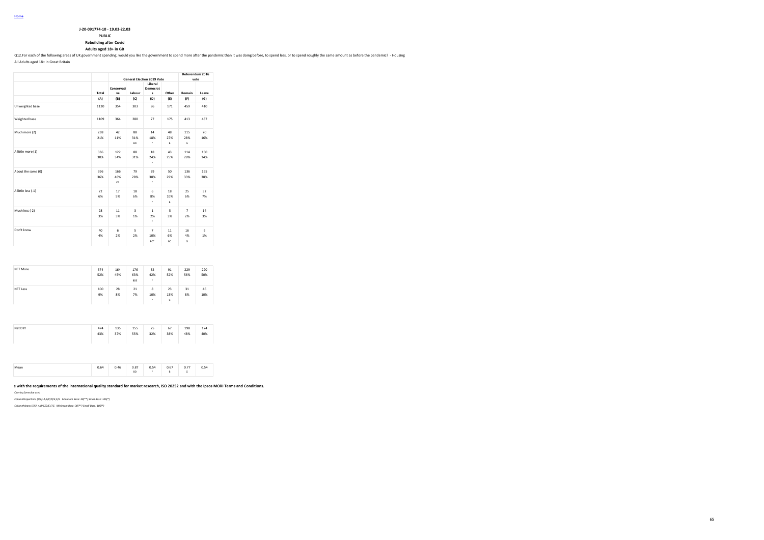Home

**J-20-091774-10 - 19.03-22.03**

**PUBLIC**

**Rebuilding after Covid**

**Adults aged 18+ in GB**

Q12.For each of the following areas of UK government spending, would you like the government to spend more after the pandemic than it was doing before, to spend less, or to spend roughly the same amount as before the pandemic? - Housing

All Adults aged 18+ in Great Britain

| | | General Election 2019 Vote | | | | Referendum 2016 vote | |
|---|---|---|---|---|---|---|---|
| | Total | Conservative | Labour | Liberal Democrats | Other | Remain | Leave |
| | (A) | (B) | (C) | (D) | (E) | (F) | (G) |
| Unweighted base | 1120 | 354 | 303 | 86 | 171 | 459 | 410 |
| Weighted base | 1109 | 364 | 280 | 77 | 175 | 413 | 437 |
| Much more (2) | 238 | 42 | 88 | 14 | 48 | 115 | 70 |
| | 21% | 11% | 31% | 18% | 27% | 28% | 16% |
| | | | BD | * | B | G | |
| A little more (1) | 336 | 122 | 88 | 18 | 43 | 114 | 150 |
| | 30% | 34% | 31% | 24% | 25% | 28% | 34% |
| | | | | * | | | |
| About the same (0) | 396 | 166 | 79 | 29 | 50 | 136 | 165 |
| | 36% | 46% | 28% | 38% | 29% | 33% | 38% |
| | | CE | | * | | | |
| A little less (-1) | 72 | 17 | 18 | 6 | 18 | 25 | 32 |
| | 6% | 5% | 6% | 8% | 10% | 6% | 7% |
| | | | | * | B | | |
| Much less (-2) | 28 | 11 | 3 | 1 | 5 | 7 | 14 |
| | 3% | 3% | 1% | 2% | 3% | 2% | 3% |
| | | | | * | | | |
| Don't know | 40 | 6 | 5 | 7 | 11 | 16 | 6 |
| | 4% | 2% | 2% | 10% | 6% | 4% | 1% |
| | | | | BC* | BC | G | |
| NET More | 574 | 164 | 176 | 32 | 91 | 229 | 220 |
| | 52% | 45% | 63% | 42% | 52% | 56% | 50% |
| | | | BDE | * | | | |
| NET Less | 100 | 28 | 21 | 8 | 23 | 31 | 46 |
| | 9% | 8% | 7% | 10% | 13% | 8% | 10% |
| | | | | * | C | | |
| Net Diff | 474 | 135 | 155 | 25 | 67 | 198 | 174 |
| | 43% | 37% | 55% | 32% | 38% | 48% | 40% |
| Mean | 0.64 | 0.46 | 0.87 | 0.54 | 0.67 | 0.77 | 0.54 |
| | | | BD | * | B | G | |

**e with the requirements of the international quality standard for market research, ISO 20252 and with the Ipsos MORI Terms and Conditions.**

*Overlap formulae used*

*ColumnProportions (5%): A,B/C/D/E,F/G Minimum Base: 30(**) Small Base: 100(*)*

*ColumnMeans (5%): A,B/C/D/E,F/G Minimum Base: 30(**) Small Base: 100(*)*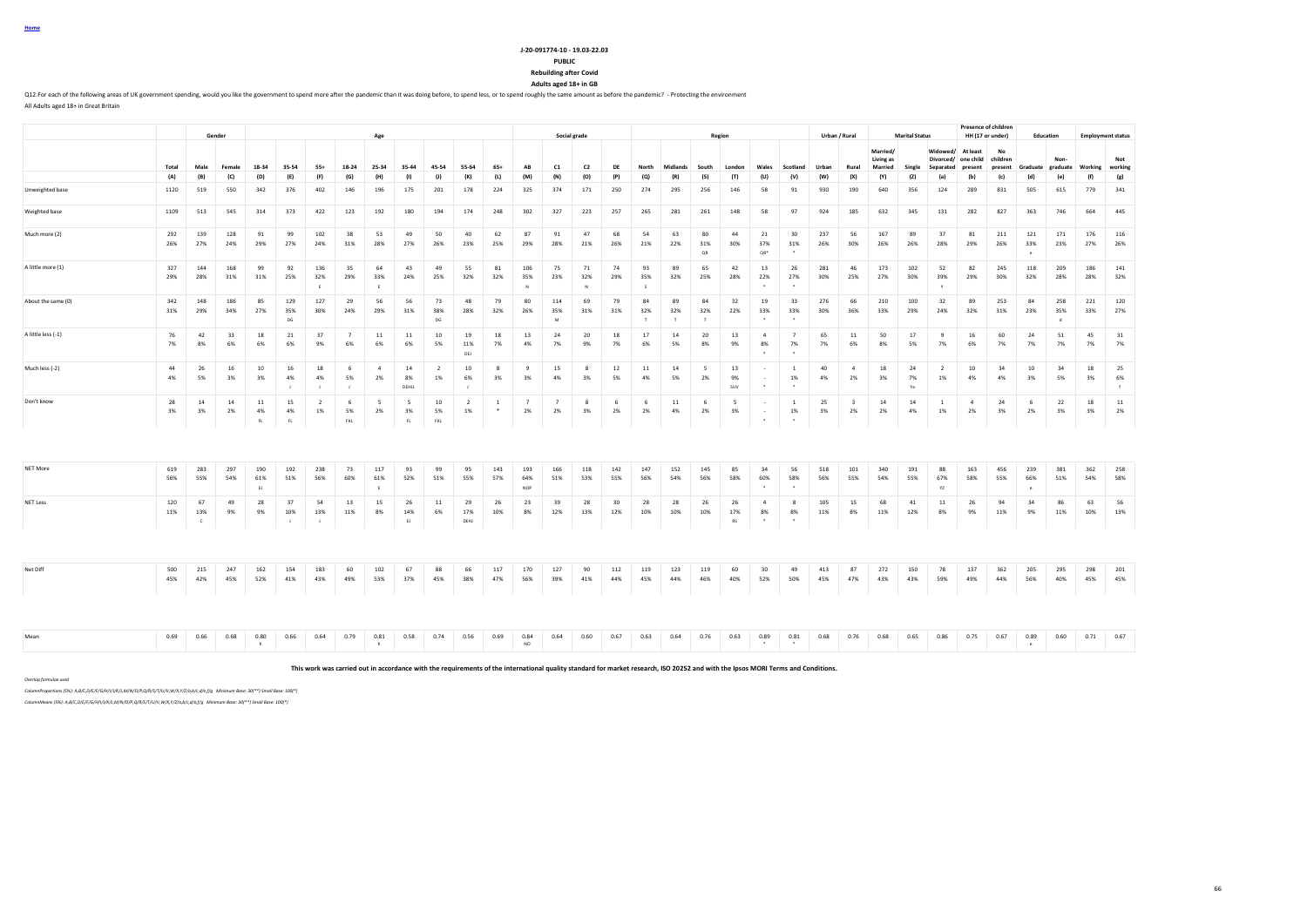Home

**J-20-091774-10 - 19.03-22.03**

**PUBLIC**

**Rebuilding after Covid**

**Adults aged 18+ in GB**

Q12.For each of the following areas of UK government spending, would you like the government to spend more after the pandemic than it was doing before, to spend less, or to spend roughly the same amount as before the pandemic? - Protecting the environment

All Adults aged 18+ in Great Britain

| | Total | Gender | | Age | | | | | | | | | Social grade | | | | Region | | | | | | Urban / Rural | | Marital Status | | | Presence of children HH (17 or under) | | Education | | Employment status | |
|---|---|---|---|---|---|---|---|---|---|---|---|---|---|---|---|---|---|---|---|---|---|---|---|---|---|---|---|---|---|---|---|---|---|
| | | Male | Female | 18-34 | 35-54 | 55+ | 18-24 | 25-34 | 35-44 | 45-54 | 55-64 | 65+ | AB | C1 | C2 | DE | North | Midlands | South | London | Wales | Scotland | Urban | Rural | Married/ Living as Married | Single | Widowed/ Divorced/ Separated | At least one child present | No children present | Graduate | Non-graduate | Working | Not working |
| | (A) | (B) | (C) | (D) | (E) | (F) | (G) | (H) | (I) | (J) | (K) | (L) | (M) | (N) | (O) | (P) | (Q) | (R) | (S) | (T) | (U) | (V) | (W) | (X) | (Y) | (Z) | (a) | (b) | (c) | (d) | (e) | (f) | (g) |
| Unweighted base | 1120 | 519 | 550 | 342 | 376 | 402 | 146 | 196 | 175 | 201 | 178 | 224 | 325 | 374 | 171 | 250 | 274 | 295 | 256 | 146 | 58 | 91 | 930 | 190 | 640 | 356 | 124 | 289 | 831 | 505 | 615 | 779 | 341 |
| Weighted base | 1109 | 513 | 545 | 314 | 373 | 422 | 123 | 192 | 180 | 194 | 174 | 248 | 302 | 327 | 223 | 257 | 265 | 281 | 261 | 148 | 58 | 97 | 924 | 185 | 632 | 345 | 131 | 282 | 827 | 363 | 746 | 664 | 445 |
| Much more (2) | 292 | 139 | 128 | 91 | 99 | 102 | 38 | 53 | 49 | 50 | 40 | 62 | 87 | 91 | 47 | 68 | 54 | 63 | 80 | 44 | 21 | 30 | 237 | 56 | 167 | 89 | 37 | 81 | 211 | 121 | 171 | 176 | 116 |
| | 26% | 27% | 24% | 29% | 27% | 24% | 31% | 28% | 27% | 26% | 23% | 25% | 29% | 28% | 21% | 26% | 21% | 22% | 31% | 30% | 37% | 31% | 26% | 30% | 26% | 26% | 28% | 29% | 26% | 33% | 23% | 27% | 26% |
| | | | | | | | | | | | | | | | | | | | QR | | QR* | * | | | | | | | | e | | | |
| A little more (1) | 327 | 144 | 168 | 99 | 92 | 136 | 35 | 64 | 43 | 49 | 55 | 81 | 106 | 75 | 71 | 74 | 93 | 89 | 65 | 42 | 13 | 26 | 281 | 46 | 173 | 102 | 52 | 82 | 245 | 118 | 209 | 186 | 141 |
| | 29% | 28% | 31% | 31% | 25% | 32% | 29% | 33% | 24% | 25% | 32% | 32% | 35% | 23% | 32% | 29% | 35% | 32% | 25% | 28% | 22% | 27% | 30% | 25% | 27% | 30% | 39% | 29% | 30% | 32% | 28% | 28% | 32% |
| | | | | | | E | | E | | | | | N | | N | | S | | | | * | * | | | | | Y | | | | | | |
| About the same (0) | 342 | 148 | 186 | 85 | 129 | 127 | 29 | 56 | 56 | 73 | 48 | 79 | 80 | 114 | 69 | 79 | 84 | 89 | 84 | 32 | 19 | 33 | 276 | 66 | 210 | 100 | 32 | 89 | 253 | 84 | 258 | 221 | 120 |
| | 31% | 29% | 34% | 27% | 35% | 30% | 24% | 29% | 31% | 38% | 28% | 32% | 26% | 35% | 31% | 31% | 32% | 32% | 32% | 22% | 33% | 33% | 30% | 36% | 33% | 29% | 24% | 32% | 31% | 23% | 35% | 33% | 27% |
| | | | | | DG | | | | | DG | | | | M | | | T | T | T | | * | * | | | | | | | | | d | | |
| A little less (-1) | 76 | 42 | 33 | 18 | 21 | 37 | 7 | 11 | 11 | 10 | 19 | 18 | 13 | 24 | 20 | 18 | 17 | 14 | 20 | 13 | 4 | 7 | 65 | 11 | 50 | 17 | 9 | 16 | 60 | 24 | 51 | 45 | 31 |
| | 7% | 8% | 6% | 6% | 6% | 9% | 6% | 6% | 6% | 5% | 11% | 7% | 4% | 7% | 9% | 7% | 6% | 5% | 8% | 9% | 8% | 7% | 7% | 6% | 8% | 5% | 7% | 6% | 7% | 7% | 7% | 7% | 7% |
| | | | | | | | | | | | DEJ | | | | | | | | | | * | * | | | | | | | | | | | |
| Much less (-2) | 44 | 26 | 16 | 10 | 16 | 18 | 6 | 4 | 14 | 2 | 10 | 8 | 9 | 15 | 8 | 12 | 11 | 14 | 5 | 13 | - | 1 | 40 | 4 | 18 | 24 | 2 | 10 | 34 | 10 | 34 | 18 | 25 |
| | 4% | 5% | 3% | 3% | 4% | 4% | 5% | 2% | 8% | 1% | 6% | 3% | 3% | 4% | 3% | 5% | 4% | 5% | 2% | 9% | - | 1% | 4% | 2% | 3% | 7% | 1% | 4% | 4% | 3% | 5% | 3% | 6% |
| | | | | | J | J | J | | DEHJL | | J | | | | | | | | | SUV | * | * | | | | Ya | | | | | | | f |
| Don't know | 28 | 14 | 14 | 11 | 15 | 2 | 6 | 5 | 5 | 10 | 2 | 1 | 7 | 7 | 8 | 6 | 6 | 11 | 6 | 5 | - | 1 | 25 | 3 | 14 | 14 | 1 | 4 | 24 | 6 | 22 | 18 | 11 |
| | 3% | 3% | 2% | 4% | 4% | 1% | 5% | 2% | 3% | 5% | 1% | * | 2% | 2% | 3% | 2% | 2% | 4% | 2% | 3% | - | 1% | 3% | 2% | 2% | 4% | 1% | 2% | 3% | 2% | 3% | 3% | 2% |
| | | | | FL | FL | | FKL | | FL | FKL | | | | | | | | | | | * | * | | | | | | | | | | | |
| NET More | 619 | 283 | 297 | 190 | 192 | 238 | 73 | 117 | 93 | 99 | 95 | 143 | 193 | 166 | 118 | 142 | 147 | 152 | 145 | 85 | 34 | 56 | 518 | 101 | 340 | 191 | 88 | 163 | 456 | 239 | 381 | 362 | 258 |
| | 56% | 55% | 54% | 61% | 51% | 56% | 60% | 61% | 52% | 51% | 55% | 57% | 64% | 51% | 53% | 55% | 56% | 54% | 56% | 58% | 60% | 58% | 56% | 55% | 54% | 55% | 67% | 58% | 55% | 66% | 51% | 54% | 58% |
| | | | | EI | | | | E | | | | | NOP | | | | | | | | * | * | | | | | YZ | | | e | | | |
| NET Less | 120 | 67 | 49 | 28 | 37 | 54 | 13 | 15 | 26 | 11 | 29 | 26 | 23 | 39 | 28 | 30 | 28 | 28 | 26 | 26 | 4 | 8 | 105 | 15 | 68 | 41 | 11 | 26 | 94 | 34 | 86 | 63 | 56 |
| | 11% | 13% | 9% | 9% | 10% | 13% | 11% | 8% | 14% | 6% | 17% | 10% | 8% | 12% | 13% | 12% | 10% | 10% | 10% | 17% | 8% | 8% | 11% | 8% | 11% | 12% | 8% | 9% | 11% | 9% | 11% | 10% | 13% |
| | | C | | | J | J | | | EI | | DEHJ | | | | | | | | | RS | * | * | | | | | | | | | | | |
| Net Diff | 500 | 215 | 247 | 162 | 154 | 183 | 60 | 102 | 67 | 88 | 66 | 117 | 170 | 127 | 90 | 112 | 119 | 123 | 119 | 60 | 30 | 49 | 413 | 87 | 272 | 150 | 78 | 137 | 362 | 205 | 295 | 298 | 201 |
| | 45% | 42% | 45% | 52% | 41% | 43% | 49% | 53% | 37% | 45% | 38% | 47% | 56% | 39% | 41% | 44% | 45% | 44% | 46% | 40% | 52% | 50% | 45% | 47% | 43% | 43% | 59% | 49% | 44% | 56% | 40% | 45% | 45% |
| Mean | 0.69 | 0.66 | 0.68 | 0.80 | 0.66 | 0.64 | 0.79 | 0.81 | 0.58 | 0.74 | 0.56 | 0.69 | 0.84 | 0.64 | 0.60 | 0.67 | 0.63 | 0.64 | 0.76 | 0.63 | 0.89 | 0.81 | 0.68 | 0.76 | 0.68 | 0.65 | 0.86 | 0.75 | 0.67 | 0.89 | 0.60 | 0.71 | 0.67 |
| | | | | K | | | | K | | | | | NO | | | | | | | | * | * | | | | | | | | e | | | |

**This work was carried out in accordance with the requirements of the international quality standard for market research, ISO 20252 and with the Ipsos MORI Terms and Conditions.**

*Overlap formulae used*

*ColumnProportions (5%): A,B/C,D/E/F,G/H/I/J/K/L,M/N/O/P,Q/R/S/T/U/V,W/X,Y/Z/a,b/c,d/e,f/g Minimum Base: 30(**) Small Base: 100(*)*

*ColumnMeans (5%): A,B/C,D/E/F,G/H/I/J/K/L,M/N/O/P,Q/R/S/T/U/V,W/X,Y/Z/a,b/c,d/e,f/g Minimum Base: 30(**) Small Base: 100(*)*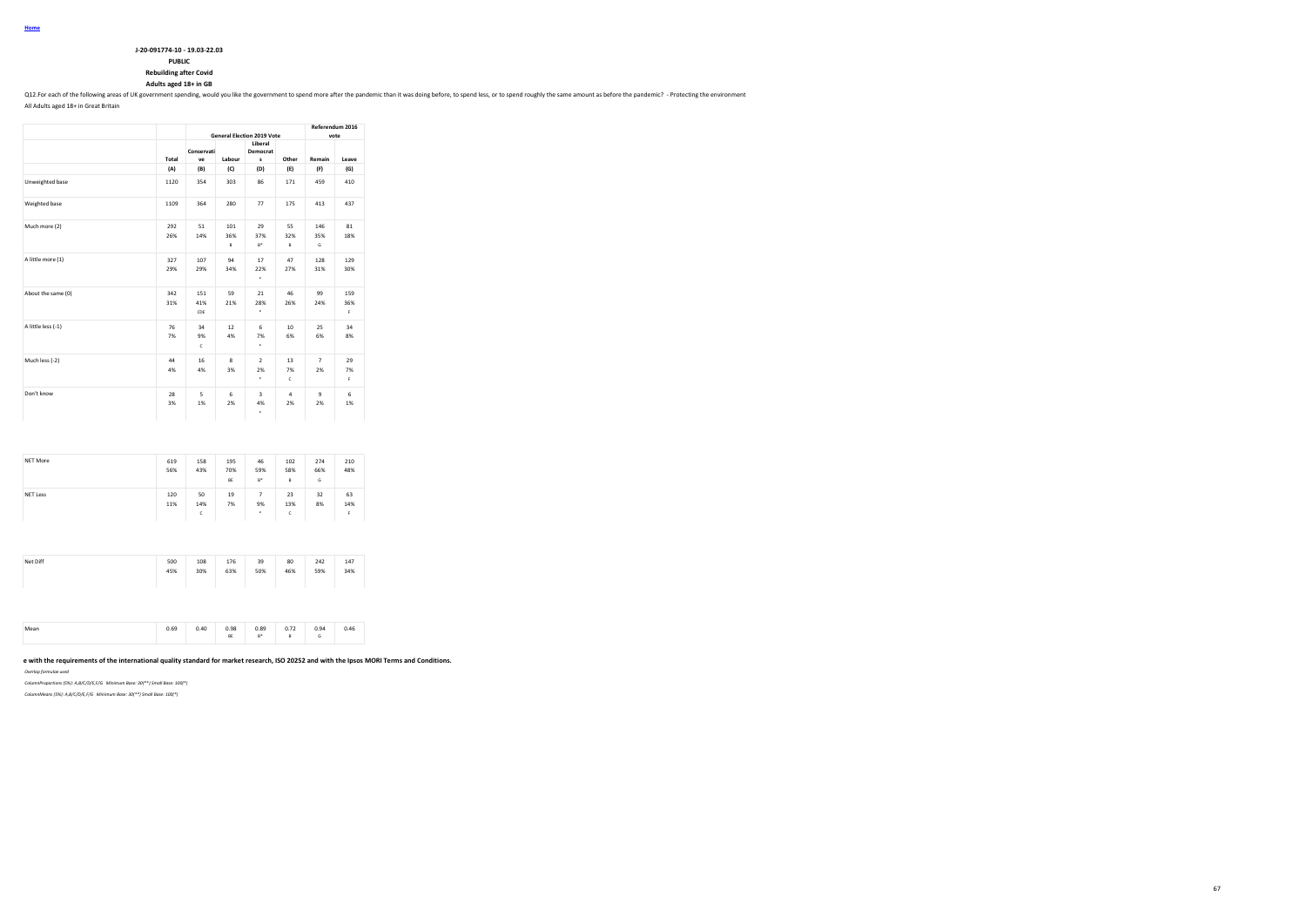Home

**J-20-091774-10 - 19.03-22.03**

**PUBLIC**

**Rebuilding after Covid**

**Adults aged 18+ in GB**

Q12.For each of the following areas of UK government spending, would you like the government to spend more after the pandemic than it was doing before, to spend less, or to spend roughly the same amount as before the pandemic? - Protecting the environment

All Adults aged 18+ in Great Britain

| | | General Election 2019 Vote | | | | Referendum 2016 vote | |
|---|---|---|---|---|---|---|---|
| | Total | Conservative | Labour | Liberal Democrats | Other | Remain | Leave |
| | (A) | (B) | (C) | (D) | (E) | (F) | (G) |
| Unweighted base | 1120 | 354 | 303 | 86 | 171 | 459 | 410 |
| Weighted base | 1109 | 364 | 280 | 77 | 175 | 413 | 437 |
| Much more (2) | 292<br>26% | 51<br>14% | 101<br>36%<br>B | 29<br>37%<br>B* | 55<br>32%<br>B | 146<br>35%<br>G | 81<br>18% |
| A little more (1) | 327<br>29% | 107<br>29% | 94<br>34% | 17<br>22%<br>* | 47<br>27% | 128<br>31% | 129<br>30% |
| About the same (0) | 342<br>31% | 151<br>41%<br>CDE | 59<br>21% | 21<br>28%<br>* | 46<br>26% | 99<br>24% | 159<br>36%<br>F |
| A little less (-1) | 76<br>7% | 34<br>9%<br>C | 12<br>4% | 6<br>7%<br>* | 10<br>6% | 25<br>6% | 34<br>8% |
| Much less (-2) | 44<br>4% | 16<br>4% | 8<br>3% | 2<br>2%<br>* | 13<br>7%<br>C | 7<br>2% | 29<br>7%<br>F |
| Don't know | 28<br>3% | 5<br>1% | 6<br>2% | 3<br>4%<br>* | 4<br>2% | 9<br>2% | 6<br>1% |
| NET More | 619<br>56% | 158<br>43% | 195<br>70%<br>BE | 46<br>59%<br>B* | 102<br>58%<br>B | 274<br>66%<br>G | 210<br>48% |
| NET Less | 120<br>11% | 50<br>14%<br>C | 19<br>7% | 7<br>9%<br>* | 23<br>13%<br>C | 32<br>8% | 63<br>14%<br>F |
| Net Diff | 500<br>45% | 108<br>30% | 176<br>63% | 39<br>50% | 80<br>46% | 242<br>59% | 147<br>34% |
| Mean | 0.69 | 0.40 | 0.98<br>BE | 0.89<br>B* | 0.72<br>B | 0.94<br>G | 0.46 |

**e with the requirements of the international quality standard for market research, ISO 20252 and with the Ipsos MORI Terms and Conditions.**

*Overlap formulae used*

*ColumnProportions (5%): A,B/C/D/E,F/G Minimum Base: 30(**) Small Base: 100(*)*

*ColumnMeans (5%): A,B/C/D/E,F/G Minimum Base: 30(**) Small Base: 100(*)*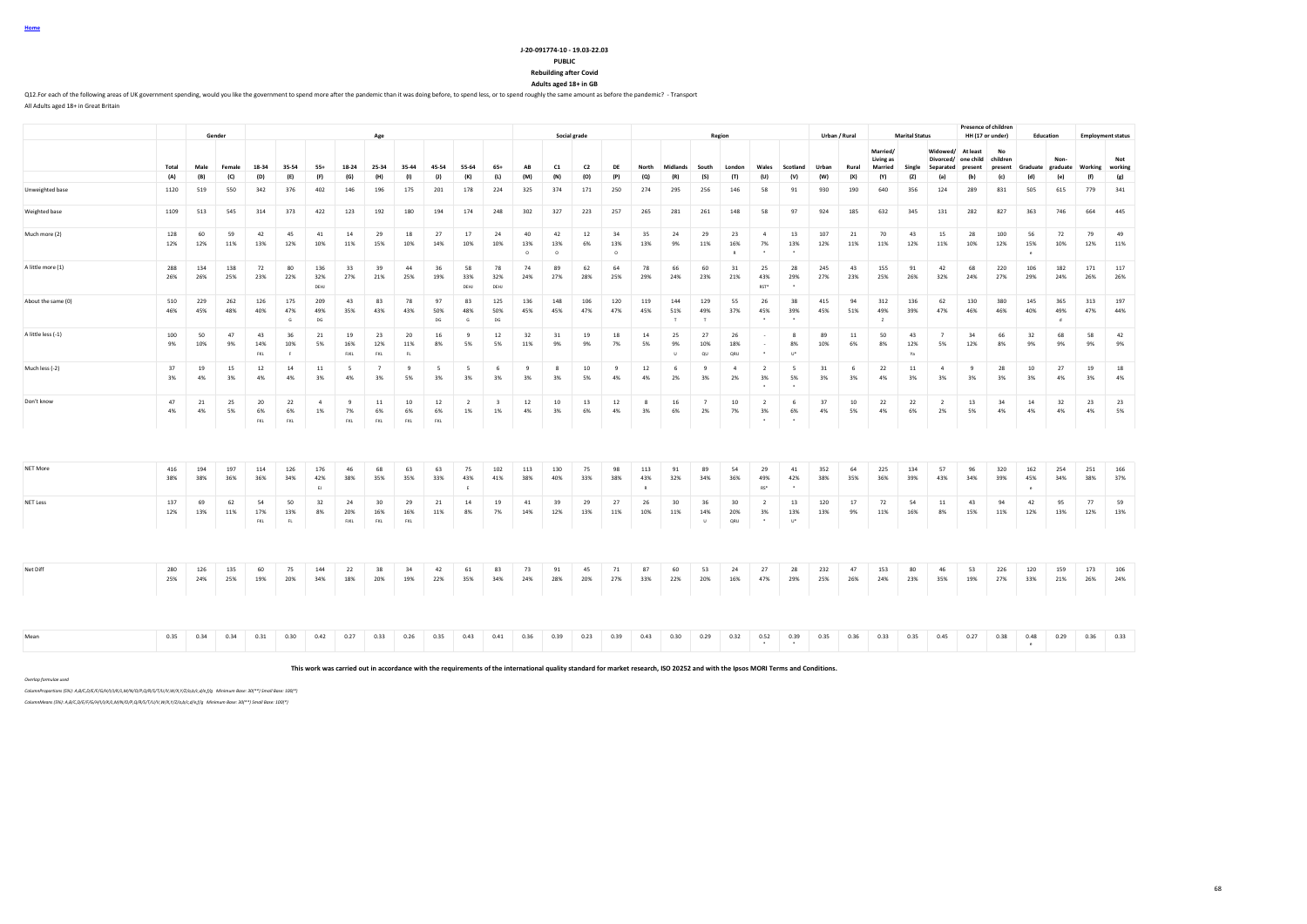Home

**J-20-091774-10 - 19.03-22.03**

**PUBLIC**

**Rebuilding after Covid**

**Adults aged 18+ in GB**

Q12.For each of the following areas of UK government spending, would you like the government to spend more after the pandemic than it was doing before, to spend less, or to spend roughly the same amount as before the pandemic? - Transport

All Adults aged 18+ in Great Britain

| | | Gender | | Age | | | | | | | | | | Social grade | | | | Region | | | | | | Urban / Rural | | Marital Status | | | Presence of children HH (17 or under) | | Education | | Employment status | |
|---|---|---|---|---|---|---|---|---|---|---|---|---|---|---|---|---|---|---|---|---|---|---|---|---|---|---|---|---|---|---|---|---|---|---|
| | Total | Male | Female | 18-34 | 35-54 | 55+ | 18-24 | 25-34 | 35-44 | 45-54 | 55-64 | 65+ | AB | C1 | C2 | DE | North | Midlands | South | London | Wales | Scotland | Urban | Rural | Married/ Living as Married | Single | Widowed/ Divorced/ Separated | At least one child present | No children present | Graduate | Non-graduate | Working | Not working |
| | (A) | (B) | (C) | (D) | (E) | (F) | (G) | (H) | (I) | (J) | (K) | (L) | (M) | (N) | (O) | (P) | (Q) | (R) | (S) | (T) | (U) | (V) | (W) | (X) | (Y) | (Z) | (a) | (b) | (c) | (d) | (e) | (f) | (g) |
| Unweighted base | 1120 | 519 | 550 | 342 | 376 | 402 | 146 | 196 | 175 | 201 | 178 | 224 | 325 | 374 | 171 | 250 | 274 | 295 | 256 | 146 | 58 | 91 | 930 | 190 | 640 | 356 | 124 | 289 | 831 | 505 | 615 | 779 | 341 |
| Weighted base | 1109 | 513 | 545 | 314 | 373 | 422 | 123 | 192 | 180 | 194 | 174 | 248 | 302 | 327 | 223 | 257 | 265 | 281 | 261 | 148 | 58 | 97 | 924 | 185 | 632 | 345 | 131 | 282 | 827 | 363 | 746 | 664 | 445 |
| Much more (2) | 128 | 60 | 59 | 42 | 45 | 41 | 14 | 29 | 18 | 27 | 17 | 24 | 40 | 42 | 12 | 34 | 35 | 24 | 29 | 23 | 4 | 13 | 107 | 21 | 70 | 43 | 15 | 28 | 100 | 56 | 72 | 79 | 49 |
| | 12% | 12% | 11% | 13% | 12% | 10% | 11% | 15% | 10% | 14% | 10% | 10% | 13% | 13% | 6% | 13% | 13% | 9% | 11% | 16% | 7% | 13% | 12% | 11% | 11% | 12% | 11% | 10% | 12% | 15% | 10% | 12% | 11% |
| | | | | | | | | | | | | | O | O | | O | | | | R | * | * | | | | | | | | e | | | |
| A little more (1) | 288 | 134 | 138 | 72 | 80 | 136 | 33 | 39 | 44 | 36 | 58 | 78 | 74 | 89 | 62 | 64 | 78 | 66 | 60 | 31 | 25 | 28 | 245 | 43 | 155 | 91 | 42 | 68 | 220 | 106 | 182 | 171 | 117 |
| | 26% | 26% | 25% | 23% | 22% | 32% | 27% | 21% | 25% | 19% | 33% | 32% | 24% | 27% | 28% | 25% | 29% | 24% | 23% | 21% | 43% | 29% | 27% | 23% | 25% | 26% | 32% | 24% | 27% | 29% | 24% | 26% | 26% |
| | | | | | | DEHJ | | | | | DEHJ | DEHJ | | | | | | | | | RST* | * | | | | | | | | | | | |
| About the same (0) | 510 | 229 | 262 | 126 | 175 | 209 | 43 | 83 | 78 | 97 | 83 | 125 | 136 | 148 | 106 | 120 | 119 | 144 | 129 | 55 | 26 | 38 | 415 | 94 | 312 | 136 | 62 | 130 | 380 | 145 | 365 | 313 | 197 |
| | 46% | 45% | 48% | 40% | 47% | 49% | 35% | 43% | 43% | 50% | 48% | 50% | 45% | 45% | 47% | 47% | 45% | 51% | 49% | 37% | 45% | 39% | 45% | 51% | 49% | 39% | 47% | 46% | 46% | 40% | 49% | 47% | 44% |
| | | | | | G | DG | | | | DG | G | DG | | | | | | T | T | | * | * | | | Z | | | | | | d | | |
| A little less (-1) | 100 | 50 | 47 | 43 | 36 | 21 | 19 | 23 | 20 | 16 | 9 | 12 | 32 | 31 | 19 | 18 | 14 | 25 | 27 | 26 | - | 8 | 89 | 11 | 50 | 43 | 7 | 34 | 66 | 32 | 68 | 58 | 42 |
| | 9% | 10% | 9% | 14% | 10% | 5% | 16% | 12% | 11% | 8% | 5% | 5% | 11% | 9% | 9% | 7% | 5% | 9% | 10% | 18% | - | 8% | 10% | 6% | 8% | 12% | 5% | 12% | 8% | 9% | 9% | 9% | 9% |
| | | | | FKL | F | | FJKL | FKL | FL | | | | | | | | | U | QU | QRU | * | U* | | | | Ya | | | | | | | |
| Much less (-2) | 37 | 19 | 15 | 12 | 14 | 11 | 5 | 7 | 9 | 5 | 5 | 6 | 9 | 8 | 10 | 9 | 12 | 6 | 9 | 4 | 2 | 5 | 31 | 6 | 22 | 11 | 4 | 9 | 28 | 10 | 27 | 19 | 18 |
| | 3% | 4% | 3% | 4% | 4% | 3% | 4% | 3% | 5% | 3% | 3% | 3% | 3% | 3% | 5% | 4% | 4% | 2% | 3% | 2% | 3% | 5% | 3% | 3% | 4% | 3% | 3% | 3% | 3% | 3% | 4% | 3% | 4% |
| | | | | | | | | | | | | | | | | | | | | | * | * | | | | | | | | | | | |
| Don't know | 47 | 21 | 25 | 20 | 22 | 4 | 9 | 11 | 10 | 12 | 2 | 3 | 12 | 10 | 13 | 12 | 8 | 16 | 7 | 10 | 2 | 6 | 37 | 10 | 22 | 22 | 2 | 13 | 34 | 14 | 32 | 23 | 23 |
| | 4% | 4% | 5% | 6% | 6% | 1% | 7% | 6% | 6% | 6% | 1% | 1% | 4% | 3% | 6% | 4% | 3% | 6% | 2% | 7% | 3% | 6% | 4% | 5% | 4% | 6% | 2% | 5% | 4% | 4% | 4% | 4% | 5% |
| | | | | FKL | FKL | | FKL | FKL | FKL | FKL | | | | | | | | | | | * | * | | | | | | | | | | | |
| NET More | 416 | 194 | 197 | 114 | 126 | 176 | 46 | 68 | 63 | 63 | 75 | 102 | 113 | 130 | 75 | 98 | 113 | 91 | 89 | 54 | 29 | 41 | 352 | 64 | 225 | 134 | 57 | 96 | 320 | 162 | 254 | 251 | 166 |
| | 38% | 38% | 36% | 36% | 34% | 42% | 38% | 35% | 35% | 33% | 43% | 41% | 38% | 40% | 33% | 38% | 43% | 32% | 34% | 36% | 49% | 42% | 38% | 35% | 36% | 39% | 43% | 34% | 39% | 45% | 34% | 38% | 37% |
| | | | | | | EJ | | | | | E | | | | | | R | | | | RS* | * | | | | | | | | e | | | |
| NET Less | 137 | 69 | 62 | 54 | 50 | 32 | 24 | 30 | 29 | 21 | 14 | 19 | 41 | 39 | 29 | 27 | 26 | 30 | 36 | 30 | 2 | 13 | 120 | 17 | 72 | 54 | 11 | 43 | 94 | 42 | 95 | 77 | 59 |
| | 12% | 13% | 11% | 17% | 13% | 8% | 20% | 16% | 16% | 11% | 8% | 7% | 14% | 12% | 13% | 11% | 10% | 11% | 14% | 20% | 3% | 13% | 13% | 9% | 11% | 16% | 8% | 15% | 11% | 12% | 13% | 12% | 13% |
| | | | | FKL | FL | | FJKL | FKL | FKL | | | | | | | | | | U | QRU | * | U* | | | | | | | | | | | |
| Net Diff | 280 | 126 | 135 | 60 | 75 | 144 | 22 | 38 | 34 | 42 | 61 | 83 | 73 | 91 | 45 | 71 | 87 | 60 | 53 | 24 | 27 | 28 | 232 | 47 | 153 | 80 | 46 | 53 | 226 | 120 | 159 | 173 | 106 |
| | 25% | 24% | 25% | 19% | 20% | 34% | 18% | 20% | 19% | 22% | 35% | 34% | 24% | 28% | 20% | 27% | 33% | 22% | 20% | 16% | 47% | 29% | 25% | 26% | 24% | 23% | 35% | 19% | 27% | 33% | 21% | 26% | 24% |
| Mean | 0.35 | 0.34 | 0.34 | 0.31 | 0.30 | 0.42 | 0.27 | 0.33 | 0.26 | 0.35 | 0.43 | 0.41 | 0.36 | 0.39 | 0.23 | 0.39 | 0.43 | 0.30 | 0.29 | 0.32 | 0.52 | 0.39 | 0.35 | 0.36 | 0.33 | 0.35 | 0.45 | 0.27 | 0.38 | 0.48 | 0.29 | 0.36 | 0.33 |
| | | | | | | | | | | | | | | | | | | | | | * | * | | | | | | | | e | | | |

**This work was carried out in accordance with the requirements of the international quality standard for market research, ISO 20252 and with the Ipsos MORI Terms and Conditions.**

*Overlap formulae used*

*ColumnProportions (5%): A,B/C,D/E/F/G/H/I/J/K/L,M/N/O/P,Q/R/S/T/U/V,W/X,Y/Z/a,b/c,d/e,f/g Minimum Base: 30(**) Small Base: 100(*)*

*ColumnMeans (5%): A,B/C,D/E/F/G/H/I/J/K/L,M/N/O/P,Q/R/S/T/U/V,W/X,Y/Z/a,b/c,d/e,f/g Minimum Base: 30(**) Small Base: 100(*)*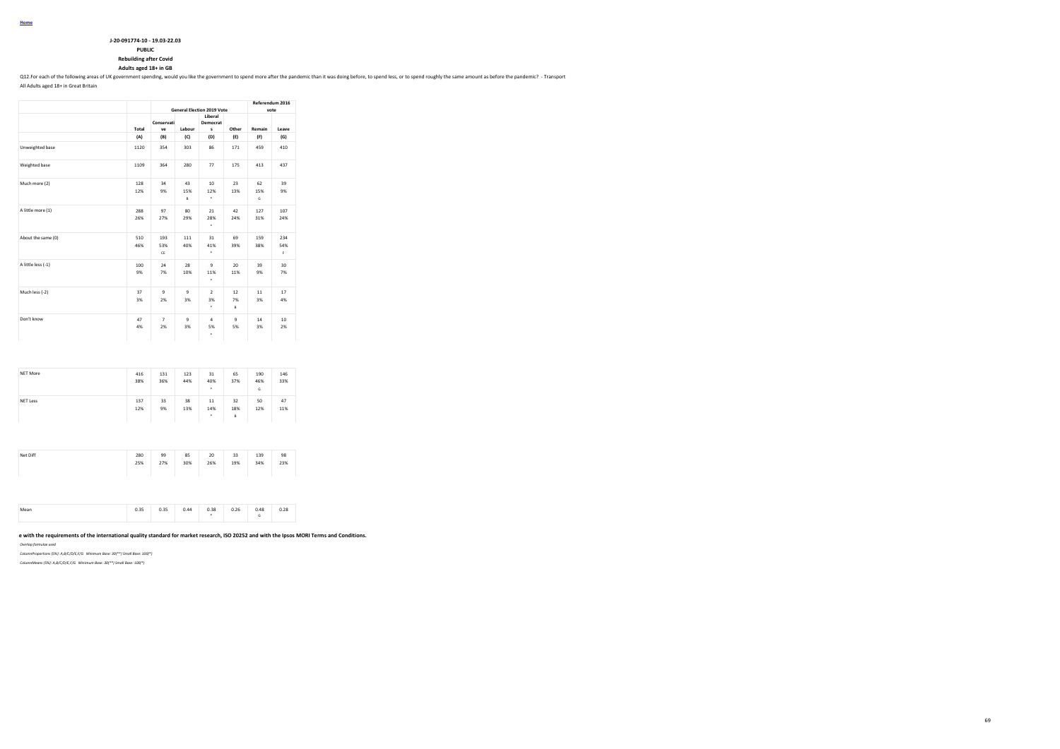Home

**J-20-091774-10 - 19.03-22.03**

**PUBLIC**

**Rebuilding after Covid**

**Adults aged 18+ in GB**

Q12.For each of the following areas of UK government spending, would you like the government to spend more after the pandemic than it was doing before, to spend less, or to spend roughly the same amount as before the pandemic? - Transport

All Adults aged 18+ in Great Britain

| | | General Election 2019 Vote | | | | Referendum 2016 vote | |
|---|---|---|---|---|---|---|---|
| | Total | Conservative | Labour | Liberal Democrats | Other | Remain | Leave |
| | (A) | (B) | (C) | (D) | (E) | (F) | (G) |
| Unweighted base | 1120 | 354 | 303 | 86 | 171 | 459 | 410 |
| Weighted base | 1109 | 364 | 280 | 77 | 175 | 413 | 437 |
| Much more (2) | 128<br>12% | 34<br>9% | 43<br>15%<br>B | 10<br>12%<br>* | 23<br>13% | 62<br>15%<br>G | 39<br>9% |
| A little more (1) | 288<br>26% | 97<br>27% | 80<br>29% | 21<br>28%<br>* | 42<br>24% | 127<br>31% | 107<br>24% |
| About the same (0) | 510<br>46% | 193<br>53%<br>CE | 111<br>40% | 31<br>41%<br>* | 69<br>39% | 159<br>38% | 234<br>54%<br>F |
| A little less (-1) | 100<br>9% | 24<br>7% | 28<br>10% | 9<br>11%<br>* | 20<br>11% | 39<br>9% | 30<br>7% |
| Much less (-2) | 37<br>3% | 9<br>2% | 9<br>3% | 2<br>3%<br>* | 12<br>7%<br>B | 11<br>3% | 17<br>4% |
| Don't know | 47<br>4% | 7<br>2% | 9<br>3% | 4<br>5%<br>* | 9<br>5% | 14<br>3% | 10<br>2% |
| NET More | 416<br>38% | 131<br>36% | 123<br>44% | 31<br>40%<br>* | 65<br>37% | 190<br>46%<br>G | 146<br>33% |
| NET Less | 137<br>12% | 33<br>9% | 38<br>13% | 11<br>14%<br>* | 32<br>18%<br>B | 50<br>12% | 47<br>11% |
| Net Diff | 280<br>25% | 99<br>27% | 85<br>30% | 20<br>26% | 33<br>19% | 139<br>34% | 98<br>23% |
| Mean | 0.35 | 0.35 | 0.44 | 0.38<br>* | 0.26 | 0.48<br>G | 0.28 |

**e with the requirements of the international quality standard for market research, ISO 20252 and with the Ipsos MORI Terms and Conditions.**

*Overlap formulae used*

*ColumnProportions (5%): A,B/C/D/E,F/G Minimum Base: 30(**) Small Base: 100(*)*

*ColumnMeans (5%): A,B/C/D/E,F/G Minimum Base: 30(**) Small Base: 100(*)*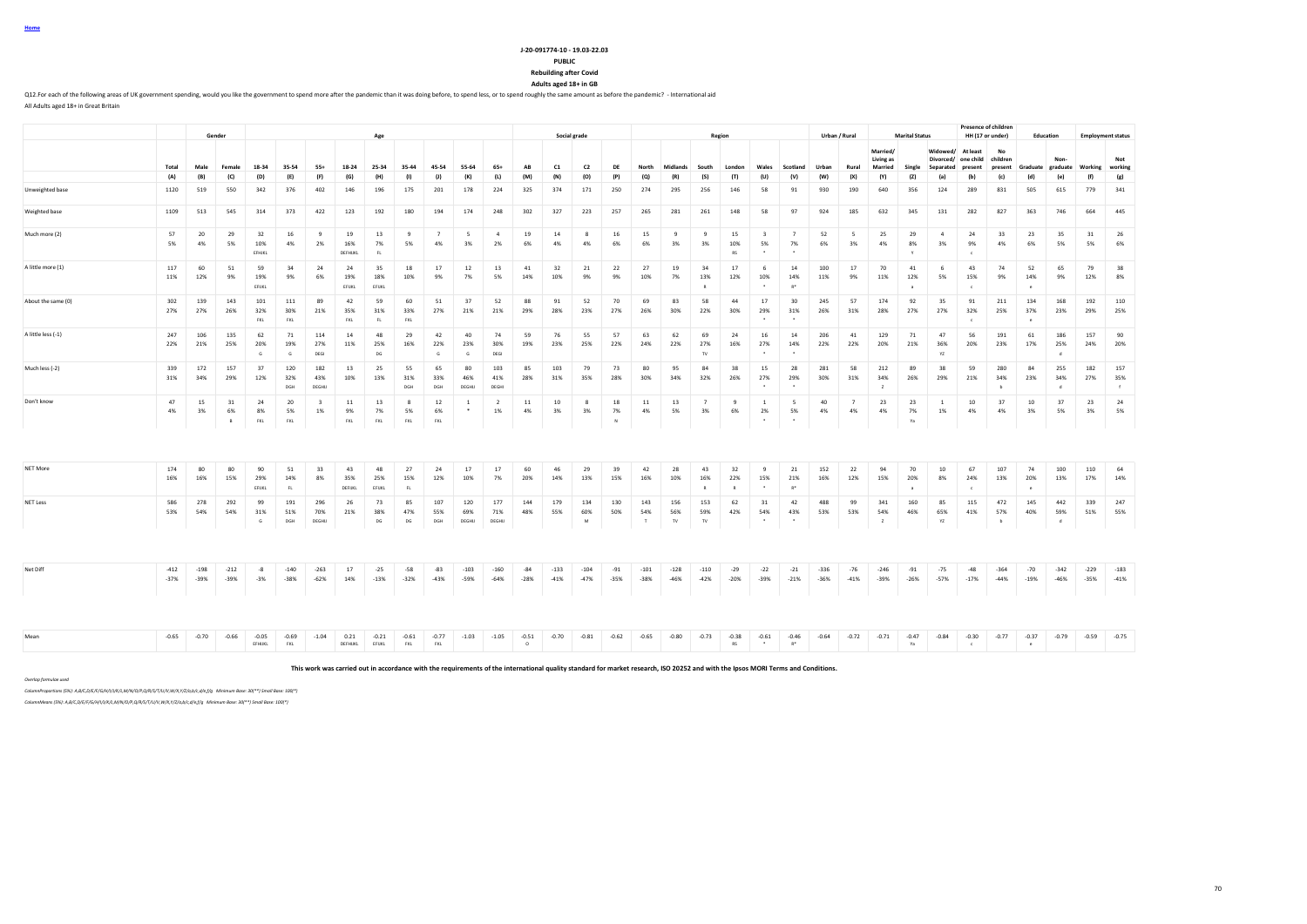Home

J-20-091774-10 - 19.03-22.03

PUBLIC

Rebuilding after Covid

Adults aged 18+ in GB

Q12.For each of the following areas of UK government spending, would you like the government to spend more after the pandemic than it was doing before, to spend less, or to spend roughly the same amount as before the pandemic? - International aid

All Adults aged 18+ in Great Britain

| | | Gender | | Age | | | | | | | | | | Social grade | | | | Region | | | | | | Urban / Rural | | Marital Status | | | Presence of children HH (17 or under) | | Education | | Employment status | |
|---|---|---|---|---|---|---|---|---|---|---|---|---|---|---|---|---|---|---|---|---|---|---|---|---|---|---|---|---|---|---|---|---|---|---|
| | Total | Male | Female | 18-34 | 35-54 | 55+ | 18-24 | 25-34 | 35-44 | 45-54 | 55-64 | 65+ | AB | C1 | C2 | DE | North | Midlands | South | London | Wales | Scotland | Urban | Rural | Married/ Living as Married | Single | Widowed/ Divorced/ Separated | At least one child present | No children present | Graduate | Non-graduate | Working | Not working |
| | (A) | (B) | (C) | (D) | (E) | (F) | (G) | (H) | (I) | (J) | (K) | (L) | (M) | (N) | (O) | (P) | (Q) | (R) | (S) | (T) | (U) | (V) | (W) | (X) | (Y) | (Z) | (a) | (b) | (c) | (d) | (e) | (f) | (g) |
| Unweighted base | 1120 | 519 | 550 | 342 | 376 | 402 | 146 | 196 | 175 | 201 | 178 | 224 | 325 | 374 | 171 | 250 | 274 | 295 | 256 | 146 | 58 | 91 | 930 | 190 | 640 | 356 | 124 | 289 | 831 | 505 | 615 | 779 | 341 |
| Weighted base | 1109 | 513 | 545 | 314 | 373 | 422 | 123 | 192 | 180 | 194 | 174 | 248 | 302 | 327 | 223 | 257 | 265 | 281 | 261 | 148 | 58 | 97 | 924 | 185 | 632 | 345 | 131 | 282 | 827 | 363 | 746 | 664 | 445 |
| Much more (2) | 57 | 20 | 29 | 32 | 16 | 9 | 19 | 13 | 9 | 7 | 5 | 4 | 19 | 14 | 8 | 16 | 15 | 9 | 9 | 15 | 3 | 7 | 52 | 5 | 25 | 29 | 4 | 24 | 33 | 23 | 35 | 31 | 26 |
| | 5% | 4% | 5% | 10% | 4% | 2% | 16% | 7% | 5% | 4% | 3% | 2% | 6% | 4% | 4% | 6% | 6% | 3% | 3% | 10% | 5% | 7% | 6% | 3% | 4% | 8% | 3% | 9% | 4% | 6% | 5% | 5% | 6% |
| | | | | EFIJKL | | | DEFIJKL | FL | | | | | | | | | | | | RS | * | * | | | | Y | | c | | | | | |
| A little more (1) | 117 | 60 | 51 | 59 | 34 | 24 | 24 | 35 | 18 | 17 | 12 | 13 | 41 | 32 | 21 | 22 | 27 | 19 | 34 | 17 | 6 | 14 | 100 | 17 | 70 | 41 | 6 | 43 | 74 | 52 | 65 | 79 | 38 |
| | 11% | 12% | 9% | 19% | 9% | 6% | 19% | 18% | 10% | 9% | 7% | 5% | 14% | 10% | 9% | 9% | 10% | 7% | 13% | 12% | 10% | 14% | 11% | 9% | 11% | 12% | 5% | 15% | 9% | 14% | 9% | 12% | 8% |
| | | | | EFIJKL | | | EFIJKL | EFIJKL | | | | | | | | | | | R | | * | R* | | | | a | | c | | e | | | |
| About the same (0) | 302 | 139 | 143 | 101 | 111 | 89 | 42 | 59 | 60 | 51 | 37 | 52 | 88 | 91 | 52 | 70 | 69 | 83 | 58 | 44 | 17 | 30 | 245 | 57 | 174 | 92 | 35 | 91 | 211 | 134 | 168 | 192 | 110 |
| | 27% | 27% | 26% | 32% | 30% | 21% | 35% | 31% | 33% | 27% | 21% | 21% | 29% | 28% | 23% | 27% | 26% | 30% | 22% | 30% | 29% | 31% | 26% | 31% | 28% | 27% | 27% | 32% | 25% | 37% | 23% | 29% | 25% |
| | | | | FKL | FKL | | FKL | FL | FKL | | | | | | | | | | | | * | * | | | | | | c | | e | | | |
| A little less (-1) | 247 | 106 | 135 | 62 | 71 | 114 | 14 | 48 | 29 | 42 | 40 | 74 | 59 | 76 | 55 | 57 | 63 | 62 | 69 | 24 | 16 | 14 | 206 | 41 | 129 | 71 | 47 | 56 | 191 | 61 | 186 | 157 | 90 |
| | 22% | 21% | 25% | 20% | 19% | 27% | 11% | 25% | 16% | 22% | 23% | 30% | 19% | 23% | 25% | 22% | 24% | 22% | 27% | 16% | 27% | 14% | 22% | 22% | 20% | 21% | 36% | 20% | 23% | 17% | 25% | 24% | 20% |
| | | | | G | G | DEGI | | DG | | G | G | DEGI | | | | | | | TV | | * | * | | | | | YZ | | | | d | | |
| Much less (-2) | 339 | 172 | 157 | 37 | 120 | 182 | 13 | 25 | 55 | 65 | 80 | 103 | 85 | 103 | 79 | 73 | 80 | 95 | 84 | 38 | 15 | 28 | 281 | 58 | 212 | 89 | 38 | 59 | 280 | 84 | 255 | 182 | 157 |
| | 31% | 34% | 29% | 12% | 32% | 43% | 10% | 13% | 31% | 33% | 46% | 41% | 28% | 31% | 35% | 28% | 30% | 34% | 32% | 26% | 27% | 29% | 30% | 31% | 34% | 26% | 29% | 21% | 34% | 23% | 34% | 27% | 35% |
| | | | | | DGH | DEGHIJ | | | DGH | DGH | DEGHIJ | DEGHI | | | | | | | | | * | * | | | Z | | | | b | | d | | f |
| Don't know | 47 | 15 | 31 | 24 | 20 | 3 | 11 | 13 | 8 | 12 | 1 | 2 | 11 | 10 | 8 | 18 | 11 | 13 | 7 | 9 | 1 | 5 | 40 | 7 | 23 | 23 | 1 | 10 | 37 | 10 | 37 | 23 | 24 |
| | 4% | 3% | 6% | 8% | 5% | 1% | 9% | 7% | 5% | 6% | * | 1% | 4% | 3% | 3% | 7% | 4% | 5% | 3% | 6% | 2% | 5% | 4% | 4% | 4% | 7% | 1% | 4% | 4% | 3% | 5% | 3% | 5% |
| | | | B | FKL | FKL | | FKL | FKL | FKL | FKL | | | | | | N | | | | | * | * | | | | Ya | | | | | | | |
| NET More | 174 | 80 | 80 | 90 | 51 | 33 | 43 | 48 | 27 | 24 | 17 | 17 | 60 | 46 | 29 | 39 | 42 | 28 | 43 | 32 | 9 | 21 | 152 | 22 | 94 | 70 | 10 | 67 | 107 | 74 | 100 | 110 | 64 |
| | 16% | 16% | 15% | 29% | 14% | 8% | 35% | 25% | 15% | 12% | 10% | 7% | 20% | 14% | 13% | 15% | 16% | 10% | 16% | 22% | 15% | 21% | 16% | 12% | 15% | 20% | 8% | 24% | 13% | 20% | 13% | 17% | 14% |
| | | | | EFIJKL | FL | | DEFIJKL | EFIJKL | FL | | | | | | | | | | R | R | * | R* | | | | a | | c | | e | | | |
| NET Less | 586 | 278 | 292 | 99 | 191 | 296 | 26 | 73 | 85 | 107 | 120 | 177 | 144 | 179 | 134 | 130 | 143 | 156 | 153 | 62 | 31 | 42 | 488 | 99 | 341 | 160 | 85 | 115 | 472 | 145 | 442 | 339 | 247 |
| | 53% | 54% | 54% | 31% | 51% | 70% | 21% | 38% | 47% | 55% | 69% | 71% | 48% | 55% | 60% | 50% | 54% | 56% | 59% | 42% | 54% | 43% | 53% | 53% | 54% | 46% | 65% | 41% | 57% | 40% | 59% | 51% | 55% |
| | | | | G | DGH | DEGHIJ | | DG | DG | DGH | DEGHIJ | DEGHIJ | | | M | | T | TV | TV | | * | * | | | Z | | YZ | | b | | d | | |
| Net Diff | -412 | -198 | -212 | -8 | -140 | -263 | 17 | -25 | -58 | -83 | -103 | -160 | -84 | -133 | -104 | -91 | -101 | -128 | -110 | -29 | -22 | -21 | -336 | -76 | -246 | -91 | -75 | -48 | -364 | -70 | -342 | -229 | -183 |
| | -37% | -39% | -39% | -3% | -38% | -62% | 14% | -13% | -32% | -43% | -59% | -64% | -28% | -41% | -47% | -35% | -38% | -46% | -42% | -20% | -39% | -21% | -36% | -41% | -39% | -26% | -57% | -17% | -44% | -19% | -46% | -35% | -41% |
| Mean | -0.65 | -0.70 | -0.66 | -0.05 | -0.69 | -1.04 | 0.21 | -0.21 | -0.61 | -0.77 | -1.03 | -1.05 | -0.51 | -0.70 | -0.81 | -0.62 | -0.65 | -0.80 | -0.73 | -0.38 | -0.61 | -0.46 | -0.64 | -0.72 | -0.71 | -0.47 | -0.84 | -0.30 | -0.77 | -0.37 | -0.79 | -0.59 | -0.75 |
| | | | | EFIJKL | FKL | | DEFIJKL | EFIJKL | FKL | FKL | | | O | | | | | | | RS | * | R* | | | | Ya | | c | | e | | | |

This work was carried out in accordance with the requirements of the international quality standard for market research, ISO 20252 and with the Ipsos MORI Terms and Conditions.

*Overlap formulae used*

*ColumnProportions (5%): A,B/C,D/E/F,G/H/I/J/K/L,M/N/O/P,Q/R/S/T/U/V,W/X,Y/Z/a,b/c,d/e,f/g Minimum Base: 30(**) Small Base: 100(*)*

*ColumnMeans (5%): A,B/C,D/E/F,G/H/I/J/K/L,M/N/O/P,Q/R/S/T/U/V,W/X,Y/Z/a,b/c,d/e,f/g Minimum Base: 30(**) Small Base: 100(*)*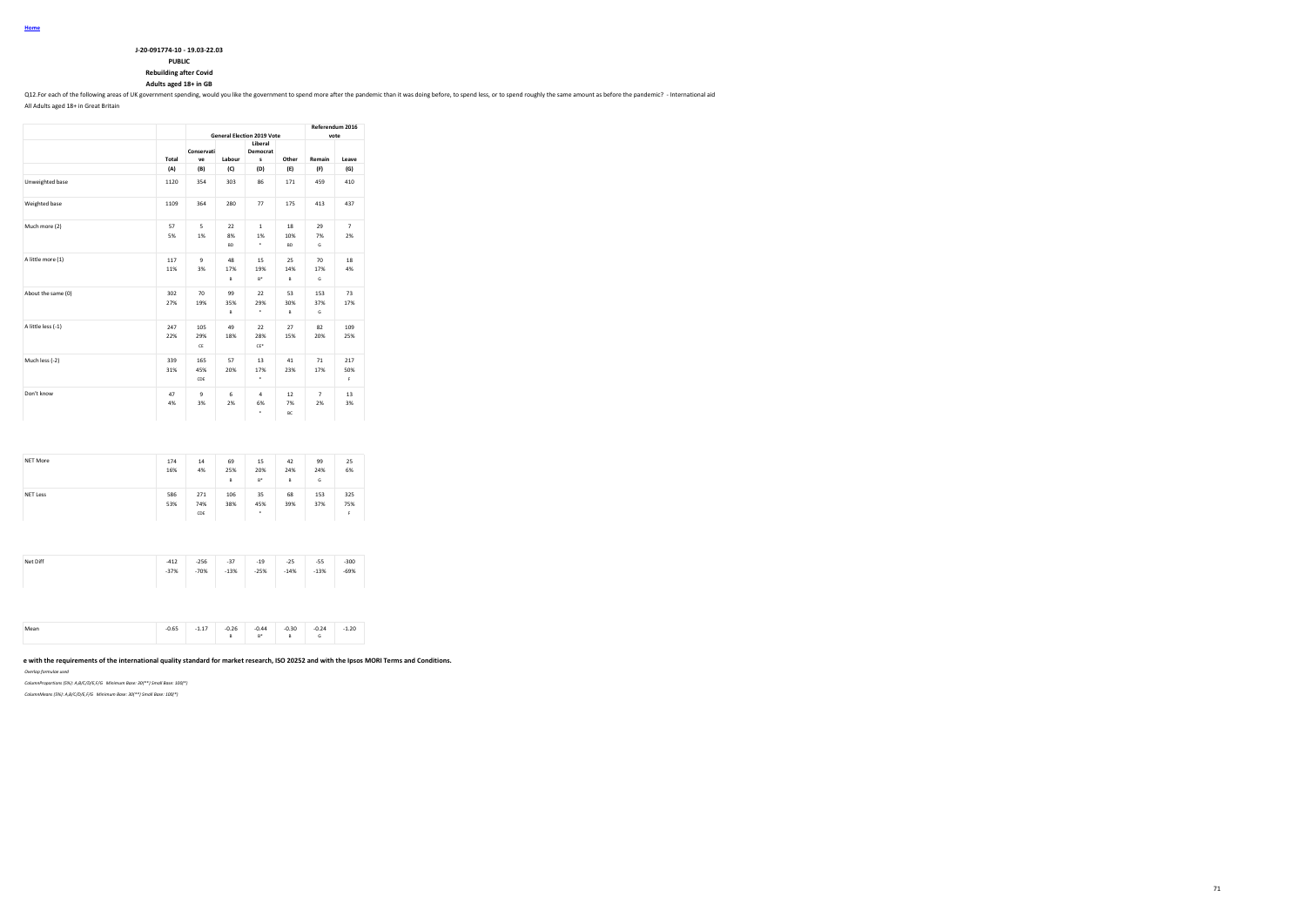Home

**J-20-091774-10 - 19.03-22.03**

**PUBLIC**

**Rebuilding after Covid**

**Adults aged 18+ in GB**

Q12.For each of the following areas of UK government spending, would you like the government to spend more after the pandemic than it was doing before, to spend less, or to spend roughly the same amount as before the pandemic? - International aid

All Adults aged 18+ in Great Britain

| | | General Election 2019 Vote | | | | Referendum 2016 vote | |
|---|---|---|---|---|---|---|---|
| | Total | Conservative | Labour | Liberal Democrats | Other | Remain | Leave |
| | (A) | (B) | (C) | (D) | (E) | (F) | (G) |
| Unweighted base | 1120 | 354 | 303 | 86 | 171 | 459 | 410 |
| Weighted base | 1109 | 364 | 280 | 77 | 175 | 413 | 437 |
| Much more (2) | 57<br>5% | 5<br>1% | 22<br>8%<br>BD | 1<br>1%<br>* | 18<br>10%<br>BD | 29<br>7%<br>G | 7<br>2% |
| A little more (1) | 117<br>11% | 9<br>3% | 48<br>17%<br>B | 15<br>19%<br>B* | 25<br>14%<br>B | 70<br>17%<br>G | 18<br>4% |
| About the same (0) | 302<br>27% | 70<br>19% | 99<br>35%<br>B | 22<br>29%<br>* | 53<br>30%<br>B | 153<br>37%<br>G | 73<br>17% |
| A little less (-1) | 247<br>22% | 105<br>29%<br>CE | 49<br>18% | 22<br>28%<br>CE* | 27<br>15% | 82<br>20% | 109<br>25% |
| Much less (-2) | 339<br>31% | 165<br>45%<br>CDE | 57<br>20% | 13<br>17%<br>* | 41<br>23% | 71<br>17% | 217<br>50%<br>F |
| Don't know | 47<br>4% | 9<br>3% | 6<br>2% | 4<br>6%<br>* | 12<br>7%<br>BC | 7<br>2% | 13<br>3% |
| NET More | 174<br>16% | 14<br>4% | 69<br>25%<br>B | 15<br>20%<br>B* | 42<br>24%<br>B | 99<br>24%<br>G | 25<br>6% |
| NET Less | 586<br>53% | 271<br>74%<br>CDE | 106<br>38% | 35<br>45%<br>* | 68<br>39% | 153<br>37% | 325<br>75%<br>F |
| Net Diff | -412<br>-37% | -256<br>-70% | -37<br>-13% | -19<br>-25% | -25<br>-14% | -55<br>-13% | -300<br>-69% |
| Mean | -0.65 | -1.17 | -0.26<br>B | -0.44<br>B* | -0.30<br>B | -0.24<br>G | -1.20 |

**e with the requirements of the international quality standard for market research, ISO 20252 and with the Ipsos MORI Terms and Conditions.**

*Overlap formulae used*

*ColumnProportions (5%): A,B/C/D/E,F/G Minimum Base: 30(**) Small Base: 100(*)*

*ColumnMeans (5%): A,B/C/D/E,F/G Minimum Base: 30(**) Small Base: 100(*)*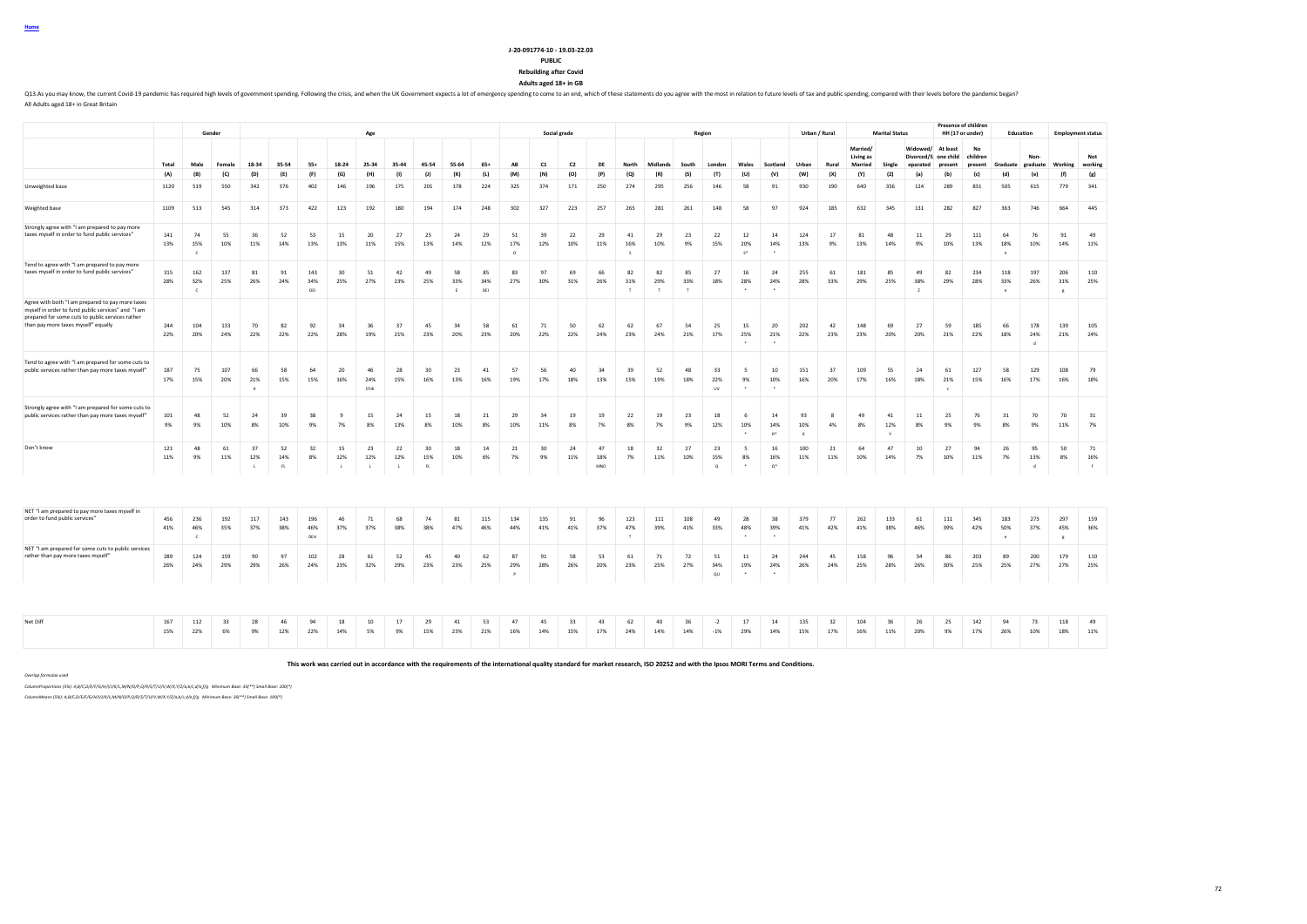Home

**J-20-091774-10 - 19.03-22.03**

**PUBLIC**

**Rebuilding after Covid**

**Adults aged 18+ in GB**

Q13.As you may know, the current Covid-19 pandemic has required high levels of government spending. Following the crisis, and when the UK Government expects a lot of emergency spending to come to an end, which of these statements do you agree with the most in relation to future levels of tax and public spending, compared with their levels before the pandemic began?

All Adults aged 18+ in Great Britain

| | Total | Gender | | Age | | | | | | | | | | Social grade | | | | Region | | | | | | Urban / Rural | | Marital Status | | | Presence of children HH (17 or under) | | Education | | Employment status | |
|---|---|---|---|---|---|---|---|---|---|---|---|---|---|---|---|---|---|---|---|---|---|---|---|---|---|---|---|---|---|---|---|---|---|---|
| | Total | Male | Female | 18-34 | 35-54 | 55+ | 18-24 | 25-34 | 35-44 | 45-54 | 55-64 | 65+ | AB | C1 | C2 | DE | North | Midlands | South | London | Wales | Scotland | Urban | Rural | Married/ Living as Married | Single | Widowed/ Divorced/Separated | At least one child present | No children present | Graduate | Non-graduate | Working | Not working |
| | (A) | (B) | (C) | (D) | (E) | (F) | (G) | (H) | (I) | (J) | (K) | (L) | (M) | (N) | (O) | (P) | (Q) | (R) | (S) | (T) | (U) | (V) | (W) | (X) | (Y) | (Z) | (a) | (b) | (c) | (d) | (e) | (f) | (g) |
| Unweighted base | 1120 | 519 | 550 | 342 | 376 | 402 | 146 | 196 | 175 | 201 | 178 | 224 | 325 | 374 | 171 | 250 | 274 | 295 | 256 | 146 | 58 | 91 | 930 | 190 | 640 | 356 | 124 | 289 | 831 | 505 | 615 | 779 | 341 |
| Weighted base | 1109 | 513 | 545 | 314 | 373 | 422 | 123 | 192 | 180 | 194 | 174 | 248 | 302 | 327 | 223 | 257 | 265 | 281 | 261 | 148 | 58 | 97 | 924 | 185 | 632 | 345 | 131 | 282 | 827 | 363 | 746 | 664 | 445 |
| Strongly agree with "I am prepared to pay more taxes myself in order to fund public services" | 141 | 74 | 55 | 36 | 52 | 53 | 15 | 20 | 27 | 25 | 24 | 29 | 51 | 39 | 22 | 29 | 41 | 29 | 23 | 22 | 12 | 14 | 124 | 17 | 81 | 48 | 11 | 29 | 111 | 64 | 76 | 91 | 49 |
| | 13% | 15% | 10% | 11% | 14% | 13% | 13% | 11% | 15% | 13% | 14% | 12% | 17% | 12% | 10% | 11% | 16% | 10% | 9% | 15% | 20% | 14% | 13% | 9% | 13% | 14% | 9% | 10% | 13% | 18% | 10% | 14% | 11% |
| | | C | | | | | | | | | | | O | | | | S | | | | S* | * | | | | | | | | e | | | |
| Tend to agree with "I am prepared to pay more taxes myself in order to fund public services" | 315 | 162 | 137 | 81 | 91 | 143 | 30 | 51 | 42 | 49 | 58 | 85 | 83 | 97 | 69 | 66 | 82 | 82 | 85 | 27 | 16 | 24 | 255 | 61 | 181 | 85 | 49 | 82 | 234 | 118 | 197 | 206 | 110 |
| | 28% | 32% | 25% | 26% | 24% | 34% | 25% | 27% | 23% | 25% | 33% | 34% | 27% | 30% | 31% | 26% | 31% | 29% | 33% | 18% | 28% | 24% | 28% | 33% | 29% | 25% | 38% | 29% | 28% | 33% | 26% | 31% | 25% |
| | | C | | | | DEI | | | | | E | DEI | | | | | T | T | T | | * | * | | | | | Z | | | e | | g | |
| Agree with both "I am prepared to pay more taxes myself in order to fund public services" and "I am prepared for some cuts to public services rather than pay more taxes myself" equally | 244 | 104 | 133 | 70 | 82 | 92 | 34 | 36 | 37 | 45 | 34 | 58 | 61 | 71 | 50 | 62 | 62 | 67 | 54 | 25 | 15 | 20 | 202 | 42 | 148 | 69 | 27 | 59 | 185 | 66 | 178 | 139 | 105 |
| | 22% | 20% | 24% | 22% | 22% | 22% | 28% | 19% | 21% | 23% | 20% | 23% | 20% | 22% | 22% | 24% | 23% | 24% | 21% | 17% | 25% | 21% | 22% | 23% | 23% | 20% | 20% | 21% | 22% | 18% | 24% | 21% | 24% |
| | | | | | | | | | | | | | | | | | | | | | * | * | | | | | | | | | d | | |
| Tend to agree with "I am prepared for some cuts to public services rather than pay more taxes myself" | 187 | 75 | 107 | 66 | 58 | 64 | 20 | 46 | 28 | 30 | 23 | 41 | 57 | 56 | 40 | 34 | 39 | 52 | 48 | 33 | 5 | 10 | 151 | 37 | 109 | 55 | 24 | 61 | 127 | 58 | 129 | 108 | 79 |
| | 17% | 15% | 20% | 21% | 15% | 15% | 16% | 24% | 15% | 16% | 13% | 16% | 19% | 17% | 18% | 13% | 15% | 19% | 18% | 22% | 9% | 10% | 16% | 20% | 17% | 16% | 18% | 21% | 15% | 16% | 17% | 16% | 18% |
| | | | | E | | | | EFJK | | | | | | | | | | | | UV | * | * | | | | | | c | | | | | |
| Strongly agree with "I am prepared for some cuts to public services rather than pay more taxes myself" | 101 | 48 | 52 | 24 | 39 | 38 | 9 | 15 | 24 | 15 | 18 | 21 | 29 | 34 | 19 | 19 | 22 | 19 | 23 | 18 | 6 | 14 | 93 | 8 | 49 | 41 | 11 | 25 | 76 | 31 | 70 | 70 | 31 |
| | 9% | 9% | 10% | 8% | 10% | 9% | 7% | 8% | 13% | 8% | 10% | 8% | 10% | 11% | 8% | 7% | 8% | 7% | 9% | 12% | 10% | 14% | 10% | 4% | 8% | 12% | 8% | 9% | 9% | 8% | 9% | 11% | 7% |
| | | | | | | | | | | | | | | | | | | | | | * | R* | X | | | Y | | | | | | | |
| Don't know | 121 | 48 | 61 | 37 | 52 | 32 | 15 | 23 | 22 | 30 | 18 | 14 | 21 | 30 | 24 | 47 | 18 | 32 | 27 | 23 | 5 | 16 | 100 | 21 | 64 | 47 | 10 | 27 | 94 | 26 | 95 | 50 | 71 |
| | 11% | 9% | 11% | 12% | 14% | 8% | 12% | 12% | 12% | 15% | 10% | 6% | 7% | 9% | 11% | 18% | 7% | 11% | 10% | 15% | 8% | 16% | 11% | 11% | 10% | 14% | 7% | 10% | 11% | 7% | 13% | 8% | 16% |
| | | | | L | FL | | L | L | L | FL | | | | | | MNO | | | | Q | * | Q* | | | | | | | | | d | | f |
| NET "I am prepared to pay more taxes myself in order to fund public services" | 456 | 236 | 192 | 117 | 143 | 196 | 46 | 71 | 68 | 74 | 81 | 115 | 134 | 135 | 91 | 96 | 123 | 111 | 108 | 49 | 28 | 38 | 379 | 77 | 262 | 133 | 61 | 111 | 345 | 183 | 273 | 297 | 159 |
| | 41% | 46% | 35% | 37% | 38% | 46% | 37% | 37% | 38% | 38% | 47% | 46% | 44% | 41% | 41% | 37% | 47% | 39% | 41% | 33% | 48% | 39% | 41% | 42% | 41% | 38% | 46% | 39% | 42% | 50% | 37% | 45% | 36% |
| | | C | | | | DEH | | | | | | | | | | | T | | | | * | * | | | | | | | | e | | g | |
| NET "I am prepared for some cuts to public services rather than pay more taxes myself" | 289 | 124 | 159 | 90 | 97 | 102 | 28 | 61 | 52 | 45 | 40 | 62 | 87 | 91 | 58 | 53 | 61 | 71 | 72 | 51 | 11 | 24 | 244 | 45 | 158 | 96 | 34 | 86 | 203 | 89 | 200 | 179 | 110 |
| | 26% | 24% | 29% | 29% | 26% | 24% | 23% | 32% | 29% | 23% | 23% | 25% | 29% | 28% | 26% | 20% | 23% | 25% | 27% | 34% | 19% | 24% | 26% | 24% | 25% | 28% | 26% | 30% | 25% | 25% | 27% | 27% | 25% |
| | | | | | | | | | | | | | P | | | | | | | QU | * | * | | | | | | | | | | | |
| Net Diff | 167 | 112 | 33 | 28 | 46 | 94 | 18 | 10 | 17 | 29 | 41 | 53 | 47 | 45 | 33 | 43 | 62 | 40 | 36 | -2 | 17 | 14 | 135 | 32 | 104 | 36 | 26 | 25 | 142 | 94 | 73 | 118 | 49 |
| | 15% | 22% | 6% | 9% | 12% | 22% | 14% | 5% | 9% | 15% | 23% | 21% | 16% | 14% | 15% | 17% | 24% | 14% | 14% | -1% | 29% | 14% | 15% | 17% | 16% | 11% | 20% | 9% | 17% | 26% | 10% | 18% | 11% |

**This work was carried out in accordance with the requirements of the international quality standard for market research, ISO 20252 and with the Ipsos MORI Terms and Conditions.**

*Overlap formulae used*

*ColumnProportions (5%): A,B/C,D/E/F/G/H/I/J/K/L,M/N/O/P,Q/R/S/T/U/V,W/X,Y/Z/a,b/c,d/e,f/g Minimum Base: 30(**) Small Base: 100(*)*

*ColumnMeans (5%): A,B/C,D/E/F/G/H/I/J/K/L,M/N/O/P,Q/R/S/T/U/V,W/X,Y/Z/a,b/c,d/e,f/g Minimum Base: 30(**) Small Base: 100(*)*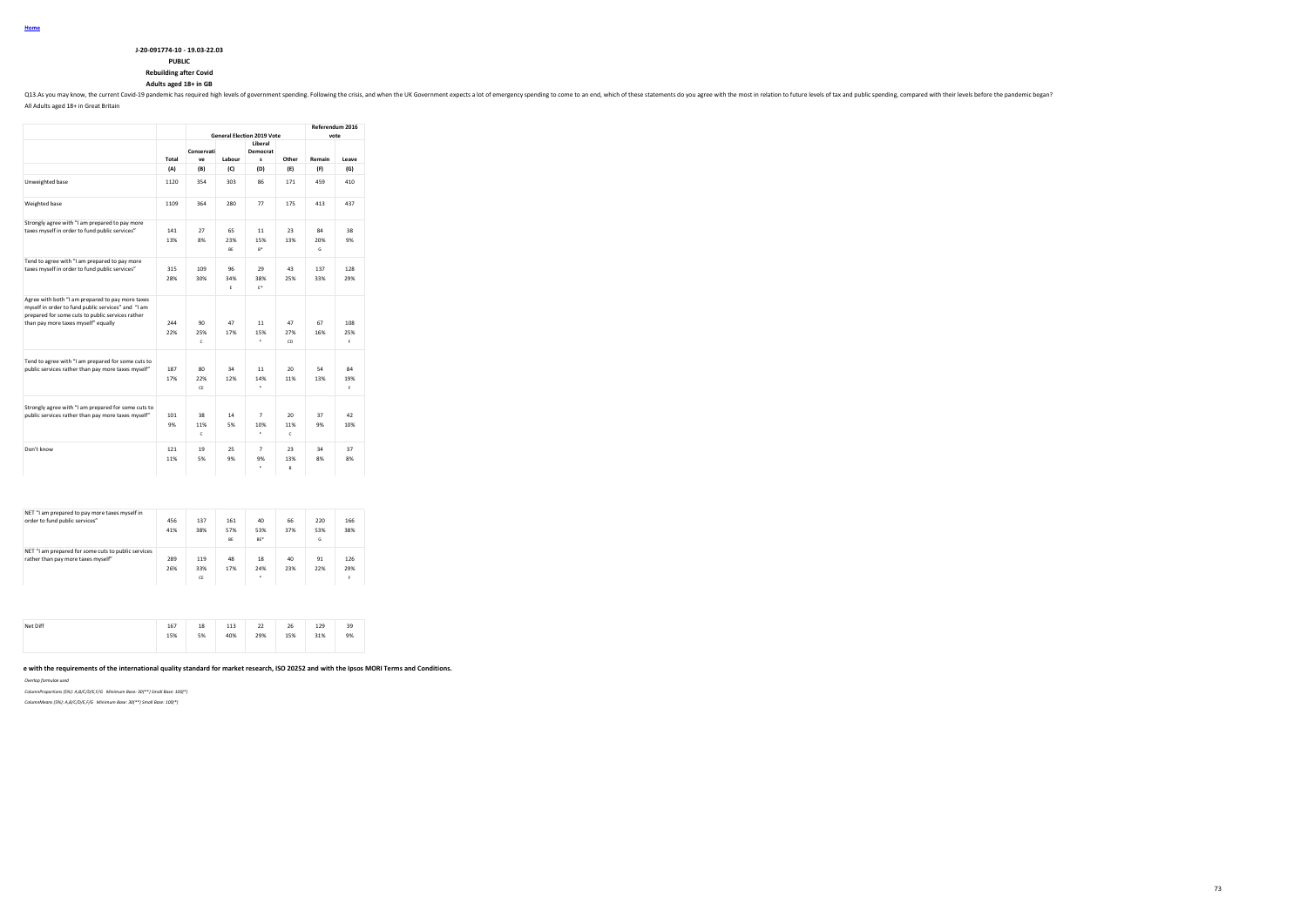Home

**J-20-091774-10 - 19.03-22.03**

**PUBLIC**

**Rebuilding after Covid**

**Adults aged 18+ in GB**

Q13.As you may know, the current Covid-19 pandemic has required high levels of government spending. Following the crisis, and when the UK Government expects a lot of emergency spending to come to an end, which of these statements do you agree with the most in relation to future levels of tax and public spending, compared with their levels before the pandemic began?

All Adults aged 18+ in Great Britain

| | | General Election 2019 Vote | | | | Referendum 2016 vote | |
|---|---|---|---|---|---|---|---|
| | Total | Conservative | Labour | Liberal Democrats | Other | Remain | Leave |
| | (A) | (B) | (C) | (D) | (E) | (F) | (G) |
| Unweighted base | 1120 | 354 | 303 | 86 | 171 | 459 | 410 |
| Weighted base | 1109 | 364 | 280 | 77 | 175 | 413 | 437 |
| Strongly agree with "I am prepared to pay more taxes myself in order to fund public services" | 141 | 27 | 65 | 11 | 23 | 84 | 38 |
| | 13% | 8% | 23% | 15% | 13% | 20% | 9% |
| | | | BE | B* | | G | |
| Tend to agree with "I am prepared to pay more taxes myself in order to fund public services" | 315 | 109 | 96 | 29 | 43 | 137 | 128 |
| | 28% | 30% | 34% | 38% | 25% | 33% | 29% |
| | | | E | E* | | | |
| Agree with both "I am prepared to pay more taxes myself in order to fund public services" and "I am prepared for some cuts to public services rather than pay more taxes myself" equally | 244 | 90 | 47 | 11 | 47 | 67 | 108 |
| | 22% | 25% | 17% | 15% | 27% | 16% | 25% |
| | | C | | * | CD | | F |
| Tend to agree with "I am prepared for some cuts to public services rather than pay more taxes myself" | 187 | 80 | 34 | 11 | 20 | 54 | 84 |
| | 17% | 22% | 12% | 14% | 11% | 13% | 19% |
| | | CE | | * | | | F |
| Strongly agree with "I am prepared for some cuts to public services rather than pay more taxes myself" | 101 | 38 | 14 | 7 | 20 | 37 | 42 |
| | 9% | 11% | 5% | 10% | 11% | 9% | 10% |
| | | C | | * | C | | |
| Don't know | 121 | 19 | 25 | 7 | 23 | 34 | 37 |
| | 11% | 5% | 9% | 9% | 13% | 8% | 8% |
| | | | | * | B | | |
| NET "I am prepared to pay more taxes myself in order to fund public services" | 456 | 137 | 161 | 40 | 66 | 220 | 166 |
| | 41% | 38% | 57% | 53% | 37% | 53% | 38% |
| | | | BE | BE* | | G | |
| NET "I am prepared for some cuts to public services rather than pay more taxes myself" | 289 | 119 | 48 | 18 | 40 | 91 | 126 |
| | 26% | 33% | 17% | 24% | 23% | 22% | 29% |
| | | CE | | * | | | F |
| Net Diff | 167 | 18 | 113 | 22 | 26 | 129 | 39 |
| | 15% | 5% | 40% | 29% | 15% | 31% | 9% |

**e with the requirements of the international quality standard for market research, ISO 20252 and with the Ipsos MORI Terms and Conditions.**

*Overlap formulae used*

*ColumnProportions (5%): A,B/C/D/E,F/G Minimum Base: 30(**) Small Base: 100(*)*

*ColumnMeans (5%): A,B/C/D/E,F/G Minimum Base: 30(**) Small Base: 100(*)*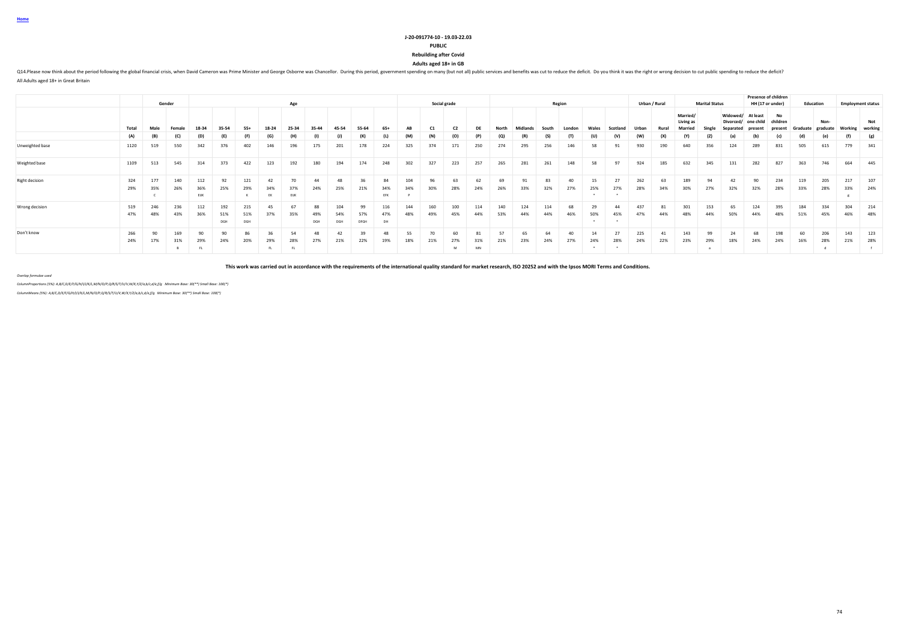Home

J-20-091774-10 - 19.03-22.03

PUBLIC

Rebuilding after Covid

Adults aged 18+ in GB

Q14.Please now think about the period following the global financial crisis, when David Cameron was Prime Minister and George Osborne was Chancellor. During this period, government spending on many (but not all) public services and benefits was cut to reduce the deficit. Do you think it was the right or wrong decision to cut public spending to reduce the deficit?

All Adults aged 18+ in Great Britain

| | | Gender | | Age | | | | | | | | | Social grade | | | | Region | | | | | | Urban / Rural | | Marital Status | | | Presence of children HH (17 or under) | | Education | | Employment status | |
|---|---|---|---|---|---|---|---|---|---|---|---|---|---|---|---|---|---|---|---|---|---|---|---|---|---|---|---|---|---|---|---|---|---|
| | Total | Male | Female | 18-34 | 35-54 | 55+ | 18-24 | 25-34 | 35-44 | 45-54 | 55-64 | 65+ | AB | C1 | C2 | DE | North | Midlands | South | London | Wales | Scotland | Urban | Rural | Married/ Living as Married | Single | Widowed/ Divorced/ Separated | At least one child present | No children present | Graduate | Non-graduate | Working | Not working |
| | (A) | (B) | (C) | (D) | (E) | (F) | (G) | (H) | (I) | (J) | (K) | (L) | (M) | (N) | (O) | (P) | (Q) | (R) | (S) | (T) | (U) | (V) | (W) | (X) | (Y) | (Z) | (a) | (b) | (c) | (d) | (e) | (f) | (g) |
| Unweighted base | 1120 | 519 | 550 | 342 | 376 | 402 | 146 | 196 | 175 | 201 | 178 | 224 | 325 | 374 | 171 | 250 | 274 | 295 | 256 | 146 | 58 | 91 | 930 | 190 | 640 | 356 | 124 | 289 | 831 | 505 | 615 | 779 | 341 |
| Weighted base | 1109 | 513 | 545 | 314 | 373 | 422 | 123 | 192 | 180 | 194 | 174 | 248 | 302 | 327 | 223 | 257 | 265 | 281 | 261 | 148 | 58 | 97 | 924 | 185 | 632 | 345 | 131 | 282 | 827 | 363 | 746 | 664 | 445 |
| Right decision | 324 | 177 | 140 | 112 | 92 | 121 | 42 | 70 | 44 | 48 | 36 | 84 | 104 | 96 | 63 | 62 | 69 | 91 | 83 | 40 | 15 | 27 | 262 | 63 | 189 | 94 | 42 | 90 | 234 | 119 | 205 | 217 | 107 |
| | 29% | 35% | 26% | 36% | 25% | 29% | 34% | 37% | 24% | 25% | 21% | 34% | 34% | 30% | 28% | 24% | 26% | 33% | 32% | 27% | 25% | 27% | 28% | 34% | 30% | 27% | 32% | 32% | 28% | 33% | 28% | 33% | 24% |
| | | C | | EIJK | | K | EK | EIJK | | | | EFK | P | | | | | | | | * | * | | | | | | | | | | g | |
| Wrong decision | 519 | 246 | 236 | 112 | 192 | 215 | 45 | 67 | 88 | 104 | 99 | 116 | 144 | 160 | 100 | 114 | 140 | 124 | 114 | 68 | 29 | 44 | 437 | 81 | 301 | 153 | 65 | 124 | 395 | 184 | 334 | 304 | 214 |
| | 47% | 48% | 43% | 36% | 51% | 51% | 37% | 35% | 49% | 54% | 57% | 47% | 48% | 49% | 45% | 44% | 53% | 44% | 44% | 46% | 50% | 45% | 47% | 44% | 48% | 44% | 50% | 44% | 48% | 51% | 45% | 46% | 48% |
| | | | | | DGH | DGH | | | DGH | DGH | DFGH | DH | | | | | | | | | * | * | | | | | | | | | | | |
| Don't know | 266 | 90 | 169 | 90 | 90 | 86 | 36 | 54 | 48 | 42 | 39 | 48 | 55 | 70 | 60 | 81 | 57 | 65 | 64 | 40 | 14 | 27 | 225 | 41 | 143 | 99 | 24 | 68 | 198 | 60 | 206 | 143 | 123 |
| | 24% | 17% | 31% | 29% | 24% | 20% | 29% | 28% | 27% | 21% | 22% | 19% | 18% | 21% | 27% | 31% | 21% | 23% | 24% | 27% | 24% | 28% | 24% | 22% | 23% | 29% | 18% | 24% | 24% | 16% | 28% | 21% | 28% |
| | | | B | FL | | | FL | FL | | | | | | | M | MN | | | | | * | * | | | | a | | | | | d | | f |

This work was carried out in accordance with the requirements of the international quality standard for market research, ISO 20252 and with the Ipsos MORI Terms and Conditions.

*Overlap formulae used*

*ColumnProportions (5%): A,B/C,D/E/F/G/H/I/J/K/L,M/N/O/P,Q/R/S/T/U/V,W/X,Y/Z/a,b/c,d/e,f/g Minimum Base: 30(**) Small Base: 100(*)*

*ColumnMeans (5%): A,B/C,D/E/F/G/H/I/J/K/L,M/N/O/P,Q/R/S/T/U/V,W/X,Y/Z/a,b/c,d/e,f/g Minimum Base: 30(**) Small Base: 100(*)*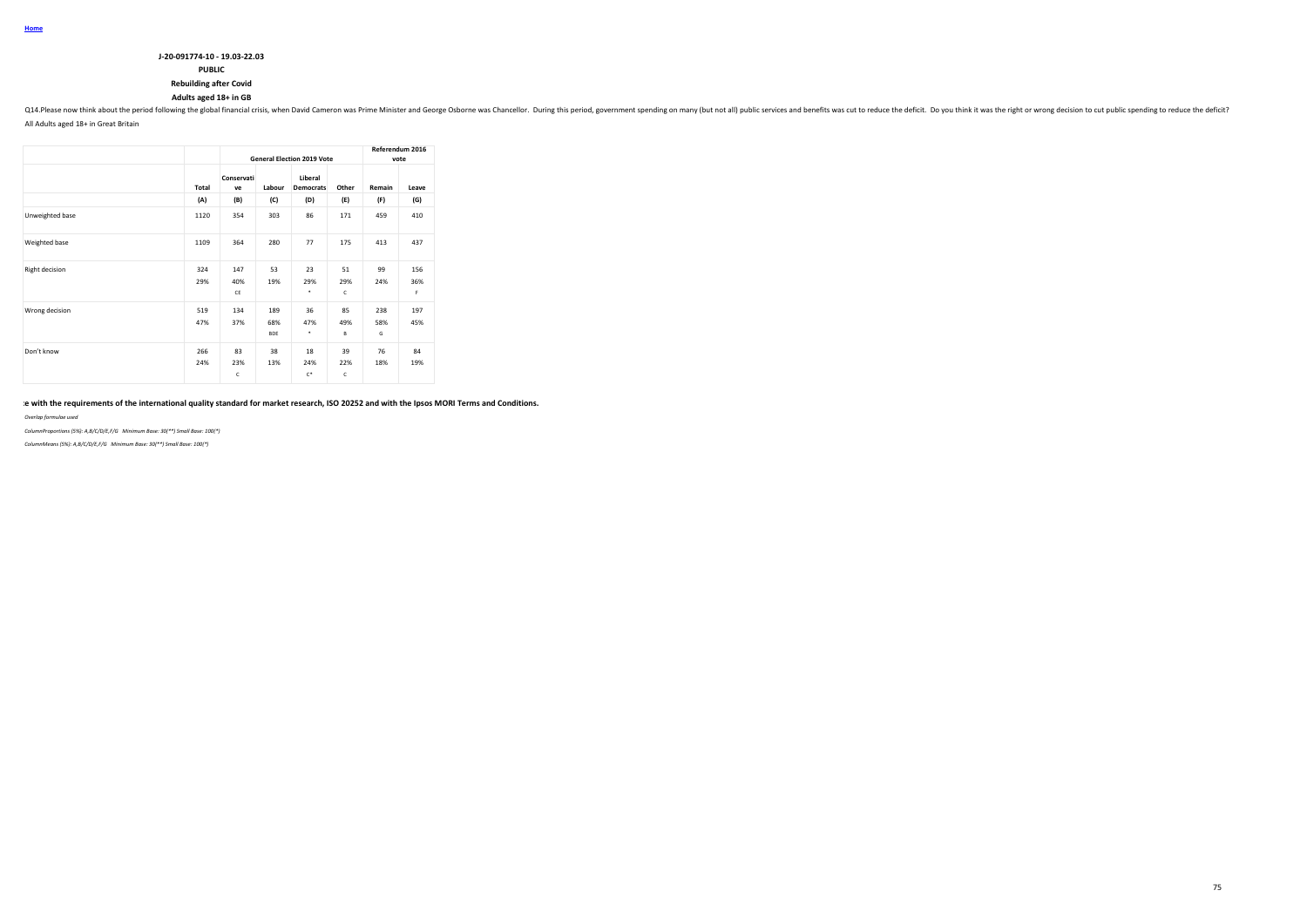Home

**J-20-091774-10 - 19.03-22.03**

**PUBLIC**

**Rebuilding after Covid**

**Adults aged 18+ in GB**

Q14.Please now think about the period following the global financial crisis, when David Cameron was Prime Minister and George Osborne was Chancellor. During this period, government spending on many (but not all) public services and benefits was cut to reduce the deficit. Do you think it was the right or wrong decision to cut public spending to reduce the deficit?

All Adults aged 18+ in Great Britain

| | | General Election 2019 Vote | | | | Referendum 2016 vote | |
|---|---|---|---|---|---|---|---|
| | Total | Conservative | Labour | Liberal Democrats | Other | Remain | Leave |
| | (A) | (B) | (C) | (D) | (E) | (F) | (G) |
| Unweighted base | 1120 | 354 | 303 | 86 | 171 | 459 | 410 |
| Weighted base | 1109 | 364 | 280 | 77 | 175 | 413 | 437 |
| Right decision | 324 | 147 | 53 | 23 | 51 | 99 | 156 |
| | 29% | 40% | 19% | 29% | 29% | 24% | 36% |
| | | CE | | * | C | | F |
| Wrong decision | 519 | 134 | 189 | 36 | 85 | 238 | 197 |
| | 47% | 37% | 68% | 47% | 49% | 58% | 45% |
| | | | BDE | * | B | G | |
| Don't know | 266 | 83 | 38 | 18 | 39 | 76 | 84 |
| | 24% | 23% | 13% | 24% | 22% | 18% | 19% |
| | | C | | C* | C | | |

**:e with the requirements of the international quality standard for market research, ISO 20252 and with the Ipsos MORI Terms and Conditions.**

*Overlap formulae used*

*ColumnProportions (5%): A,B/C/D/E,F/G Minimum Base: 30(**) Small Base: 100(*)*

*ColumnMeans (5%): A,B/C/D/E,F/G Minimum Base: 30(**) Small Base: 100(*)*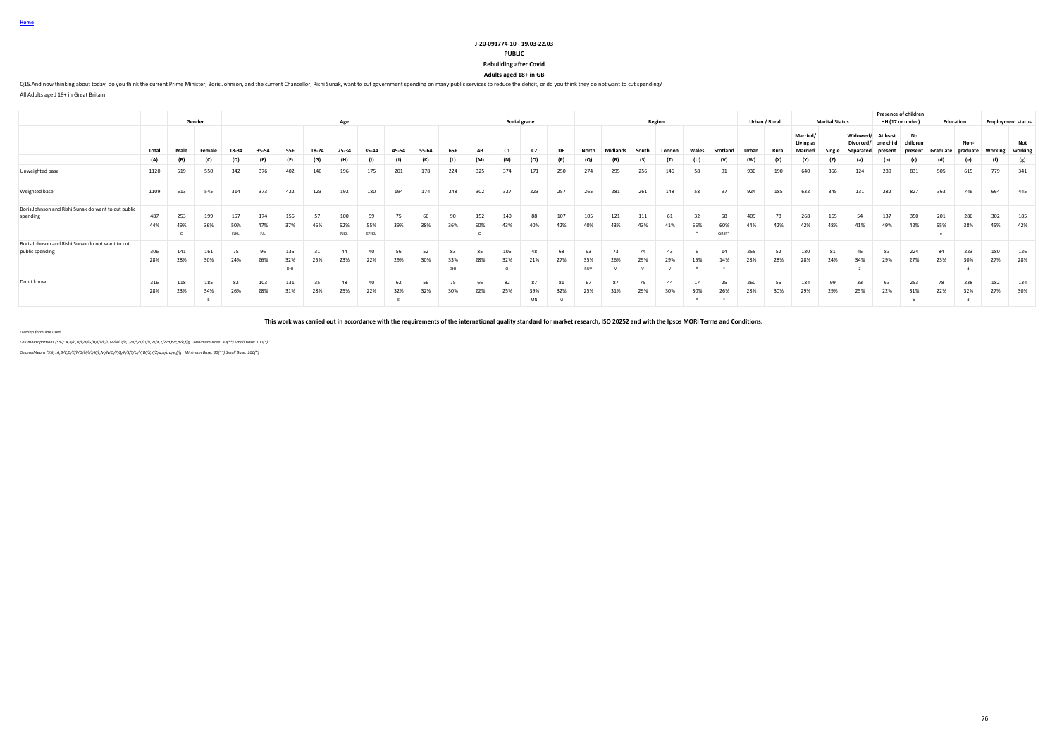Home

J-20-091774-10 - 19.03-22.03

PUBLIC

Rebuilding after Covid

Adults aged 18+ in GB

Q15.And now thinking about today, do you think the current Prime Minister, Boris Johnson, and the current Chancellor, Rishi Sunak, want to cut government spending on many public services to reduce the deficit, or do you think they do not want to cut spending?

All Adults aged 18+ in Great Britain

| | | Gender | | Age | | | | | | | | | Social grade | | | | Region | | | | | | Urban / Rural | | Marital Status | | | Presence of children HH (17 or under) | | Education | | Employment status | |
|---|---|---|---|---|---|---|---|---|---|---|---|---|---|---|---|---|---|---|---|---|---|---|---|---|---|---|---|---|---|---|---|---|---|
| | Total | Male | Female | 18-34 | 35-54 | 55+ | 18-24 | 25-34 | 35-44 | 45-54 | 55-64 | 65+ | AB | C1 | C2 | DE | North | Midlands | South | London | Wales | Scotland | Urban | Rural | Married/ Living as Married | Single | Widowed/ Divorced/ Separated | At least one child present | No children present | Graduate | Non-graduate | Working | Not working |
| | (A) | (B) | (C) | (D) | (E) | (F) | (G) | (H) | (I) | (J) | (K) | (L) | (M) | (N) | (O) | (P) | (Q) | (R) | (S) | (T) | (U) | (V) | (W) | (X) | (Y) | (Z) | (a) | (b) | (c) | (d) | (e) | (f) | (g) |
| Unweighted base | 1120 | 519 | 550 | 342 | 376 | 402 | 146 | 196 | 175 | 201 | 178 | 224 | 325 | 374 | 171 | 250 | 274 | 295 | 256 | 146 | 58 | 91 | 930 | 190 | 640 | 356 | 124 | 289 | 831 | 505 | 615 | 779 | 341 |
| Weighted base | 1109 | 513 | 545 | 314 | 373 | 422 | 123 | 192 | 180 | 194 | 174 | 248 | 302 | 327 | 223 | 257 | 265 | 281 | 261 | 148 | 58 | 97 | 924 | 185 | 632 | 345 | 131 | 282 | 827 | 363 | 746 | 664 | 445 |
| Boris Johnson and Rishi Sunak do want to cut public spending | 487 | 253 | 199 | 157 | 174 | 156 | 57 | 100 | 99 | 75 | 66 | 90 | 152 | 140 | 88 | 107 | 105 | 121 | 111 | 61 | 32 | 58 | 409 | 78 | 268 | 165 | 54 | 137 | 350 | 201 | 286 | 302 | 185 |
| | 44% | 49% | 36% | 50% | 47% | 37% | 46% | 52% | 55% | 39% | 38% | 36% | 50% | 43% | 40% | 42% | 40% | 43% | 43% | 41% | 55% | 60% | 44% | 42% | 42% | 48% | 41% | 49% | 42% | 55% | 38% | 45% | 42% |
| | | C | | FJKL | FJL | | | FJKL | EFJKL | | | | O | | | | | | | | * | QRST* | | | | | | | | e | | | |
| Boris Johnson and Rishi Sunak do not want to cut public spending | 306 | 141 | 161 | 75 | 96 | 135 | 31 | 44 | 40 | 56 | 52 | 83 | 85 | 105 | 48 | 68 | 93 | 73 | 74 | 43 | 9 | 14 | 255 | 52 | 180 | 81 | 45 | 83 | 224 | 84 | 223 | 180 | 126 |
| | 28% | 28% | 30% | 24% | 26% | 32% | 25% | 23% | 22% | 29% | 30% | 33% | 28% | 32% | 21% | 27% | 35% | 26% | 29% | 29% | 15% | 14% | 28% | 28% | 28% | 24% | 34% | 29% | 27% | 23% | 30% | 27% | 28% |
| | | | | | | DHI | | | | | | DHI | | O | | | RUV | V | V | V | * | * | | | | | Z | | | | d | | |
| Don't know | 316 | 118 | 185 | 82 | 103 | 131 | 35 | 48 | 40 | 62 | 56 | 75 | 66 | 82 | 87 | 81 | 67 | 87 | 75 | 44 | 17 | 25 | 260 | 56 | 184 | 99 | 33 | 63 | 253 | 78 | 238 | 182 | 134 |
| | 28% | 23% | 34% | 26% | 28% | 31% | 28% | 25% | 22% | 32% | 32% | 30% | 22% | 25% | 39% | 32% | 25% | 31% | 29% | 30% | 30% | 26% | 28% | 30% | 29% | 29% | 25% | 22% | 31% | 22% | 32% | 27% | 30% |
| | | | B | | | | | | | I | | | | | MN | M | | | | | * | * | | | | | | | b | | d | | |

**This work was carried out in accordance with the requirements of the international quality standard for market research, ISO 20252 and with the Ipsos MORI Terms and Conditions.**

*Overlap formulae used*

*ColumnProportions (5%): A,B/C,D/E/F/G/H/I/J/K/L,M/N/O/P,Q/R/S/T/U/V,W/X,Y/Z/a,b/c,d/e,f/g Minimum Base: 30(**) Small Base: 100(*)*

*ColumnMeans (5%): A,B/C,D/E/F/G/H/I/J/K/L,M/N/O/P,Q/R/S/T/U/V,W/X,Y/Z/a,b/c,d/e,f/g Minimum Base: 30(**) Small Base: 100(*)*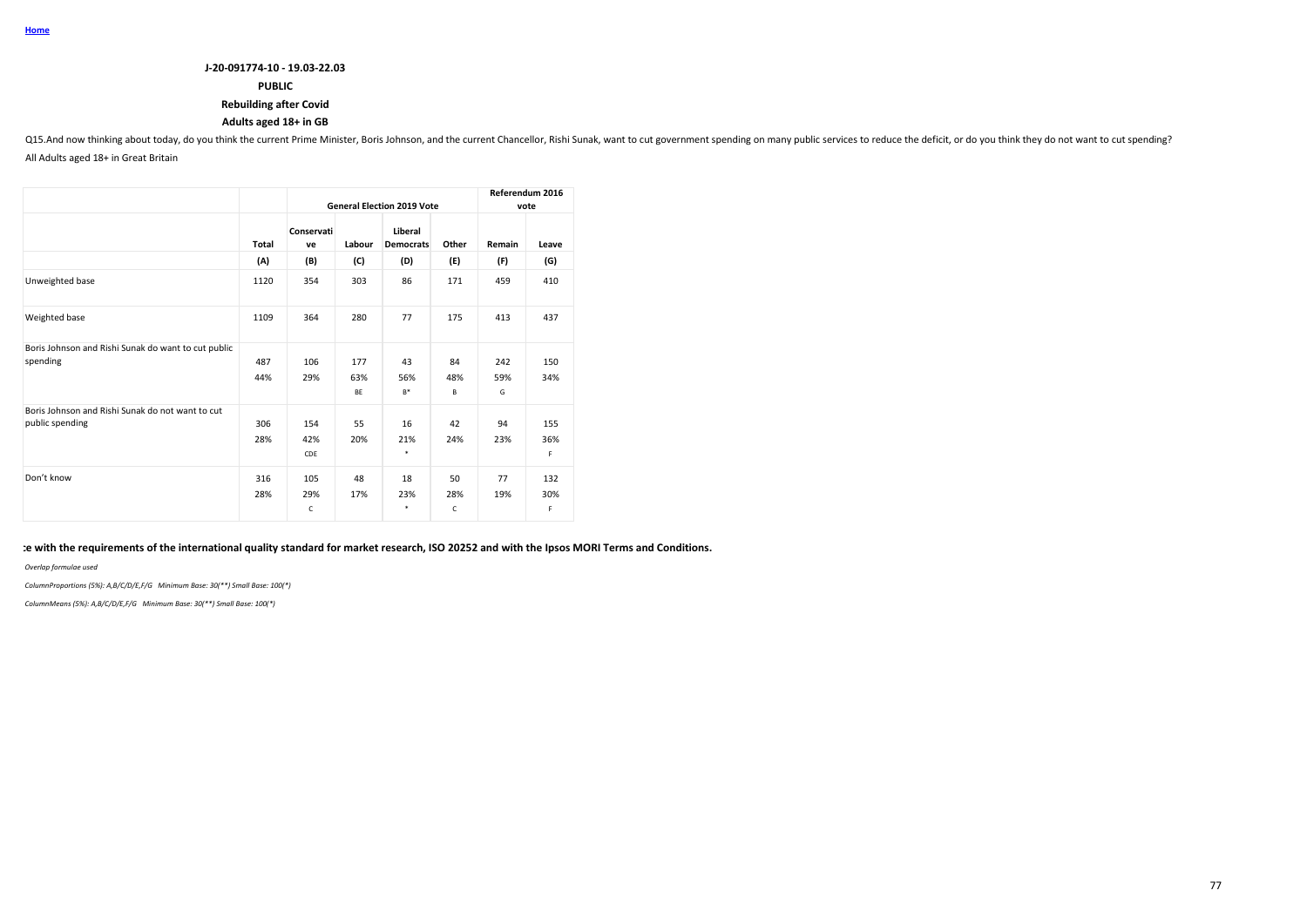**Home**

**J-20-091774-10 - 19.03-22.03**

**PUBLIC**

**Rebuilding after Covid**

**Adults aged 18+ in GB**

Q15.And now thinking about today, do you think the current Prime Minister, Boris Johnson, and the current Chancellor, Rishi Sunak, want to cut government spending on many public services to reduce the deficit, or do you think they do not want to cut spending?

All Adults aged 18+ in Great Britain

| | | General Election 2019 Vote | | | | Referendum 2016 vote | |
|---|---|---|---|---|---|---|---|
| | Total | Conservative | Labour | Liberal Democrats | Other | Remain | Leave |
| | (A) | (B) | (C) | (D) | (E) | (F) | (G) |
| Unweighted base | 1120 | 354 | 303 | 86 | 171 | 459 | 410 |
| Weighted base | 1109 | 364 | 280 | 77 | 175 | 413 | 437 |
| Boris Johnson and Rishi Sunak do want to cut public spending | 487 | 106 | 177 | 43 | 84 | 242 | 150 |
| | 44% | 29% | 63% | 56% | 48% | 59% | 34% |
| | | | BE | B* | B | G | |
| Boris Johnson and Rishi Sunak do not want to cut public spending | 306 | 154 | 55 | 16 | 42 | 94 | 155 |
| | 28% | 42% | 20% | 21% | 24% | 23% | 36% |
| | | CDE | | * | | | F |
| Don't know | 316 | 105 | 48 | 18 | 50 | 77 | 132 |
| | 28% | 29% | 17% | 23% | 28% | 19% | 30% |
| | | C | | * | C | | F |

**:e with the requirements of the international quality standard for market research, ISO 20252 and with the Ipsos MORI Terms and Conditions.**

*Overlap formulae used*

*ColumnProportions (5%): A,B/C/D/E,F/G Minimum Base: 30(**) Small Base: 100(*)*

*ColumnMeans (5%): A,B/C/D/E,F/G Minimum Base: 30(**) Small Base: 100(*)*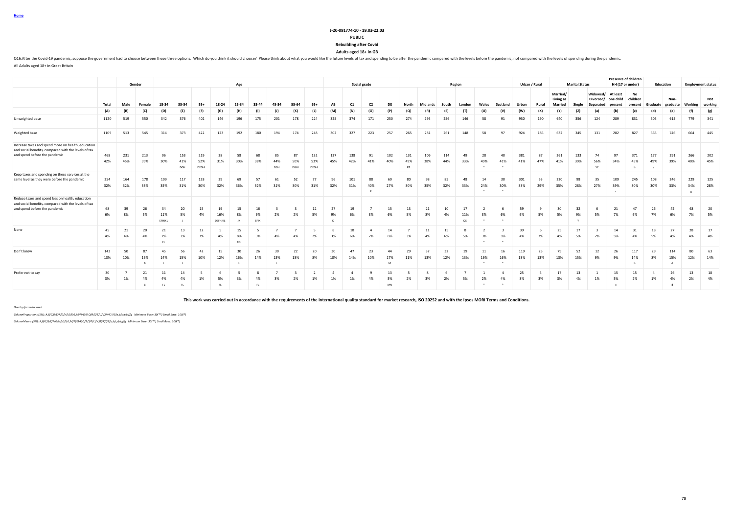Home

**J-20-091774-10 - 19.03-22.03**

**PUBLIC**

**Rebuilding after Covid**

**Adults aged 18+ in GB**

Q16.After the Covid-19 pandemic, suppose the government had to choose between these three options. Which do you think it should choose? Please think about what you would like the future levels of tax and spending to be after the pandemic compared with the levels before the pandemic, not compared with the levels of spending during the pandemic.

All Adults aged 18+ in Great Britain

| | | Gender | | Age | | | | | | | | | Social grade | | | | Region | | | | | | Urban / Rural | | Marital Status | | | Presence of children HH (17 or under) | | Education | | Employment status | |
|---|---|---|---|---|---|---|---|---|---|---|---|---|---|---|---|---|---|---|---|---|---|---|---|---|---|---|---|---|---|---|---|---|---|
| | Total | Male | Female | 18-34 | 35-54 | 55+ | 18-24 | 25-34 | 35-44 | 45-54 | 55-64 | 65+ | AB | C1 | C2 | DE | North | Midlands | South | London | Wales | Scotland | Urban | Rural | Married/ Living as Married | Single | Widowed/ Divorced/ Separated | At least one child present | No children present | Graduate | Non-graduate | Working | Not working |
| | (A) | (B) | (C) | (D) | (E) | (F) | (G) | (H) | (I) | (J) | (K) | (L) | (M) | (N) | (O) | (P) | (Q) | (R) | (S) | (T) | (U) | (V) | (W) | (X) | (Y) | (Z) | (a) | (b) | (c) | (d) | (e) | (f) | (g) |
| Unweighted base | 1120 | 519 | 550 | 342 | 376 | 402 | 146 | 196 | 175 | 201 | 178 | 224 | 325 | 374 | 171 | 250 | 274 | 295 | 256 | 146 | 58 | 91 | 930 | 190 | 640 | 356 | 124 | 289 | 831 | 505 | 615 | 779 | 341 |
| Weighted base | 1109 | 513 | 545 | 314 | 373 | 422 | 123 | 192 | 180 | 194 | 174 | 248 | 302 | 327 | 223 | 257 | 265 | 281 | 261 | 148 | 58 | 97 | 924 | 185 | 632 | 345 | 131 | 282 | 827 | 363 | 746 | 664 | 445 |
| Increase taxes and spend more on health, education and social benefits, compared with the levels of tax and spend before the pandemic | 468 | 231 | 213 | 96 | 153 | 219 | 38 | 58 | 68 | 85 | 87 | 132 | 137 | 138 | 91 | 102 | 131 | 106 | 114 | 49 | 28 | 40 | 381 | 87 | 261 | 133 | 74 | 97 | 371 | 177 | 291 | 266 | 202 |
| | 42% | 45% | 39% | 30% | 41% | 52% | 31% | 30% | 38% | 44% | 50% | 53% | 45% | 42% | 41% | 40% | 49% | 38% | 44% | 33% | 49% | 41% | 41% | 47% | 41% | 39% | 56% | 34% | 45% | 49% | 39% | 40% | 45% |
| | | | | | DGH | DEGHI | | | | DGH | DGHI | DEGHI | | | | | RT | | | | * | * | | | | | YZ | | b | e | | | |
| Keep taxes and spending on these services at the same level as they were before the pandemic | 354 | 164 | 178 | 109 | 117 | 128 | 39 | 69 | 57 | 61 | 52 | 77 | 96 | 101 | 88 | 69 | 80 | 98 | 85 | 48 | 14 | 30 | 301 | 53 | 220 | 98 | 35 | 109 | 245 | 108 | 246 | 229 | 125 |
| | 32% | 32% | 33% | 35% | 31% | 30% | 32% | 36% | 32% | 31% | 30% | 31% | 32% | 31% | 40% | 27% | 30% | 35% | 32% | 33% | 24% | 30% | 33% | 29% | 35% | 28% | 27% | 39% | 30% | 30% | 33% | 34% | 28% |
| | | | | | | | | | | | | | | | P | | | | | | * | * | | | | | | c | | | | g | |
| Reduce taxes and spend less on health, education and social benefits, compared with the levels of tax and spend before the pandemic | 68 | 39 | 26 | 34 | 20 | 15 | 19 | 15 | 16 | 3 | 3 | 12 | 27 | 19 | 7 | 15 | 13 | 21 | 10 | 17 | 2 | 6 | 59 | 9 | 30 | 32 | 6 | 21 | 47 | 26 | 42 | 48 | 20 |
| | 6% | 8% | 5% | 11% | 5% | 4% | 16% | 8% | 9% | 2% | 2% | 5% | 9% | 6% | 3% | 6% | 5% | 8% | 4% | 11% | 3% | 6% | 6% | 5% | 5% | 9% | 5% | 7% | 6% | 7% | 6% | 7% | 5% |
| | | | | EFHJKL | J | | DEFHJKL | JK | EFJK | | | | O | | | | | | | QS | * | * | | | | Y | | | | | | | |
| None | 45 | 21 | 20 | 21 | 13 | 12 | 5 | 15 | 5 | 7 | 7 | 5 | 8 | 18 | 4 | 14 | 7 | 11 | 15 | 8 | 2 | 3 | 39 | 6 | 25 | 17 | 3 | 14 | 31 | 18 | 27 | 28 | 17 |
| | 4% | 4% | 4% | 7% | 3% | 3% | 4% | 8% | 3% | 4% | 4% | 2% | 3% | 6% | 2% | 6% | 3% | 4% | 6% | 5% | 3% | 3% | 4% | 3% | 4% | 5% | 2% | 5% | 4% | 5% | 4% | 4% | 4% |
| | | | | FL | | | | EFL | | | | | | | | | | | | | * | * | | | | | | | | | | | |
| Don't know | 143 | 50 | 87 | 45 | 56 | 42 | 15 | 30 | 26 | 30 | 22 | 20 | 30 | 47 | 23 | 44 | 29 | 37 | 32 | 19 | 11 | 16 | 119 | 25 | 79 | 52 | 12 | 26 | 117 | 29 | 114 | 80 | 63 |
| | 13% | 10% | 16% | 14% | 15% | 10% | 12% | 16% | 14% | 15% | 13% | 8% | 10% | 14% | 10% | 17% | 11% | 13% | 12% | 13% | 19% | 16% | 13% | 13% | 13% | 15% | 9% | 9% | 14% | 8% | 15% | 12% | 14% |
| | | | B | L | L | | | L | | L | | | | | | M | | | | | * | * | | | | | | | b | | d | | |
| Prefer not to say | 30 | 7 | 21 | 11 | 14 | 5 | 6 | 5 | 8 | 7 | 3 | 2 | 4 | 4 | 9 | 13 | 5 | 8 | 6 | 7 | 1 | 4 | 25 | 5 | 17 | 13 | 1 | 15 | 15 | 4 | 26 | 13 | 18 |
| | 3% | 1% | 4% | 4% | 4% | 1% | 5% | 3% | 4% | 3% | 2% | 1% | 1% | 1% | 4% | 5% | 2% | 3% | 2% | 5% | 2% | 4% | 3% | 3% | 3% | 4% | 1% | 5% | 2% | 1% | 4% | 2% | 4% |
| | | | B | FL | FL | | FL | | FL | | | | | | | MN | | | | | * | * | | | | | | c | | | d | | |

**This work was carried out in accordance with the requirements of the international quality standard for market research, ISO 20252 and with the Ipsos MORI Terms and Conditions.**

*Overlap formulae used*

*ColumnProportions (5%): A,B/C,D/E/F/G/H/I/J/K/L,M/N/O/P,Q/R/S/T/U/V,W/X,Y/Z/a,b/c,d/e,f/g Minimum Base: 30(**) Small Base: 100(*)*

*ColumnMeans (5%): A,B/C,D/E/F/G/H/I/J/K/L,M/N/O/P,Q/R/S/T/U/V,W/X,Y/Z/a,b/c,d/e,f/g Minimum Base: 30(**) Small Base: 100(*)*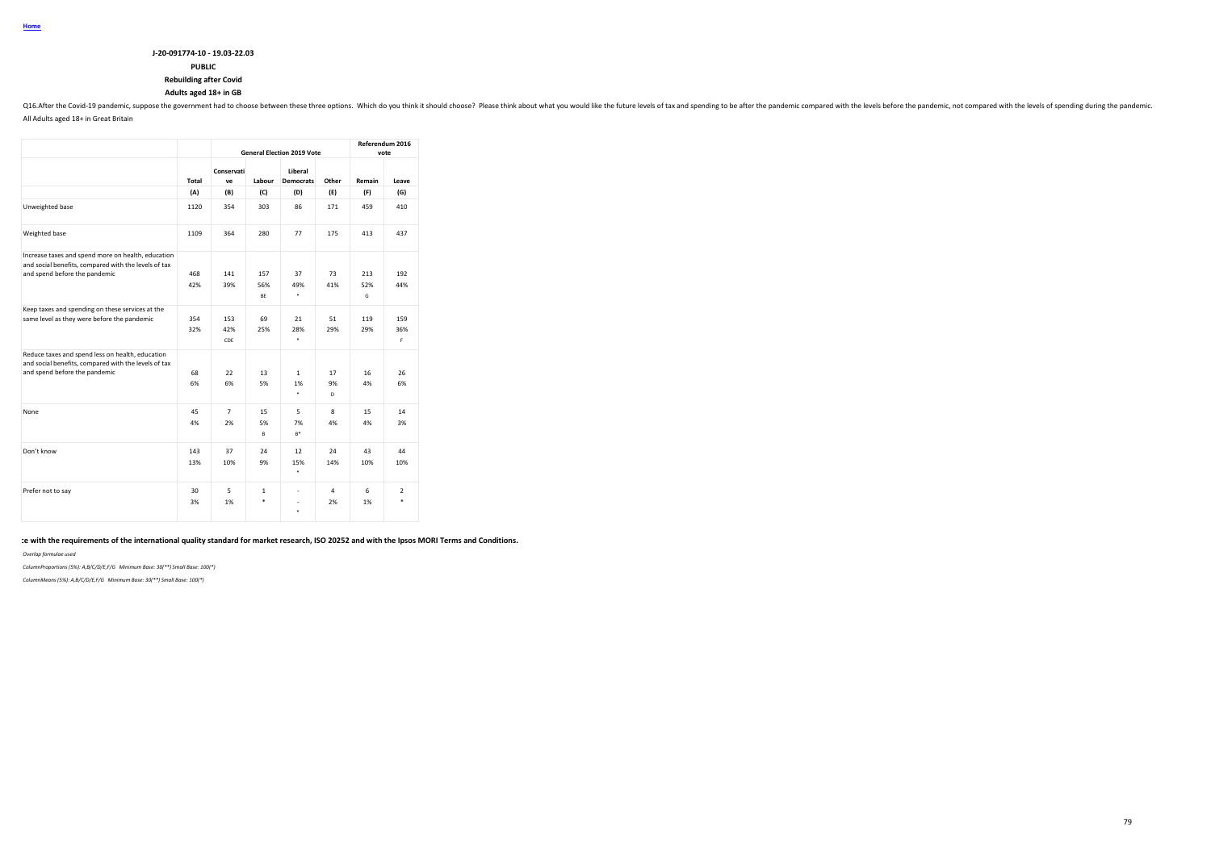**Home**

**J-20-091774-10 - 19.03-22.03**

**PUBLIC**

**Rebuilding after Covid**

**Adults aged 18+ in GB**

Q16.After the Covid-19 pandemic, suppose the government had to choose between these three options. Which do you think it should choose? Please think about what you would like the future levels of tax and spending to be after the pandemic compared with the levels before the pandemic, not compared with the levels of spending during the pandemic.

All Adults aged 18+ in Great Britain

| | | General Election 2019 Vote | | | | Referendum 2016 vote | |
|---|---|---|---|---|---|---|---|
| | Total | Conservative | Labour | Liberal Democrats | Other | Remain | Leave |
| | (A) | (B) | (C) | (D) | (E) | (F) | (G) |
| Unweighted base | 1120 | 354 | 303 | 86 | 171 | 459 | 410 |
| Weighted base | 1109 | 364 | 280 | 77 | 175 | 413 | 437 |
| Increase taxes and spend more on health, education and social benefits, compared with the levels of tax and spend before the pandemic | 468 | 141 | 157 | 37 | 73 | 213 | 192 |
| | 42% | 39% | 56% | 49% | 41% | 52% | 44% |
| | | | BE | * | | G | |
| Keep taxes and spending on these services at the same level as they were before the pandemic | 354 | 153 | 69 | 21 | 51 | 119 | 159 |
| | 32% | 42% | 25% | 28% | 29% | 29% | 36% |
| | | CDE | | * | | | F |
| Reduce taxes and spend less on health, education and social benefits, compared with the levels of tax and spend before the pandemic | 68 | 22 | 13 | 1 | 17 | 16 | 26 |
| | 6% | 6% | 5% | 1% | 9% | 4% | 6% |
| | | | | * | D | | |
| None | 45 | 7 | 15 | 5 | 8 | 15 | 14 |
| | 4% | 2% | 5% | 7% | 4% | 4% | 3% |
| | | | B | B* | | | |
| Don't know | 143 | 37 | 24 | 12 | 24 | 43 | 44 |
| | 13% | 10% | 9% | 15% | 14% | 10% | 10% |
| | | | | * | | | |
| Prefer not to say | 30 | 5 | 1 | - | 4 | 6 | 2 |
| | 3% | 1% | * | - | 2% | 1% | * |
| | | | | * | | | |

**:e with the requirements of the international quality standard for market research, ISO 20252 and with the Ipsos MORI Terms and Conditions.**

*Overlap formulae used*

*ColumnProportions (5%): A,B/C/D/E,F/G Minimum Base: 30(**) Small Base: 100(*)*

*ColumnMeans (5%): A,B/C/D/E,F/G Minimum Base: 30(**) Small Base: 100(*)*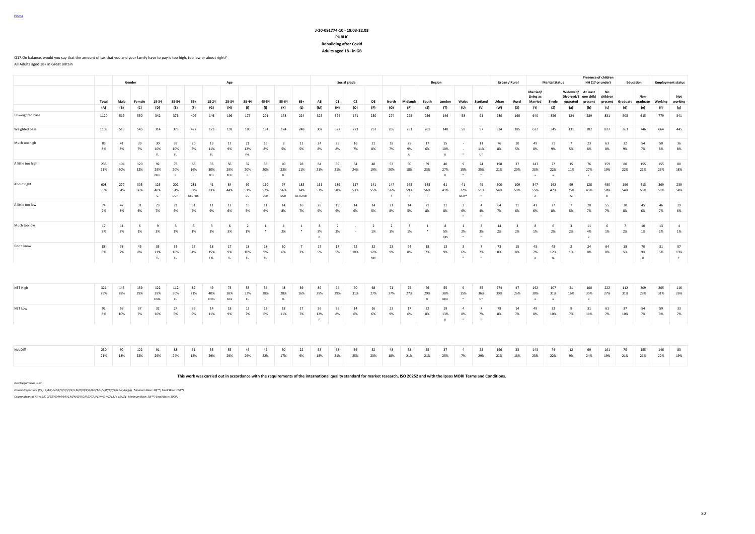Home

**J-20-091774-10 - 19.03-22.03**
**PUBLIC**
**Rebuilding after Covid**
**Adults aged 18+ in GB**

Q17.On balance, would you say that the amount of tax that you and your family have to pay is too high, too low or about right?
All Adults aged 18+ in Great Britain

| | | Gender | | Age | | | | | | | | | | Social grade | | | | Region | | | | | | Urban / Rural | | Marital Status | | | Presence of children HH (17 or under) | | Education | | Employment status | |
|---|---|---|---|---|---|---|---|---|---|---|---|---|---|---|---|---|---|---|---|---|---|---|---|---|---|---|---|---|---|---|---|---|---|---|
| | Total | Male | Female | 18-34 | 35-54 | 55+ | 18-24 | 25-34 | 35-44 | 45-54 | 55-64 | 65+ | AB | C1 | C2 | DE | North | Midlands | South | London | Wales | Scotland | Urban | Rural | Married/ Living as Married | Single | Widowed/ Divorced/S eparated | At least one child present | No children present | Graduate | Non-graduate | Working | Not working |
| | (A) | (B) | (C) | (D) | (E) | (F) | (G) | (H) | (I) | (J) | (K) | (L) | (M) | (N) | (O) | (P) | (Q) | (R) | (S) | (T) | (U) | (V) | (W) | (X) | (Y) | (Z) | (a) | (b) | (c) | (d) | (e) | (f) | (g) |
| Unweighted base | 1120 | 519 | 550 | 342 | 376 | 402 | 146 | 196 | 175 | 201 | 178 | 224 | 325 | 374 | 171 | 250 | 274 | 295 | 256 | 146 | 58 | 91 | 930 | 190 | 640 | 356 | 124 | 289 | 831 | 505 | 615 | 779 | 341 |
| Weighted base | 1109 | 513 | 545 | 314 | 373 | 422 | 123 | 192 | 180 | 194 | 174 | 248 | 302 | 327 | 223 | 257 | 265 | 281 | 261 | 148 | 58 | 97 | 924 | 185 | 632 | 345 | 131 | 282 | 827 | 363 | 746 | 664 | 445 |
| Much too high | 86 | 41 | 39 | 30 | 37 | 20 | 13 | 17 | 21 | 16 | 8 | 11 | 24 | 25 | 16 | 21 | 18 | 25 | 17 | 15 | - | 11 | 76 | 10 | 49 | 31 | 7 | 23 | 63 | 32 | 54 | 50 | 36 |
| | 8% | 8% | 7% | 10% | 10% | 5% | 11% | 9% | 12% | 8% | 5% | 5% | 8% | 8% | 7% | 8% | 7% | 9% | 6% | 10% | - | 11% | 8% | 5% | 8% | 9% | 5% | 8% | 8% | 9% | 7% | 8% | 8% |
| | | | | FL | FL | | FL | | FKL | | | | | | | | | U | | U | * | U* | | | | | | | | | | | |
| A little too high | 235 | 104 | 120 | 92 | 75 | 68 | 36 | 56 | 37 | 38 | 40 | 28 | 64 | 69 | 54 | 48 | 53 | 50 | 59 | 40 | 9 | 24 | 198 | 37 | 143 | 77 | 15 | 76 | 159 | 80 | 155 | 155 | 80 |
| | 21% | 20% | 22% | 29% | 20% | 16% | 30% | 29% | 20% | 20% | 23% | 11% | 21% | 21% | 24% | 19% | 20% | 18% | 23% | 27% | 15% | 25% | 21% | 20% | 23% | 22% | 11% | 27% | 19% | 22% | 21% | 23% | 18% |
| | | | | EFIJL | L | L | EFIJL | EFIJL | L | L | FL | | | | | | | | | R | * | * | | | a | a | | c | | | | | |
| About right | 608 | 277 | 303 | 125 | 202 | 281 | 41 | 84 | 92 | 110 | 97 | 185 | 161 | 189 | 117 | 141 | 147 | 165 | 145 | 61 | 41 | 49 | 500 | 109 | 347 | 162 | 99 | 128 | 480 | 196 | 413 | 369 | 239 |
| | 55% | 54% | 56% | 40% | 54% | 67% | 33% | 44% | 51% | 57% | 56% | 74% | 53% | 58% | 53% | 55% | 56% | 59% | 56% | 41% | 72% | 51% | 54% | 59% | 55% | 47% | 75% | 45% | 58% | 54% | 55% | 56% | 54% |
| | | | | G | DGH | DEGHIJK | | | DG | DGH | DGH | DEFGHIJK | | | | | T | T | T | | QSTV* | * | | | Z | | YZ | | b | | | | |
| A little too low | 74 | 42 | 31 | 23 | 21 | 31 | 11 | 12 | 10 | 11 | 14 | 16 | 28 | 19 | 14 | 14 | 21 | 14 | 21 | 11 | 3 | 4 | 64 | 11 | 41 | 27 | 7 | 20 | 55 | 30 | 45 | 46 | 29 |
| | 7% | 8% | 6% | 7% | 6% | 7% | 9% | 6% | 5% | 6% | 8% | 7% | 9% | 6% | 6% | 5% | 8% | 5% | 8% | 8% | 6% | 4% | 7% | 6% | 6% | 8% | 5% | 7% | 7% | 8% | 6% | 7% | 6% |
| | | | | | | | | | | | | | | | | | | | | | * | * | | | | | | | | | | | |
| Much too low | 17 | 11 | 6 | 9 | 3 | 5 | 3 | 6 | 2 | 1 | 4 | 1 | 8 | 7 | - | 2 | 2 | 3 | 1 | 8 | 1 | 3 | 14 | 3 | 8 | 6 | 3 | 11 | 6 | 7 | 10 | 13 | 4 |
| | 2% | 2% | 1% | 3% | 1% | 1% | 3% | 3% | 1% | * | 2% | * | 3% | 2% | - | 1% | 1% | 1% | * | 5% | 2% | 3% | 2% | 2% | 1% | 2% | 2% | 4% | 1% | 2% | 1% | 2% | 1% |
| | | | | | | | | | | | | | O | | | | | | | QRS | * | * | | | | | | c | | | | | |
| Don't know | 88 | 38 | 45 | 35 | 35 | 17 | 18 | 17 | 18 | 18 | 10 | 7 | 17 | 17 | 22 | 32 | 23 | 24 | 18 | 13 | 3 | 7 | 73 | 15 | 43 | 43 | 2 | 24 | 64 | 18 | 70 | 31 | 57 |
| | 8% | 7% | 8% | 11% | 10% | 4% | 15% | 9% | 10% | 9% | 6% | 3% | 5% | 5% | 10% | 12% | 9% | 8% | 7% | 9% | 6% | 7% | 8% | 8% | 7% | 12% | 1% | 8% | 8% | 5% | 9% | 5% | 13% |
| | | | | FL | FL | | FKL | FL | FL | FL | | | | | | MN | | | | | * | * | | | a | Ya | | | | | d | | f |
| NET High | 321 | 145 | 159 | 122 | 112 | 87 | 49 | 73 | 58 | 54 | 48 | 39 | 89 | 94 | 70 | 68 | 71 | 75 | 76 | 55 | 9 | 35 | 274 | 47 | 192 | 107 | 21 | 100 | 222 | 112 | 209 | 205 | 116 |
| | 29% | 28% | 29% | 39% | 30% | 21% | 40% | 38% | 32% | 28% | 28% | 16% | 29% | 29% | 31% | 27% | 27% | 27% | 29% | 38% | 15% | 36% | 30% | 26% | 30% | 31% | 16% | 35% | 27% | 31% | 28% | 31% | 26% |
| | | | | EFJKL | FL | L | EFJKL | FJKL | FL | L | FL | | | | | | | | U | QRU | * | U* | | | a | a | | c | | | | | |
| NET Low | 92 | 53 | 37 | 32 | 24 | 36 | 14 | 18 | 12 | 12 | 18 | 17 | 36 | 26 | 14 | 16 | 23 | 17 | 22 | 19 | 4 | 7 | 78 | 14 | 49 | 33 | 9 | 31 | 61 | 37 | 54 | 59 | 33 |
| | 8% | 10% | 7% | 10% | 6% | 9% | 11% | 9% | 7% | 6% | 11% | 7% | 12% | 8% | 6% | 6% | 9% | 6% | 8% | 13% | 8% | 7% | 8% | 7% | 8% | 10% | 7% | 11% | 7% | 10% | 7% | 9% | 7% |
| | | | | | | | | | | | | | P | | | | | | | R | * | * | | | | | | | | | | | |
| Net Diff | 230 | 92 | 122 | 91 | 88 | 51 | 35 | 55 | 46 | 42 | 30 | 22 | 53 | 68 | 56 | 52 | 48 | 58 | 55 | 37 | 4 | 28 | 196 | 33 | 143 | 74 | 12 | 69 | 161 | 75 | 155 | 146 | 83 |
| | 21% | 18% | 22% | 29% | 24% | 12% | 29% | 29% | 26% | 22% | 17% | 9% | 18% | 21% | 25% | 20% | 18% | 21% | 21% | 25% | 7% | 29% | 21% | 18% | 23% | 22% | 9% | 24% | 19% | 21% | 21% | 22% | 19% |

**This work was carried out in accordance with the requirements of the international quality standard for market research, ISO 20252 and with the Ipsos MORI Terms and Conditions.**

*Overlap formulae used*

*ColumnProportions (5%): A,B/C,D/E/F/G/H/I/J/K/L,M/N/O/P,Q/R/S/T/U/V,W/X,Y/Z/a,b/c,d/e,f/g Minimum Base: 30(**) Small Base: 100(*)*

*ColumnMeans (5%): A,B/C,D/E/F/G/H/I/J/K/L,M/N/O/P,Q/R/S/T/U/V,W/X,Y/Z/a,b/c,d/e,f/g Minimum Base: 30(**) Small Base: 100(*)*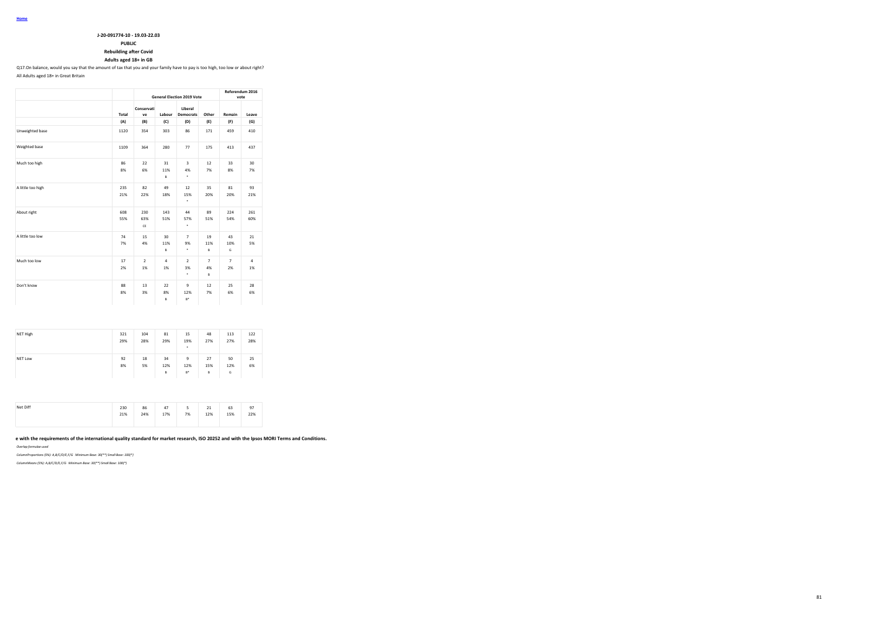Home

**J-20-091774-10 - 19.03-22.03**

**PUBLIC**

**Rebuilding after Covid**

**Adults aged 18+ in GB**

Q17.On balance, would you say that the amount of tax that you and your family have to pay is too high, too low or about right?

All Adults aged 18+ in Great Britain

| | | General Election 2019 Vote | | | | Referendum 2016 vote | |
|---|---|---|---|---|---|---|---|
| | Total | Conservative | Labour | Liberal Democrats | Other | Remain | Leave |
| | (A) | (B) | (C) | (D) | (E) | (F) | (G) |
| Unweighted base | 1120 | 354 | 303 | 86 | 171 | 459 | 410 |
| Weighted base | 1109 | 364 | 280 | 77 | 175 | 413 | 437 |
| Much too high | 86<br>8% | 22<br>6% | 31<br>11%<br>B | 3<br>4%<br>* | 12<br>7% | 33<br>8% | 30<br>7% |
| A little too high | 235<br>21% | 82<br>22% | 49<br>18% | 12<br>15%<br>* | 35<br>20% | 81<br>20% | 93<br>21% |
| About right | 608<br>55% | 230<br>63%<br>CE | 143<br>51% | 44<br>57%<br>* | 89<br>51% | 224<br>54% | 261<br>60% |
| A little too low | 74<br>7% | 15<br>4% | 30<br>11%<br>B | 7<br>9%<br>* | 19<br>11%<br>B | 43<br>10%<br>G | 21<br>5% |
| Much too low | 17<br>2% | 2<br>1% | 4<br>1% | 2<br>3%<br>* | 7<br>4%<br>B | 7<br>2% | 4<br>1% |
| Don't know | 88<br>8% | 13<br>3% | 22<br>8%<br>B | 9<br>12%<br>B* | 12<br>7% | 25<br>6% | 28<br>6% |
| NET High | 321<br>29% | 104<br>28% | 81<br>29% | 15<br>19%<br>* | 48<br>27% | 113<br>27% | 122<br>28% |
| NET Low | 92<br>8% | 18<br>5% | 34<br>12%<br>B | 9<br>12%<br>B* | 27<br>15%<br>B | 50<br>12%<br>G | 25<br>6% |
| Net Diff | 230<br>21% | 86<br>24% | 47<br>17% | 5<br>7% | 21<br>12% | 63<br>15% | 97<br>22% |

**e with the requirements of the international quality standard for market research, ISO 20252 and with the Ipsos MORI Terms and Conditions.**

*Overlap formulae used*

*ColumnProportions (5%): A,B/C/D/E,F/G Minimum Base: 30(**) Small Base: 100(*)*

*ColumnMeans (5%): A,B/C/D/E,F/G Minimum Base: 30(**) Small Base: 100(*)*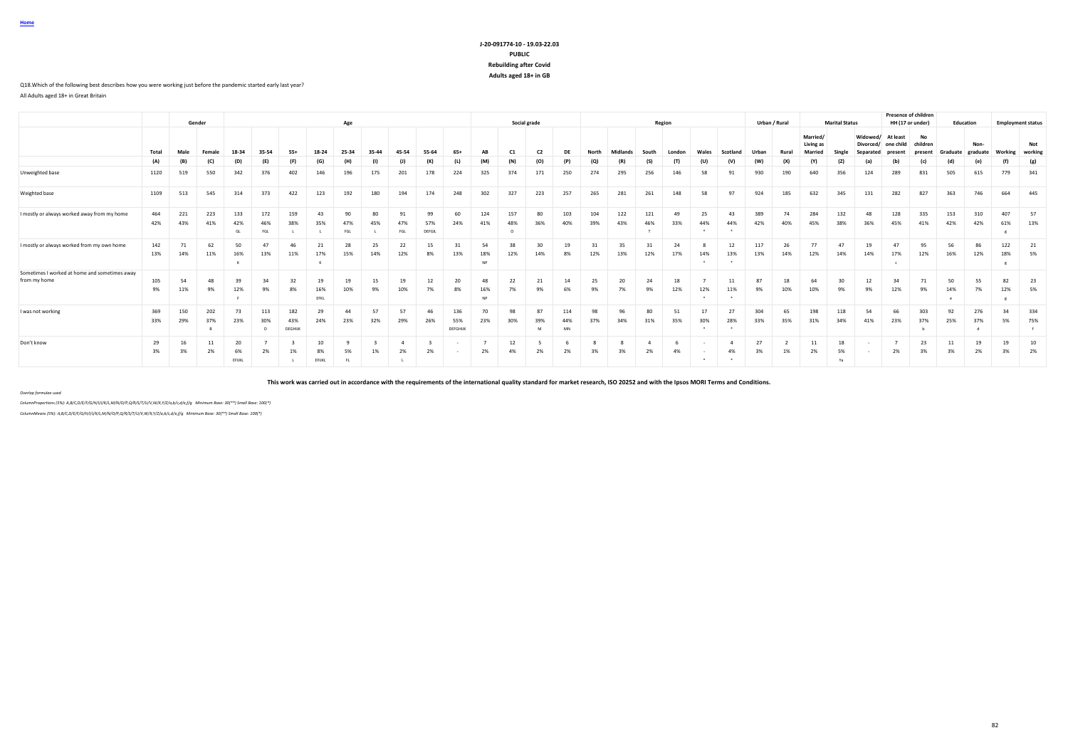Home

**J-20-091774-10 - 19.03-22.03**

**PUBLIC**

**Rebuilding after Covid**

**Adults aged 18+ in GB**

Q18.Which of the following best describes how you were working just before the pandemic started early last year?

All Adults aged 18+ in Great Britain

| | | Gender | | Age | | | | | | | | | | Social grade | | | | Region | | | | | | Urban / Rural | | Marital Status | | | Presence of children HH (17 or under) | | Education | | Employment status | |
|---|---|---|---|---|---|---|---|---|---|---|---|---|---|---|---|---|---|---|---|---|---|---|---|---|---|---|---|---|---|---|---|---|---|---|
| | Total | Male | Female | 18-34 | 35-54 | 55+ | 18-24 | 25-34 | 35-44 | 45-54 | 55-64 | 65+ | AB | C1 | C2 | DE | North | Midlands | South | London | Wales | Scotland | Urban | Rural | Married/ Living as Married | Single | Widowed/ Divorced/ Separated | At least one child present | No children present | Graduate | Non-graduate | Working | Not working |
| | (A) | (B) | (C) | (D) | (E) | (F) | (G) | (H) | (I) | (J) | (K) | (L) | (M) | (N) | (O) | (P) | (Q) | (R) | (S) | (T) | (U) | (V) | (W) | (X) | (Y) | (Z) | (a) | (b) | (c) | (d) | (e) | (f) | (g) |
| Unweighted base | 1120 | 519 | 550 | 342 | 376 | 402 | 146 | 196 | 175 | 201 | 178 | 224 | 325 | 374 | 171 | 250 | 274 | 295 | 256 | 146 | 58 | 91 | 930 | 190 | 640 | 356 | 124 | 289 | 831 | 505 | 615 | 779 | 341 |
| Weighted base | 1109 | 513 | 545 | 314 | 373 | 422 | 123 | 192 | 180 | 194 | 174 | 248 | 302 | 327 | 223 | 257 | 265 | 281 | 261 | 148 | 58 | 97 | 924 | 185 | 632 | 345 | 131 | 282 | 827 | 363 | 746 | 664 | 445 |
| I mostly or always worked away from my home | 464 | 221 | 223 | 133 | 172 | 159 | 43 | 90 | 80 | 91 | 99 | 60 | 124 | 157 | 80 | 103 | 104 | 122 | 121 | 49 | 25 | 43 | 389 | 74 | 284 | 132 | 48 | 128 | 335 | 153 | 310 | 407 | 57 |
| | 42% | 43% | 41% | 42% | 46% | 38% | 35% | 47% | 45% | 47% | 57% | 24% | 41% | 48% | 36% | 40% | 39% | 43% | 46% | 33% | 44% | 44% | 42% | 40% | 45% | 38% | 36% | 45% | 41% | 42% | 42% | 61% | 13% |
| | | | | GL | FGL | L | L | FGL | L | FGL | DEFGIL | | | O | | | | | T | | * | * | | | | | | | | | | g | |
| I mostly or always worked from my own home | 142 | 71 | 62 | 50 | 47 | 46 | 21 | 28 | 25 | 22 | 15 | 31 | 54 | 38 | 30 | 19 | 31 | 35 | 31 | 24 | 8 | 12 | 117 | 26 | 77 | 47 | 19 | 47 | 95 | 56 | 86 | 122 | 21 |
| | 13% | 14% | 11% | 16% | 13% | 11% | 17% | 15% | 14% | 12% | 8% | 13% | 18% | 12% | 14% | 8% | 12% | 13% | 12% | 17% | 14% | 13% | 13% | 14% | 12% | 14% | 14% | 17% | 12% | 16% | 12% | 18% | 5% |
| | | | | K | | | K | | | | | | NP | | | | | | | | * | * | | | | | | c | | | | g | |
| Sometimes I worked at home and sometimes away from my home | 105 | 54 | 48 | 39 | 34 | 32 | 19 | 19 | 15 | 19 | 12 | 20 | 48 | 22 | 21 | 14 | 25 | 20 | 24 | 18 | 7 | 11 | 87 | 18 | 64 | 30 | 12 | 34 | 71 | 50 | 55 | 82 | 23 |
| | 9% | 11% | 9% | 12% | 9% | 8% | 16% | 10% | 9% | 10% | 7% | 8% | 16% | 7% | 9% | 6% | 9% | 7% | 9% | 12% | 12% | 11% | 9% | 10% | 10% | 9% | 9% | 12% | 9% | 14% | 7% | 12% | 5% |
| | | | | F | | | EFKL | | | | | | NP | | | | | | | | * | * | | | | | | | | e | | g | |
| I was not working | 369 | 150 | 202 | 73 | 113 | 182 | 29 | 44 | 57 | 57 | 46 | 136 | 70 | 98 | 87 | 114 | 98 | 96 | 80 | 51 | 17 | 27 | 304 | 65 | 198 | 118 | 54 | 66 | 303 | 92 | 276 | 34 | 334 |
| | 33% | 29% | 37% | 23% | 30% | 43% | 24% | 23% | 32% | 29% | 26% | 55% | 23% | 30% | 39% | 44% | 37% | 34% | 31% | 35% | 30% | 28% | 33% | 35% | 31% | 34% | 41% | 23% | 37% | 25% | 37% | 5% | 75% |
| | | | B | | D | DEGHIJK | | | | | | DEFGHIJK | | | M | MN | | | | | * | * | | | | | | | b | | d | | f |
| Don't know | 29 | 16 | 11 | 20 | 7 | 3 | 10 | 9 | 3 | 4 | 3 | - | 7 | 12 | 5 | 6 | 8 | 8 | 4 | 6 | - | 4 | 27 | 2 | 11 | 18 | - | 7 | 23 | 11 | 19 | 19 | 10 |
| | 3% | 3% | 2% | 6% | 2% | 1% | 8% | 5% | 1% | 2% | 2% | - | 2% | 4% | 2% | 2% | 3% | 3% | 2% | 4% | - | 4% | 3% | 1% | 2% | 5% | - | 2% | 3% | 3% | 2% | 3% | 2% |
| | | | | EFIJKL | | L | EFIJKL | FL | | L | | | | | | | | | | | * | * | | | | Ya | | | | | | | |

**This work was carried out in accordance with the requirements of the international quality standard for market research, ISO 20252 and with the Ipsos MORI Terms and Conditions.**

*Overlap formulae used*

*ColumnProportions (5%): A,B/C,D/E/F/G/H/I/J/K/L,M/N/O/P,Q/R/S/T/U/V,W/X,Y/Z/a,b/c,d/e,f/g Minimum Base: 30(**) Small Base: 100(*)*

*ColumnMeans (5%): A,B/C,D/E/F/G/H/I/J/K/L,M/N/O/P,Q/R/S/T/U/V,W/X,Y/Z/a,b/c,d/e,f/g Minimum Base: 30(**) Small Base: 100(*)*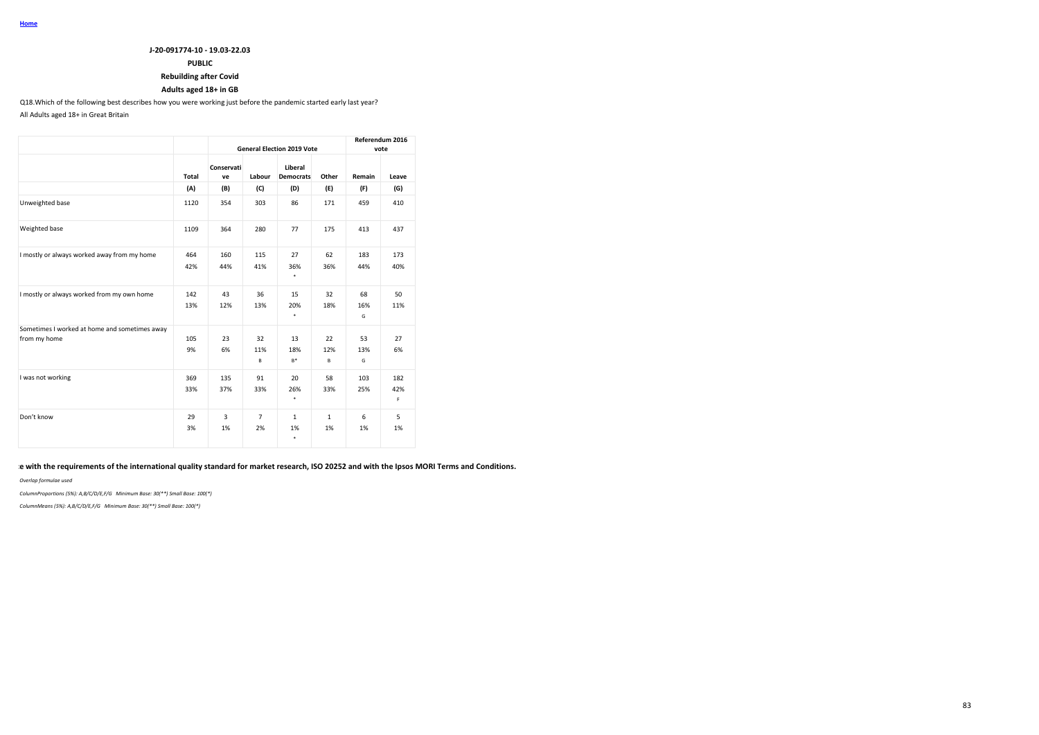Home

**J-20-091774-10 - 19.03-22.03**

**PUBLIC**

**Rebuilding after Covid**

**Adults aged 18+ in GB**

Q18.Which of the following best describes how you were working just before the pandemic started early last year?

All Adults aged 18+ in Great Britain

| | | General Election 2019 Vote | | | | Referendum 2016 vote | |
|---|---|---|---|---|---|---|---|
| | Total | Conservative | Labour | Liberal Democrats | Other | Remain | Leave |
| | (A) | (B) | (C) | (D) | (E) | (F) | (G) |
| Unweighted base | 1120 | 354 | 303 | 86 | 171 | 459 | 410 |
| Weighted base | 1109 | 364 | 280 | 77 | 175 | 413 | 437 |
| I mostly or always worked away from my home | 464<br>42% | 160<br>44% | 115<br>41% | 27<br>36%<br>* | 62<br>36% | 183<br>44% | 173<br>40% |
| I mostly or always worked from my own home | 142<br>13% | 43<br>12% | 36<br>13% | 15<br>20%<br>* | 32<br>18% | 68<br>16%<br>G | 50<br>11% |
| Sometimes I worked at home and sometimes away from my home | 105<br>9% | 23<br>6% | 32<br>11%<br>B | 13<br>18%<br>B* | 22<br>12%<br>B | 53<br>13%<br>G | 27<br>6% |
| I was not working | 369<br>33% | 135<br>37% | 91<br>33% | 20<br>26%<br>* | 58<br>33% | 103<br>25% | 182<br>42%<br>F |
| Don't know | 29<br>3% | 3<br>1% | 7<br>2% | 1<br>1%<br>* | 1<br>1% | 6<br>1% | 5<br>1% |

**e with the requirements of the international quality standard for market research, ISO 20252 and with the Ipsos MORI Terms and Conditions.**

*Overlap formulae used*

*ColumnProportions (5%): A,B/C/D/E,F/G Minimum Base: 30(**) Small Base: 100(*)*

*ColumnMeans (5%): A,B/C/D/E,F/G Minimum Base: 30(**) Small Base: 100(*)*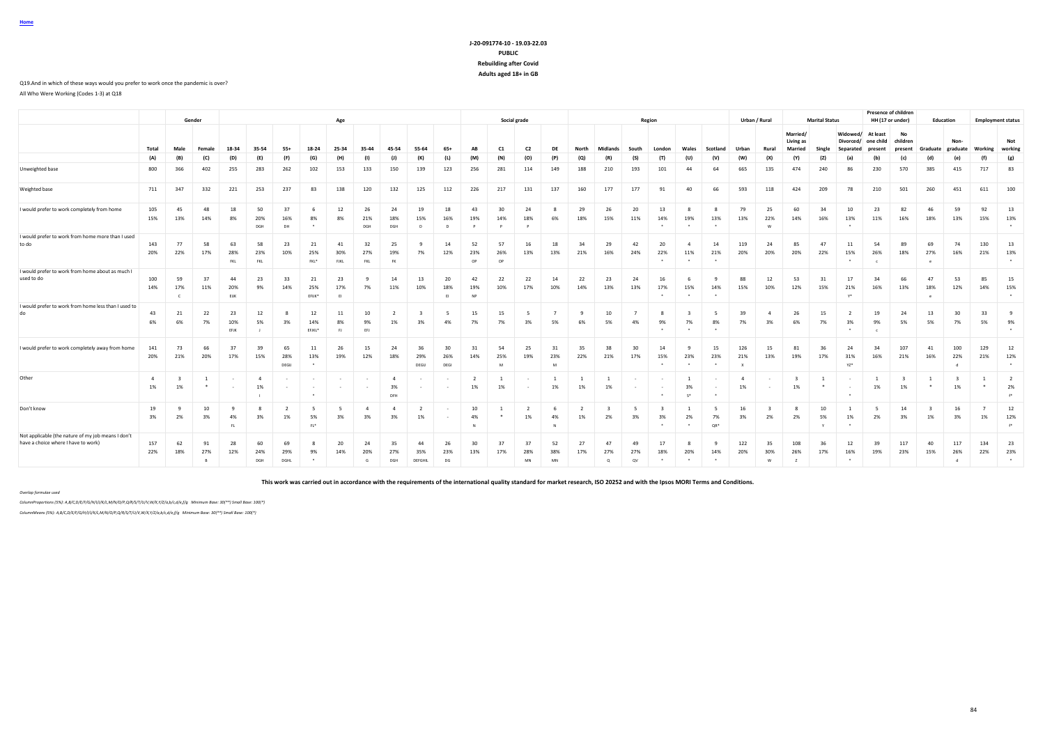Home

**J-20-091774-10 - 19.03-22.03**
**PUBLIC**
**Rebuilding after Covid**
**Adults aged 18+ in GB**

Q19.And in which of these ways would you prefer to work once the pandemic is over?

All Who Were Working (Codes 1-3) at Q18

| | | Gender | | Age | | | | | | | | | Social grade | | | | Region | | | | | | Urban / Rural | | Marital Status | | | Presence of children HH (17 or under) | | Education | | Employment status | |
|---|---|---|---|---|---|---|---|---|---|---|---|---|---|---|---|---|---|---|---|---|---|---|---|---|---|---|---|---|---|---|---|---|---|
| | Total | Male | Female | 18-34 | 35-54 | 55+ | 18-24 | 25-34 | 35-44 | 45-54 | 55-64 | 65+ | AB | C1 | C2 | DE | North | Midlands | South | London | Wales | Scotland | Urban | Rural | Married/ Living as Married | Single | Widowed/ Divorced/ Separated | At least one child present | No children present | Graduate | Non-graduate | Working | Not working |
| | (A) | (B) | (C) | (D) | (E) | (F) | (G) | (H) | (I) | (J) | (K) | (L) | (M) | (N) | (O) | (P) | (Q) | (R) | (S) | (T) | (U) | (V) | (W) | (X) | (Y) | (Z) | (a) | (b) | (c) | (d) | (e) | (f) | (g) |
| Unweighted base | 800 | 366 | 402 | 255 | 283 | 262 | 102 | 153 | 133 | 150 | 139 | 123 | 256 | 281 | 114 | 149 | 188 | 210 | 193 | 101 | 44 | 64 | 665 | 135 | 474 | 240 | 86 | 230 | 570 | 385 | 415 | 717 | 83 |
| Weighted base | 711 | 347 | 332 | 221 | 253 | 237 | 83 | 138 | 120 | 132 | 125 | 112 | 226 | 217 | 131 | 137 | 160 | 177 | 177 | 91 | 40 | 66 | 593 | 118 | 424 | 209 | 78 | 210 | 501 | 260 | 451 | 611 | 100 |
| I would prefer to work completely from home | 105 | 45 | 48 | 18 | 50 | 37 | 6 | 12 | 26 | 24 | 19 | 18 | 43 | 30 | 24 | 8 | 29 | 26 | 20 | 13 | 8 | 8 | 79 | 25 | 60 | 34 | 10 | 23 | 82 | 46 | 59 | 92 | 13 |
| | 15% | 13% | 14% | 8% | 20% | 16% | 8% | 8% | 21% | 18% | 15% | 16% | 19% | 14% | 18% | 6% | 18% | 15% | 11% | 14% | 19% | 13% | 13% | 22% | 14% | 16% | 13% | 11% | 16% | 18% | 13% | 15% | 13% |
| | | | | | DGH | DH | * | | DGH | DGH | D | D | P | P | P | | | | | * | * | * | | W | | | * | | | | | | * |
| I would prefer to work from home more than I used to do | 143 | 77 | 58 | 63 | 58 | 23 | 21 | 41 | 32 | 25 | 9 | 14 | 52 | 57 | 16 | 18 | 34 | 29 | 42 | 20 | 4 | 14 | 119 | 24 | 85 | 47 | 11 | 54 | 89 | 69 | 74 | 130 | 13 |
| | 20% | 22% | 17% | 28% | 23% | 10% | 25% | 30% | 27% | 19% | 7% | 12% | 23% | 26% | 13% | 13% | 21% | 16% | 24% | 22% | 11% | 21% | 20% | 20% | 20% | 22% | 15% | 26% | 18% | 27% | 16% | 21% | 13% |
| | | | | FKL | FKL | | FKL* | FJKL | FKL | FK | | | OP | OP | | | | | | * | * | * | | | | | * | c | | e | | | * |
| I would prefer to work from home about as much I used to do | 100 | 59 | 37 | 44 | 23 | 33 | 21 | 23 | 9 | 14 | 13 | 20 | 42 | 22 | 22 | 14 | 22 | 23 | 24 | 16 | 6 | 9 | 88 | 12 | 53 | 31 | 17 | 34 | 66 | 47 | 53 | 85 | 15 |
| | 14% | 17% | 11% | 20% | 9% | 14% | 25% | 17% | 7% | 11% | 10% | 18% | 19% | 10% | 17% | 10% | 14% | 13% | 13% | 17% | 15% | 14% | 15% | 10% | 12% | 15% | 21% | 16% | 13% | 18% | 12% | 14% | 15% |
| | | C | | EIJK | | | EFIJK* | EI | | | | EI | NP | | | | | | | * | * | * | | | | | Y* | | | e | | | * |
| I would prefer to work from home less than I used to do | 43 | 21 | 22 | 23 | 12 | 8 | 12 | 11 | 10 | 2 | 3 | 5 | 15 | 15 | 5 | 7 | 9 | 10 | 7 | 8 | 3 | 5 | 39 | 4 | 26 | 15 | 2 | 19 | 24 | 13 | 30 | 33 | 9 |
| | 6% | 6% | 7% | 10% | 5% | 3% | 14% | 8% | 9% | 1% | 3% | 4% | 7% | 7% | 3% | 5% | 6% | 5% | 4% | 9% | 7% | 8% | 7% | 3% | 6% | 7% | 3% | 9% | 5% | 5% | 7% | 5% | 9% |
| | | | | EFJK | | | EFJKL* | FJ | EFJ | | | | | | | | | | | * | * | * | | | | | * | c | | | | | * |
| I would prefer to work completely away from home | 141 | 73 | 66 | 37 | 39 | 65 | 11 | 26 | 15 | 24 | 36 | 30 | 31 | 54 | 25 | 31 | 35 | 38 | 30 | 14 | 9 | 15 | 126 | 15 | 81 | 36 | 24 | 34 | 107 | 41 | 100 | 129 | 12 |
| | 20% | 21% | 20% | 17% | 15% | 28% | 13% | 19% | 12% | 18% | 29% | 26% | 14% | 25% | 19% | 23% | 22% | 21% | 17% | 15% | 23% | 23% | 21% | 13% | 19% | 17% | 31% | 16% | 21% | 16% | 22% | 21% | 12% |
| | | | | | | DEGI | * | | | | DEGIJ | DEGI | | M | | M | | | | * | * | * | X | | | | YZ* | | | | d | | * |
| Other | 4 | 3 | 1 | - | 4 | - | - | - | - | 4 | - | - | 2 | 1 | - | 1 | 1 | 1 | - | - | 1 | - | 4 | - | 3 | 1 | - | 1 | 3 | 1 | 3 | 1 | 2 |
| | 1% | 1% | * | - | 1% | - | - | - | - | 3% | - | - | 1% | 1% | - | 1% | 1% | 1% | - | - | 3% | - | 1% | - | 1% | * | - | 1% | 1% | * | 1% | * | 2% |
| | | | | | I | | * | | | DFH | | | | | | | | | | * | S* | * | | | | | * | | | | | | f* |
| Don't know | 19 | 9 | 10 | 9 | 8 | 2 | 5 | 5 | 4 | 4 | 2 | - | 10 | 1 | 2 | 6 | 2 | 3 | 5 | 3 | 1 | 5 | 16 | 3 | 8 | 10 | 1 | 5 | 14 | 3 | 16 | 7 | 12 |
| | 3% | 2% | 3% | 4% | 3% | 1% | 5% | 3% | 3% | 3% | 1% | - | 4% | * | 1% | 4% | 1% | 2% | 3% | 3% | 2% | 7% | 3% | 2% | 2% | 5% | 1% | 2% | 3% | 1% | 3% | 1% | 12% |
| | | | | FL | | | FL* | | | | | | N | | | N | | | | * | * | QR* | | | | Y | * | | | | | | f* |
| Not applicable (the nature of my job means I don't have a choice where I have to work) | 157 | 62 | 91 | 28 | 60 | 69 | 8 | 20 | 24 | 35 | 44 | 26 | 30 | 37 | 37 | 52 | 27 | 47 | 49 | 17 | 8 | 9 | 122 | 35 | 108 | 36 | 12 | 39 | 117 | 40 | 117 | 134 | 23 |
| | 22% | 18% | 27% | 12% | 24% | 29% | 9% | 14% | 20% | 27% | 35% | 23% | 13% | 17% | 28% | 38% | 17% | 27% | 27% | 18% | 20% | 14% | 20% | 30% | 26% | 17% | 16% | 19% | 23% | 15% | 26% | 22% | 23% |
| | | | B | | DGH | DGHL | * | | G | DGH | DEFGHIL | DG | | | MN | MN | | Q | QV | * | * | * | | W | Z | | * | | | | d | | * |

**This work was carried out in accordance with the requirements of the international quality standard for market research, ISO 20252 and with the Ipsos MORI Terms and Conditions.**

*Overlap formulae used*

*ColumnProportions (5%): A,B/C,D/E/F/G/H/I/J/K/L,M/N/O/P,Q/R/S/T/U/V,W/X,Y/Z/a,b/c,d/e,f/g Minimum Base: 30(**) Small Base: 100(*)*

*ColumnMeans (5%): A,B/C,D/E/F/G/H/I/J/K/L,M/N/O/P,Q/R/S/T/U/V,W/X,Y/Z/a,b/c,d/e,f/g Minimum Base: 30(**) Small Base: 100(*)*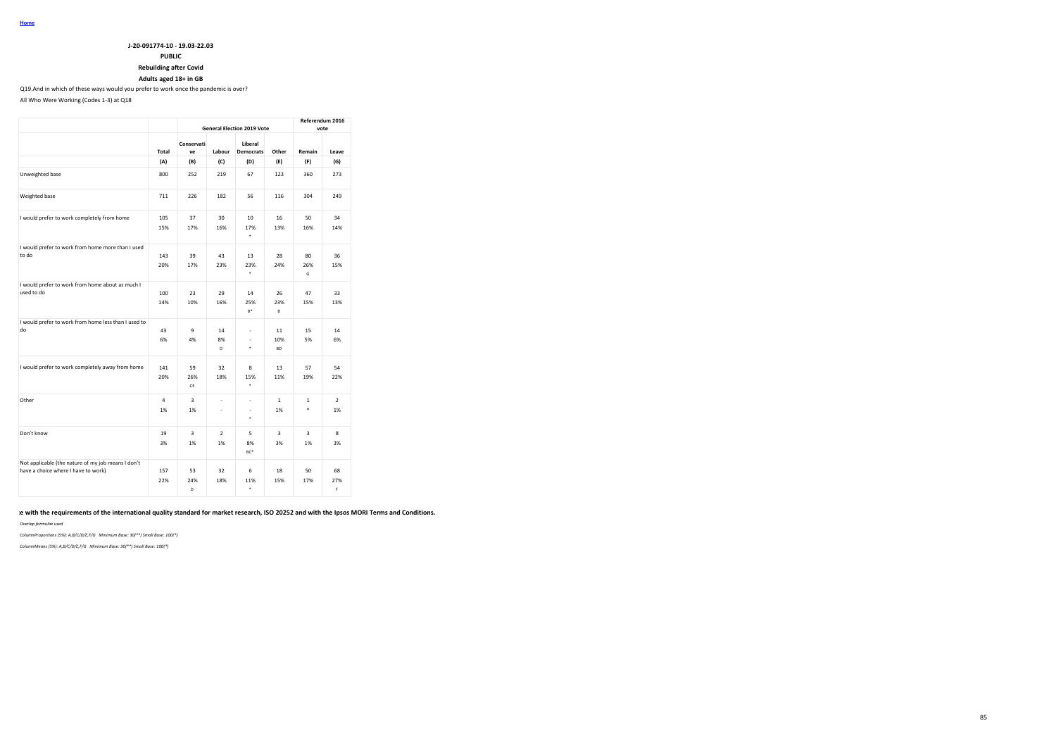Home

**J-20-091774-10 - 19.03-22.03**

**PUBLIC**

**Rebuilding after Covid**

**Adults aged 18+ in GB**

Q19.And in which of these ways would you prefer to work once the pandemic is over?

All Who Were Working (Codes 1-3) at Q18

| | | General Election 2019 Vote | | | | Referendum 2016 vote | |
|---|---|---|---|---|---|---|---|
| | Total | Conservative | Labour | Liberal Democrats | Other | Remain | Leave |
| | (A) | (B) | (C) | (D) | (E) | (F) | (G) |
| Unweighted base | 800 | 252 | 219 | 67 | 123 | 360 | 273 |
| Weighted base | 711 | 226 | 182 | 56 | 116 | 304 | 249 |
| I would prefer to work completely from home | 105 | 37 | 30 | 10 | 16 | 50 | 34 |
| | 15% | 17% | 16% | 17% | 13% | 16% | 14% |
| | | | | * | | | |
| I would prefer to work from home more than I used to do | 143 | 39 | 43 | 13 | 28 | 80 | 36 |
| | 20% | 17% | 23% | 23% | 24% | 26% | 15% |
| | | | | * | | G | |
| I would prefer to work from home about as much I used to do | 100 | 23 | 29 | 14 | 26 | 47 | 33 |
| | 14% | 10% | 16% | 25% | 23% | 15% | 13% |
| | | | | B* | B | | |
| I would prefer to work from home less than I used to do | 43 | 9 | 14 | - | 11 | 15 | 14 |
| | 6% | 4% | 8% | - | 10% | 5% | 6% |
| | | | D | * | BD | | |
| I would prefer to work completely away from home | 141 | 59 | 32 | 8 | 13 | 57 | 54 |
| | 20% | 26% | 18% | 15% | 11% | 19% | 22% |
| | | CE | | * | | | |
| Other | 4 | 3 | - | - | 1 | 1 | 2 |
| | 1% | 1% | - | - | 1% | * | 1% |
| | | | | * | | | |
| Don't know | 19 | 3 | 2 | 5 | 3 | 3 | 8 |
| | 3% | 1% | 1% | 8% | 3% | 1% | 3% |
| | | | | BC* | | | |
| Not applicable (the nature of my job means I don't have a choice where I have to work) | 157 | 53 | 32 | 6 | 18 | 50 | 68 |
| | 22% | 24% | 18% | 11% | 15% | 17% | 27% |
| | | D | | * | | | F |

**e with the requirements of the international quality standard for market research, ISO 20252 and with the Ipsos MORI Terms and Conditions.**

*Overlap formulae used*

*ColumnProportions (5%): A,B/C/D/E,F/G Minimum Base: 30(**) Small Base: 100(*)*

*ColumnMeans (5%): A,B/C/D/E,F/G Minimum Base: 30(**) Small Base: 100(*)*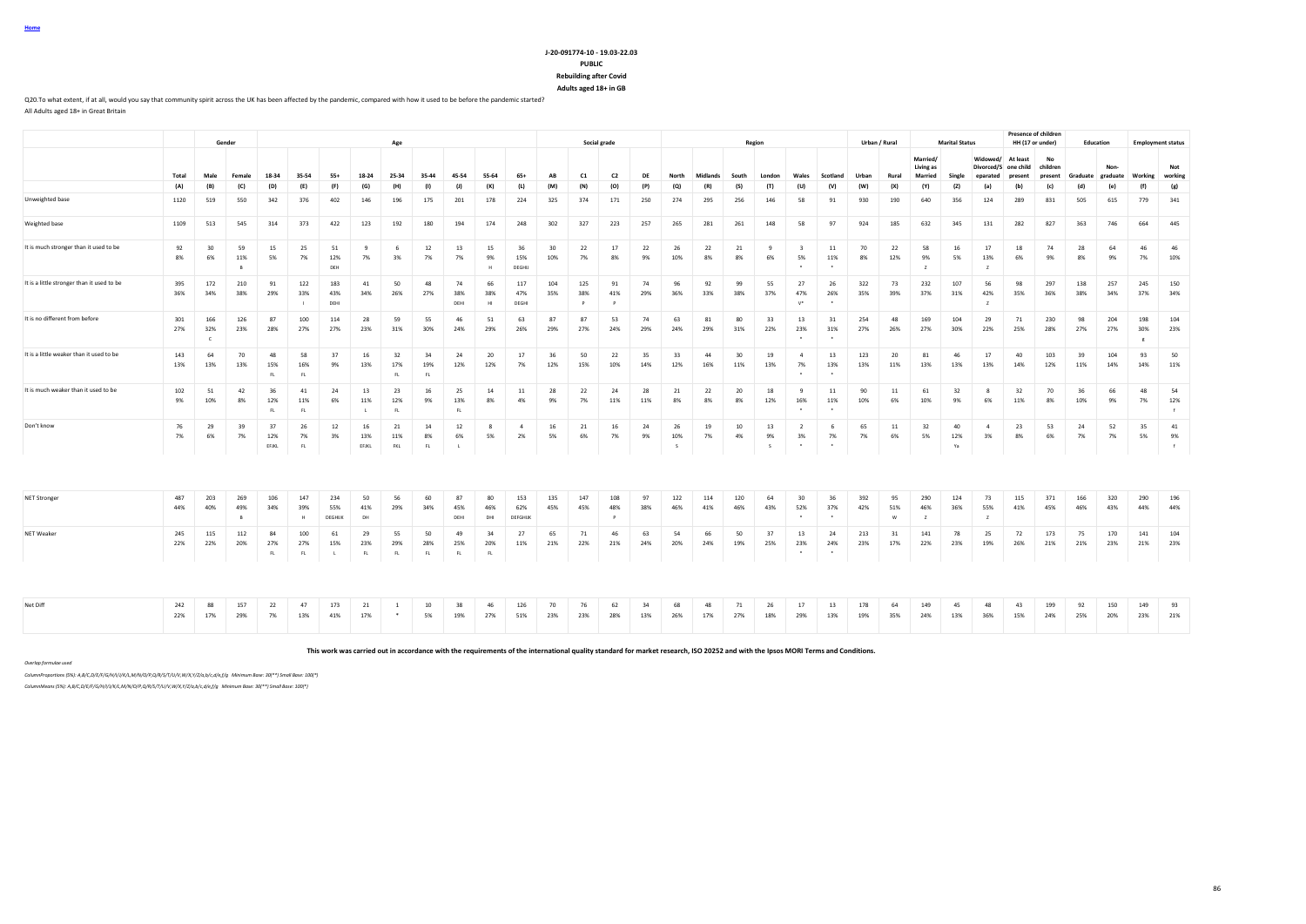Home

**J-20-091774-10 - 19.03-22.03**
**PUBLIC**
**Rebuilding after Covid**
**Adults aged 18+ in GB**

Q20.To what extent, if at all, would you say that community spirit across the UK has been affected by the pandemic, compared with how it used to be before the pandemic started?
All Adults aged 18+ in Great Britain

| | | Gender | | Age | | | | | | | | | Social grade | | | | Region | | | | | | Urban / Rural | | Marital Status | | | Presence of children HH (17 or under) | | Education | | Employment status | |
|---|---|---|---|---|---|---|---|---|---|---|---|---|---|---|---|---|---|---|---|---|---|---|---|---|---|---|---|---|---|---|---|---|---|
| | Total | Male | Female | 18-34 | 35-54 | 55+ | 18-24 | 25-34 | 35-44 | 45-54 | 55-64 | 65+ | AB | C1 | C2 | DE | North | Midlands | South | London | Wales | Scotland | Urban | Rural | Married/ Living as Married | Single | Widowed/ Divorced/S eparated | At least one child present | No children present | Graduate | Non-graduate | Working | Not working |
| | (A) | (B) | (C) | (D) | (E) | (F) | (G) | (H) | (I) | (J) | (K) | (L) | (M) | (N) | (O) | (P) | (Q) | (R) | (S) | (T) | (U) | (V) | (W) | (X) | (Y) | (Z) | (a) | (b) | (c) | (d) | (e) | (f) | (g) |
| Unweighted base | 1120 | 519 | 550 | 342 | 376 | 402 | 146 | 196 | 175 | 201 | 178 | 224 | 325 | 374 | 171 | 250 | 274 | 295 | 256 | 146 | 58 | 91 | 930 | 190 | 640 | 356 | 124 | 289 | 831 | 505 | 615 | 779 | 341 |
| Weighted base | 1109 | 513 | 545 | 314 | 373 | 422 | 123 | 192 | 180 | 194 | 174 | 248 | 302 | 327 | 223 | 257 | 265 | 281 | 261 | 148 | 58 | 97 | 924 | 185 | 632 | 345 | 131 | 282 | 827 | 363 | 746 | 664 | 445 |
| It is much stronger than it used to be | 92 | 30 | 59 | 15 | 25 | 51 | 9 | 6 | 12 | 13 | 15 | 36 | 30 | 22 | 17 | 22 | 26 | 22 | 21 | 9 | 3 | 11 | 70 | 22 | 58 | 16 | 17 | 18 | 74 | 28 | 64 | 46 | 46 |
| | 8% | 6% | 11% | 5% | 7% | 12% | 7% | 3% | 7% | 7% | 9% | 15% | 10% | 7% | 8% | 9% | 10% | 8% | 8% | 6% | 5% | 11% | 8% | 12% | 9% | 5% | 13% | 6% | 9% | 8% | 9% | 7% | 10% |
| | | | B | | | DEH | | | | | H | DEGHIJ | | | | | | | | | * | * | | | Z | | Z | | | | | | |
| It is a little stronger than it used to be | 395 | 172 | 210 | 91 | 122 | 183 | 41 | 50 | 48 | 74 | 66 | 117 | 104 | 125 | 91 | 74 | 96 | 92 | 99 | 55 | 27 | 26 | 322 | 73 | 232 | 107 | 56 | 98 | 297 | 138 | 257 | 245 | 150 |
| | 36% | 34% | 38% | 29% | 33% | 43% | 34% | 26% | 27% | 38% | 38% | 47% | 35% | 38% | 41% | 29% | 36% | 33% | 38% | 37% | 47% | 26% | 35% | 39% | 37% | 31% | 42% | 35% | 36% | 38% | 34% | 37% | 34% |
| | | | | | I | DDHI | | | | DEHI | HI | DEGHI | | P | P | | | | | | V* | * | | | | | Z | | | | | | |
| It is no different from before | 301 | 166 | 126 | 87 | 100 | 114 | 28 | 59 | 55 | 46 | 51 | 63 | 87 | 87 | 53 | 74 | 63 | 81 | 80 | 33 | 13 | 31 | 254 | 48 | 169 | 104 | 29 | 71 | 230 | 98 | 204 | 198 | 104 |
| | 27% | 32% | 23% | 28% | 27% | 27% | 23% | 31% | 30% | 24% | 29% | 26% | 29% | 27% | 24% | 29% | 24% | 29% | 31% | 22% | 23% | 31% | 27% | 26% | 27% | 30% | 22% | 25% | 28% | 27% | 27% | 30% | 23% |
| | | C | | | | | | | | | | | | | | | | | | | * | * | | | | | | | | | | E | |
| It is a little weaker than it used to be | 143 | 64 | 70 | 48 | 58 | 37 | 16 | 32 | 34 | 24 | 20 | 17 | 36 | 50 | 22 | 35 | 33 | 44 | 30 | 19 | 4 | 13 | 123 | 20 | 81 | 46 | 17 | 40 | 103 | 39 | 104 | 93 | 50 |
| | 13% | 13% | 13% | 15% | 16% | 9% | 13% | 17% | 19% | 12% | 12% | 7% | 12% | 15% | 10% | 14% | 12% | 16% | 11% | 13% | 7% | 13% | 13% | 11% | 13% | 13% | 13% | 14% | 12% | 11% | 14% | 14% | 11% |
| | | | | FL | FL | | | FL | FL | | | | | | | | | | | | * | * | | | | | | | | | | | |
| It is much weaker than it used to be | 102 | 51 | 42 | 36 | 41 | 24 | 13 | 23 | 16 | 25 | 14 | 11 | 28 | 22 | 24 | 28 | 21 | 22 | 20 | 18 | 9 | 11 | 90 | 11 | 61 | 32 | 8 | 32 | 70 | 36 | 66 | 48 | 54 |
| | 9% | 10% | 8% | 12% | 11% | 6% | 11% | 12% | 9% | 13% | 8% | 4% | 9% | 7% | 11% | 11% | 8% | 8% | 8% | 12% | 16% | 11% | 10% | 6% | 10% | 9% | 6% | 11% | 8% | 10% | 9% | 7% | 12% |
| | | | | FL | FL | | L | FL | | FL | | | | | | | | | | | * | * | | | | | | | | | | | f |
| Don't know | 76 | 29 | 39 | 37 | 26 | 12 | 16 | 21 | 14 | 12 | 8 | 4 | 16 | 21 | 16 | 24 | 26 | 19 | 10 | 13 | 2 | 6 | 65 | 11 | 32 | 40 | 4 | 23 | 53 | 24 | 52 | 35 | 41 |
| | 7% | 6% | 7% | 12% | 7% | 3% | 13% | 11% | 8% | 6% | 5% | 2% | 5% | 6% | 7% | 9% | 10% | 7% | 4% | 9% | 3% | 7% | 7% | 6% | 5% | 12% | 3% | 8% | 6% | 7% | 7% | 5% | 9% |
| | | | | EFJKL | FL | | EFJKL | FKL | FL | L | | | | | | | S | | | S | * | * | | | | Ya | | | | | | | f |
| NET Stronger | 487 | 203 | 269 | 106 | 147 | 234 | 50 | 56 | 60 | 87 | 80 | 153 | 135 | 147 | 108 | 97 | 122 | 114 | 120 | 64 | 30 | 36 | 392 | 95 | 290 | 124 | 73 | 115 | 371 | 166 | 320 | 290 | 196 |
| | 44% | 40% | 49% | 34% | 39% | 55% | 41% | 29% | 34% | 45% | 46% | 62% | 45% | 45% | 48% | 38% | 46% | 41% | 46% | 43% | 52% | 37% | 42% | 51% | 46% | 36% | 55% | 41% | 45% | 46% | 43% | 44% | 44% |
| | | | B | | H | DEGHIJK | DH | | | DEHI | DHI | DEFGHIJK | | | P | | | | | | * | * | | W | Z | | Z | | | | | | |
| NET Weaker | 245 | 115 | 112 | 84 | 100 | 61 | 29 | 55 | 50 | 49 | 34 | 27 | 65 | 71 | 46 | 63 | 54 | 66 | 50 | 37 | 13 | 24 | 213 | 31 | 141 | 78 | 25 | 72 | 173 | 75 | 170 | 141 | 104 |
| | 22% | 22% | 20% | 27% | 27% | 15% | 23% | 29% | 28% | 25% | 20% | 11% | 21% | 22% | 21% | 24% | 20% | 24% | 19% | 25% | 23% | 24% | 23% | 17% | 22% | 23% | 19% | 26% | 21% | 21% | 23% | 21% | 23% |
| | | | | FL | FL | L | FL | FL | FL | FL | FL | | | | | | | | | | * | * | | | | | | | | | | | |
| Net Diff | 242 | 88 | 157 | 22 | 47 | 173 | 21 | 1 | 10 | 38 | 46 | 126 | 70 | 76 | 62 | 34 | 68 | 48 | 71 | 26 | 17 | 13 | 178 | 64 | 149 | 45 | 48 | 43 | 199 | 92 | 150 | 149 | 93 |
| | 22% | 17% | 29% | 7% | 13% | 41% | 17% | * | 5% | 19% | 27% | 51% | 23% | 23% | 28% | 13% | 26% | 17% | 27% | 18% | 29% | 13% | 19% | 35% | 24% | 13% | 36% | 15% | 24% | 25% | 20% | 23% | 21% |

**This work was carried out in accordance with the requirements of the international quality standard for market research, ISO 20252 and with the Ipsos MORI Terms and Conditions.**

*Overlap formulae used*

*ColumnProportions (5%): A,B/C,D/E/F/G/H/I/J/K/L,M/N/O/P,Q/R/S/T/U/V,W/X,Y/Z/a,b/c,d/e,f/g Minimum Base: 30(**) Small Base: 100(*)*

*ColumnMeans (5%): A,B/C,D/E/F/G/H/I/J/K/L,M/N/O/P,Q/R/S/T/U/V,W/X,Y/Z/a,b/c,d/e,f/g Minimum Base: 30(**) Small Base: 100(*)*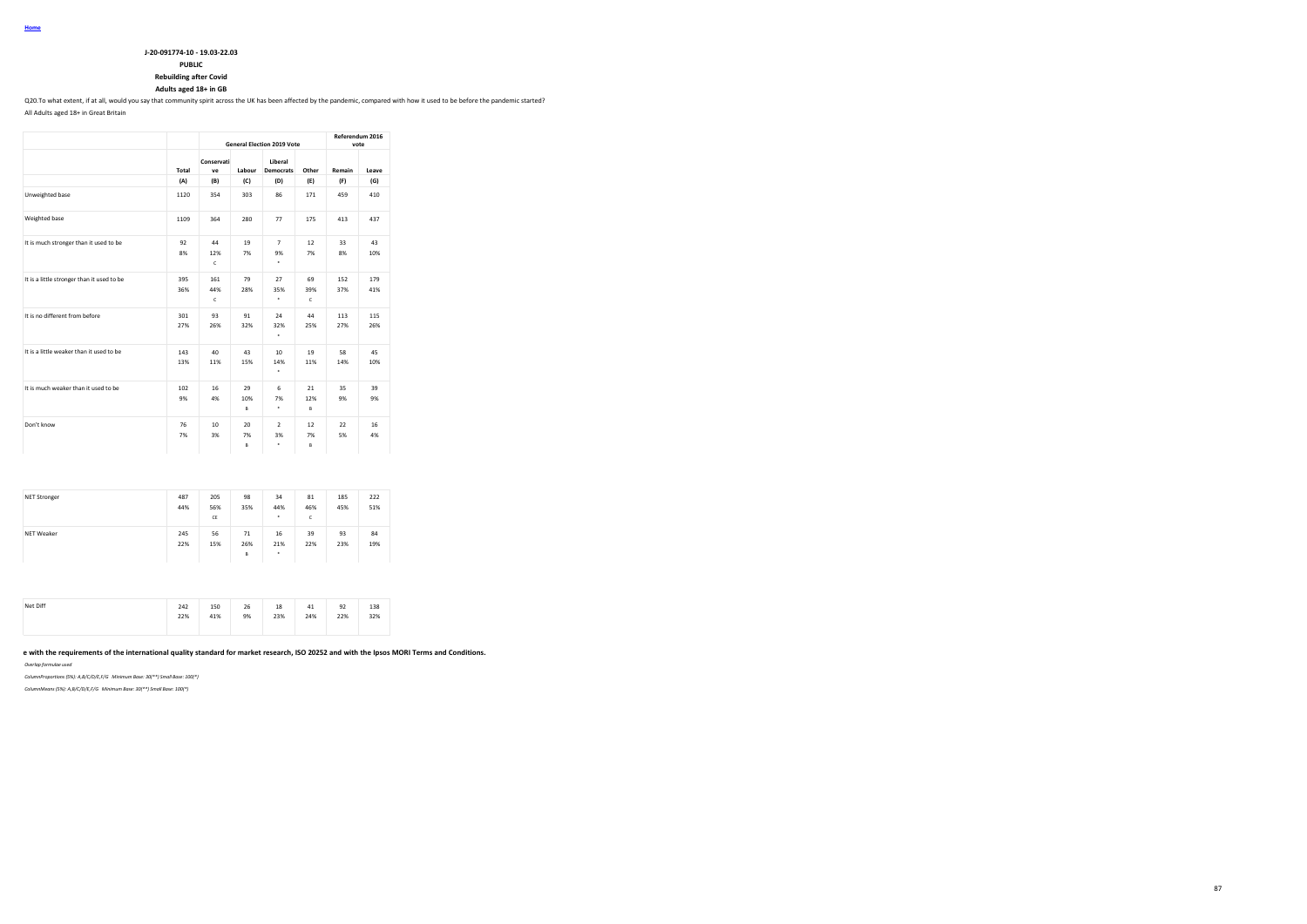Home

**J-20-091774-10 - 19.03-22.03**

**PUBLIC**

**Rebuilding after Covid**

**Adults aged 18+ in GB**

Q20.To what extent, if at all, would you say that community spirit across the UK has been affected by the pandemic, compared with how it used to be before the pandemic started?

All Adults aged 18+ in Great Britain

| | | General Election 2019 Vote | | | | Referendum 2016 vote | |
|---|---|---|---|---|---|---|---|
| | Total | Conservative | Labour | Liberal Democrats | Other | Remain | Leave |
| | (A) | (B) | (C) | (D) | (E) | (F) | (G) |
| Unweighted base | 1120 | 354 | 303 | 86 | 171 | 459 | 410 |
| Weighted base | 1109 | 364 | 280 | 77 | 175 | 413 | 437 |
| It is much stronger than it used to be | 92<br>8% | 44<br>12%<br>C | 19<br>7% | 7<br>9%<br>* | 12<br>7% | 33<br>8% | 43<br>10% |
| It is a little stronger than it used to be | 395<br>36% | 161<br>44%<br>C | 79<br>28% | 27<br>35%<br>* | 69<br>39%<br>C | 152<br>37% | 179<br>41% |
| It is no different from before | 301<br>27% | 93<br>26% | 91<br>32% | 24<br>32%<br>* | 44<br>25% | 113<br>27% | 115<br>26% |
| It is a little weaker than it used to be | 143<br>13% | 40<br>11% | 43<br>15% | 10<br>14%<br>* | 19<br>11% | 58<br>14% | 45<br>10% |
| It is much weaker than it used to be | 102<br>9% | 16<br>4% | 29<br>10%<br>B | 6<br>7%<br>* | 21<br>12%<br>B | 35<br>9% | 39<br>9% |
| Don't know | 76<br>7% | 10<br>3% | 20<br>7%<br>B | 2<br>3%<br>* | 12<br>7%<br>B | 22<br>5% | 16<br>4% |
| NET Stronger | 487<br>44% | 205<br>56%<br>CE | 98<br>35% | 34<br>44%<br>* | 81<br>46%<br>C | 185<br>45% | 222<br>51% |
| NET Weaker | 245<br>22% | 56<br>15% | 71<br>26%<br>B | 16<br>21%<br>* | 39<br>22% | 93<br>23% | 84<br>19% |
| Net Diff | 242<br>22% | 150<br>41% | 26<br>9% | 18<br>23% | 41<br>24% | 92<br>22% | 138<br>32% |

**e with the requirements of the international quality standard for market research, ISO 20252 and with the Ipsos MORI Terms and Conditions.**

*Overlap formulae used*

*ColumnProportions (5%): A,B/C/D/E,F/G Minimum Base: 30(**) Small Base: 100(*)*

*ColumnMeans (5%): A,B/C/D/E,F/G Minimum Base: 30(**) Small Base: 100(*)*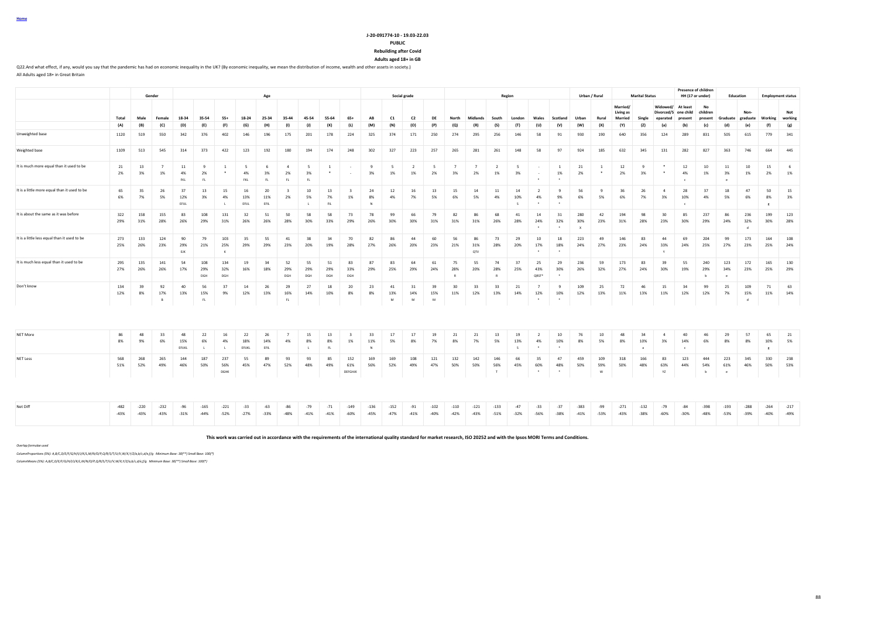Home

**J-20-091774-10 - 19.03-22.03**

**PUBLIC**

**Rebuilding after Covid**

**Adults aged 18+ in GB**

Q22.And what effect, if any, would you say that the pandemic has had on economic inequality in the UK? (By economic inequality, we mean the distribution of income, wealth and other assets in society.)

All Adults aged 18+ in Great Britain

| | | Gender | | Age | | | | | | | | | Social grade | | | | Region | | | | | | Urban / Rural | | Marital Status | | | Presence of children HH (17 or under) | | Education | | Employment status | |
|---|---|---|---|---|---|---|---|---|---|---|---|---|---|---|---|---|---|---|---|---|---|---|---|---|---|---|---|---|---|---|---|---|---|
| | Total | Male | Female | 18-34 | 35-54 | 55+ | 18-24 | 25-34 | 35-44 | 45-54 | 55-64 | 65+ | AB | C1 | C2 | DE | North | Midlands | South | London | Wales | Scotland | Urban | Rural | Married/ Living as Married | Single | Widowed/ Divorced/S eparated | At least one child present | No children present | Graduate | Non-graduate | Working | Not working |
| | (A) | (B) | (C) | (D) | (E) | (F) | (G) | (H) | (I) | (J) | (K) | (L) | (M) | (N) | (O) | (P) | (Q) | (R) | (S) | (T) | (U) | (V) | (W) | (X) | (Y) | (Z) | (a) | (b) | (c) | (d) | (e) | (f) | (g) |
| Unweighted base | 1120 | 519 | 550 | 342 | 376 | 402 | 146 | 196 | 175 | 201 | 178 | 224 | 325 | 374 | 171 | 250 | 274 | 295 | 256 | 146 | 58 | 91 | 930 | 190 | 640 | 356 | 124 | 289 | 831 | 505 | 615 | 779 | 341 |
| Weighted base | 1109 | 513 | 545 | 314 | 373 | 422 | 123 | 192 | 180 | 194 | 174 | 248 | 302 | 327 | 223 | 257 | 265 | 281 | 261 | 148 | 58 | 97 | 924 | 185 | 632 | 345 | 131 | 282 | 827 | 363 | 746 | 664 | 445 |
| It is much more equal than it used to be | 21 | 13 | 7 | 11 | 9 | 1 | 5 | 6 | 4 | 5 | 1 | - | 9 | 5 | 2 | 5 | 7 | 7 | 2 | 5 | - | 1 | 21 | 1 | 12 | 9 | * | 12 | 10 | 11 | 10 | 15 | 6 |
| | 2% | 3% | 1% | 4% | 2% | * | 4% | 3% | 2% | 3% | * | - | 3% | 1% | 1% | 2% | 3% | 2% | 1% | 3% | - | 1% | 2% | * | 2% | 3% | * | 4% | 1% | 3% | 1% | 2% | 1% |
| | | | | FKL | FL | | FKL | FL | FL | FL | | | | | | | | | | | * | * | | | | | | c | | e | | | |
| It is a little more equal than it used to be | 65 | 35 | 26 | 37 | 13 | 15 | 16 | 20 | 3 | 10 | 13 | 3 | 24 | 12 | 16 | 13 | 15 | 14 | 11 | 14 | 2 | 9 | 56 | 9 | 36 | 26 | 4 | 28 | 37 | 18 | 47 | 50 | 15 |
| | 6% | 7% | 5% | 12% | 3% | 4% | 13% | 11% | 2% | 5% | 7% | 1% | 8% | 4% | 7% | 5% | 6% | 5% | 4% | 10% | 4% | 9% | 6% | 5% | 6% | 7% | 3% | 10% | 4% | 5% | 6% | 8% | 3% |
| | | | | EFIJL | | L | EFIJL | EFIL | | L | FIL | | N | | | | | | | S | * | * | | | | | | c | | | | g | |
| It is about the same as it was before | 322 | 158 | 155 | 83 | 108 | 131 | 32 | 51 | 50 | 58 | 58 | 73 | 78 | 99 | 66 | 79 | 82 | 86 | 68 | 41 | 14 | 31 | 280 | 42 | 194 | 98 | 30 | 85 | 237 | 86 | 236 | 199 | 123 |
| | 29% | 31% | 28% | 26% | 29% | 31% | 26% | 26% | 28% | 30% | 33% | 29% | 26% | 30% | 30% | 31% | 31% | 31% | 26% | 28% | 24% | 32% | 30% | 23% | 31% | 28% | 23% | 30% | 29% | 24% | 32% | 30% | 28% |
| | | | | | | | | | | | | | | | | | | | | | * | * | X | | | | | | | | d | | |
| It is a little less equal than it used to be | 273 | 133 | 124 | 90 | 79 | 103 | 35 | 55 | 41 | 38 | 34 | 70 | 82 | 86 | 44 | 60 | 56 | 86 | 73 | 29 | 10 | 18 | 223 | 49 | 146 | 83 | 44 | 69 | 204 | 99 | 173 | 164 | 108 |
| | 25% | 26% | 23% | 29% | 21% | 25% | 29% | 29% | 23% | 20% | 19% | 28% | 27% | 26% | 20% | 23% | 21% | 31% | 28% | 20% | 17% | 18% | 24% | 27% | 23% | 24% | 33% | 24% | 25% | 27% | 23% | 25% | 24% |
| | | | | EJK | | K | | | | | | | | | | | | QTV | | | * | * | | | | | Y | | | | | | |
| It is much less equal than it used to be | 295 | 135 | 141 | 54 | 108 | 134 | 19 | 34 | 52 | 55 | 51 | 83 | 87 | 83 | 64 | 61 | 75 | 55 | 74 | 37 | 25 | 29 | 236 | 59 | 173 | 83 | 39 | 55 | 240 | 123 | 172 | 165 | 130 |
| | 27% | 26% | 26% | 17% | 29% | 32% | 16% | 18% | 29% | 29% | 29% | 33% | 29% | 25% | 29% | 24% | 28% | 20% | 28% | 25% | 43% | 30% | 26% | 32% | 27% | 24% | 30% | 19% | 29% | 34% | 23% | 25% | 29% |
| | | | | | DGH | DGH | | | DGH | DGH | DGH | DGH | | | | | R | | R | | QRST* | * | | | | | | | b | e | | | |
| Don't know | 134 | 39 | 92 | 40 | 56 | 37 | 14 | 26 | 29 | 27 | 18 | 20 | 23 | 41 | 31 | 39 | 30 | 33 | 33 | 21 | 7 | 9 | 109 | 25 | 72 | 46 | 15 | 34 | 99 | 25 | 109 | 71 | 63 |
| | 12% | 8% | 17% | 13% | 15% | 9% | 12% | 13% | 16% | 14% | 10% | 8% | 8% | 13% | 14% | 15% | 11% | 12% | 13% | 14% | 12% | 10% | 12% | 13% | 11% | 13% | 11% | 12% | 12% | 7% | 15% | 11% | 14% |
| | | | B | | FL | | | | FL | | | | | M | M | M | | | | | * | * | | | | | | | | | d | | |
| NET More | 86 | 48 | 33 | 48 | 22 | 16 | 22 | 26 | 7 | 15 | 13 | 3 | 33 | 17 | 17 | 19 | 21 | 21 | 13 | 19 | 2 | 10 | 76 | 10 | 48 | 34 | 4 | 40 | 46 | 29 | 57 | 65 | 21 |
| | 8% | 9% | 6% | 15% | 6% | 4% | 18% | 14% | 4% | 8% | 8% | 1% | 11% | 5% | 8% | 7% | 8% | 7% | 5% | 13% | 4% | 10% | 8% | 5% | 8% | 10% | 3% | 14% | 6% | 8% | 8% | 10% | 5% |
| | | | | EFIJKL | L | L | EFIJKL | EFIL | | L | FL | | N | | | | | | | S | * | * | | | | a | | c | | | | g | |
| NET Less | 568 | 268 | 265 | 144 | 187 | 237 | 55 | 89 | 93 | 93 | 85 | 152 | 169 | 169 | 108 | 121 | 132 | 142 | 146 | 66 | 35 | 47 | 459 | 109 | 318 | 166 | 83 | 123 | 444 | 223 | 345 | 330 | 238 |
| | 51% | 52% | 49% | 46% | 50% | 56% | 45% | 47% | 52% | 48% | 49% | 61% | 56% | 52% | 49% | 47% | 50% | 50% | 56% | 45% | 60% | 48% | 50% | 59% | 50% | 48% | 63% | 44% | 54% | 61% | 46% | 50% | 53% |
| | | | | | | DGHK | | | | | | DEFGHIJK | | | | | | | T | | * | * | | W | | | YZ | | b | e | | | |
| Net Diff | -482 | -220 | -232 | -96 | -165 | -221 | -33 | -63 | -86 | -79 | -71 | -149 | -136 | -152 | -91 | -102 | -110 | -121 | -133 | -47 | -33 | -37 | -383 | -99 | -271 | -132 | -79 | -84 | -398 | -193 | -288 | -264 | -217 |
| | -43% | -43% | -43% | -31% | -44% | -52% | -27% | -33% | -48% | -41% | -41% | -60% | -45% | -47% | -41% | -40% | -42% | -43% | -51% | -32% | -56% | -38% | -41% | -53% | -43% | -38% | -60% | -30% | -48% | -53% | -39% | -40% | -49% |

**This work was carried out in accordance with the requirements of the international quality standard for market research, ISO 20252 and with the Ipsos MORI Terms and Conditions.**

*Overlap formulae used*

*ColumnProportions (5%): A,B/C,D/E/F/G/H/I/J/K/L,M/N/O/P,Q/R/S/T/U/V,W/X,Y/Z/a,b/c,d/e,f/g Minimum Base: 30(**) Small Base: 100(*)*

*ColumnMeans (5%): A,B/C,D/E/F/G/H/I/J/K/L,M/N/O/P,Q/R/S/T/U/V,W/X,Y/Z/a,b/c,d/e,f/g Minimum Base: 30(**) Small Base: 100(*)*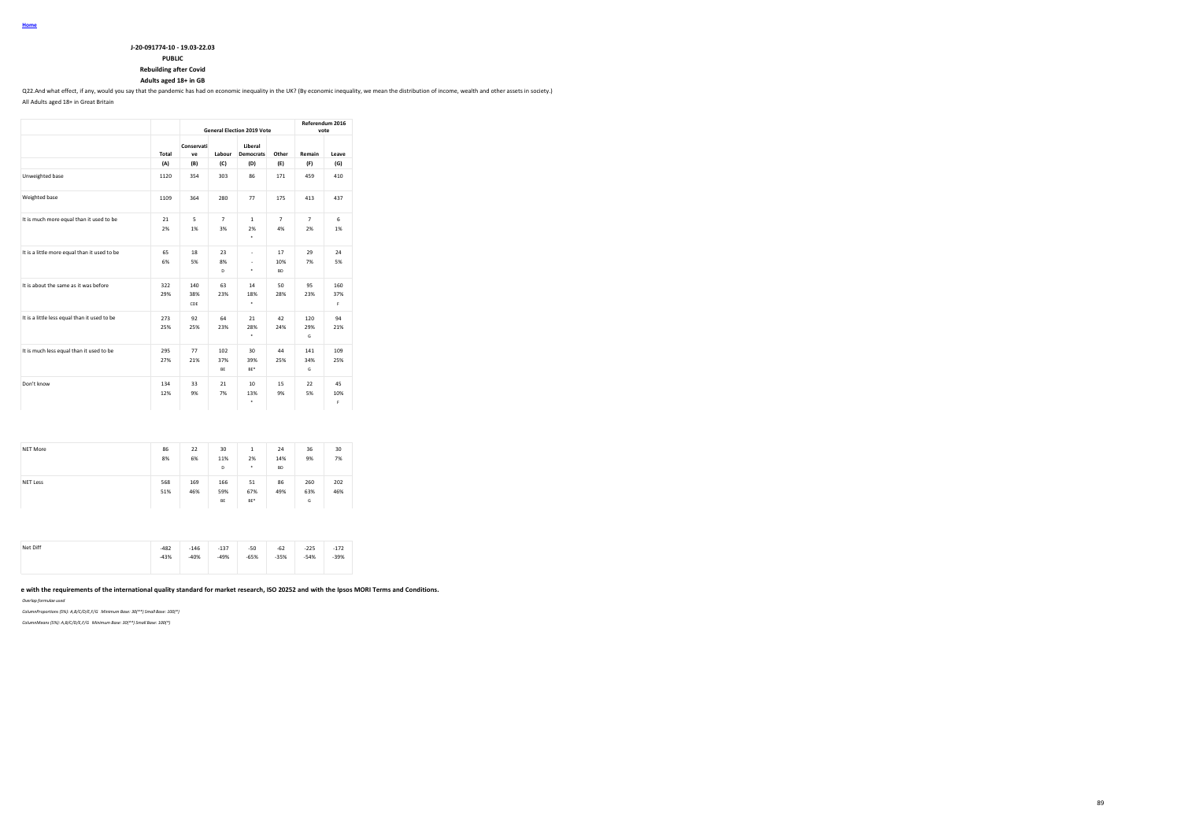Home

**J-20-091774-10 - 19.03-22.03**

**PUBLIC**

**Rebuilding after Covid**

**Adults aged 18+ in GB**

Q22.And what effect, if any, would you say that the pandemic has had on economic inequality in the UK? (By economic inequality, we mean the distribution of income, wealth and other assets in society.)

All Adults aged 18+ in Great Britain

| | | General Election 2019 Vote | | | | Referendum 2016 vote | |
|---|---|---|---|---|---|---|---|
| | Total | Conservative | Labour | Liberal Democrats | Other | Remain | Leave |
| | (A) | (B) | (C) | (D) | (E) | (F) | (G) |
| Unweighted base | 1120 | 354 | 303 | 86 | 171 | 459 | 410 |
| Weighted base | 1109 | 364 | 280 | 77 | 175 | 413 | 437 |
| It is much more equal than it used to be | 21<br>2% | 5<br>1% | 7<br>3% | 1<br>2%<br>* | 7<br>4% | 7<br>2% | 6<br>1% |
| It is a little more equal than it used to be | 65<br>6% | 18<br>5% | 23<br>8%<br>D | -<br>-<br>* | 17<br>10%<br>BD | 29<br>7% | 24<br>5% |
| It is about the same as it was before | 322<br>29% | 140<br>38%<br>CDE | 63<br>23% | 14<br>18%<br>* | 50<br>28% | 95<br>23% | 160<br>37%<br>F |
| It is a little less equal than it used to be | 273<br>25% | 92<br>25% | 64<br>23% | 21<br>28%<br>* | 42<br>24% | 120<br>29%<br>G | 94<br>21% |
| It is much less equal than it used to be | 295<br>27% | 77<br>21% | 102<br>37%<br>BE | 30<br>39%<br>BE* | 44<br>25% | 141<br>34%<br>G | 109<br>25% |
| Don't know | 134<br>12% | 33<br>9% | 21<br>7% | 10<br>13%<br>* | 15<br>9% | 22<br>5% | 45<br>10%<br>F |
| NET More | 86<br>8% | 22<br>6% | 30<br>11%<br>D | 1<br>2%<br>* | 24<br>14%<br>BD | 36<br>9% | 30<br>7% |
| NET Less | 568<br>51% | 169<br>46% | 166<br>59%<br>BE | 51<br>67%<br>BE* | 86<br>49% | 260<br>63%<br>G | 202<br>46% |
| Net Diff | -482<br>-43% | -146<br>-40% | -137<br>-49% | -50<br>-65% | -62<br>-35% | -225<br>-54% | -172<br>-39% |

**e with the requirements of the international quality standard for market research, ISO 20252 and with the Ipsos MORI Terms and Conditions.**

*Overlap formulae used*

*ColumnProportions (5%): A,B/C/D/E,F/G Minimum Base: 30(**) Small Base: 100(*)*

*ColumnMeans (5%): A,B/C/D/E,F/G Minimum Base: 30(**) Small Base: 100(*)*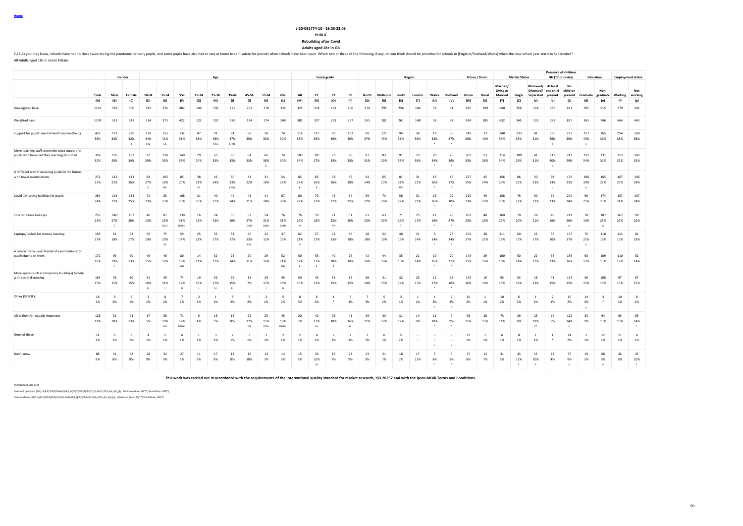Home

J-20-091774-10 - 19.03-22.03

PUBLIC

Rebuilding after Covid

Adults aged 18+ in GB

Q23.As you may know, schools have had to close twice during the pandemic to many pupils, and some pupils have also had to stay at home to self-isolate for periods when schools have been open. Which two or three of the following, if any, do you think should be priorities for schools in [England/Scotland/Wales] when the new school year starts in September?

All Adults aged 18+ in Great Britain

| | Total | Gender | | Age | | | | | | | | | Social grade | | | | Region | | | | | | Urban / Rural | | Marital Status | | | Presence of children HH (17 or under) | | Education | | Employment status | |
|---|---|---|---|---|---|---|---|---|---|---|---|---|---|---|---|---|---|---|---|---|---|---|---|---|---|---|---|---|---|---|---|---|---|
| | Total | Male | Female | 18-34 | 35-54 | 55+ | 18-24 | 25-34 | 35-44 | 45-54 | 55-64 | 65+ | AB | C1 | C2 | DE | North | Midlands | South | London | Wales | Scotland | Urban | Rural | Married/ Living as Married | Single | Widowed/ Divorced/ Separated | At least one child present | No children present | Graduate | Non-graduate | Working | Not working |
| | (A) | (B) | (C) | (D) | (E) | (F) | (G) | (H) | (I) | (J) | (K) | (L) | (M) | (N) | (O) | (P) | (Q) | (R) | (S) | (T) | (U) | (V) | (W) | (X) | (Y) | (Z) | (a) | (b) | (c) | (d) | (e) | (f) | (g) |
| Unweighted base | 1120 | 519 | 550 | 342 | 376 | 402 | 146 | 196 | 175 | 201 | 178 | 224 | 325 | 374 | 171 | 250 | 274 | 295 | 256 | 146 | 58 | 91 | 930 | 190 | 640 | 356 | 124 | 289 | 831 | 505 | 615 | 779 | 341 |
| Weighted base | 1109 | 513 | 545 | 314 | 373 | 422 | 123 | 192 | 180 | 194 | 174 | 248 | 302 | 327 | 223 | 257 | 265 | 281 | 261 | 148 | 58 | 97 | 924 | 185 | 632 | 345 | 131 | 282 | 827 | 363 | 746 | 664 | 445 |
| Support for pupils' mental health and wellbeing | 422 | 171 | 230 | 138 | 153 | 132 | 47 | 91 | 84 | 68 | 58 | 74 | 114 | 117 | 89 | 102 | 98 | 121 | 94 | 54 | 19 | 36 | 349 | 73 | 248 | 133 | 41 | 130 | 293 | 157 | 265 | 254 | 168 |
| | 38% | 33% | 42% | 44% | 41% | 31% | 38% | 48% | 47% | 35% | 33% | 30% | 38% | 36% | 40% | 40% | 37% | 43% | 36% | 36% | 33% | 37% | 38% | 40% | 39% | 39% | 31% | 46% | 35% | 43% | 36% | 38% | 38% |
| | | | B | FKL | FJL | | | FIKL | EFJKL | | | | | | | | | | | | * | * | | | | | | c | | e | | | |
| More teaching staff to provide extra support for pupils who have had their learning disrupted | 356 | 150 | 187 | 92 | 124 | 140 | 29 | 63 | 60 | 64 | 66 | 74 | 103 | 89 | 73 | 90 | 83 | 83 | 91 | 53 | 20 | 26 | 303 | 53 | 214 | 100 | 41 | 113 | 243 | 125 | 231 | 213 | 143 |
| | 32% | 29% | 34% | 29% | 33% | 33% | 24% | 33% | 33% | 33% | 38% | 30% | 34% | 27% | 33% | 35% | 31% | 29% | 35% | 36% | 34% | 26% | 33% | 28% | 34% | 29% | 31% | 40% | 29% | 34% | 31% | 32% | 32% |
| | | | | | | | | | | | G | | | | | | | | | | * | * | | | | | | c | | | | | |
| A different way of assessing pupils in the future, with fewer examinations | 272 | 112 | 141 | 84 | 103 | 85 | 38 | 46 | 60 | 44 | 31 | 54 | 83 | 85 | 58 | 47 | 64 | 65 | 81 | 31 | 15 | 16 | 227 | 45 | 156 | 86 | 30 | 94 | 179 | 108 | 165 | 167 | 106 |
| | 25% | 22% | 26% | 27% | 28% | 20% | 31% | 24% | 33% | 22% | 18% | 22% | 27% | 26% | 26% | 18% | 24% | 23% | 31% | 21% | 26% | 17% | 25% | 24% | 25% | 25% | 23% | 33% | 22% | 30% | 22% | 25% | 24% |
| | | | | K | FJK | | FK | | EFJKL | | | | P | P | | | | | RTV | | * | * | | | | | | c | | e | | | |
| Covid-19 testing facilities for pupils | 264 | 114 | 134 | 71 | 85 | 108 | 31 | 40 | 44 | 41 | 41 | 67 | 80 | 70 | 49 | 64 | 59 | 73 | 56 | 31 | 15 | 29 | 215 | 49 | 158 | 76 | 30 | 64 | 200 | 90 | 174 | 157 | 107 |
| | 24% | 22% | 25% | 23% | 23% | 26% | 25% | 21% | 24% | 21% | 24% | 27% | 27% | 22% | 22% | 25% | 22% | 26% | 22% | 21% | 26% | 30% | 23% | 27% | 25% | 22% | 23% | 23% | 24% | 25% | 23% | 24% | 24% |
| | | | | | | | | | | | | | | | | | | | | | * | * | | | | | | | | | | | |
| Shorter school holidays | 257 | 140 | 107 | 40 | 87 | 130 | 16 | 24 | 35 | 52 | 54 | 76 | 76 | 59 | 71 | 51 | 61 | 63 | 71 | 25 | 11 | 26 | 209 | 48 | 160 | 70 | 28 | 46 | 211 | 70 | 187 | 167 | 90 |
| | 23% | 27% | 20% | 13% | 23% | 31% | 13% | 13% | 20% | 27% | 31% | 31% | 25% | 18% | 32% | 20% | 23% | 23% | 27% | 17% | 19% | 27% | 23% | 26% | 25% | 20% | 21% | 16% | 26% | 19% | 25% | 25% | 20% |
| | | C | | | DGH | DEGHI | | | | DGH | DGHI | DGHI | N | | NP | | | | T | | * | * | | | | | | | b | | d | | |
| Laptops/tablets for remote learning | 193 | 91 | 92 | 59 | 75 | 59 | 25 | 33 | 31 | 45 | 22 | 37 | 62 | 57 | 28 | 46 | 48 | 52 | 40 | 21 | 8 | 23 | 154 | 38 | 111 | 60 | 23 | 55 | 137 | 75 | 118 | 112 | 81 |
| | 17% | 18% | 17% | 19% | 20% | 14% | 21% | 17% | 17% | 23% | 12% | 15% | 21% | 17% | 13% | 18% | 18% | 19% | 15% | 14% | 14% | 24% | 17% | 21% | 17% | 17% | 17% | 20% | 17% | 21% | 16% | 17% | 18% |
| | | | | | FK | | | | | FKL | | | O | | | | | | | | * | * | | | | | | | | e | | | |
| A return to the usual format of examinations for pupils due to sit them | 172 | 99 | 70 | 46 | 46 | 80 | 14 | 32 | 25 | 20 | 29 | 52 | 50 | 55 | 40 | 26 | 42 | 44 | 35 | 21 | 10 | 20 | 143 | 29 | 100 | 50 | 22 | 37 | 136 | 63 | 109 | 110 | 62 |
| | 16% | 19% | 13% | 15% | 12% | 19% | 11% | 17% | 14% | 11% | 16% | 21% | 17% | 17% | 18% | 10% | 16% | 16% | 13% | 14% | 16% | 21% | 15% | 16% | 16% | 14% | 17% | 13% | 16% | 17% | 15% | 17% | 14% |
| | | C | | | | EGJ | | | | | | EGJ | P | P | P | | | | | | * | * | | | | | | | | | | | |
| More space (such as temporary buildings) to help with social distancing | 164 | 76 | 80 | 51 | 39 | 74 | 19 | 32 | 26 | 13 | 29 | 45 | 50 | 43 | 33 | 39 | 38 | 41 | 32 | 25 | 12 | 15 | 145 | 19 | 93 | 54 | 18 | 41 | 123 | 56 | 108 | 97 | 67 |
| | 15% | 15% | 15% | 16% | 11% | 17% | 16% | 17% | 15% | 7% | 17% | 18% | 16% | 13% | 15% | 15% | 14% | 15% | 12% | 17% | 21% | 16% | 16% | 10% | 15% | 16% | 13% | 15% | 15% | 15% | 15% | 15% | 15% |
| | | | | EJ | J | EJ | J | EJ | EJ | | J | EJ | | | | | | | | | * | * | | | | | | | | | | | |
| Other (SPECIFY) | 18 | 9 | 6 | 3 | 8 | 7 | 2 | 1 | 3 | 5 | 2 | 5 | 8 | 6 | 1 | 3 | 7 | 5 | 2 | 1 | 1 | 2 | 16 | 1 | 10 | 6 | 1 | 2 | 16 | 14 | 3 | 10 | 8 |
| | 2% | 2% | 1% | 1% | 2% | 2% | 1% | 1% | 2% | 2% | 1% | 2% | 3% | 2% | * | 1% | 3% | 2% | 1% | 1% | 2% | 2% | 2% | 1% | 2% | 2% | 1% | 1% | 2% | 4% | * | 1% | 2% |
| | | | | | | | | | | | | | | | | | | | | | * | * | | | | | | | | e | | | |
| All of them/all equally important | 126 | 51 | 71 | 17 | 38 | 71 | 5 | 13 | 15 | 23 | 25 | 45 | 20 | 42 | 23 | 41 | 29 | 33 | 31 | 14 | 11 | 9 | 98 | 28 | 73 | 29 | 25 | 14 | 112 | 33 | 94 | 63 | 63 |
| | 11% | 10% | 13% | 5% | 10% | 17% | 4% | 7% | 8% | 12% | 15% | 18% | 7% | 13% | 10% | 16% | 11% | 12% | 12% | 9% | 18% | 9% | 11% | 15% | 11% | 8% | 19% | 5% | 14% | 9% | 13% | 10% | 14% |
| | | | | | DG | DEGHI | | | | DG | DGH | DEGHI | | M | | M | | | | | * | * | | | | | YZ | | b | | | | f |
| None of these | 14 | 6 | 8 | 4 | 5 | 6 | 1 | 3 | 2 | 3 | 3 | 2 | 2 | 8 | 2 | 2 | 3 | 6 | 5 | - | - | - | 13 | 1 | 6 | 8 | 1 | 1 | 14 | 2 | 12 | 11 | 4 |
| | 1% | 1% | 1% | 1% | 1% | 1% | 1% | 1% | 1% | 1% | 2% | 1% | 1% | 2% | 1% | 1% | 1% | 2% | 2% | - | - | - | 1% | 1% | 1% | 2% | 1% | * | 2% | 1% | 2% | 2% | 1% |
| | | | | | | | | | | | | | | | | | | | | | * | * | | | | | | | | | | | |
| Don't know | 88 | 41 | 42 | 28 | 32 | 27 | 11 | 17 | 14 | 19 | 13 | 14 | 15 | 33 | 16 | 23 | 23 | 21 | 18 | 17 | 5 | 5 | 75 | 13 | 31 | 43 | 13 | 12 | 75 | 19 | 68 | 42 | 45 |
| | 8% | 8% | 8% | 9% | 9% | 6% | 9% | 9% | 8% | 10% | 7% | 6% | 5% | 10% | 7% | 9% | 9% | 7% | 7% | 11% | 8% | 5% | 8% | 7% | 5% | 12% | 10% | 4% | 9% | 5% | 9% | 6% | 10% |
| | | | | | | | | | | | | | | M | | | | | | | * | * | | | | Y | Y | | b | | d | | f |

This work was carried out in accordance with the requirements of the international quality standard for market research, ISO 20252 and with the Ipsos MORI Terms and Conditions.

*Overlap formulae used*

*ColumnProportions (5%): A,B/C,D/E/F,G/H/I/J/K/L,M/N/O/P,Q/R/S/T/U/V,W/X,Y/Z/a,b/c,d/e,f/g  Minimum Base: 30(**) Small Base: 100(*)*

*ColumnMeans (5%): A,B/C,D/E/F,G/H/I/J/K/L,M/N/O/P,Q/R/S/T/U/V,W/X,Y/Z/a,b/c,d/e,f/g  Minimum Base: 30(**) Small Base: 100(*)*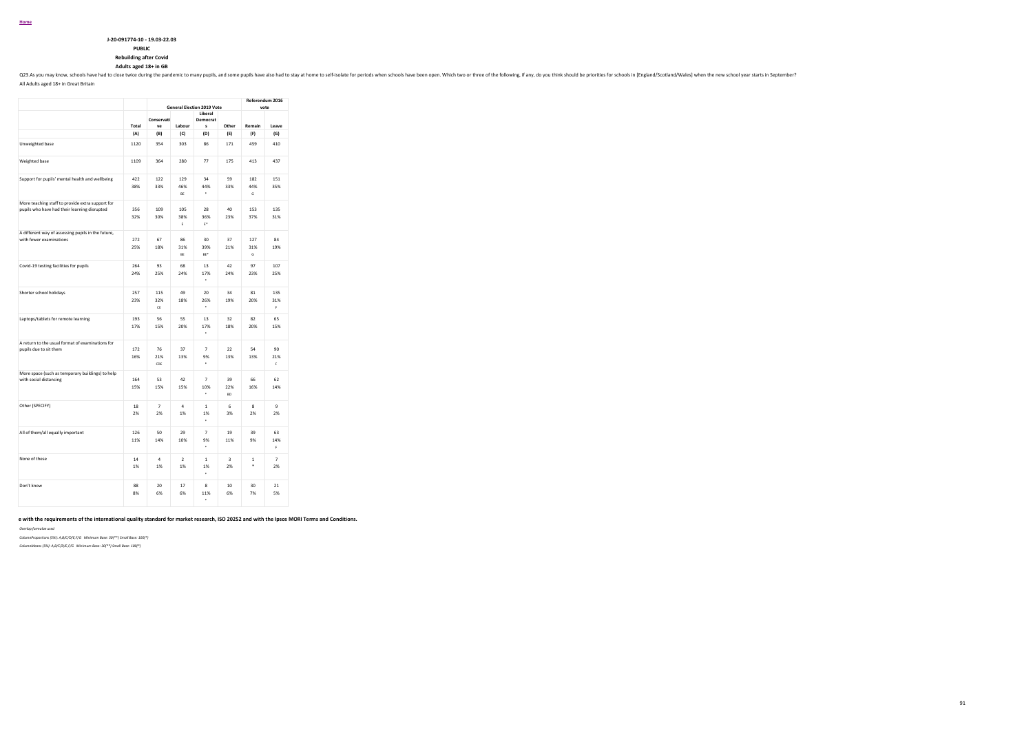Home

**J-20-091774-10 - 19.03-22.03**

**PUBLIC**

**Rebuilding after Covid**

**Adults aged 18+ in GB**

Q23.As you may know, schools have had to close twice during the pandemic to many pupils, and some pupils have also had to stay at home to self-isolate for periods when schools have been open. Which two or three of the following, if any, do you think should be priorities for schools in [England/Scotland/Wales] when the new school year starts in September?

All Adults aged 18+ in Great Britain

| | | General Election 2019 Vote | | | | | Referendum 2016 vote | |
|---|---|---|---|---|---|---|---|---|
| | Total | Conservative | Labour | Liberal Democrats | Other | Remain | Leave |
| | (A) | (B) | (C) | (D) | (E) | (F) | (G) |
| Unweighted base | 1120 | 354 | 303 | 86 | 171 | 459 | 410 |
| Weighted base | 1109 | 364 | 280 | 77 | 175 | 413 | 437 |
| Support for pupils' mental health and wellbeing | 422<br>38% | 122<br>33% | 129<br>46%<br>BE | 34<br>44%<br>* | 59<br>33% | 182<br>44%<br>G | 151<br>35% |
| More teaching staff to provide extra support for pupils who have had their learning disrupted | 356<br>32% | 109<br>30% | 105<br>38%<br>E | 28<br>36%<br>E* | 40<br>23% | 153<br>37% | 135<br>31% |
| A different way of assessing pupils in the future, with fewer examinations | 272<br>25% | 67<br>18% | 86<br>31%<br>BE | 30<br>39%<br>BE* | 37<br>21% | 127<br>31%<br>G | 84<br>19% |
| Covid-19 testing facilities for pupils | 264<br>24% | 93<br>25% | 68<br>24% | 13<br>17%<br>* | 42<br>24% | 97<br>23% | 107<br>25% |
| Shorter school holidays | 257<br>23% | 115<br>32%<br>CE | 49<br>18% | 20<br>26%<br>* | 34<br>19% | 81<br>20% | 135<br>31%<br>F |
| Laptops/tablets for remote learning | 193<br>17% | 56<br>15% | 55<br>20% | 13<br>17%<br>* | 32<br>18% | 82<br>20% | 65<br>15% |
| A return to the usual format of examinations for pupils due to sit them | 172<br>16% | 76<br>21%<br>CDE | 37<br>13% | 7<br>9%<br>* | 22<br>13% | 54<br>13% | 90<br>21%<br>F |
| More space (such as temporary buildings) to help with social distancing | 164<br>15% | 53<br>15% | 42<br>15% | 7<br>10%<br>* | 39<br>22%<br>BD | 66<br>16% | 62<br>14% |
| Other (SPECIFY) | 18<br>2% | 7<br>2% | 4<br>1% | 1<br>1%<br>* | 6<br>3% | 8<br>2% | 9<br>2% |
| All of them/all equally important | 126<br>11% | 50<br>14% | 29<br>10% | 7<br>9%<br>* | 19<br>11% | 39<br>9% | 63<br>14%<br>F |
| None of these | 14<br>1% | 4<br>1% | 2<br>1% | 1<br>1%<br>* | 3<br>2% | 1<br>* | 7<br>2% |
| Don't know | 88<br>8% | 20<br>6% | 17<br>6% | 8<br>11%<br>* | 10<br>6% | 30<br>7% | 21<br>5% |

**e with the requirements of the international quality standard for market research, ISO 20252 and with the Ipsos MORI Terms and Conditions.**

*Overlap formulae used*

*ColumnProportions (5%): A,B/C/D/E,F/G Minimum Base: 30(**) Small Base: 100(*)*

*ColumnMeans (5%): A,B/C/D/E,F/G Minimum Base: 30(**) Small Base: 100(*)*